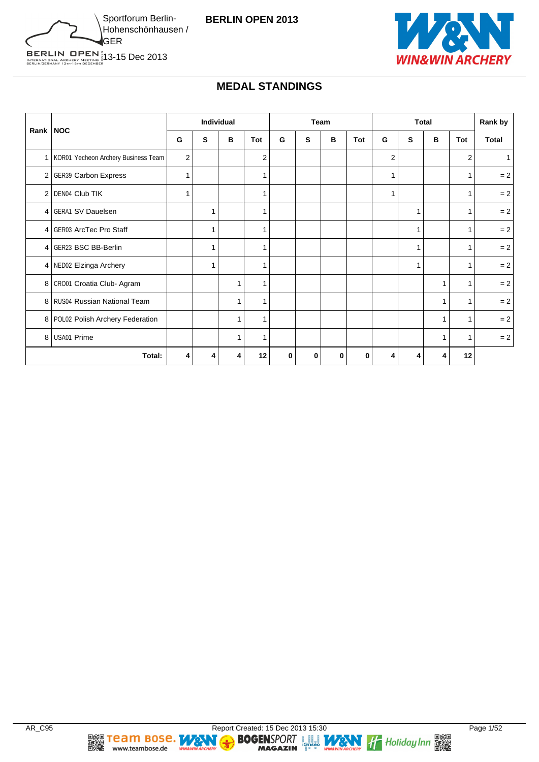Sportforum Berlin-Hohenschönhausen / GER

13-15 Dec 2013

**BERLIN OPEN 2013**

## MEDAL STANDINGS

| Rank | NOC | Individual | | | | Team | | | | Total | | | | Rank by |
|---|---|---|---|---|---|---|---|---|---|---|---|---|---|---|
| | | G | S | B | Tot | G | S | B | Tot | G | S | B | Tot | Total |
| 1 | KOR01 Yecheon Archery Business Team | 2 | | | 2 | | | | | 2 | | | 2 | 1 |
| 2 | GER39 Carbon Express | 1 | | | 1 | | | | | 1 | | | 1 | = 2 |
| 2 | DEN04 Club TIK | 1 | | | 1 | | | | | 1 | | | 1 | = 2 |
| 4 | GERA1 SV Dauelsen | | 1 | | 1 | | | | | | 1 | | 1 | = 2 |
| 4 | GER03 ArcTec Pro Staff | | 1 | | 1 | | | | | | 1 | | 1 | = 2 |
| 4 | GER23 BSC BB-Berlin | | 1 | | 1 | | | | | | 1 | | 1 | = 2 |
| 4 | NED02 Elzinga Archery | | 1 | | 1 | | | | | | 1 | | 1 | = 2 |
| 8 | CRO01 Croatia Club- Agram | | | 1 | 1 | | | | | | | 1 | 1 | = 2 |
| 8 | RUS04 Russian National Team | | | 1 | 1 | | | | | | | 1 | 1 | = 2 |
| 8 | POL02 Polish Archery Federation | | | 1 | 1 | | | | | | | 1 | 1 | = 2 |
| 8 | USA01 Prime | | | 1 | 1 | | | | | | | 1 | 1 | = 2 |
| | **Total:** | **4** | **4** | **4** | **12** | **0** | **0** | **0** | **0** | **4** | **4** | **4** | **12** | |

AR_C95 Report Created: 15 Dec 2013 15:30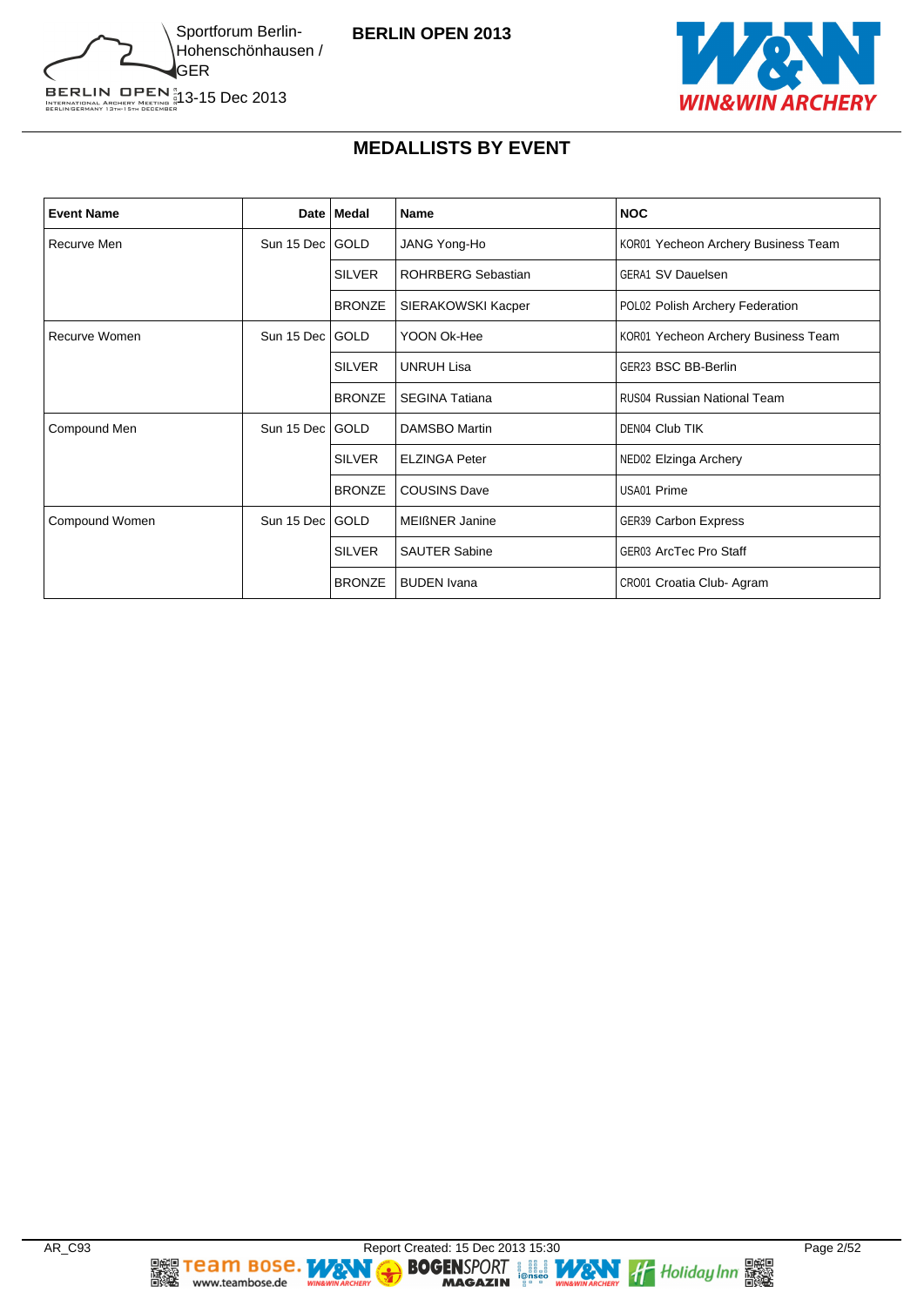## MEDALLISTS BY EVENT

| Event Name | Date | Medal | Name | NOC |
|---|---|---|---|---|
| Recurve Men | Sun 15 Dec | GOLD | JANG Yong-Ho | KOR01 Yecheon Archery Business Team |
| | | SILVER | ROHRBERG Sebastian | GERA1 SV Dauelsen |
| | | BRONZE | SIERAKOWSKI Kacper | POL02 Polish Archery Federation |
| Recurve Women | Sun 15 Dec | GOLD | YOON Ok-Hee | KOR01 Yecheon Archery Business Team |
| | | SILVER | UNRUH Lisa | GER23 BSC BB-Berlin |
| | | BRONZE | SEGINA Tatiana | RUS04 Russian National Team |
| Compound Men | Sun 15 Dec | GOLD | DAMSBO Martin | DEN04 Club TIK |
| | | SILVER | ELZINGA Peter | NED02 Elzinga Archery |
| | | BRONZE | COUSINS Dave | USA01 Prime |
| Compound Women | Sun 15 Dec | GOLD | MEIßNER Janine | GER39 Carbon Express |
| | | SILVER | SAUTER Sabine | GER03 ArcTec Pro Staff |
| | | BRONZE | BUDEN Ivana | CRO01 Croatia Club- Agram |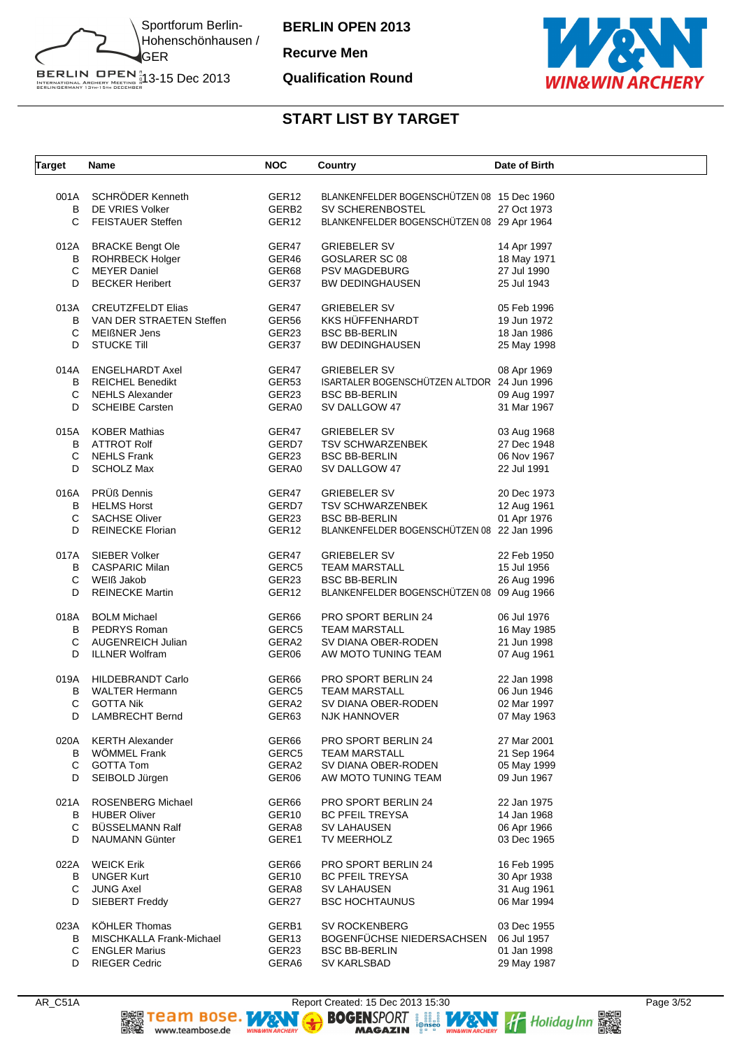Sportforum Berlin-Hohenschönhausen / GER

13-15 Dec 2013

# BERLIN OPEN 2013

## Recurve Men

## Qualification Round

## START LIST BY TARGET

| Target | Name | NOC | Country | Date of Birth |
|---|---|---|---|---|
| 001A | SCHRÖDER Kenneth | GER12 | BLANKENFELDER BOGENSCHÜTZEN 08 | 15 Dec 1960 |
| B | DE VRIES Volker | GERB2 | SV SCHERENBOSTEL | 27 Oct 1973 |
| C | FEISTAUER Steffen | GER12 | BLANKENFELDER BOGENSCHÜTZEN 08 | 29 Apr 1964 |
| 012A | BRACKE Bengt Ole | GER47 | GRIEBELER SV | 14 Apr 1997 |
| B | ROHRBECK Holger | GER46 | GOSLARER SC 08 | 18 May 1971 |
| C | MEYER Daniel | GER68 | PSV MAGDEBURG | 27 Jul 1990 |
| D | BECKER Heribert | GER37 | BW DEDINGHAUSEN | 25 Jul 1943 |
| 013A | CREUTZFELDT Elias | GER47 | GRIEBELER SV | 05 Feb 1996 |
| B | VAN DER STRAETEN Steffen | GER56 | KKS HÜFFENHARDT | 19 Jun 1972 |
| C | MEIßNER Jens | GER23 | BSC BB-BERLIN | 18 Jan 1986 |
| D | STUCKE Till | GER37 | BW DEDINGHAUSEN | 25 May 1998 |
| 014A | ENGELHARDT Axel | GER47 | GRIEBELER SV | 08 Apr 1969 |
| B | REICHEL Benedikt | GER53 | ISARTALER BOGENSCHÜTZEN ALTDOR | 24 Jun 1996 |
| C | NEHLS Alexander | GER23 | BSC BB-BERLIN | 09 Aug 1997 |
| D | SCHEIBE Carsten | GERA0 | SV DALLGOW 47 | 31 Mar 1967 |
| 015A | KOBER Mathias | GER47 | GRIEBELER SV | 03 Aug 1968 |
| B | ATTROT Rolf | GERD7 | TSV SCHWARZENBEK | 27 Dec 1948 |
| C | NEHLS Frank | GER23 | BSC BB-BERLIN | 06 Nov 1967 |
| D | SCHOLZ Max | GERA0 | SV DALLGOW 47 | 22 Jul 1991 |
| 016A | PRÜß Dennis | GER47 | GRIEBELER SV | 20 Dec 1973 |
| B | HELMS Horst | GERD7 | TSV SCHWARZENBEK | 12 Aug 1961 |
| C | SACHSE Oliver | GER23 | BSC BB-BERLIN | 01 Apr 1976 |
| D | REINECKE Florian | GER12 | BLANKENFELDER BOGENSCHÜTZEN 08 | 22 Jan 1996 |
| 017A | SIEBER Volker | GER47 | GRIEBELER SV | 22 Feb 1950 |
| B | CASPARIC Milan | GERC5 | TEAM MARSTALL | 15 Jul 1956 |
| C | WEIß Jakob | GER23 | BSC BB-BERLIN | 26 Aug 1996 |
| D | REINECKE Martin | GER12 | BLANKENFELDER BOGENSCHÜTZEN 08 | 09 Aug 1966 |
| 018A | BOLM Michael | GER66 | PRO SPORT BERLIN 24 | 06 Jul 1976 |
| B | PEDRYS Roman | GERC5 | TEAM MARSTALL | 16 May 1985 |
| C | AUGENREICH Julian | GERA2 | SV DIANA OBER-RODEN | 21 Jun 1998 |
| D | ILLNER Wolfram | GER06 | AW MOTO TUNING TEAM | 07 Aug 1961 |
| 019A | HILDEBRANDT Carlo | GER66 | PRO SPORT BERLIN 24 | 22 Jan 1998 |
| B | WALTER Hermann | GERC5 | TEAM MARSTALL | 06 Jun 1946 |
| C | GOTTA Nik | GERA2 | SV DIANA OBER-RODEN | 02 Mar 1997 |
| D | LAMBRECHT Bernd | GER63 | NJK HANNOVER | 07 May 1963 |
| 020A | KERTH Alexander | GER66 | PRO SPORT BERLIN 24 | 27 Mar 2001 |
| B | WÖMMEL Frank | GERC5 | TEAM MARSTALL | 21 Sep 1964 |
| C | GOTTA Tom | GERA2 | SV DIANA OBER-RODEN | 05 May 1999 |
| D | SEIBOLD Jürgen | GER06 | AW MOTO TUNING TEAM | 09 Jun 1967 |
| 021A | ROSENBERG Michael | GER66 | PRO SPORT BERLIN 24 | 22 Jan 1975 |
| B | HUBER Oliver | GER10 | BC PFEIL TREYSA | 14 Jan 1968 |
| C | BÜSSELMANN Ralf | GERA8 | SV LAHAUSEN | 06 Apr 1966 |
| D | NAUMANN Günter | GERE1 | TV MEERHOLZ | 03 Dec 1965 |
| 022A | WEICK Erik | GER66 | PRO SPORT BERLIN 24 | 16 Feb 1995 |
| B | UNGER Kurt | GER10 | BC PFEIL TREYSA | 30 Apr 1938 |
| C | JUNG Axel | GERA8 | SV LAHAUSEN | 31 Aug 1961 |
| D | SIEBERT Freddy | GER27 | BSC HOCHTAUNUS | 06 Mar 1994 |
| 023A | KÖHLER Thomas | GERB1 | SV ROCKENBERG | 03 Dec 1955 |
| B | MISCHKALLA Frank-Michael | GER13 | BOGENFÜCHSE NIEDERSACHSEN | 06 Jul 1957 |
| C | ENGLER Marius | GER23 | BSC BB-BERLIN | 01 Jan 1998 |
| D | RIEGER Cedric | GERA6 | SV KARLSBAD | 29 May 1987 |

AR_C51A — Report Created: 15 Dec 2013 15:30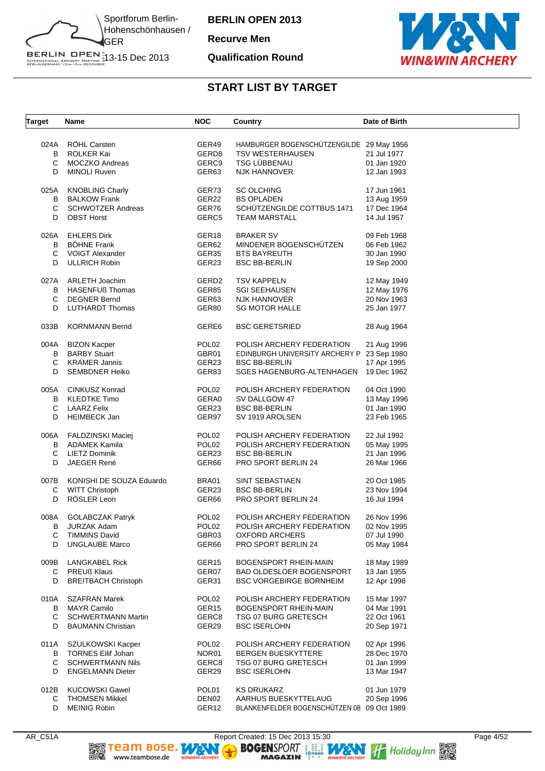BERLIN OPEN 2013

Recurve Men

Qualification Round

Sportforum Berlin-Hohenschönhausen / GER

13-15 Dec 2013

## START LIST BY TARGET

| Target | Name | NOC | Country | Date of Birth |
|---|---|---|---|---|
| 024A | RÖHL Carsten | GER49 | HAMBURGER BOGENSCHÜTZENGILDE | 29 May 1956 |
| B | ROLKER Kai | GERD8 | TSV WESTERHAUSEN | 21 Jul 1977 |
| C | MOCZKO Andreas | GERC9 | TSG LÜBBENAU | 01 Jan 1920 |
| D | MINOLI Ruven | GER63 | NJK HANNOVER | 12 Jan 1993 |
| 025A | KNOBLING Charly | GER73 | SC OLCHING | 17 Jun 1961 |
| B | BALKOW Frank | GER22 | BS OPLADEN | 13 Aug 1959 |
| C | SCHWOTZER Andreas | GER76 | SCHÜTZENGILDE COTTBUS 1471 | 17 Dec 1964 |
| D | OBST Horst | GERC5 | TEAM MARSTALL | 14 Jul 1957 |
| 026A | EHLERS Dirk | GER18 | BRAKER SV | 09 Feb 1968 |
| B | BÖHNE Frank | GER62 | MINDENER BOGENSCHÜTZEN | 06 Feb 1962 |
| C | VOIGT Alexander | GER35 | BTS BAYREUTH | 30 Jan 1990 |
| D | ULLRICH Robin | GER23 | BSC BB-BERLIN | 19 Sep 2000 |
| 027A | ARLETH Joachim | GERD2 | TSV KAPPELN | 12 May 1949 |
| B | HASENFUß Thomas | GER85 | SGI SEEHAUSEN | 12 May 1976 |
| C | DEGNER Bernd | GER63 | NJK HANNOVER | 20 Nov 1963 |
| D | LUTHARDT Thomas | GER80 | SG MOTOR HALLE | 25 Jan 1977 |
| 033B | KORNMANN Bernd | GERE6 | BSC GERETSRIED | 28 Aug 1964 |
| 004A | BIZON Kacper | POL02 | POLISH ARCHERY FEDERATION | 21 Aug 1996 |
| B | BARBY Stuart | GBR01 | EDINBURGH UNIVERSITY ARCHERY P | 23 Sep 1980 |
| C | KRAMER Jannis | GER23 | BSC BB-BERLIN | 17 Apr 1995 |
| D | SEMBDNER Heiko | GER83 | SGES HAGENBURG-ALTENHAGEN | 19 Dec 1962 |
| 005A | CINKUSZ Konrad | POL02 | POLISH ARCHERY FEDERATION | 04 Oct 1990 |
| B | KLEDTKE Timo | GERA0 | SV DALLGOW 47 | 13 May 1996 |
| C | LAARZ Felix | GER23 | BSC BB-BERLIN | 01 Jan 1990 |
| D | HEIMBECK Jan | GER97 | SV 1919 AROLSEN | 23 Feb 1965 |
| 006A | FALDZINSKI Maciej | POL02 | POLISH ARCHERY FEDERATION | 22 Jul 1992 |
| B | ADAMEK Kamila | POL02 | POLISH ARCHERY FEDERATION | 05 May 1995 |
| C | LIETZ Dominik | GER23 | BSC BB-BERLIN | 21 Jan 1996 |
| D | JAEGER René | GER66 | PRO SPORT BERLIN 24 | 26 Mar 1966 |
| 007B | KONISHI DE SOUZA Eduardo | BRA01 | SINT SEBASTIAEN | 20 Oct 1985 |
| C | WITT Christoph | GER23 | BSC BB-BERLIN | 23 Nov 1994 |
| D | RÖSLER Leon | GER66 | PRO SPORT BERLIN 24 | 16 Jul 1994 |
| 008A | GOLABCZAK Patryk | POL02 | POLISH ARCHERY FEDERATION | 26 Nov 1996 |
| B | JURZAK Adam | POL02 | POLISH ARCHERY FEDERATION | 02 Nov 1995 |
| C | TIMMINS David | GBR03 | OXFORD ARCHERS | 07 Jul 1990 |
| D | UNGLAUBE Marco | GER66 | PRO SPORT BERLIN 24 | 05 May 1984 |
| 009B | LANGKABEL Rick | GER15 | BOGENSPORT RHEIN-MAIN | 18 May 1989 |
| C | PREUß Klaus | GER07 | BAD OLDESLOER BOGENSPORT | 13 Jan 1955 |
| D | BREITBACH Christoph | GER31 | BSC VORGEBIRGE BORNHEIM | 12 Apr 1998 |
| 010A | SZAFRAN Marek | POL02 | POLISH ARCHERY FEDERATION | 15 Mar 1997 |
| B | MAYR Camilo | GER15 | BOGENSPORT RHEIN-MAIN | 04 Mar 1991 |
| C | SCHWERTMANN Martin | GERC8 | TSG 07 BURG GRETESCH | 22 Oct 1961 |
| D | BAUMANN Christian | GER29 | BSC ISERLOHN | 20 Sep 1971 |
| 011A | SZULKOWSKI Kacper | POL02 | POLISH ARCHERY FEDERATION | 02 Apr 1996 |
| B | TORNES Eilif Johan | NOR01 | BERGEN BUESKYTTERE | 28 Dec 1970 |
| C | SCHWERTMANN Nils | GERC8 | TSG 07 BURG GRETESCH | 01 Jan 1999 |
| D | ENGELMANN Dieter | GER29 | BSC ISERLOHN | 13 Mar 1947 |
| 012B | KUCOWSKI Gawel | POL01 | KS DRUKARZ | 01 Jun 1979 |
| C | THOMSEN Mikkel | DEN02 | AARHUS BUESKYTTELAUG | 20 Sep 1996 |
| D | MEINIG Robin | GER12 | BLANKENFELDER BOGENSCHÜTZEN 08 | 09 Oct 1989 |

AR_C51A    Report Created: 15 Dec 2013 15:30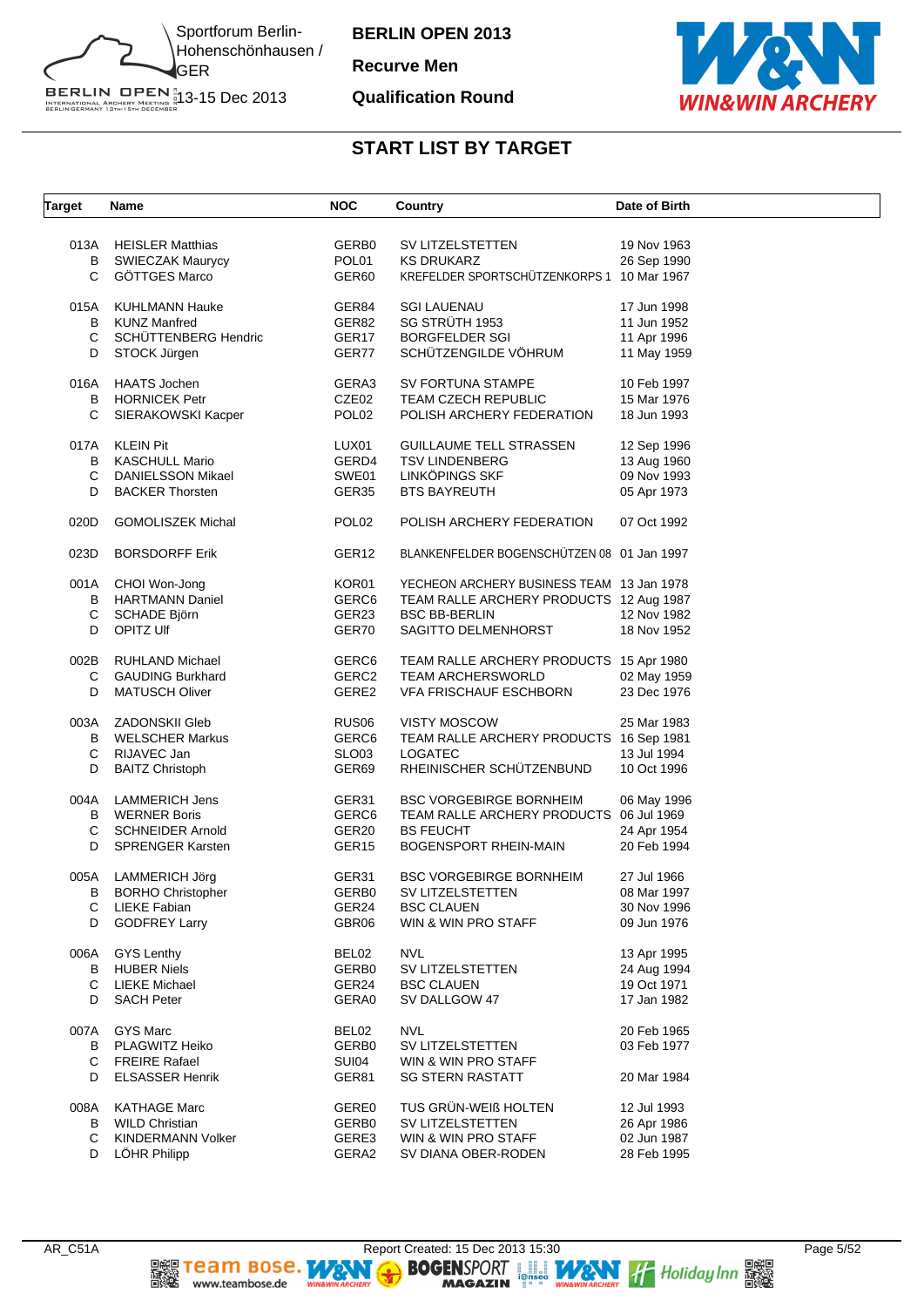# BERLIN OPEN 2013

**Recurve Men**

**Qualification Round**

Sportforum Berlin-Hohenschönhausen / GER

13-15 Dec 2013

## START LIST BY TARGET

| Target | Name | NOC | Country | Date of Birth |
|---|---|---|---|---|
| 013A | HEISLER Matthias | GERB0 | SV LITZELSTETTEN | 19 Nov 1963 |
| B | SWIECZAK Maurycy | POL01 | KS DRUKARZ | 26 Sep 1990 |
| C | GÖTTGES Marco | GER60 | KREFELDER SPORTSCHÜTZENKORPS 1 | 10 Mar 1967 |
| 015A | KUHLMANN Hauke | GER84 | SGI LAUENAU | 17 Jun 1998 |
| B | KUNZ Manfred | GER82 | SG STRÜTH 1953 | 11 Jun 1952 |
| C | SCHÜTTENBERG Hendric | GER17 | BORGFELDER SGI | 11 Apr 1996 |
| D | STOCK Jürgen | GER77 | SCHÜTZENGILDE VÖHRUM | 11 May 1959 |
| 016A | HAATS Jochen | GERA3 | SV FORTUNA STAMPE | 10 Feb 1997 |
| B | HORNICEK Petr | CZE02 | TEAM CZECH REPUBLIC | 15 Mar 1976 |
| C | SIERAKOWSKI Kacper | POL02 | POLISH ARCHERY FEDERATION | 18 Jun 1993 |
| 017A | KLEIN Pit | LUX01 | GUILLAUME TELL STRASSEN | 12 Sep 1996 |
| B | KASCHULL Mario | GERD4 | TSV LINDENBERG | 13 Aug 1960 |
| C | DANIELSSON Mikael | SWE01 | LINKÖPINGS SKF | 09 Nov 1993 |
| D | BACKER Thorsten | GER35 | BTS BAYREUTH | 05 Apr 1973 |
| 020D | GOMOLISZEK Michal | POL02 | POLISH ARCHERY FEDERATION | 07 Oct 1992 |
| 023D | BORSDORFF Erik | GER12 | BLANKENFELDER BOGENSCHÜTZEN 08 | 01 Jan 1997 |
| 001A | CHOI Won-Jong | KOR01 | YECHEON ARCHERY BUSINESS TEAM | 13 Jan 1978 |
| B | HARTMANN Daniel | GERC6 | TEAM RALLE ARCHERY PRODUCTS | 12 Aug 1987 |
| C | SCHADE Björn | GER23 | BSC BB-BERLIN | 12 Nov 1982 |
| D | OPITZ Ulf | GER70 | SAGITTO DELMENHORST | 18 Nov 1952 |
| 002B | RUHLAND Michael | GERC6 | TEAM RALLE ARCHERY PRODUCTS | 15 Apr 1980 |
| C | GAUDING Burkhard | GERC2 | TEAM ARCHERSWORLD | 02 May 1959 |
| D | MATUSCH Oliver | GERE2 | VFA FRISCHAUF ESCHBORN | 23 Dec 1976 |
| 003A | ZADONSKII Gleb | RUS06 | VISTY MOSCOW | 25 Mar 1983 |
| B | WELSCHER Markus | GERC6 | TEAM RALLE ARCHERY PRODUCTS | 16 Sep 1981 |
| C | RIJAVEC Jan | SLO03 | LOGATEC | 13 Jul 1994 |
| D | BAITZ Christoph | GER69 | RHEINISCHER SCHÜTZENBUND | 10 Oct 1996 |
| 004A | LAMMERICH Jens | GER31 | BSC VORGEBIRGE BORNHEIM | 06 May 1996 |
| B | WERNER Boris | GERC6 | TEAM RALLE ARCHERY PRODUCTS | 06 Jul 1969 |
| C | SCHNEIDER Arnold | GER20 | BS FEUCHT | 24 Apr 1954 |
| D | SPRENGER Karsten | GER15 | BOGENSPORT RHEIN-MAIN | 20 Feb 1994 |
| 005A | LAMMERICH Jörg | GER31 | BSC VORGEBIRGE BORNHEIM | 27 Jul 1966 |
| B | BORHO Christopher | GERB0 | SV LITZELSTETTEN | 08 Mar 1997 |
| C | LIEKE Fabian | GER24 | BSC CLAUEN | 30 Nov 1996 |
| D | GODFREY Larry | GBR06 | WIN & WIN PRO STAFF | 09 Jun 1976 |
| 006A | GYS Lenthy | BEL02 | NVL | 13 Apr 1995 |
| B | HUBER Niels | GERB0 | SV LITZELSTETTEN | 24 Aug 1994 |
| C | LIEKE Michael | GER24 | BSC CLAUEN | 19 Oct 1971 |
| D | SACH Peter | GERA0 | SV DALLGOW 47 | 17 Jan 1982 |
| 007A | GYS Marc | BEL02 | NVL | 20 Feb 1965 |
| B | PLAGWITZ Heiko | GERB0 | SV LITZELSTETTEN | 03 Feb 1977 |
| C | FREIRE Rafael | SUI04 | WIN & WIN PRO STAFF | |
| D | ELSASSER Henrik | GER81 | SG STERN RASTATT | 20 Mar 1984 |
| 008A | KATHAGE Marc | GERE0 | TUS GRÜN-WEIß HOLTEN | 12 Jul 1993 |
| B | WILD Christian | GERB0 | SV LITZELSTETTEN | 26 Apr 1986 |
| C | KINDERMANN Volker | GERE3 | WIN & WIN PRO STAFF | 02 Jun 1987 |
| D | LÖHR Philipp | GERA2 | SV DIANA OBER-RODEN | 28 Feb 1995 |

AR_C51A — Report Created: 15 Dec 2013 15:30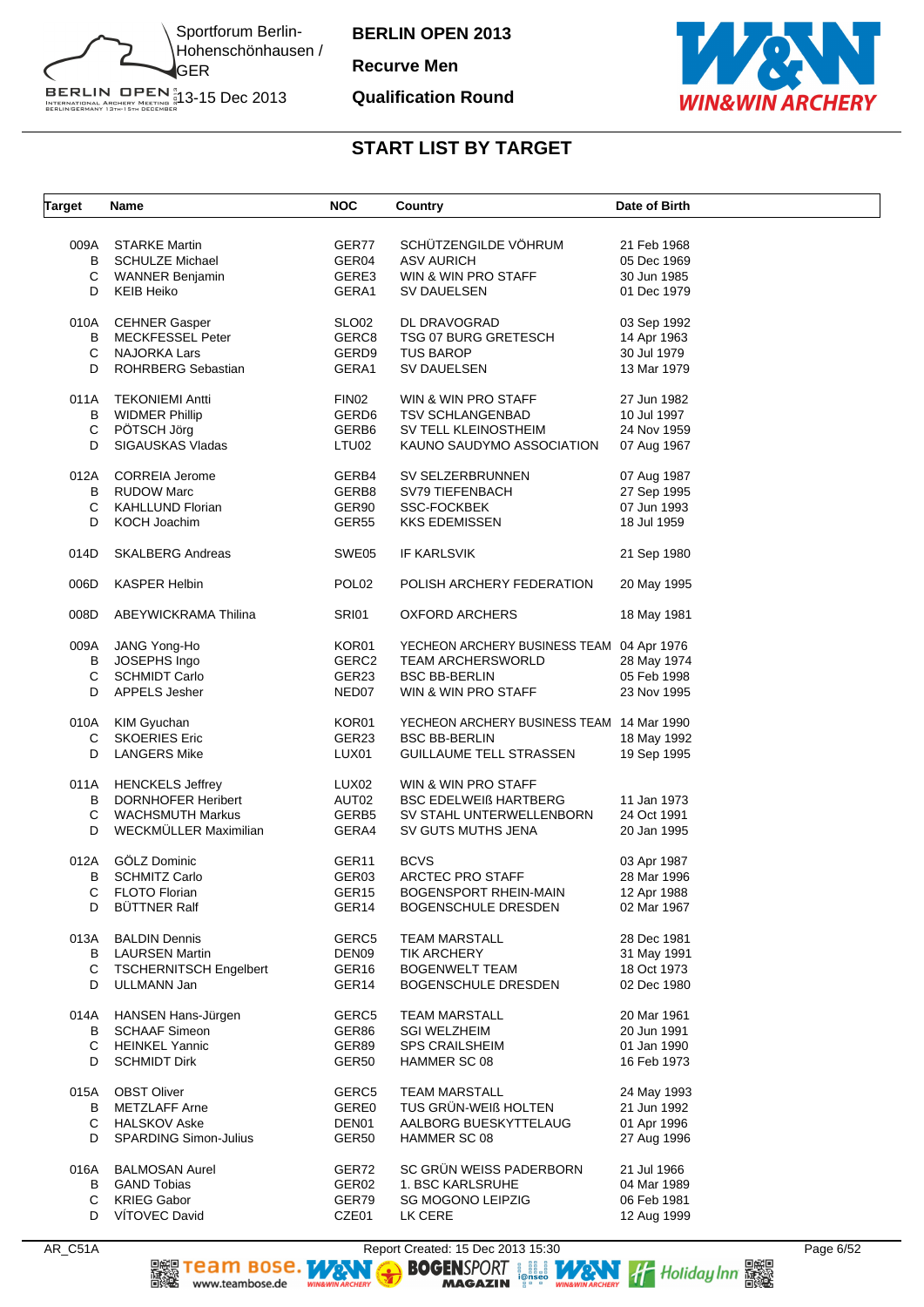# BERLIN OPEN 2013

## Recurve Men

## Qualification Round

Sportforum Berlin-Hohenschönhausen / GER
13-15 Dec 2013

### START LIST BY TARGET

| Target | Name | NOC | Country | Date of Birth |
|---|---|---|---|---|
| 009A | STARKE Martin | GER77 | SCHÜTZENGILDE VÖHRUM | 21 Feb 1968 |
| B | SCHULZE Michael | GER04 | ASV AURICH | 05 Dec 1969 |
| C | WANNER Benjamin | GERE3 | WIN & WIN PRO STAFF | 30 Jun 1985 |
| D | KEIB Heiko | GERA1 | SV DAUELSEN | 01 Dec 1979 |
| 010A | CEHNER Gasper | SLO02 | DL DRAVOGRAD | 03 Sep 1992 |
| B | MECKFESSEL Peter | GERC8 | TSG 07 BURG GRETESCH | 14 Apr 1963 |
| C | NAJORKA Lars | GERD9 | TUS BAROP | 30 Jul 1979 |
| D | ROHRBERG Sebastian | GERA1 | SV DAUELSEN | 13 Mar 1979 |
| 011A | TEKONIEMI Antti | FIN02 | WIN & WIN PRO STAFF | 27 Jun 1982 |
| B | WIDMER Phillip | GERD6 | TSV SCHLANGENBAD | 10 Jul 1997 |
| C | PÖTSCH Jörg | GERB6 | SV TELL KLEINOSTHEIM | 24 Nov 1959 |
| D | SIGAUSKAS Vladas | LTU02 | KAUNO SAUDYMO ASSOCIATION | 07 Aug 1967 |
| 012A | CORREIA Jerome | GERB4 | SV SELZERBRUNNEN | 07 Aug 1987 |
| B | RUDOW Marc | GERB8 | SV79 TIEFENBACH | 27 Sep 1995 |
| C | KAHLLUND Florian | GER90 | SSC-FOCKBEK | 07 Jun 1993 |
| D | KOCH Joachim | GER55 | KKS EDEMISSEN | 18 Jul 1959 |
| 014D | SKALBERG Andreas | SWE05 | IF KARLSVIK | 21 Sep 1980 |
| 006D | KASPER Helbin | POL02 | POLISH ARCHERY FEDERATION | 20 May 1995 |
| 008D | ABEYWICKRAMA Thilina | SRI01 | OXFORD ARCHERS | 18 May 1981 |
| 009A | JANG Yong-Ho | KOR01 | YECHEON ARCHERY BUSINESS TEAM | 04 Apr 1976 |
| B | JOSEPHS Ingo | GERC2 | TEAM ARCHERSWORLD | 28 May 1974 |
| C | SCHMIDT Carlo | GER23 | BSC BB-BERLIN | 05 Feb 1998 |
| D | APPELS Jesher | NED07 | WIN & WIN PRO STAFF | 23 Nov 1995 |
| 010A | KIM Gyuchan | KOR01 | YECHEON ARCHERY BUSINESS TEAM | 14 Mar 1990 |
| C | SKOERIES Eric | GER23 | BSC BB-BERLIN | 18 May 1992 |
| D | LANGERS Mike | LUX01 | GUILLAUME TELL STRASSEN | 19 Sep 1995 |
| 011A | HENCKELS Jeffrey | LUX02 | WIN & WIN PRO STAFF | |
| B | DORNHOFER Heribert | AUT02 | BSC EDELWEIß HARTBERG | 11 Jan 1973 |
| C | WACHSMUTH Markus | GERB5 | SV STAHL UNTERWELLENBORN | 24 Oct 1991 |
| D | WECKMÜLLER Maximilian | GERA4 | SV GUTS MUTHS JENA | 20 Jan 1995 |
| 012A | GÖLZ Dominic | GER11 | BCVS | 03 Apr 1987 |
| B | SCHMITZ Carlo | GER03 | ARCTEC PRO STAFF | 28 Mar 1996 |
| C | FLOTO Florian | GER15 | BOGENSPORT RHEIN-MAIN | 12 Apr 1988 |
| D | BÜTTNER Ralf | GER14 | BOGENSCHULE DRESDEN | 02 Mar 1967 |
| 013A | BALDIN Dennis | GERC5 | TEAM MARSTALL | 28 Dec 1981 |
| B | LAURSEN Martin | DEN09 | TIK ARCHERY | 31 May 1991 |
| C | TSCHERNITSCH Engelbert | GER16 | BOGENWELT TEAM | 18 Oct 1973 |
| D | ULLMANN Jan | GER14 | BOGENSCHULE DRESDEN | 02 Dec 1980 |
| 014A | HANSEN Hans-Jürgen | GERC5 | TEAM MARSTALL | 20 Mar 1961 |
| B | SCHAAF Simeon | GER86 | SGI WELZHEIM | 20 Jun 1991 |
| C | HEINKEL Yannic | GER89 | SPS CRAILSHEIM | 01 Jan 1990 |
| D | SCHMIDT Dirk | GER50 | HAMMER SC 08 | 16 Feb 1973 |
| 015A | OBST Oliver | GERC5 | TEAM MARSTALL | 24 May 1993 |
| B | METZLAFF Arne | GERE0 | TUS GRÜN-WEIß HOLTEN | 21 Jun 1992 |
| C | HALSKOV Aske | DEN01 | AALBORG BUESKYTTELAUG | 01 Apr 1996 |
| D | SPARDING Simon-Julius | GER50 | HAMMER SC 08 | 27 Aug 1996 |
| 016A | BALMOSAN Aurel | GER72 | SC GRÜN WEISS PADERBORN | 21 Jul 1966 |
| B | GAND Tobias | GER02 | 1. BSC KARLSRUHE | 04 Mar 1989 |
| C | KRIEG Gabor | GER79 | SG MOGONO LEIPZIG | 06 Feb 1981 |
| D | VÍTOVEC David | CZE01 | LK CERE | 12 Aug 1999 |

AR_C51A Report Created: 15 Dec 2013 15:30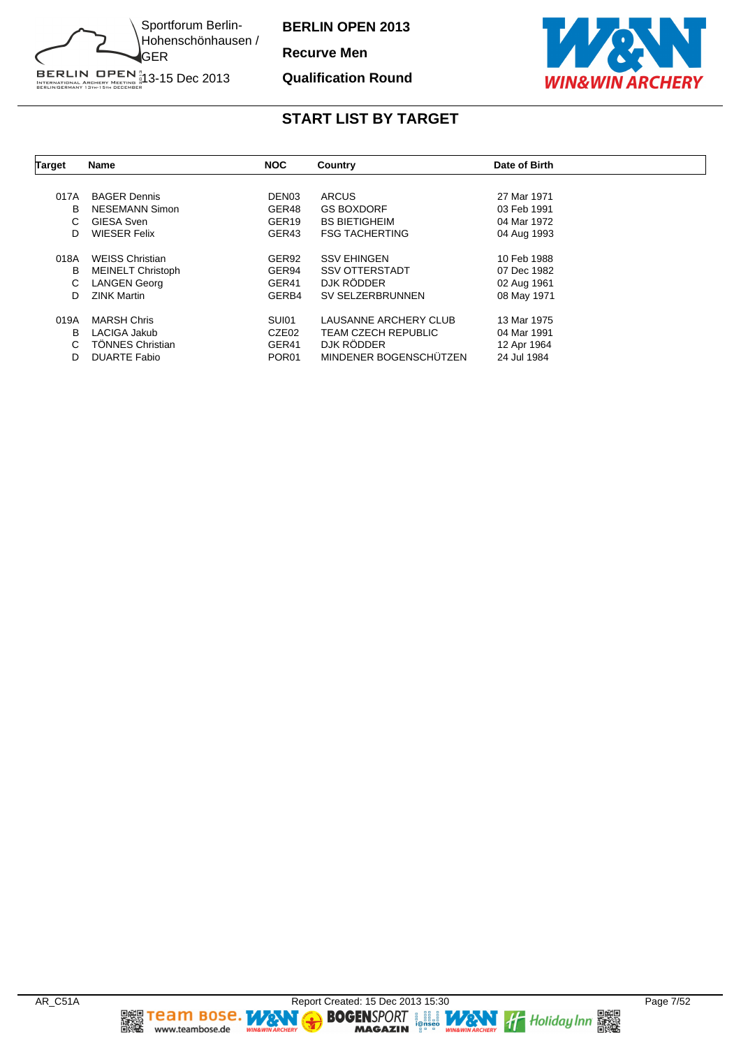# BERLIN OPEN 2013

**Recurve Men**

**Qualification Round**

Sportforum Berlin-Hohenschönhausen / GER

13-15 Dec 2013

## START LIST BY TARGET

| Target | Name | NOC | Country | Date of Birth |
|---|---|---|---|---|
| 017A | BAGER Dennis | DEN03 | ARCUS | 27 Mar 1971 |
| B | NESEMANN Simon | GER48 | GS BOXDORF | 03 Feb 1991 |
| C | GIESA Sven | GER19 | BS BIETIGHEIM | 04 Mar 1972 |
| D | WIESER Felix | GER43 | FSG TACHERTING | 04 Aug 1993 |
| 018A | WEISS Christian | GER92 | SSV EHINGEN | 10 Feb 1988 |
| B | MEINELT Christoph | GER94 | SSV OTTERSTADT | 07 Dec 1982 |
| C | LANGEN Georg | GER41 | DJK RÖDDER | 02 Aug 1961 |
| D | ZINK Martin | GERB4 | SV SELZERBRUNNEN | 08 May 1971 |
| 019A | MARSH Chris | SUI01 | LAUSANNE ARCHERY CLUB | 13 Mar 1975 |
| B | LACIGA Jakub | CZE02 | TEAM CZECH REPUBLIC | 04 Mar 1991 |
| C | TÖNNES Christian | GER41 | DJK RÖDDER | 12 Apr 1964 |
| D | DUARTE Fabio | POR01 | MINDENER BOGENSCHÜTZEN | 24 Jul 1984 |

AR_C51A    Report Created: 15 Dec 2013 15:30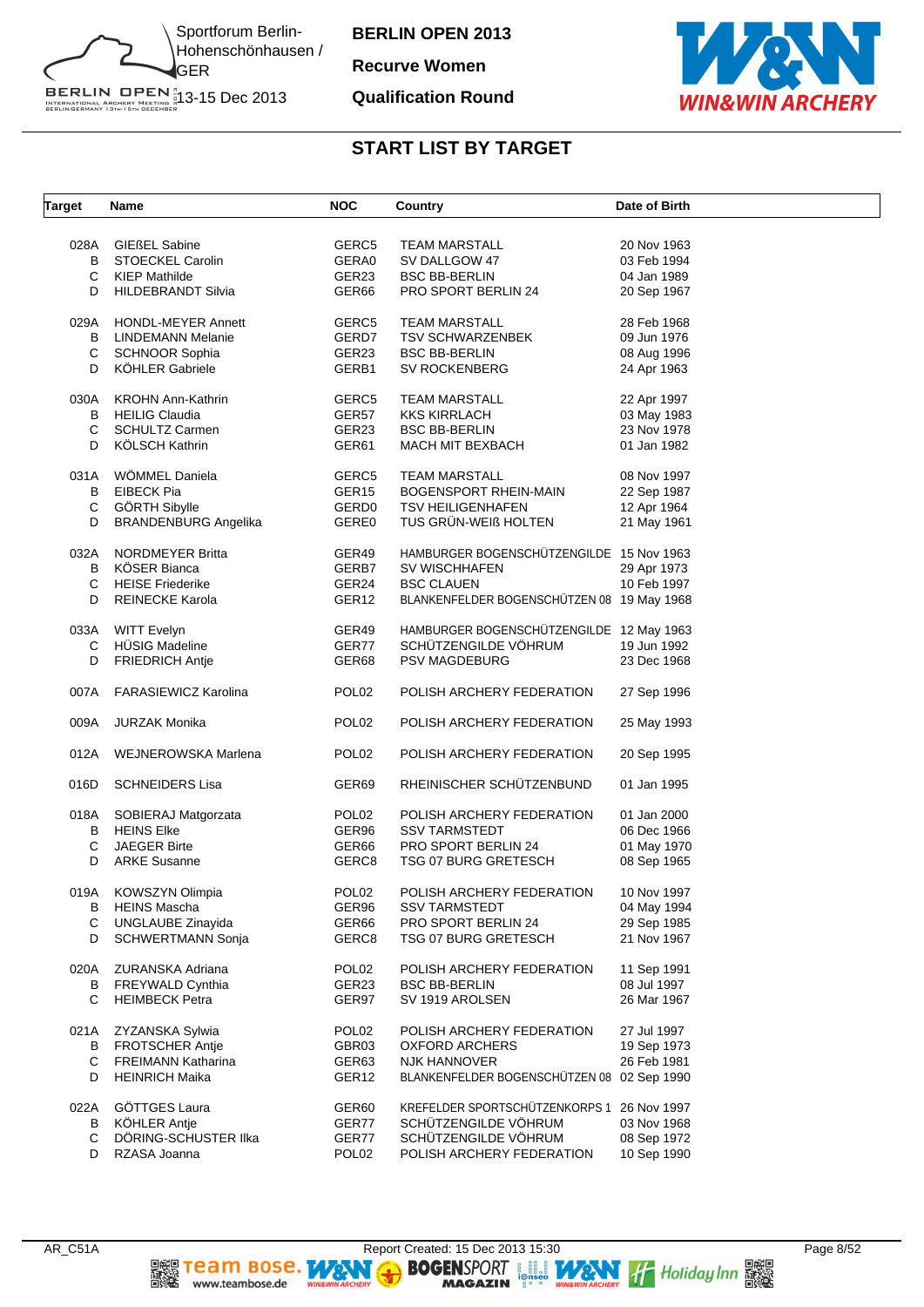Sportforum Berlin-Hohenschönhausen / GER

13-15 Dec 2013

**BERLIN OPEN 2013**

**Recurve Women**

**Qualification Round**

## START LIST BY TARGET

| Target | Name | NOC | Country | Date of Birth |
|---|---|---|---|---|
| 028A | GIEßEL Sabine | GERC5 | TEAM MARSTALL | 20 Nov 1963 |
| B | STOECKEL Carolin | GERA0 | SV DALLGOW 47 | 03 Feb 1994 |
| C | KIEP Mathilde | GER23 | BSC BB-BERLIN | 04 Jan 1989 |
| D | HILDEBRANDT Silvia | GER66 | PRO SPORT BERLIN 24 | 20 Sep 1967 |
| 029A | HONDL-MEYER Annett | GERC5 | TEAM MARSTALL | 28 Feb 1968 |
| B | LINDEMANN Melanie | GERD7 | TSV SCHWARZENBEK | 09 Jun 1976 |
| C | SCHNOOR Sophia | GER23 | BSC BB-BERLIN | 08 Aug 1996 |
| D | KÖHLER Gabriele | GERB1 | SV ROCKENBERG | 24 Apr 1963 |
| 030A | KROHN Ann-Kathrin | GERC5 | TEAM MARSTALL | 22 Apr 1997 |
| B | HEILIG Claudia | GER57 | KKS KIRRLACH | 03 May 1983 |
| C | SCHULTZ Carmen | GER23 | BSC BB-BERLIN | 23 Nov 1978 |
| D | KÖLSCH Kathrin | GER61 | MACH MIT BEXBACH | 01 Jan 1982 |
| 031A | WÖMMEL Daniela | GERC5 | TEAM MARSTALL | 08 Nov 1997 |
| B | EIBECK Pia | GER15 | BOGENSPORT RHEIN-MAIN | 22 Sep 1987 |
| C | GÖRTH Sibylle | GERD0 | TSV HEILIGENHAFEN | 12 Apr 1964 |
| D | BRANDENBURG Angelika | GERE0 | TUS GRÜN-WEIß HOLTEN | 21 May 1961 |
| 032A | NORDMEYER Britta | GER49 | HAMBURGER BOGENSCHÜTZENGILDE | 15 Nov 1963 |
| B | KÖSER Bianca | GERB7 | SV WISCHHAFEN | 29 Apr 1973 |
| C | HEISE Friederike | GER24 | BSC CLAUEN | 10 Feb 1997 |
| D | REINECKE Karola | GER12 | BLANKENFELDER BOGENSCHÜTZEN 08 | 19 May 1968 |
| 033A | WITT Evelyn | GER49 | HAMBURGER BOGENSCHÜTZENGILDE | 12 May 1963 |
| C | HÜSIG Madeline | GER77 | SCHÜTZENGILDE VÖHRUM | 19 Jun 1992 |
| D | FRIEDRICH Antje | GER68 | PSV MAGDEBURG | 23 Dec 1968 |
| 007A | FARASIEWICZ Karolina | POL02 | POLISH ARCHERY FEDERATION | 27 Sep 1996 |
| 009A | JURZAK Monika | POL02 | POLISH ARCHERY FEDERATION | 25 May 1993 |
| 012A | WEJNEROWSKA Marlena | POL02 | POLISH ARCHERY FEDERATION | 20 Sep 1995 |
| 016D | SCHNEIDERS Lisa | GER69 | RHEINISCHER SCHÜTZENBUND | 01 Jan 1995 |
| 018A | SOBIERAJ Matgorzata | POL02 | POLISH ARCHERY FEDERATION | 01 Jan 2000 |
| B | HEINS Elke | GER96 | SSV TARMSTEDT | 06 Dec 1966 |
| C | JAEGER Birte | GER66 | PRO SPORT BERLIN 24 | 01 May 1970 |
| D | ARKE Susanne | GERC8 | TSG 07 BURG GRETESCH | 08 Sep 1965 |
| 019A | KOWSZYN Olimpia | POL02 | POLISH ARCHERY FEDERATION | 10 Nov 1997 |
| B | HEINS Mascha | GER96 | SSV TARMSTEDT | 04 May 1994 |
| C | UNGLAUBE Zinayida | GER66 | PRO SPORT BERLIN 24 | 29 Sep 1985 |
| D | SCHWERTMANN Sonja | GERC8 | TSG 07 BURG GRETESCH | 21 Nov 1967 |
| 020A | ZURANSKA Adriana | POL02 | POLISH ARCHERY FEDERATION | 11 Sep 1991 |
| B | FREYWALD Cynthia | GER23 | BSC BB-BERLIN | 08 Jul 1997 |
| C | HEIMBECK Petra | GER97 | SV 1919 AROLSEN | 26 Mar 1967 |
| 021A | ZYZANSKA Sylwia | POL02 | POLISH ARCHERY FEDERATION | 27 Jul 1997 |
| B | FROTSCHER Antje | GBR03 | OXFORD ARCHERS | 19 Sep 1973 |
| C | FREIMANN Katharina | GER63 | NJK HANNOVER | 26 Feb 1981 |
| D | HEINRICH Maika | GER12 | BLANKENFELDER BOGENSCHÜTZEN 08 | 02 Sep 1990 |
| 022A | GÖTTGES Laura | GER60 | KREFELDER SPORTSCHÜTZENKORPS 1 | 26 Nov 1997 |
| B | KÖHLER Antje | GER77 | SCHÜTZENGILDE VÖHRUM | 03 Nov 1968 |
| C | DÖRING-SCHUSTER Ilka | GER77 | SCHÜTZENGILDE VÖHRUM | 08 Sep 1972 |
| D | RZASA Joanna | POL02 | POLISH ARCHERY FEDERATION | 10 Sep 1990 |

AR_C51A

Report Created: 15 Dec 2013 15:30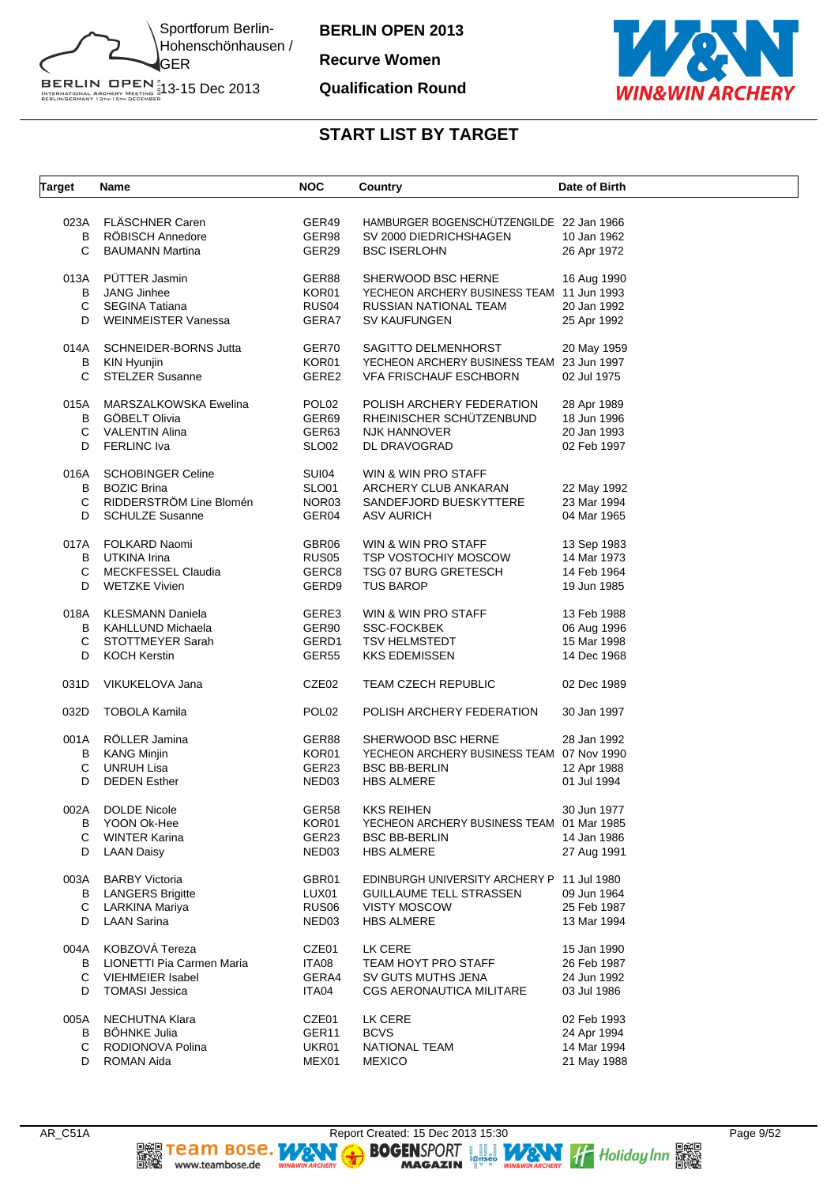# BERLIN OPEN 2013

**Recurve Women**

**Qualification Round**

Sportforum Berlin-Hohenschönhausen / GER

13-15 Dec 2013

## START LIST BY TARGET

| Target | Name | NOC | Country | Date of Birth |
|---|---|---|---|---|
| 023A | FLÄSCHNER Caren | GER49 | HAMBURGER BOGENSCHÜTZENGILDE | 22 Jan 1966 |
| B | RÖBISCH Annedore | GER98 | SV 2000 DIEDRICHSHAGEN | 10 Jan 1962 |
| C | BAUMANN Martina | GER29 | BSC ISERLOHN | 26 Apr 1972 |
| 013A | PÜTTER Jasmin | GER88 | SHERWOOD BSC HERNE | 16 Aug 1990 |
| B | JANG Jinhee | KOR01 | YECHEON ARCHERY BUSINESS TEAM | 11 Jun 1993 |
| C | SEGINA Tatiana | RUS04 | RUSSIAN NATIONAL TEAM | 20 Jan 1992 |
| D | WEINMEISTER Vanessa | GERA7 | SV KAUFUNGEN | 25 Apr 1992 |
| 014A | SCHNEIDER-BORNS Jutta | GER70 | SAGITTO DELMENHORST | 20 May 1959 |
| B | KIN Hyunjin | KOR01 | YECHEON ARCHERY BUSINESS TEAM | 23 Jun 1997 |
| C | STELZER Susanne | GERE2 | VFA FRISCHAUF ESCHBORN | 02 Jul 1975 |
| 015A | MARSZALKOWSKA Ewelina | POL02 | POLISH ARCHERY FEDERATION | 28 Apr 1989 |
| B | GÖBELT Olivia | GER69 | RHEINISCHER SCHÜTZENBUND | 18 Jun 1996 |
| C | VALENTIN Alina | GER63 | NJK HANNOVER | 20 Jan 1993 |
| D | FERLINC Iva | SLO02 | DL DRAVOGRAD | 02 Feb 1997 |
| 016A | SCHOBINGER Celine | SUI04 | WIN & WIN PRO STAFF | |
| B | BOZIC Brina | SLO01 | ARCHERY CLUB ANKARAN | 22 May 1992 |
| C | RIDDERSTRÖM Line Blomén | NOR03 | SANDEFJORD BUESKYTTERE | 23 Mar 1994 |
| D | SCHULZE Susanne | GER04 | ASV AURICH | 04 Mar 1965 |
| 017A | FOLKARD Naomi | GBR06 | WIN & WIN PRO STAFF | 13 Sep 1983 |
| B | UTKINA Irina | RUS05 | TSP VOSTOCHIY MOSCOW | 14 Mar 1973 |
| C | MECKFESSEL Claudia | GERC8 | TSG 07 BURG GRETESCH | 14 Feb 1964 |
| D | WETZKE Vivien | GERD9 | TUS BAROP | 19 Jun 1985 |
| 018A | KLESMANN Daniela | GERE3 | WIN & WIN PRO STAFF | 13 Feb 1988 |
| B | KAHLLUND Michaela | GER90 | SSC-FOCKBEK | 06 Aug 1996 |
| C | STOTTMEYER Sarah | GERD1 | TSV HELMSTEDT | 15 Mar 1998 |
| D | KOCH Kerstin | GER55 | KKS EDEMISSEN | 14 Dec 1968 |
| 031D | VIKUKELOVA Jana | CZE02 | TEAM CZECH REPUBLIC | 02 Dec 1989 |
| 032D | TOBOLA Kamila | POL02 | POLISH ARCHERY FEDERATION | 30 Jan 1997 |
| 001A | RÖLLER Jamina | GER88 | SHERWOOD BSC HERNE | 28 Jan 1992 |
| B | KANG Minjin | KOR01 | YECHEON ARCHERY BUSINESS TEAM | 07 Nov 1990 |
| C | UNRUH Lisa | GER23 | BSC BB-BERLIN | 12 Apr 1988 |
| D | DEDEN Esther | NED03 | HBS ALMERE | 01 Jul 1994 |
| 002A | DOLDE Nicole | GER58 | KKS REIHEN | 30 Jun 1977 |
| B | YOON Ok-Hee | KOR01 | YECHEON ARCHERY BUSINESS TEAM | 01 Mar 1985 |
| C | WINTER Karina | GER23 | BSC BB-BERLIN | 14 Jan 1986 |
| D | LAAN Daisy | NED03 | HBS ALMERE | 27 Aug 1991 |
| 003A | BARBY Victoria | GBR01 | EDINBURGH UNIVERSITY ARCHERY P | 11 Jul 1980 |
| B | LANGERS Brigitte | LUX01 | GUILLAUME TELL STRASSEN | 09 Jun 1964 |
| C | LARKINA Mariya | RUS06 | VISTY MOSCOW | 25 Feb 1987 |
| D | LAAN Sarina | NED03 | HBS ALMERE | 13 Mar 1994 |
| 004A | KOBZOVÁ Tereza | CZE01 | LK CERE | 15 Jan 1990 |
| B | LIONETTI Pia Carmen Maria | ITA08 | TEAM HOYT PRO STAFF | 26 Feb 1987 |
| C | VIEHMEIER Isabel | GERA4 | SV GUTS MUTHS JENA | 24 Jun 1992 |
| D | TOMASI Jessica | ITA04 | CGS AERONAUTICA MILITARE | 03 Jul 1986 |
| 005A | NECHUTNA Klara | CZE01 | LK CERE | 02 Feb 1993 |
| B | BÖHNKE Julia | GER11 | BCVS | 24 Apr 1994 |
| C | RODIONOVA Polina | UKR01 | NATIONAL TEAM | 14 Mar 1994 |
| D | ROMAN Aida | MEX01 | MEXICO | 21 May 1988 |

AR_C51A — Report Created: 15 Dec 2013 15:30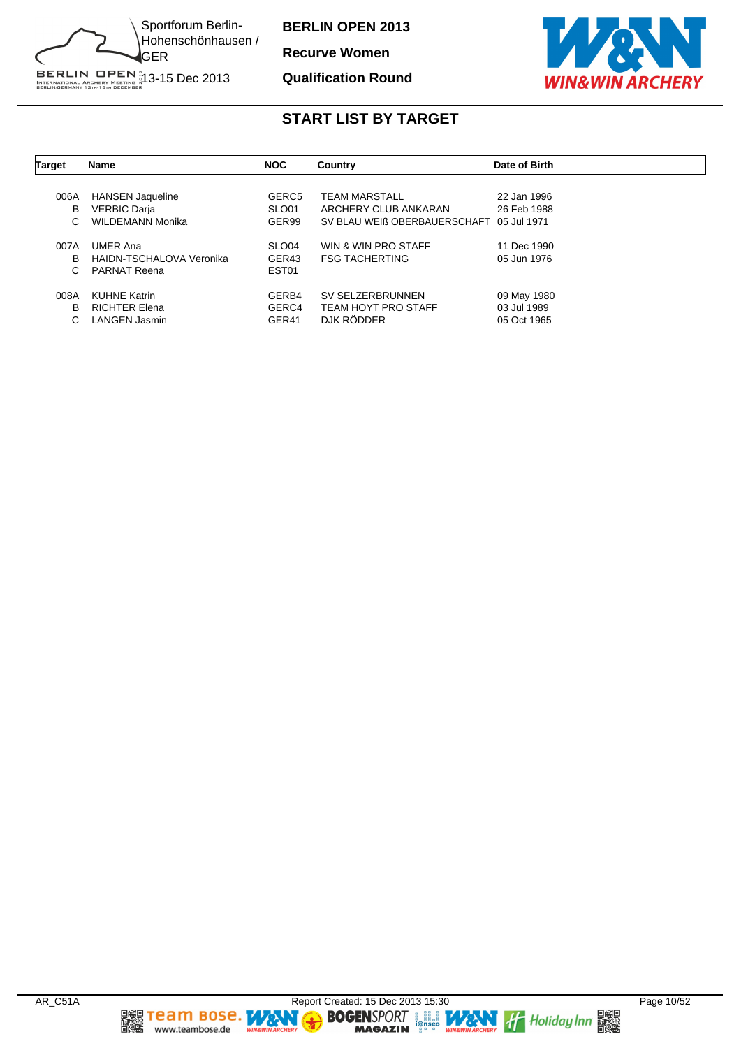Sportforum Berlin-Hohenschönhausen / GER

13-15 Dec 2013

**BERLIN OPEN 2013**

**Recurve Women**

**Qualification Round**

## START LIST BY TARGET

| Target | Name | NOC | Country | Date of Birth |
|---|---|---|---|---|
| 006A | HANSEN Jaqueline | GERC5 | TEAM MARSTALL | 22 Jan 1996 |
| B | VERBIC Darja | SLO01 | ARCHERY CLUB ANKARAN | 26 Feb 1988 |
| C | WILDEMANN Monika | GER99 | SV BLAU WEIß OBERBAUERSCHAFT | 05 Jul 1971 |
| 007A | UMER Ana | SLO04 | WIN & WIN PRO STAFF | 11 Dec 1990 |
| B | HAIDN-TSCHALOVA Veronika | GER43 | FSG TACHERTING | 05 Jun 1976 |
| C | PARNAT Reena | EST01 | | |
| 008A | KUHNE Katrin | GERB4 | SV SELZERBRUNNEN | 09 May 1980 |
| B | RICHTER Elena | GERC4 | TEAM HOYT PRO STAFF | 03 Jul 1989 |
| C | LANGEN Jasmin | GER41 | DJK RÖDDER | 05 Oct 1965 |

AR_C51A

Report Created: 15 Dec 2013 15:30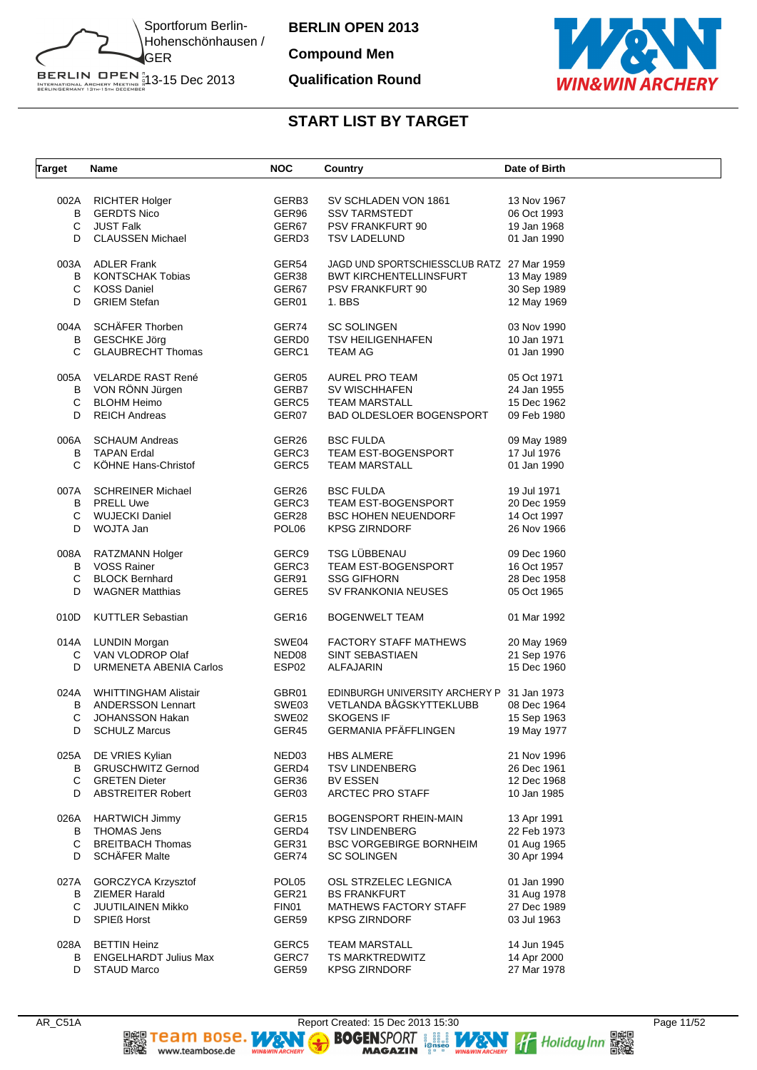# BERLIN OPEN 2013

**Compound Men**

**Qualification Round**

Sportforum Berlin-Hohenschönhausen / GER
13-15 Dec 2013

## START LIST BY TARGET

| Target | Name | NOC | Country | Date of Birth |
|---|---|---|---|---|
| 002A | RICHTER Holger | GERB3 | SV SCHLADEN VON 1861 | 13 Nov 1967 |
| B | GERDTS Nico | GER96 | SSV TARMSTEDT | 06 Oct 1993 |
| C | JUST Falk | GER67 | PSV FRANKFURT 90 | 19 Jan 1968 |
| D | CLAUSSEN Michael | GERD3 | TSV LADELUND | 01 Jan 1990 |
| 003A | ADLER Frank | GER54 | JAGD UND SPORTSCHIESSCLUB RATZ | 27 Mar 1959 |
| B | KONTSCHAK Tobias | GER38 | BWT KIRCHENTELLINSFURT | 13 May 1989 |
| C | KOSS Daniel | GER67 | PSV FRANKFURT 90 | 30 Sep 1989 |
| D | GRIEM Stefan | GER01 | 1. BBS | 12 May 1969 |
| 004A | SCHÄFER Thorben | GER74 | SC SOLINGEN | 03 Nov 1990 |
| B | GESCHKE Jörg | GERD0 | TSV HEILIGENHAFEN | 10 Jan 1971 |
| C | GLAUBRECHT Thomas | GERC1 | TEAM AG | 01 Jan 1990 |
| 005A | VELARDE RAST René | GER05 | AUREL PRO TEAM | 05 Oct 1971 |
| B | VON RÖNN Jürgen | GERB7 | SV WISCHHAFEN | 24 Jan 1955 |
| C | BLOHM Heimo | GERC5 | TEAM MARSTALL | 15 Dec 1962 |
| D | REICH Andreas | GER07 | BAD OLDESLOER BOGENSPORT | 09 Feb 1980 |
| 006A | SCHAUM Andreas | GER26 | BSC FULDA | 09 May 1989 |
| B | TAPAN Erdal | GERC3 | TEAM EST-BOGENSPORT | 17 Jul 1976 |
| C | KÖHNE Hans-Christof | GERC5 | TEAM MARSTALL | 01 Jan 1990 |
| 007A | SCHREINER Michael | GER26 | BSC FULDA | 19 Jul 1971 |
| B | PRELL Uwe | GERC3 | TEAM EST-BOGENSPORT | 20 Dec 1959 |
| C | WUJECKI Daniel | GER28 | BSC HOHEN NEUENDORF | 14 Oct 1997 |
| D | WOJTA Jan | POL06 | KPSG ZIRNDORF | 26 Nov 1966 |
| 008A | RATZMANN Holger | GERC9 | TSG LÜBBENAU | 09 Dec 1960 |
| B | VOSS Rainer | GERC3 | TEAM EST-BOGENSPORT | 16 Oct 1957 |
| C | BLOCK Bernhard | GER91 | SSG GIFHORN | 28 Dec 1958 |
| D | WAGNER Matthias | GERE5 | SV FRANKONIA NEUSES | 05 Oct 1965 |
| 010D | KUTTLER Sebastian | GER16 | BOGENWELT TEAM | 01 Mar 1992 |
| 014A | LUNDIN Morgan | SWE04 | FACTORY STAFF MATHEWS | 20 May 1969 |
| C | VAN VLODROP Olaf | NED08 | SINT SEBASTIAEN | 21 Sep 1976 |
| D | URMENETA ABENIA Carlos | ESP02 | ALFAJARIN | 15 Dec 1960 |
| 024A | WHITTINGHAM Alistair | GBR01 | EDINBURGH UNIVERSITY ARCHERY P | 31 Jan 1973 |
| B | ANDERSSON Lennart | SWE03 | VETLANDA BÅGSKYTTEKLUBB | 08 Dec 1964 |
| C | JOHANSSON Hakan | SWE02 | SKOGENS IF | 15 Sep 1963 |
| D | SCHULZ Marcus | GER45 | GERMANIA PFÄFFLINGEN | 19 May 1977 |
| 025A | DE VRIES Kylian | NED03 | HBS ALMERE | 21 Nov 1996 |
| B | GRUSCHWITZ Gernod | GERD4 | TSV LINDENBERG | 26 Dec 1961 |
| C | GRETEN Dieter | GER36 | BV ESSEN | 12 Dec 1968 |
| D | ABSTREITER Robert | GER03 | ARCTEC PRO STAFF | 10 Jan 1985 |
| 026A | HARTWICH Jimmy | GER15 | BOGENSPORT RHEIN-MAIN | 13 Apr 1991 |
| B | THOMAS Jens | GERD4 | TSV LINDENBERG | 22 Feb 1973 |
| C | BREITBACH Thomas | GER31 | BSC VORGEBIRGE BORNHEIM | 01 Aug 1965 |
| D | SCHÄFER Malte | GER74 | SC SOLINGEN | 30 Apr 1994 |
| 027A | GORCZYCA Krzysztof | POL05 | OSL STRZELEC LEGNICA | 01 Jan 1990 |
| B | ZIEMER Harald | GER21 | BS FRANKFURT | 31 Aug 1978 |
| C | JUUTILAINEN Mikko | FIN01 | MATHEWS FACTORY STAFF | 27 Dec 1989 |
| D | SPIEß Horst | GER59 | KPSG ZIRNDORF | 03 Jul 1963 |
| 028A | BETTIN Heinz | GERC5 | TEAM MARSTALL | 14 Jun 1945 |
| B | ENGELHARDT Julius Max | GERC7 | TS MARKTREDWITZ | 14 Apr 2000 |
| D | STAUD Marco | GER59 | KPSG ZIRNDORF | 27 Mar 1978 |

AR_C51A Report Created: 15 Dec 2013 15:30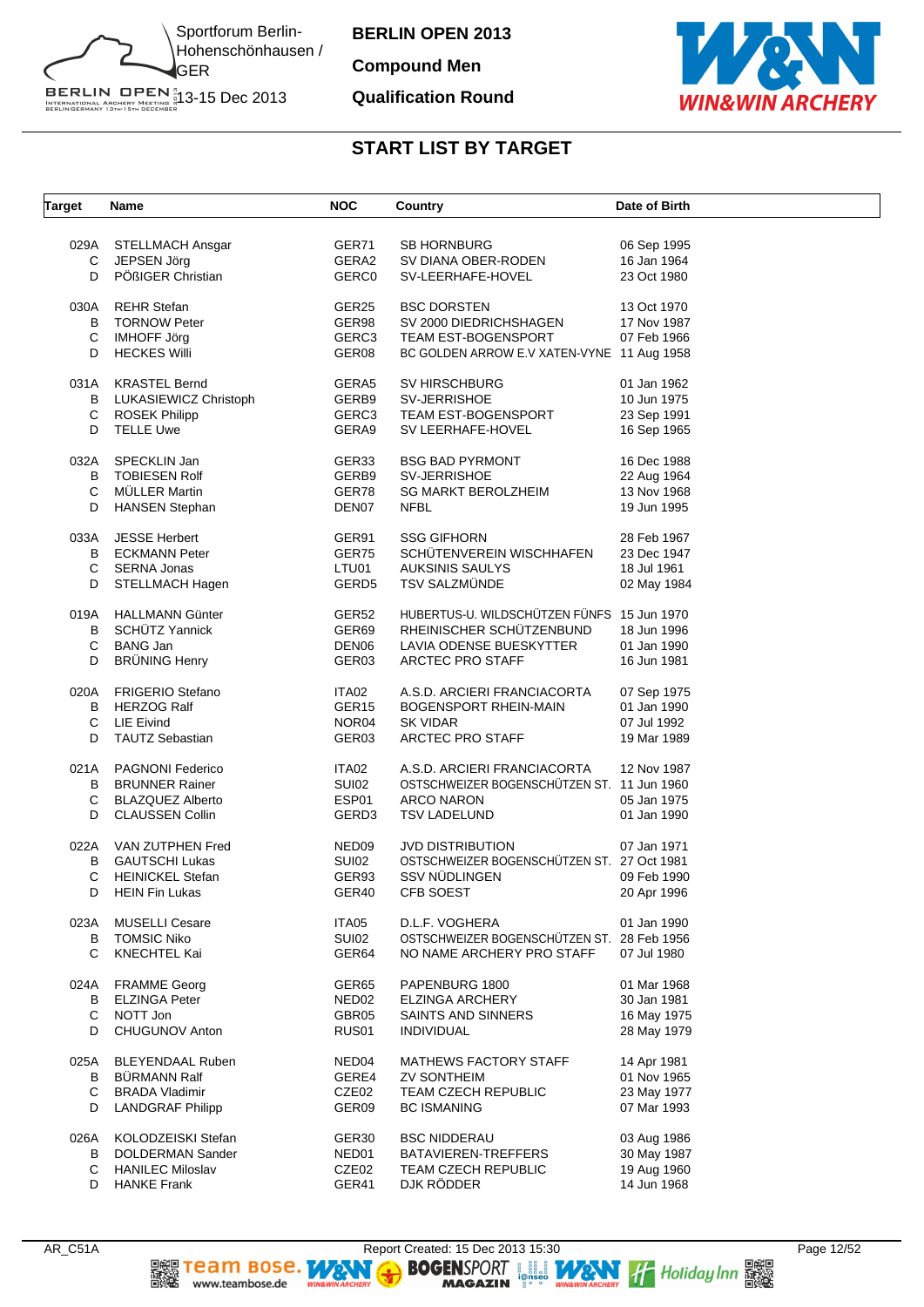# BERLIN OPEN 2013

**Compound Men**

**Qualification Round**

Sportforum Berlin-Hohenschönhausen / GER

13-15 Dec 2013

## START LIST BY TARGET

| Target | Name | NOC | Country | Date of Birth |
|---|---|---|---|---|
| 029A | STELLMACH Ansgar | GER71 | SB HORNBURG | 06 Sep 1995 |
| C | JEPSEN Jörg | GERA2 | SV DIANA OBER-RODEN | 16 Jan 1964 |
| D | PÖßIGER Christian | GERC0 | SV-LEERHAFE-HOVEL | 23 Oct 1980 |
| 030A | REHR Stefan | GER25 | BSC DORSTEN | 13 Oct 1970 |
| B | TORNOW Peter | GER98 | SV 2000 DIEDRICHSHAGEN | 17 Nov 1987 |
| C | IMHOFF Jörg | GERC3 | TEAM EST-BOGENSPORT | 07 Feb 1966 |
| D | HECKES Willi | GER08 | BC GOLDEN ARROW E.V XATEN-VYNE | 11 Aug 1958 |
| 031A | KRASTEL Bernd | GERA5 | SV HIRSCHBURG | 01 Jan 1962 |
| B | LUKASIEWICZ Christoph | GERB9 | SV-JERRISHOE | 10 Jun 1975 |
| C | ROSEK Philipp | GERC3 | TEAM EST-BOGENSPORT | 23 Sep 1991 |
| D | TELLE Uwe | GERA9 | SV LEERHAFE-HOVEL | 16 Sep 1965 |
| 032A | SPECKLIN Jan | GER33 | BSG BAD PYRMONT | 16 Dec 1988 |
| B | TOBIESEN Rolf | GERB9 | SV-JERRISHOE | 22 Aug 1964 |
| C | MÜLLER Martin | GER78 | SG MARKT BEROLZHEIM | 13 Nov 1968 |
| D | HANSEN Stephan | DEN07 | NFBL | 19 Jun 1995 |
| 033A | JESSE Herbert | GER91 | SSG GIFHORN | 28 Feb 1967 |
| B | ECKMANN Peter | GER75 | SCHÜTENVEREIN WISCHHAFEN | 23 Dec 1947 |
| C | SERNA Jonas | LTU01 | AUKSINIS SAULYS | 18 Jul 1961 |
| D | STELLMACH Hagen | GERD5 | TSV SALZMÜNDE | 02 May 1984 |
| 019A | HALLMANN Günter | GER52 | HUBERTUS-U. WILDSCHÜTZEN FÜNFS | 15 Jun 1970 |
| B | SCHÜTZ Yannick | GER69 | RHEINISCHER SCHÜTZENBUND | 18 Jun 1996 |
| C | BANG Jan | DEN06 | LAVIA ODENSE BUESKYTTER | 01 Jan 1990 |
| D | BRÜNING Henry | GER03 | ARCTEC PRO STAFF | 16 Jun 1981 |
| 020A | FRIGERIO Stefano | ITA02 | A.S.D. ARCIERI FRANCIACORTA | 07 Sep 1975 |
| B | HERZOG Ralf | GER15 | BOGENSPORT RHEIN-MAIN | 01 Jan 1990 |
| C | LIE Eivind | NOR04 | SK VIDAR | 07 Jul 1992 |
| D | TAUTZ Sebastian | GER03 | ARCTEC PRO STAFF | 19 Mar 1989 |
| 021A | PAGNONI Federico | ITA02 | A.S.D. ARCIERI FRANCIACORTA | 12 Nov 1987 |
| B | BRUNNER Rainer | SUI02 | OSTSCHWEIZER BOGENSCHÜTZEN ST. | 11 Jun 1960 |
| C | BLAZQUEZ Alberto | ESP01 | ARCO NARON | 05 Jan 1975 |
| D | CLAUSSEN Collin | GERD3 | TSV LADELUND | 01 Jan 1990 |
| 022A | VAN ZUTPHEN Fred | NED09 | JVD DISTRIBUTION | 07 Jan 1971 |
| B | GAUTSCHI Lukas | SUI02 | OSTSCHWEIZER BOGENSCHÜTZEN ST. | 27 Oct 1981 |
| C | HEINICKEL Stefan | GER93 | SSV NÜDLINGEN | 09 Feb 1990 |
| D | HEIN Fin Lukas | GER40 | CFB SOEST | 20 Apr 1996 |
| 023A | MUSELLI Cesare | ITA05 | D.L.F. VOGHERA | 01 Jan 1990 |
| B | TOMSIC Niko | SUI02 | OSTSCHWEIZER BOGENSCHÜTZEN ST. | 28 Feb 1956 |
| C | KNECHTEL Kai | GER64 | NO NAME ARCHERY PRO STAFF | 07 Jul 1980 |
| 024A | FRAMME Georg | GER65 | PAPENBURG 1800 | 01 Mar 1968 |
| B | ELZINGA Peter | NED02 | ELZINGA ARCHERY | 30 Jan 1981 |
| C | NOTT Jon | GBR05 | SAINTS AND SINNERS | 16 May 1975 |
| D | CHUGUNOV Anton | RUS01 | INDIVIDUAL | 28 May 1979 |
| 025A | BLEYENDAAL Ruben | NED04 | MATHEWS FACTORY STAFF | 14 Apr 1981 |
| B | BÜRMANN Ralf | GERE4 | ZV SONTHEIM | 01 Nov 1965 |
| C | BRADA Vladimir | CZE02 | TEAM CZECH REPUBLIC | 23 May 1977 |
| D | LANDGRAF Philipp | GER09 | BC ISMANING | 07 Mar 1993 |
| 026A | KOLODZEISKI Stefan | GER30 | BSC NIDDERAU | 03 Aug 1986 |
| B | DOLDERMAN Sander | NED01 | BATAVIEREN-TREFFERS | 30 May 1987 |
| C | HANILEC Miloslav | CZE02 | TEAM CZECH REPUBLIC | 19 Aug 1960 |
| D | HANKE Frank | GER41 | DJK RÖDDER | 14 Jun 1968 |

AR_C51A Report Created: 15 Dec 2013 15:30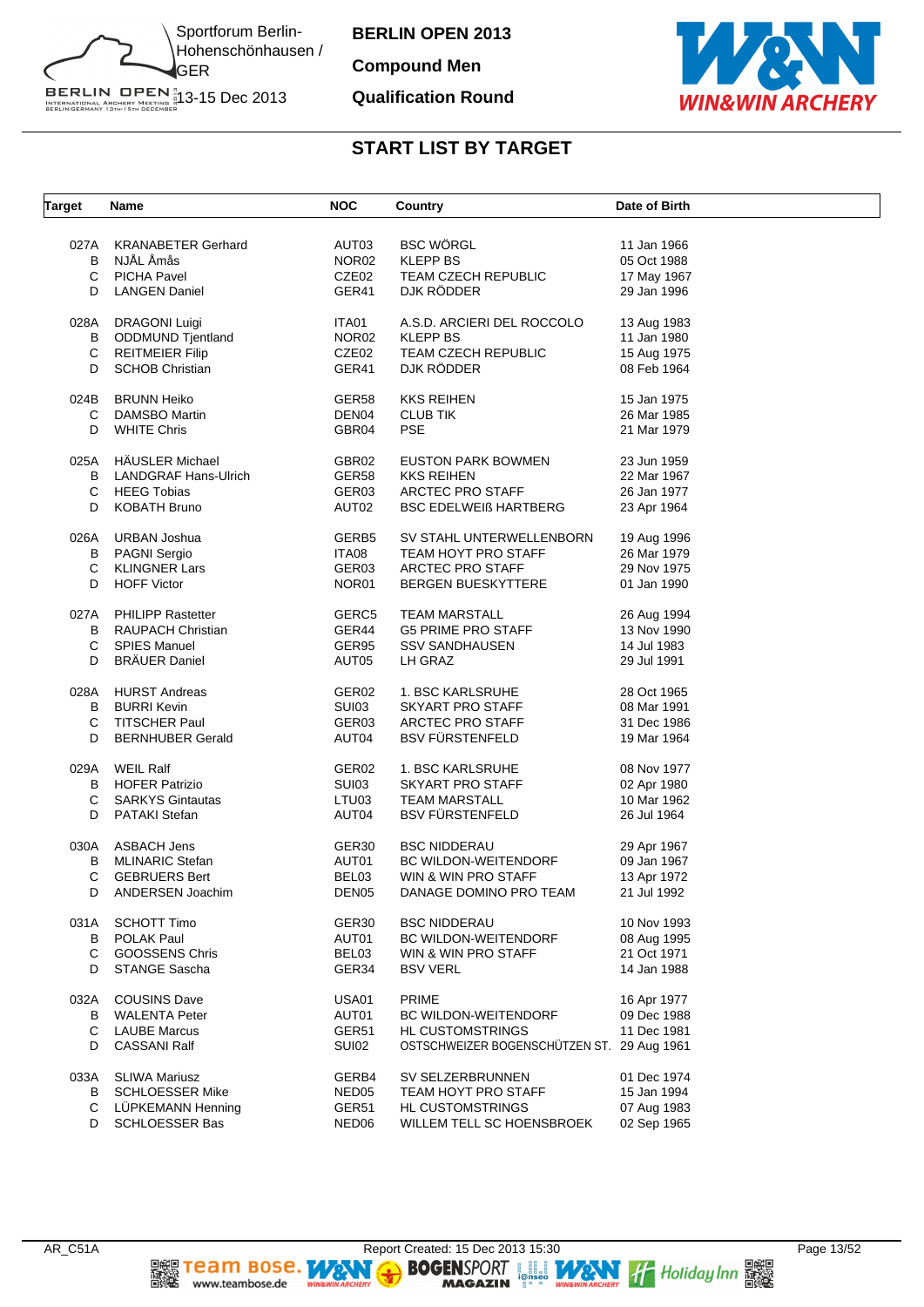**BERLIN OPEN 2013**

**Compound Men**

**Qualification Round**

Sportforum Berlin-Hohenschönhausen / GER

13-15 Dec 2013

## START LIST BY TARGET

| Target | Name | NOC | Country | Date of Birth |
|---|---|---|---|---|
| 027A | KRANABETER Gerhard | AUT03 | BSC WÖRGL | 11 Jan 1966 |
| B | NJÅL Åmås | NOR02 | KLEPP BS | 05 Oct 1988 |
| C | PICHA Pavel | CZE02 | TEAM CZECH REPUBLIC | 17 May 1967 |
| D | LANGEN Daniel | GER41 | DJK RÖDDER | 29 Jan 1996 |
| 028A | DRAGONI Luigi | ITA01 | A.S.D. ARCIERI DEL ROCCOLO | 13 Aug 1983 |
| B | ODDMUND Tjentland | NOR02 | KLEPP BS | 11 Jan 1980 |
| C | REITMEIER Filip | CZE02 | TEAM CZECH REPUBLIC | 15 Aug 1975 |
| D | SCHOB Christian | GER41 | DJK RÖDDER | 08 Feb 1964 |
| 024B | BRUNN Heiko | GER58 | KKS REIHEN | 15 Jan 1975 |
| C | DAMSBO Martin | DEN04 | CLUB TIK | 26 Mar 1985 |
| D | WHITE Chris | GBR04 | PSE | 21 Mar 1979 |
| 025A | HÄUSLER Michael | GBR02 | EUSTON PARK BOWMEN | 23 Jun 1959 |
| B | LANDGRAF Hans-Ulrich | GER58 | KKS REIHEN | 22 Mar 1967 |
| C | HEEG Tobias | GER03 | ARCTEC PRO STAFF | 26 Jan 1977 |
| D | KOBATH Bruno | AUT02 | BSC EDELWEIß HARTBERG | 23 Apr 1964 |
| 026A | URBAN Joshua | GERB5 | SV STAHL UNTERWELLENBORN | 19 Aug 1996 |
| B | PAGNI Sergio | ITA08 | TEAM HOYT PRO STAFF | 26 Mar 1979 |
| C | KLINGNER Lars | GER03 | ARCTEC PRO STAFF | 29 Nov 1975 |
| D | HOFF Victor | NOR01 | BERGEN BUESKYTTERE | 01 Jan 1990 |
| 027A | PHILIPP Rastetter | GERC5 | TEAM MARSTALL | 26 Aug 1994 |
| B | RAUPACH Christian | GER44 | G5 PRIME PRO STAFF | 13 Nov 1990 |
| C | SPIES Manuel | GER95 | SSV SANDHAUSEN | 14 Jul 1983 |
| D | BRÄUER Daniel | AUT05 | LH GRAZ | 29 Jul 1991 |
| 028A | HURST Andreas | GER02 | 1. BSC KARLSRUHE | 28 Oct 1965 |
| B | BURRI Kevin | SUI03 | SKYART PRO STAFF | 08 Mar 1991 |
| C | TITSCHER Paul | GER03 | ARCTEC PRO STAFF | 31 Dec 1986 |
| D | BERNHUBER Gerald | AUT04 | BSV FÜRSTENFELD | 19 Mar 1964 |
| 029A | WEIL Ralf | GER02 | 1. BSC KARLSRUHE | 08 Nov 1977 |
| B | HOFER Patrizio | SUI03 | SKYART PRO STAFF | 02 Apr 1980 |
| C | SARKYS Gintautas | LTU03 | TEAM MARSTALL | 10 Mar 1962 |
| D | PATAKI Stefan | AUT04 | BSV FÜRSTENFELD | 26 Jul 1964 |
| 030A | ASBACH Jens | GER30 | BSC NIDDERAU | 29 Apr 1967 |
| B | MLINARIC Stefan | AUT01 | BC WILDON-WEITENDORF | 09 Jan 1967 |
| C | GEBRUERS Bert | BEL03 | WIN & WIN PRO STAFF | 13 Apr 1972 |
| D | ANDERSEN Joachim | DEN05 | DANAGE DOMINO PRO TEAM | 21 Jul 1992 |
| 031A | SCHOTT Timo | GER30 | BSC NIDDERAU | 10 Nov 1993 |
| B | POLAK Paul | AUT01 | BC WILDON-WEITENDORF | 08 Aug 1995 |
| C | GOOSSENS Chris | BEL03 | WIN & WIN PRO STAFF | 21 Oct 1971 |
| D | STANGE Sascha | GER34 | BSV VERL | 14 Jan 1988 |
| 032A | COUSINS Dave | USA01 | PRIME | 16 Apr 1977 |
| B | WALENTA Peter | AUT01 | BC WILDON-WEITENDORF | 09 Dec 1988 |
| C | LAUBE Marcus | GER51 | HL CUSTOMSTRINGS | 11 Dec 1981 |
| D | CASSANI Ralf | SUI02 | OSTSCHWEIZER BOGENSCHÜTZEN ST. | 29 Aug 1961 |
| 033A | SLIWA Mariusz | GERB4 | SV SELZERBRUNNEN | 01 Dec 1974 |
| B | SCHLOESSER Mike | NED05 | TEAM HOYT PRO STAFF | 15 Jan 1994 |
| C | LÜPKEMANN Henning | GER51 | HL CUSTOMSTRINGS | 07 Aug 1983 |
| D | SCHLOESSER Bas | NED06 | WILLEM TELL SC HOENSBROEK | 02 Sep 1965 |

AR_C51A Report Created: 15 Dec 2013 15:30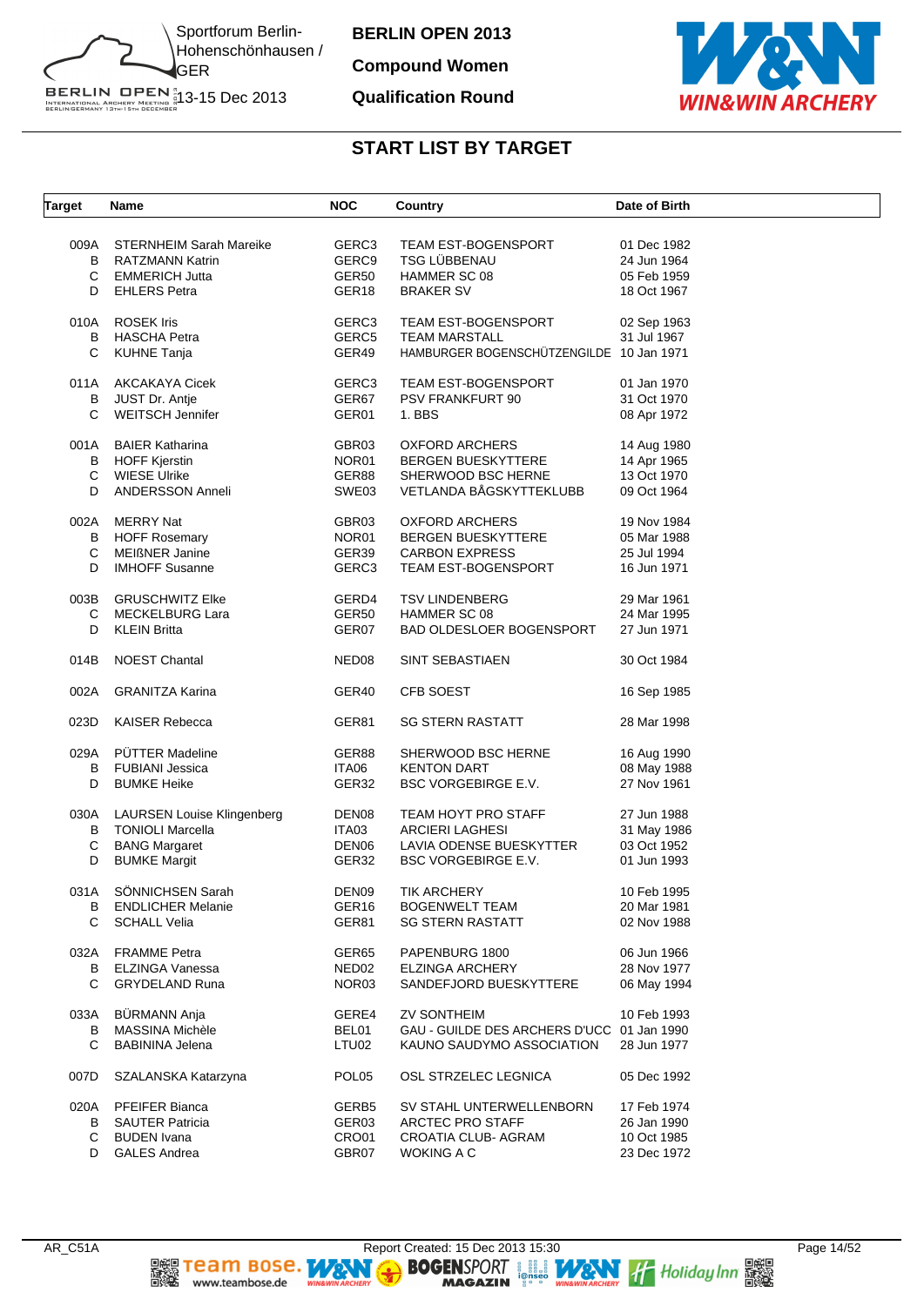Sportforum Berlin-Hohenschönhausen / GER

13-15 Dec 2013

# BERLIN OPEN 2013

## Compound Women

## Qualification Round

## START LIST BY TARGET

| Target | Name | NOC | Country | Date of Birth |
|---|---|---|---|---|
| 009A | STERNHEIM Sarah Mareike | GERC3 | TEAM EST-BOGENSPORT | 01 Dec 1982 |
| B | RATZMANN Katrin | GERC9 | TSG LÜBBENAU | 24 Jun 1964 |
| C | EMMERICH Jutta | GER50 | HAMMER SC 08 | 05 Feb 1959 |
| D | EHLERS Petra | GER18 | BRAKER SV | 18 Oct 1967 |
| 010A | ROSEK Iris | GERC3 | TEAM EST-BOGENSPORT | 02 Sep 1963 |
| B | HASCHA Petra | GERC5 | TEAM MARSTALL | 31 Jul 1967 |
| C | KUHNE Tanja | GER49 | HAMBURGER BOGENSCHÜTZENGILDE | 10 Jan 1971 |
| 011A | AKCAKAYA Cicek | GERC3 | TEAM EST-BOGENSPORT | 01 Jan 1970 |
| B | JUST Dr. Antje | GER67 | PSV FRANKFURT 90 | 31 Oct 1970 |
| C | WEITSCH Jennifer | GER01 | 1. BBS | 08 Apr 1972 |
| 001A | BAIER Katharina | GBR03 | OXFORD ARCHERS | 14 Aug 1980 |
| B | HOFF Kjerstin | NOR01 | BERGEN BUESKYTTERE | 14 Apr 1965 |
| C | WIESE Ulrike | GER88 | SHERWOOD BSC HERNE | 13 Oct 1970 |
| D | ANDERSSON Anneli | SWE03 | VETLANDA BÅGSKYTTEKLUBB | 09 Oct 1964 |
| 002A | MERRY Nat | GBR03 | OXFORD ARCHERS | 19 Nov 1984 |
| B | HOFF Rosemary | NOR01 | BERGEN BUESKYTTERE | 05 Mar 1988 |
| C | MEIßNER Janine | GER39 | CARBON EXPRESS | 25 Jul 1994 |
| D | IMHOFF Susanne | GERC3 | TEAM EST-BOGENSPORT | 16 Jun 1971 |
| 003B | GRUSCHWITZ Elke | GERD4 | TSV LINDENBERG | 29 Mar 1961 |
| C | MECKELBURG Lara | GER50 | HAMMER SC 08 | 24 Mar 1995 |
| D | KLEIN Britta | GER07 | BAD OLDESLOER BOGENSPORT | 27 Jun 1971 |
| 014B | NOEST Chantal | NED08 | SINT SEBASTIAEN | 30 Oct 1984 |
| 002A | GRANITZA Karina | GER40 | CFB SOEST | 16 Sep 1985 |
| 023D | KAISER Rebecca | GER81 | SG STERN RASTATT | 28 Mar 1998 |
| 029A | PÜTTER Madeline | GER88 | SHERWOOD BSC HERNE | 16 Aug 1990 |
| B | FUBIANI Jessica | ITA06 | KENTON DART | 08 May 1988 |
| D | BUMKE Heike | GER32 | BSC VORGEBIRGE E.V. | 27 Nov 1961 |
| 030A | LAURSEN Louise Klingenberg | DEN08 | TEAM HOYT PRO STAFF | 27 Jun 1988 |
| B | TONIOLI Marcella | ITA03 | ARCIERI LAGHESI | 31 May 1986 |
| C | BANG Margaret | DEN06 | LAVIA ODENSE BUESKYTTER | 03 Oct 1952 |
| D | BUMKE Margit | GER32 | BSC VORGEBIRGE E.V. | 01 Jun 1993 |
| 031A | SÖNNICHSEN Sarah | DEN09 | TIK ARCHERY | 10 Feb 1995 |
| B | ENDLICHER Melanie | GER16 | BOGENWELT TEAM | 20 Mar 1981 |
| C | SCHALL Velia | GER81 | SG STERN RASTATT | 02 Nov 1988 |
| 032A | FRAMME Petra | GER65 | PAPENBURG 1800 | 06 Jun 1966 |
| B | ELZINGA Vanessa | NED02 | ELZINGA ARCHERY | 28 Nov 1977 |
| C | GRYDELAND Runa | NOR03 | SANDEFJORD BUESKYTTERE | 06 May 1994 |
| 033A | BÜRMANN Anja | GERE4 | ZV SONTHEIM | 10 Feb 1993 |
| B | MASSINA Michèle | BEL01 | GAU - GUILDE DES ARCHERS D'UCC | 01 Jan 1990 |
| C | BABININA Jelena | LTU02 | KAUNO SAUDYMO ASSOCIATION | 28 Jun 1977 |
| 007D | SZALANSKA Katarzyna | POL05 | OSL STRZELEC LEGNICA | 05 Dec 1992 |
| 020A | PFEIFER Bianca | GERB5 | SV STAHL UNTERWELLENBORN | 17 Feb 1974 |
| B | SAUTER Patricia | GER03 | ARCTEC PRO STAFF | 26 Jan 1990 |
| C | BUDEN Ivana | CRO01 | CROATIA CLUB- AGRAM | 10 Oct 1985 |
| D | GALES Andrea | GBR07 | WOKING A C | 23 Dec 1972 |

AR_C51A — Report Created: 15 Dec 2013 15:30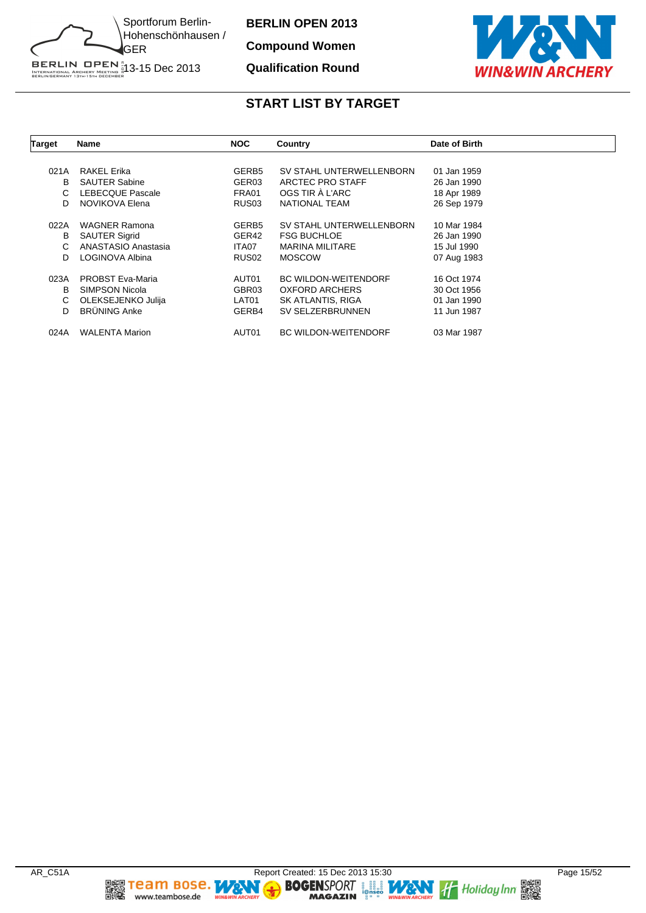Sportforum Berlin-Hohenschönhausen / GER

13-15 Dec 2013

**BERLIN OPEN 2013**

**Compound Women**

**Qualification Round**

## START LIST BY TARGET

| Target | Name | NOC | Country | Date of Birth |
|---|---|---|---|---|
| 021A | RAKEL Erika | GERB5 | SV STAHL UNTERWELLENBORN | 01 Jan 1959 |
| B | SAUTER Sabine | GER03 | ARCTEC PRO STAFF | 26 Jan 1990 |
| C | LEBECQUE Pascale | FRA01 | OGS TIR À L'ARC | 18 Apr 1989 |
| D | NOVIKOVA Elena | RUS03 | NATIONAL TEAM | 26 Sep 1979 |
| 022A | WAGNER Ramona | GERB5 | SV STAHL UNTERWELLENBORN | 10 Mar 1984 |
| B | SAUTER Sigrid | GER42 | FSG BUCHLOE | 26 Jan 1990 |
| C | ANASTASIO Anastasia | ITA07 | MARINA MILITARE | 15 Jul 1990 |
| D | LOGINOVA Albina | RUS02 | MOSCOW | 07 Aug 1983 |
| 023A | PROBST Eva-Maria | AUT01 | BC WILDON-WEITENDORF | 16 Oct 1974 |
| B | SIMPSON Nicola | GBR03 | OXFORD ARCHERS | 30 Oct 1956 |
| C | OLEKSEJENKO Julija | LAT01 | SK ATLANTIS, RIGA | 01 Jan 1990 |
| D | BRÜNING Anke | GERB4 | SV SELZERBRUNNEN | 11 Jun 1987 |
| 024A | WALENTA Marion | AUT01 | BC WILDON-WEITENDORF | 03 Mar 1987 |

AR_C51A

Report Created: 15 Dec 2013 15:30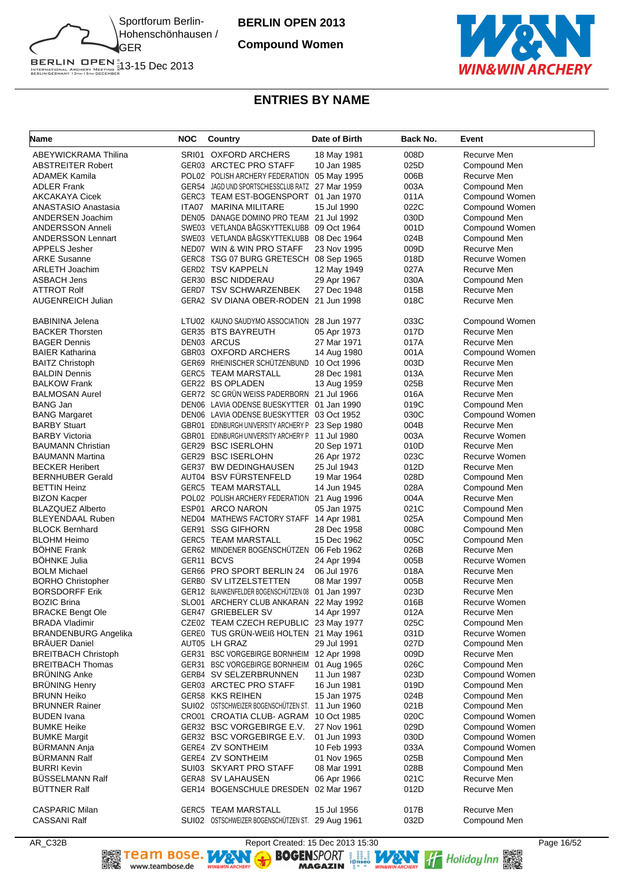# BERLIN OPEN 2013

**Compound Women**

Sportforum Berlin-Hohenschönhausen / GER

13-15 Dec 2013

## ENTRIES BY NAME

| Name | NOC | Country | Date of Birth | Back No. | Event |
|---|---|---|---|---|---|
| ABEYWICKRAMA Thilina | SRI01 | OXFORD ARCHERS | 18 May 1981 | 008D | Recurve Men |
| ABSTREITER Robert | GER03 | ARCTEC PRO STAFF | 10 Jan 1985 | 025D | Compound Men |
| ADAMEK Kamila | POL02 | POLISH ARCHERY FEDERATION | 05 May 1995 | 006B | Recurve Men |
| ADLER Frank | GER54 | JAGD UND SPORTSCHIESSCLUB RATZ | 27 Mar 1959 | 003A | Compound Men |
| AKCAKAYA Cicek | GERC3 | TEAM EST-BOGENSPORT | 01 Jan 1970 | 011A | Compound Women |
| ANASTASIO Anastasia | ITA07 | MARINA MILITARE | 15 Jul 1990 | 022C | Compound Women |
| ANDERSEN Joachim | DEN05 | DANAGE DOMINO PRO TEAM | 21 Jul 1992 | 030D | Compound Men |
| ANDERSSON Anneli | SWE03 | VETLANDA BÅGSKYTTEKLUBB | 09 Oct 1964 | 001D | Compound Women |
| ANDERSSON Lennart | SWE03 | VETLANDA BÅGSKYTTEKLUBB | 08 Dec 1964 | 024B | Compound Men |
| APPELS Jesher | NED07 | WIN & WIN PRO STAFF | 23 Nov 1995 | 009D | Recurve Men |
| ARKE Susanne | GERC8 | TSG 07 BURG GRETESCH | 08 Sep 1965 | 018D | Recurve Women |
| ARLETH Joachim | GERD2 | TSV KAPPELN | 12 May 1949 | 027A | Recurve Men |
| ASBACH Jens | GER30 | BSC NIDDERAU | 29 Apr 1967 | 030A | Compound Men |
| ATTROT Rolf | GERD7 | TSV SCHWARZENBEK | 27 Dec 1948 | 015B | Recurve Men |
| AUGENREICH Julian | GERA2 | SV DIANA OBER-RODEN | 21 Jun 1998 | 018C | Recurve Men |
| | | | | | |
| BABININA Jelena | LTU02 | KAUNO SAUDYMO ASSOCIATION | 28 Jun 1977 | 033C | Compound Women |
| BACKER Thorsten | GER35 | BTS BAYREUTH | 05 Apr 1973 | 017D | Recurve Men |
| BAGER Dennis | DEN03 | ARCUS | 27 Mar 1971 | 017A | Recurve Men |
| BAIER Katharina | GBR03 | OXFORD ARCHERS | 14 Aug 1980 | 001A | Compound Women |
| BAITZ Christoph | GER69 | RHEINISCHER SCHÜTZENBUND | 10 Oct 1996 | 003D | Recurve Men |
| BALDIN Dennis | GERC5 | TEAM MARSTALL | 28 Dec 1981 | 013A | Recurve Men |
| BALKOW Frank | GER22 | BS OPLADEN | 13 Aug 1959 | 025B | Recurve Men |
| BALMOSAN Aurel | GER72 | SC GRÜN WEISS PADERBORN | 21 Jul 1966 | 016A | Recurve Men |
| BANG Jan | DEN06 | LAVIA ODENSE BUESKYTTER | 01 Jan 1990 | 019C | Compound Men |
| BANG Margaret | DEN06 | LAVIA ODENSE BUESKYTTER | 03 Oct 1952 | 030C | Compound Women |
| BARBY Stuart | GBR01 | EDINBURGH UNIVERSITY ARCHERY P | 23 Sep 1980 | 004B | Recurve Men |
| BARBY Victoria | GBR01 | EDINBURGH UNIVERSITY ARCHERY P | 11 Jul 1980 | 003A | Recurve Women |
| BAUMANN Christian | GER29 | BSC ISERLOHN | 20 Sep 1971 | 010D | Recurve Men |
| BAUMANN Martina | GER29 | BSC ISERLOHN | 26 Apr 1972 | 023C | Recurve Women |
| BECKER Heribert | GER37 | BW DEDINGHAUSEN | 25 Jul 1943 | 012D | Recurve Men |
| BERNHUBER Gerald | AUT04 | BSV FÜRSTENFELD | 19 Mar 1964 | 028D | Compound Men |
| BETTIN Heinz | GERC5 | TEAM MARSTALL | 14 Jun 1945 | 028A | Compound Men |
| BIZON Kacper | POL02 | POLISH ARCHERY FEDERATION | 21 Aug 1996 | 004A | Recurve Men |
| BLAZQUEZ Alberto | ESP01 | ARCO NARON | 05 Jan 1975 | 021C | Compound Men |
| BLEYENDAAL Ruben | NED04 | MATHEWS FACTORY STAFF | 14 Apr 1981 | 025A | Compound Men |
| BLOCK Bernhard | GER91 | SSG GIFHORN | 28 Dec 1958 | 008C | Compound Men |
| BLOHM Heimo | GERC5 | TEAM MARSTALL | 15 Dec 1962 | 005C | Compound Men |
| BÖHNE Frank | GER62 | MINDENER BOGENSCHÜTZEN | 06 Feb 1962 | 026B | Recurve Men |
| BÖHNKE Julia | GER11 | BCVS | 24 Apr 1994 | 005B | Recurve Women |
| BOLM Michael | GER66 | PRO SPORT BERLIN 24 | 06 Jul 1976 | 018A | Recurve Men |
| BORHO Christopher | GERB0 | SV LITZELSTETTEN | 08 Mar 1997 | 005B | Recurve Men |
| BORSDORFF Erik | GER12 | BLANKENFELDER BOGENSCHÜTZEN 08 | 01 Jan 1997 | 023D | Recurve Men |
| BOZIC Brina | SLO01 | ARCHERY CLUB ANKARAN | 22 May 1992 | 016B | Recurve Women |
| BRACKE Bengt Ole | GER47 | GRIEBELER SV | 14 Apr 1997 | 012A | Recurve Men |
| BRADA Vladimir | CZE02 | TEAM CZECH REPUBLIC | 23 May 1977 | 025C | Compound Men |
| BRANDENBURG Angelika | GERE0 | TUS GRÜN-WEIß HOLTEN | 21 May 1961 | 031D | Recurve Women |
| BRÄUER Daniel | AUT05 | LH GRAZ | 29 Jul 1991 | 027D | Compound Men |
| BREITBACH Christoph | GER31 | BSC VORGEBIRGE BORNHEIM | 12 Apr 1998 | 009D | Recurve Men |
| BREITBACH Thomas | GER31 | BSC VORGEBIRGE BORNHEIM | 01 Aug 1965 | 026C | Compound Men |
| BRÜNING Anke | GERB4 | SV SELZERBRUNNEN | 11 Jun 1987 | 023D | Compound Women |
| BRÜNING Henry | GER03 | ARCTEC PRO STAFF | 16 Jun 1981 | 019D | Compound Men |
| BRUNN Heiko | GER58 | KKS REIHEN | 15 Jan 1975 | 024B | Compound Men |
| BRUNNER Rainer | SUI02 | OSTSCHWEIZER BOGENSCHÜTZEN ST. | 11 Jun 1960 | 021B | Compound Men |
| BUDEN Ivana | CRO01 | CROATIA CLUB- AGRAM | 10 Oct 1985 | 020C | Compound Women |
| BUMKE Heike | GER32 | BSC VORGEBIRGE E.V. | 27 Nov 1961 | 029D | Compound Women |
| BUMKE Margit | GER32 | BSC VORGEBIRGE E.V. | 01 Jun 1993 | 030D | Compound Women |
| BÜRMANN Anja | GERE4 | ZV SONTHEIM | 10 Feb 1993 | 033A | Compound Women |
| BÜRMANN Ralf | GERE4 | ZV SONTHEIM | 01 Nov 1965 | 025B | Compound Men |
| BURRI Kevin | SUI03 | SKYART PRO STAFF | 08 Mar 1991 | 028B | Compound Men |
| BÜSSELMANN Ralf | GERA8 | SV LAHAUSEN | 06 Apr 1966 | 021C | Recurve Men |
| BÜTTNER Ralf | GER14 | BOGENSCHULE DRESDEN | 02 Mar 1967 | 012D | Recurve Men |
| | | | | | |
| CASPARIC Milan | GERC5 | TEAM MARSTALL | 15 Jul 1956 | 017B | Recurve Men |
| CASSANI Ralf | SUI02 | OSTSCHWEIZER BOGENSCHÜTZEN ST. | 29 Aug 1961 | 032D | Compound Men |

AR_C32B    Report Created: 15 Dec 2013 15:30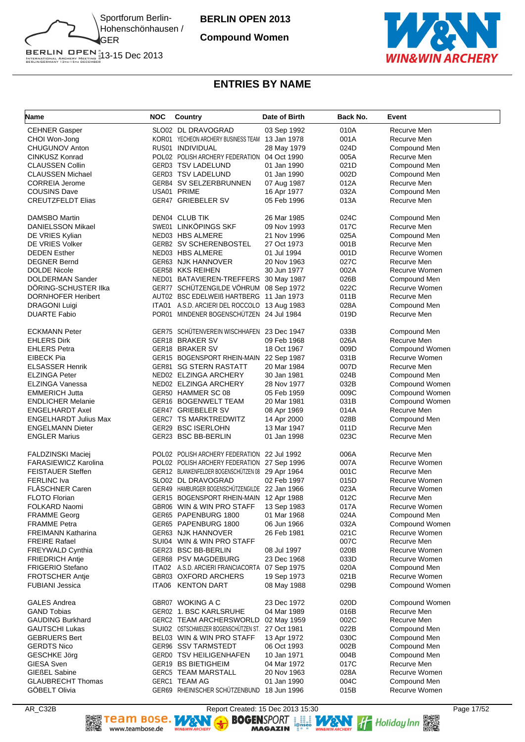# BERLIN OPEN 2013

**Compound Women**

Sportforum Berlin-Hohenschönhausen / GER

13-15 Dec 2013

## ENTRIES BY NAME

| Name | NOC | Country | Date of Birth | Back No. | Event |
|---|---|---|---|---|---|
| CEHNER Gasper | SLO02 | DL DRAVOGRAD | 03 Sep 1992 | 010A | Recurve Men |
| CHOI Won-Jong | KOR01 | YECHEON ARCHERY BUSINESS TEAM | 13 Jan 1978 | 001A | Recurve Men |
| CHUGUNOV Anton | RUS01 | INDIVIDUAL | 28 May 1979 | 024D | Compound Men |
| CINKUSZ Konrad | POL02 | POLISH ARCHERY FEDERATION | 04 Oct 1990 | 005A | Recurve Men |
| CLAUSSEN Collin | GERD3 | TSV LADELUND | 01 Jan 1990 | 021D | Compound Men |
| CLAUSSEN Michael | GERD3 | TSV LADELUND | 01 Jan 1990 | 002D | Compound Men |
| CORREIA Jerome | GER84 | SV SELZERBRUNNEN | 07 Aug 1987 | 012A | Recurve Men |
| COUSINS Dave | USA01 | PRIME | 16 Apr 1977 | 032A | Compound Men |
| CREUTZFELDT Elias | GER47 | GRIEBELER SV | 05 Feb 1996 | 013A | Recurve Men |
| DAMSBO Martin | DEN04 | CLUB TIK | 26 Mar 1985 | 024C | Compound Men |
| DANIELSSON Mikael | SWE01 | LINKÖPINGS SKF | 09 Nov 1993 | 017C | Recurve Men |
| DE VRIES Kylian | NED03 | HBS ALMERE | 21 Nov 1996 | 025A | Compound Men |
| DE VRIES Volker | GERB2 | SV SCHERENBOSTEL | 27 Oct 1973 | 001B | Recurve Men |
| DEDEN Esther | NED03 | HBS ALMERE | 01 Jul 1994 | 001D | Recurve Women |
| DEGNER Bernd | GER63 | NJK HANNOVER | 20 Nov 1963 | 027C | Recurve Men |
| DOLDE Nicole | GER58 | KKS REIHEN | 30 Jun 1977 | 002A | Recurve Women |
| DOLDERMAN Sander | NED01 | BATAVIEREN-TREFFERS | 30 May 1987 | 026B | Compound Men |
| DÖRING-SCHUSTER Ilka | GER77 | SCHÜTZENGILDE VÖHRUM | 08 Sep 1972 | 022C | Recurve Women |
| DORNHOFER Heribert | AUT02 | BSC EDELWEIß HARTBERG | 11 Jan 1973 | 011B | Recurve Men |
| DRAGONI Luigi | ITA01 | A.S.D. ARCIERI DEL ROCCOLO | 13 Aug 1983 | 028A | Compound Men |
| DUARTE Fabio | POR01 | MINDENER BOGENSCHÜTZEN | 24 Jul 1984 | 019D | Recurve Men |
| ECKMANN Peter | GER75 | SCHÜTENVEREIN WISCHHAFEN | 23 Dec 1947 | 033B | Compound Men |
| EHLERS Dirk | GER18 | BRAKER SV | 09 Feb 1968 | 026A | Recurve Men |
| EHLERS Petra | GER18 | BRAKER SV | 18 Oct 1967 | 009D | Compound Women |
| EIBECK Pia | GER15 | BOGENSPORT RHEIN-MAIN | 22 Sep 1987 | 031B | Recurve Women |
| ELSASSER Henrik | GER81 | SG STERN RASTATT | 20 Mar 1984 | 007D | Recurve Men |
| ELZINGA Peter | NED02 | ELZINGA ARCHERY | 30 Jan 1981 | 024B | Compound Men |
| ELZINGA Vanessa | NED02 | ELZINGA ARCHERY | 28 Nov 1977 | 032B | Compound Women |
| EMMERICH Jutta | GER50 | HAMMER SC 08 | 05 Feb 1959 | 009C | Compound Women |
| ENDLICHER Melanie | GER16 | BOGENWELT TEAM | 20 Mar 1981 | 031B | Compound Women |
| ENGELHARDT Axel | GER47 | GRIEBELER SV | 08 Apr 1969 | 014A | Recurve Men |
| ENGELHARDT Julius Max | GERC7 | TS MARKTREDWITZ | 14 Apr 2000 | 028B | Compound Men |
| ENGELMANN Dieter | GER29 | BSC ISERLOHN | 13 Mar 1947 | 011D | Recurve Men |
| ENGLER Marius | GER23 | BSC BB-BERLIN | 01 Jan 1998 | 023C | Recurve Men |
| FALDZINSKI Maciej | POL02 | POLISH ARCHERY FEDERATION | 22 Jul 1992 | 006A | Recurve Men |
| FARASIEWICZ Karolina | POL02 | POLISH ARCHERY FEDERATION | 27 Sep 1996 | 007A | Recurve Women |
| FEISTAUER Steffen | GER12 | BLANKENFELDER BOGENSCHÜTZEN 08 | 29 Apr 1964 | 001C | Recurve Men |
| FERLINC Iva | SLO02 | DL DRAVOGRAD | 02 Feb 1997 | 015D | Recurve Women |
| FLÄSCHNER Caren | GER49 | HAMBURGER BOGENSCHÜTZENGILDE | 22 Jan 1966 | 023A | Recurve Women |
| FLOTO Florian | GER15 | BOGENSPORT RHEIN-MAIN | 12 Apr 1988 | 012C | Recurve Men |
| FOLKARD Naomi | GBR06 | WIN & WIN PRO STAFF | 13 Sep 1983 | 017A | Recurve Women |
| FRAMME Georg | GER65 | PAPENBURG 1800 | 01 Mar 1968 | 024A | Compound Men |
| FRAMME Petra | GER65 | PAPENBURG 1800 | 06 Jun 1966 | 032A | Compound Women |
| FREIMANN Katharina | GER63 | NJK HANNOVER | 26 Feb 1981 | 021C | Recurve Women |
| FREIRE Rafael | SUI04 | WIN & WIN PRO STAFF | | 007C | Recurve Men |
| FREYWALD Cynthia | GER23 | BSC BB-BERLIN | 08 Jul 1997 | 020B | Recurve Women |
| FRIEDRICH Antje | GER68 | PSV MAGDEBURG | 23 Dec 1968 | 033D | Recurve Women |
| FRIGERIO Stefano | ITA02 | A.S.D. ARCIERI FRANCIACORTA | 07 Sep 1975 | 020A | Compound Men |
| FROTSCHER Antje | GBR03 | OXFORD ARCHERS | 19 Sep 1973 | 021B | Recurve Women |
| FUBIANI Jessica | ITA06 | KENTON DART | 08 May 1988 | 029B | Compound Women |
| GALES Andrea | GBR07 | WOKING A C | 23 Dec 1972 | 020D | Compound Women |
| GAND Tobias | GER02 | 1. BSC KARLSRUHE | 04 Mar 1989 | 016B | Recurve Men |
| GAUDING Burkhard | GERC2 | TEAM ARCHERSWORLD | 02 May 1959 | 002C | Recurve Men |
| GAUTSCHI Lukas | SUI02 | OSTSCHWEIZER BOGENSCHÜTZEN ST. | 27 Oct 1981 | 022B | Compound Men |
| GEBRUERS Bert | BEL03 | WIN & WIN PRO STAFF | 13 Apr 1972 | 030C | Compound Men |
| GERDTS Nico | GER96 | SSV TARMSTEDT | 06 Oct 1993 | 002B | Compound Men |
| GESCHKE Jörg | GERD0 | TSV HEILIGENHAFEN | 10 Jan 1971 | 004B | Compound Men |
| GIESA Sven | GER19 | BS BIETIGHEIM | 04 Mar 1972 | 017C | Recurve Men |
| GIEßEL Sabine | GERC5 | TEAM MARSTALL | 20 Nov 1963 | 028A | Recurve Women |
| GLAUBRECHT Thomas | GERC1 | TEAM AG | 01 Jan 1990 | 004C | Compound Men |
| GÖBELT Olivia | GER69 | RHEINISCHER SCHÜTZENBUND | 18 Jun 1996 | 015B | Recurve Women |

AR_C32B — Report Created: 15 Dec 2013 15:30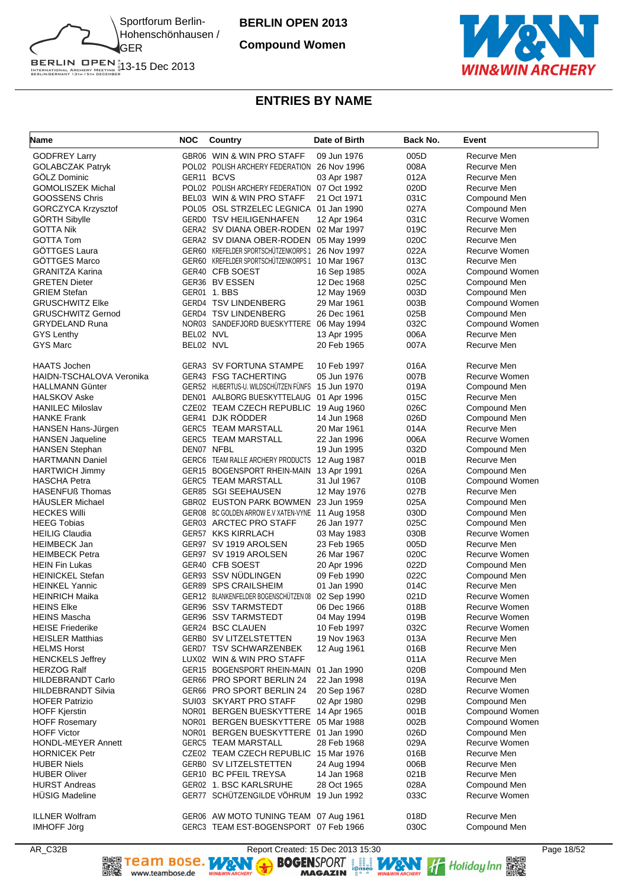# BERLIN OPEN 2013

## Compound Women

Sportforum Berlin-Hohenschönhausen / GER
13-15 Dec 2013

## ENTRIES BY NAME

| Name | NOC | Country | Date of Birth | Back No. | Event |
|---|---|---|---|---|---|
| GODFREY Larry | GBR06 | WIN & WIN PRO STAFF | 09 Jun 1976 | 005D | Recurve Men |
| GOLABCZAK Patryk | POL02 | POLISH ARCHERY FEDERATION | 26 Nov 1996 | 008A | Recurve Men |
| GÖLZ Dominic | GER11 | BCVS | 03 Apr 1987 | 012A | Recurve Men |
| GOMOLISZEK Michal | POL02 | POLISH ARCHERY FEDERATION | 07 Oct 1992 | 020D | Recurve Men |
| GOOSSENS Chris | BEL03 | WIN & WIN PRO STAFF | 21 Oct 1971 | 031C | Compound Men |
| GORCZYCA Krzysztof | POL05 | OSL STRZELEC LEGNICA | 01 Jan 1990 | 027A | Compound Men |
| GÖRTH Sibylle | GERD0 | TSV HEILIGENHAFEN | 12 Apr 1964 | 031C | Recurve Women |
| GOTTA Nik | GERA2 | SV DIANA OBER-RODEN | 02 Mar 1997 | 019C | Recurve Men |
| GOTTA Tom | GERA2 | SV DIANA OBER-RODEN | 05 May 1999 | 020C | Recurve Men |
| GÖTTGES Laura | GER60 | KREFELDER SPORTSCHÜTZENKORPS 1 | 26 Nov 1997 | 022A | Recurve Women |
| GÖTTGES Marco | GER60 | KREFELDER SPORTSCHÜTZENKORPS 1 | 10 Mar 1967 | 013C | Recurve Men |
| GRANITZA Karina | GER40 | CFB SOEST | 16 Sep 1985 | 002A | Compound Women |
| GRETEN Dieter | GER36 | BV ESSEN | 12 Dec 1968 | 025C | Compound Men |
| GRIEM Stefan | GER01 | 1. BBS | 12 May 1969 | 003D | Compound Men |
| GRUSCHWITZ Elke | GERD4 | TSV LINDENBERG | 29 Mar 1961 | 003B | Compound Women |
| GRUSCHWITZ Gernod | GERD4 | TSV LINDENBERG | 26 Dec 1961 | 025B | Compound Men |
| GRYDELAND Runa | NOR03 | SANDEFJORD BUESKYTTERE | 06 May 1994 | 032C | Compound Women |
| GYS Lenthy | BEL02 | NVL | 13 Apr 1995 | 006A | Recurve Men |
| GYS Marc | BEL02 | NVL | 20 Feb 1965 | 007A | Recurve Men |
| HAATS Jochen | GERA3 | SV FORTUNA STAMPE | 10 Feb 1997 | 016A | Recurve Men |
| HAIDN-TSCHALOVA Veronika | GER43 | FSG TACHERTING | 05 Jun 1976 | 007B | Recurve Women |
| HALLMANN Günter | GER52 | HUBERTUS-U. WILDSCHÜTZEN FÜNFS | 15 Jun 1970 | 019A | Compound Men |
| HALSKOV Aske | DEN01 | AALBORG BUESKYTTELAUG | 01 Apr 1996 | 015C | Recurve Men |
| HANILEC Miloslav | CZE02 | TEAM CZECH REPUBLIC | 19 Aug 1960 | 026C | Compound Men |
| HANKE Frank | GER41 | DJK RÖDDER | 14 Jun 1968 | 026D | Compound Men |
| HANSEN Hans-Jürgen | GERC5 | TEAM MARSTALL | 20 Mar 1961 | 014A | Recurve Men |
| HANSEN Jaqueline | GERC5 | TEAM MARSTALL | 22 Jan 1996 | 006A | Recurve Women |
| HANSEN Stephan | DEN07 | NFBL | 19 Jun 1995 | 032D | Compound Men |
| HARTMANN Daniel | GERC6 | TEAM RALLE ARCHERY PRODUCTS | 12 Aug 1987 | 001B | Recurve Men |
| HARTWICH Jimmy | GER15 | BOGENSPORT RHEIN-MAIN | 13 Apr 1991 | 026A | Compound Men |
| HASCHA Petra | GERC5 | TEAM MARSTALL | 31 Jul 1967 | 010B | Compound Women |
| HASENFUß Thomas | GER85 | SGI SEEHAUSEN | 12 May 1976 | 027B | Recurve Men |
| HÄUSLER Michael | GBR02 | EUSTON PARK BOWMEN | 23 Jun 1959 | 025A | Compound Men |
| HECKES Willi | GER08 | BC GOLDEN ARROW E.V XATEN-VYNE | 11 Aug 1958 | 030D | Compound Men |
| HEEG Tobias | GER03 | ARCTEC PRO STAFF | 26 Jan 1977 | 025C | Compound Men |
| HEILIG Claudia | GER57 | KKS KIRRLACH | 03 May 1983 | 030B | Recurve Women |
| HEIMBECK Jan | GER97 | SV 1919 AROLSEN | 23 Feb 1965 | 005D | Recurve Men |
| HEIMBECK Petra | GER97 | SV 1919 AROLSEN | 26 Mar 1967 | 020C | Recurve Women |
| HEIN Fin Lukas | GER40 | CFB SOEST | 20 Apr 1996 | 022D | Compound Men |
| HEINICKEL Stefan | GER93 | SSV NÜDLINGEN | 09 Feb 1990 | 022C | Compound Men |
| HEINKEL Yannic | GER89 | SPS CRAILSHEIM | 01 Jan 1990 | 014C | Recurve Men |
| HEINRICH Maika | GER12 | BLANKENFELDER BOGENSCHÜTZEN 08 | 02 Sep 1990 | 021D | Recurve Women |
| HEINS Elke | GER96 | SSV TARMSTEDT | 06 Dec 1966 | 018B | Recurve Women |
| HEINS Mascha | GER96 | SSV TARMSTEDT | 04 May 1994 | 019B | Recurve Women |
| HEISE Friederike | GER24 | BSC CLAUEN | 10 Feb 1997 | 032C | Recurve Women |
| HEISLER Matthias | GERB0 | SV LITZELSTETTEN | 19 Nov 1963 | 013A | Recurve Men |
| HELMS Horst | GERD7 | TSV SCHWARZENBEK | 12 Aug 1961 | 016B | Recurve Men |
| HENCKELS Jeffrey | LUX02 | WIN & WIN PRO STAFF | | 011A | Recurve Men |
| HERZOG Ralf | GER15 | BOGENSPORT RHEIN-MAIN | 01 Jan 1990 | 020B | Compound Men |
| HILDEBRANDT Carlo | GER66 | PRO SPORT BERLIN 24 | 22 Jan 1998 | 019A | Recurve Men |
| HILDEBRANDT Silvia | GER66 | PRO SPORT BERLIN 24 | 20 Sep 1967 | 028D | Recurve Women |
| HOFER Patrizio | SUI03 | SKYART PRO STAFF | 02 Apr 1980 | 029B | Compound Men |
| HOFF Kjerstin | NOR01 | BERGEN BUESKYTTERE | 14 Apr 1965 | 001B | Compound Women |
| HOFF Rosemary | NOR01 | BERGEN BUESKYTTERE | 05 Mar 1988 | 002B | Compound Women |
| HOFF Victor | NOR01 | BERGEN BUESKYTTERE | 01 Jan 1990 | 026D | Compound Men |
| HONDL-MEYER Annett | GERC5 | TEAM MARSTALL | 28 Feb 1968 | 029A | Recurve Women |
| HORNICEK Petr | CZE02 | TEAM CZECH REPUBLIC | 15 Mar 1976 | 016B | Recurve Men |
| HUBER Niels | GERB0 | SV LITZELSTETTEN | 24 Aug 1994 | 006B | Recurve Men |
| HUBER Oliver | GER10 | BC PFEIL TREYSA | 14 Jan 1968 | 021B | Recurve Men |
| HURST Andreas | GER02 | 1. BSC KARLSRUHE | 28 Oct 1965 | 028A | Compound Men |
| HÜSIG Madeline | GER77 | SCHÜTZENGILDE VÖHRUM | 19 Jun 1992 | 033C | Recurve Women |
| ILLNER Wolfram | GER06 | AW MOTO TUNING TEAM | 07 Aug 1961 | 018D | Recurve Men |
| IMHOFF Jörg | GERC3 | TEAM EST-BOGENSPORT | 07 Feb 1966 | 030C | Compound Men |

AR_C32B    Report Created: 15 Dec 2013 15:30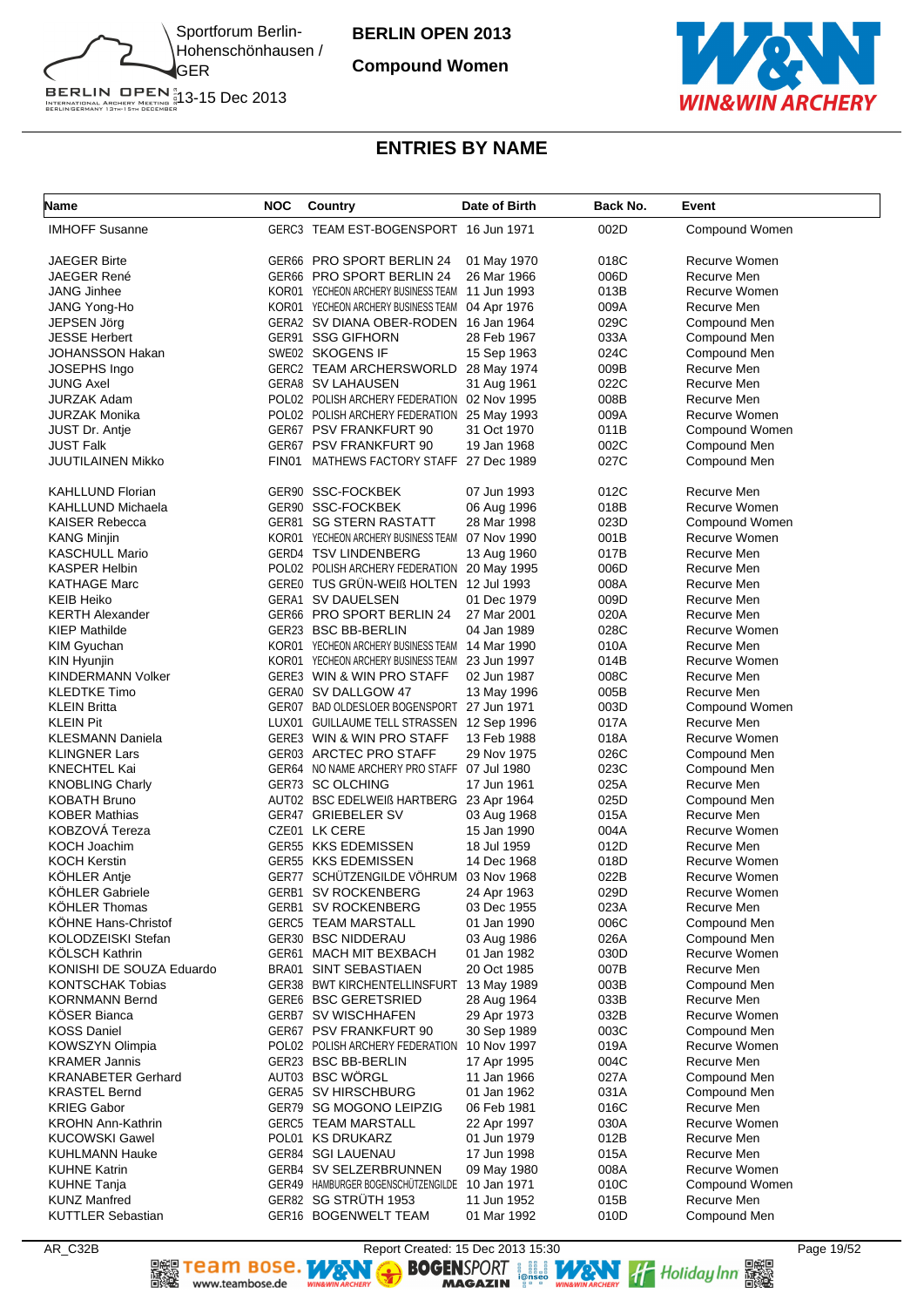BERLIN OPEN 2013

Compound Women

Sportforum Berlin-Hohenschönhausen / GER

13-15 Dec 2013

## ENTRIES BY NAME

| Name | NOC | Country | Date of Birth | Back No. | Event |
|---|---|---|---|---|---|
| IMHOFF Susanne | GERC3 | TEAM EST-BOGENSPORT | 16 Jun 1971 | 002D | Compound Women |
| JAEGER Birte | GER66 | PRO SPORT BERLIN 24 | 01 May 1970 | 018C | Recurve Women |
| JAEGER René | GER66 | PRO SPORT BERLIN 24 | 26 Mar 1966 | 006D | Recurve Men |
| JANG Jinhee | KOR01 | YECHEON ARCHERY BUSINESS TEAM | 11 Jun 1993 | 013B | Recurve Women |
| JANG Yong-Ho | KOR01 | YECHEON ARCHERY BUSINESS TEAM | 04 Apr 1976 | 009A | Recurve Men |
| JEPSEN Jörg | GERA2 | SV DIANA OBER-RODEN | 16 Jan 1964 | 029C | Compound Men |
| JESSE Herbert | GER91 | SSG GIFHORN | 28 Feb 1967 | 033A | Compound Men |
| JOHANSSON Hakan | SWE02 | SKOGENS IF | 15 Sep 1963 | 024C | Compound Men |
| JOSEPHS Ingo | GERC2 | TEAM ARCHERSWORLD | 28 May 1974 | 009B | Recurve Men |
| JUNG Axel | GERA8 | SV LAHAUSEN | 31 Aug 1961 | 022C | Recurve Men |
| JURZAK Adam | POL02 | POLISH ARCHERY FEDERATION | 02 Nov 1995 | 008B | Recurve Men |
| JURZAK Monika | POL02 | POLISH ARCHERY FEDERATION | 25 May 1993 | 009A | Recurve Women |
| JUST Dr. Antje | GER67 | PSV FRANKFURT 90 | 31 Oct 1970 | 011B | Compound Women |
| JUST Falk | GER67 | PSV FRANKFURT 90 | 19 Jan 1968 | 002C | Compound Men |
| JUUTILAINEN Mikko | FIN01 | MATHEWS FACTORY STAFF | 27 Dec 1989 | 027C | Compound Men |
| KAHLLUND Florian | GER90 | SSC-FOCKBEK | 07 Jun 1993 | 012C | Recurve Men |
| KAHLLUND Michaela | GER90 | SSC-FOCKBEK | 06 Aug 1996 | 018B | Recurve Women |
| KAISER Rebecca | GER81 | SG STERN RASTATT | 28 Mar 1998 | 023D | Compound Women |
| KANG Minjin | KOR01 | YECHEON ARCHERY BUSINESS TEAM | 07 Nov 1990 | 001B | Recurve Women |
| KASCHULL Mario | GERD4 | TSV LINDENBERG | 13 Aug 1960 | 017B | Recurve Men |
| KASPER Helbin | POL02 | POLISH ARCHERY FEDERATION | 20 May 1995 | 006D | Recurve Men |
| KATHAGE Marc | GERE0 | TUS GRÜN-WEIß HOLTEN | 12 Jul 1993 | 008A | Recurve Men |
| KEIB Heiko | GERA1 | SV DAUELSEN | 01 Dec 1979 | 009D | Recurve Men |
| KERTH Alexander | GER66 | PRO SPORT BERLIN 24 | 27 Mar 2001 | 020A | Recurve Men |
| KIEP Mathilde | GER23 | BSC BB-BERLIN | 04 Jan 1989 | 028C | Recurve Women |
| KIM Gyuchan | KOR01 | YECHEON ARCHERY BUSINESS TEAM | 14 Mar 1990 | 010A | Recurve Men |
| KIN Hyunjin | KOR01 | YECHEON ARCHERY BUSINESS TEAM | 23 Jun 1997 | 014B | Recurve Women |
| KINDERMANN Volker | GERE3 | WIN & WIN PRO STAFF | 02 Jun 1987 | 008C | Recurve Men |
| KLEDTKE Timo | GERA0 | SV DALLGOW 47 | 13 May 1996 | 005B | Recurve Men |
| KLEIN Britta | GER07 | BAD OLDESLOER BOGENSPORT | 27 Jun 1971 | 003D | Compound Women |
| KLEIN Pit | LUX01 | GUILLAUME TELL STRASSEN | 12 Sep 1996 | 017A | Recurve Men |
| KLESMANN Daniela | GERE3 | WIN & WIN PRO STAFF | 13 Feb 1988 | 018A | Recurve Women |
| KLINGNER Lars | GER03 | ARCTEC PRO STAFF | 29 Nov 1975 | 026C | Compound Men |
| KNECHTEL Kai | GER64 | NO NAME ARCHERY PRO STAFF | 07 Jul 1980 | 023C | Compound Men |
| KNOBLING Charly | GER73 | SC OLCHING | 17 Jun 1961 | 025A | Recurve Men |
| KOBATH Bruno | AUT02 | BSC EDELWEIß HARTBERG | 23 Apr 1964 | 025D | Compound Men |
| KOBER Mathias | GER47 | GRIEBELER SV | 03 Aug 1968 | 015A | Recurve Men |
| KOBZOVÁ Tereza | CZE01 | LK CERE | 15 Jan 1990 | 004A | Recurve Women |
| KOCH Joachim | GER55 | KKS EDEMISSEN | 18 Jul 1959 | 012D | Recurve Men |
| KOCH Kerstin | GER55 | KKS EDEMISSEN | 14 Dec 1968 | 018D | Recurve Women |
| KÖHLER Antje | GER77 | SCHÜTZENGILDE VÖHRUM | 03 Nov 1968 | 022B | Recurve Women |
| KÖHLER Gabriele | GERB1 | SV ROCKENBERG | 24 Apr 1963 | 029D | Recurve Women |
| KÖHLER Thomas | GERB1 | SV ROCKENBERG | 03 Dec 1955 | 023A | Recurve Men |
| KÖHNE Hans-Christof | GERC5 | TEAM MARSTALL | 01 Jan 1990 | 006C | Compound Men |
| KOLODZEISKI Stefan | GER30 | BSC NIDDERAU | 03 Aug 1986 | 026A | Compound Men |
| KÖLSCH Kathrin | GER61 | MACH MIT BEXBACH | 01 Jan 1982 | 030D | Recurve Women |
| KONISHI DE SOUZA Eduardo | BRA01 | SINT SEBASTIAEN | 20 Oct 1985 | 007B | Recurve Men |
| KONTSCHAK Tobias | GER38 | BWT KIRCHENTELLINSFURT | 13 May 1989 | 003B | Compound Men |
| KORNMANN Bernd | GERE6 | BSC GERETSRIED | 28 Aug 1964 | 033B | Recurve Men |
| KÖSER Bianca | GERB7 | SV WISCHHAFEN | 29 Apr 1973 | 032B | Recurve Women |
| KOSS Daniel | GER67 | PSV FRANKFURT 90 | 30 Sep 1989 | 003C | Compound Men |
| KOWSZYN Olimpia | POL02 | POLISH ARCHERY FEDERATION | 10 Nov 1997 | 019A | Recurve Women |
| KRAMER Jannis | GER23 | BSC BB-BERLIN | 17 Apr 1995 | 004C | Recurve Men |
| KRANABETER Gerhard | AUT03 | BSC WÖRGL | 11 Jan 1966 | 027A | Compound Men |
| KRASTEL Bernd | GERA5 | SV HIRSCHBURG | 01 Jan 1962 | 031A | Compound Men |
| KRIEG Gabor | GER79 | SG MOGONO LEIPZIG | 06 Feb 1981 | 016C | Recurve Men |
| KROHN Ann-Kathrin | GERC5 | TEAM MARSTALL | 22 Apr 1997 | 030A | Recurve Women |
| KUCOWSKI Gawel | POL01 | KS DRUKARZ | 01 Jun 1979 | 012B | Recurve Men |
| KUHLMANN Hauke | GER84 | SGI LAUENAU | 17 Jun 1998 | 015A | Recurve Men |
| KUHNE Katrin | GERB4 | SV SELZERBRUNNEN | 09 May 1980 | 008A | Recurve Women |
| KUHNE Tanja | GER49 | HAMBURGER BOGENSCHÜTZENGILDE | 10 Jan 1971 | 010C | Compound Women |
| KUNZ Manfred | GER82 | SG STRÜTH 1953 | 11 Jun 1952 | 015B | Recurve Men |
| KUTTLER Sebastian | GER16 | BOGENWELT TEAM | 01 Mar 1992 | 010D | Compound Men |

AR_C32B — Report Created: 15 Dec 2013 15:30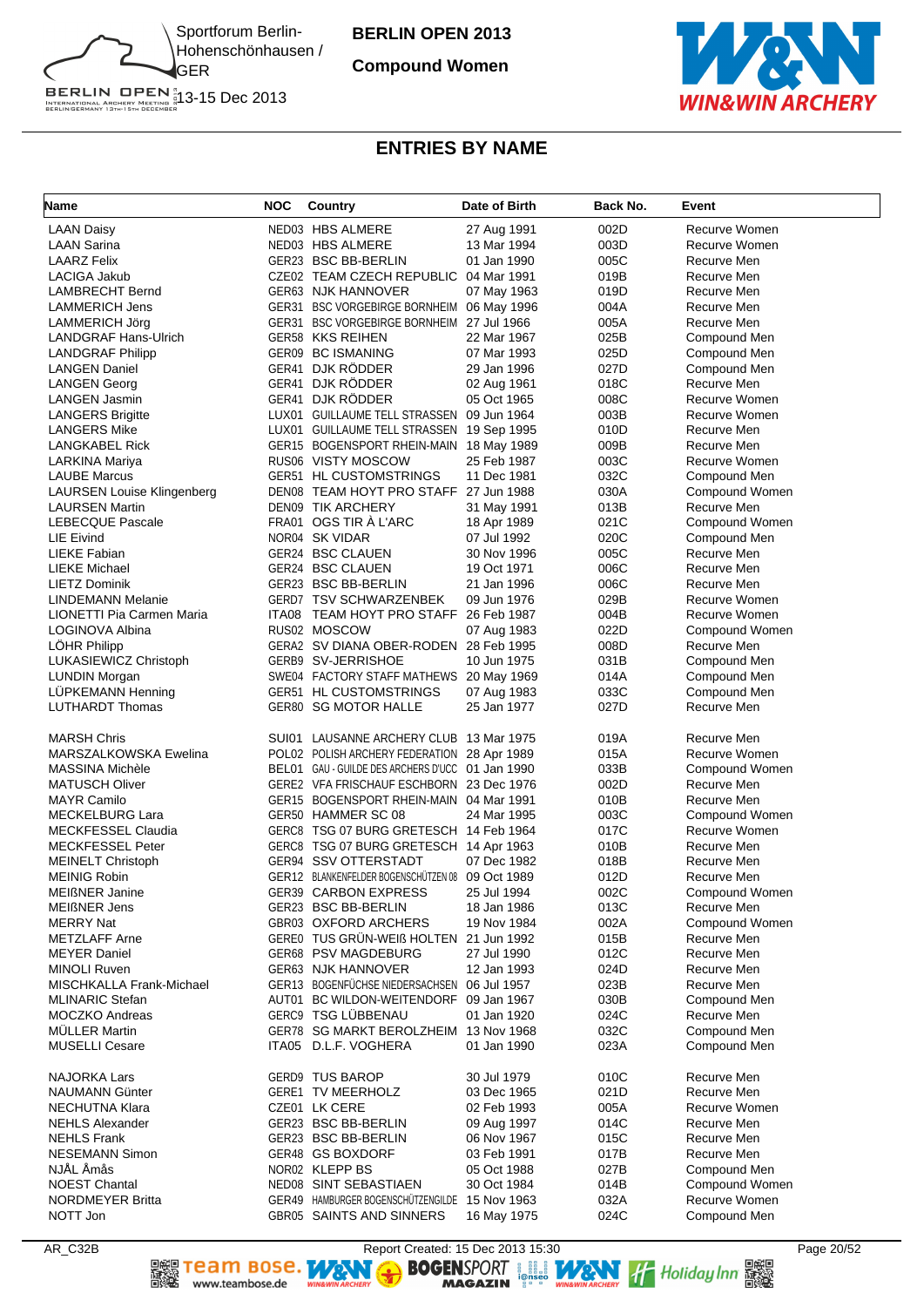# BERLIN OPEN 2013

**Compound Women**

Sportforum Berlin-Hohenschönhausen / GER

13-15 Dec 2013

## ENTRIES BY NAME

| Name | NOC | Country | Date of Birth | Back No. | Event |
|---|---|---|---|---|---|
| LAAN Daisy | NED03 | HBS ALMERE | 27 Aug 1991 | 002D | Recurve Women |
| LAAN Sarina | NED03 | HBS ALMERE | 13 Mar 1994 | 003D | Recurve Women |
| LAARZ Felix | GER23 | BSC BB-BERLIN | 01 Jan 1990 | 005C | Recurve Men |
| LACIGA Jakub | CZE02 | TEAM CZECH REPUBLIC | 04 Mar 1991 | 019B | Recurve Men |
| LAMBRECHT Bernd | GER63 | NJK HANNOVER | 07 May 1963 | 019D | Recurve Men |
| LAMMERICH Jens | GER31 | BSC VORGEBIRGE BORNHEIM | 06 May 1996 | 004A | Recurve Men |
| LAMMERICH Jörg | GER31 | BSC VORGEBIRGE BORNHEIM | 27 Jul 1966 | 005A | Recurve Men |
| LANDGRAF Hans-Ulrich | GER58 | KKS REIHEN | 22 Mar 1967 | 025B | Compound Men |
| LANDGRAF Philipp | GER09 | BC ISMANING | 07 Mar 1993 | 025D | Compound Men |
| LANGEN Daniel | GER41 | DJK RÖDDER | 29 Jan 1996 | 027D | Compound Men |
| LANGEN Georg | GER41 | DJK RÖDDER | 02 Aug 1961 | 018C | Recurve Men |
| LANGEN Jasmin | GER41 | DJK RÖDDER | 05 Oct 1965 | 008C | Recurve Women |
| LANGERS Brigitte | LUX01 | GUILLAUME TELL STRASSEN | 09 Jun 1964 | 003B | Recurve Women |
| LANGERS Mike | LUX01 | GUILLAUME TELL STRASSEN | 19 Sep 1995 | 010D | Recurve Men |
| LANGKABEL Rick | GER15 | BOGENSPORT RHEIN-MAIN | 18 May 1989 | 009B | Recurve Men |
| LARKINA Mariya | RUS06 | VISTY MOSCOW | 25 Feb 1987 | 003C | Recurve Women |
| LAUBE Marcus | GER51 | HL CUSTOMSTRINGS | 11 Dec 1981 | 032C | Compound Men |
| LAURSEN Louise Klingenberg | DEN08 | TEAM HOYT PRO STAFF | 27 Jun 1988 | 030A | Compound Women |
| LAURSEN Martin | DEN09 | TIK ARCHERY | 31 May 1991 | 013B | Recurve Men |
| LEBECQUE Pascale | FRA01 | OGS TIR À L'ARC | 18 Apr 1989 | 021C | Compound Women |
| LIE Eivind | NOR04 | SK VIDAR | 07 Jul 1992 | 020C | Compound Men |
| LIEKE Fabian | GER24 | BSC CLAUEN | 30 Nov 1996 | 005C | Recurve Men |
| LIEKE Michael | GER24 | BSC CLAUEN | 19 Oct 1971 | 006C | Recurve Men |
| LIETZ Dominik | GER23 | BSC BB-BERLIN | 21 Jan 1996 | 006C | Recurve Men |
| LINDEMANN Melanie | GERD7 | TSV SCHWARZENBEK | 09 Jun 1976 | 029B | Recurve Women |
| LIONETTI Pia Carmen Maria | ITA08 | TEAM HOYT PRO STAFF | 26 Feb 1987 | 004B | Recurve Women |
| LOGINOVA Albina | RUS02 | MOSCOW | 07 Aug 1983 | 022D | Compound Women |
| LÖHR Philipp | GERA2 | SV DIANA OBER-RODEN | 28 Feb 1995 | 008D | Recurve Men |
| LUKASIEWICZ Christoph | GERB9 | SV-JERRISHOE | 10 Jun 1975 | 031B | Compound Men |
| LUNDIN Morgan | SWE04 | FACTORY STAFF MATHEWS | 20 May 1969 | 014A | Compound Men |
| LÜPKEMANN Henning | GER51 | HL CUSTOMSTRINGS | 07 Aug 1983 | 033C | Compound Men |
| LUTHARDT Thomas | GER80 | SG MOTOR HALLE | 25 Jan 1977 | 027D | Recurve Men |
| MARSH Chris | SUI01 | LAUSANNE ARCHERY CLUB | 13 Mar 1975 | 019A | Recurve Men |
| MARSZALKOWSKA Ewelina | POL02 | POLISH ARCHERY FEDERATION | 28 Apr 1989 | 015A | Recurve Women |
| MASSINA Michèle | BEL01 | GAU - GUILDE DES ARCHERS D'UCC | 01 Jan 1990 | 033B | Compound Women |
| MATUSCH Oliver | GERE2 | VFA FRISCHAUF ESCHBORN | 23 Dec 1976 | 002D | Recurve Men |
| MAYR Camilo | GER15 | BOGENSPORT RHEIN-MAIN | 04 Mar 1991 | 010B | Recurve Men |
| MECKELBURG Lara | GER50 | HAMMER SC 08 | 24 Mar 1995 | 003C | Compound Women |
| MECKFESSEL Claudia | GERC8 | TSG 07 BURG GRETESCH | 14 Feb 1964 | 017C | Recurve Women |
| MECKFESSEL Peter | GERC8 | TSG 07 BURG GRETESCH | 14 Apr 1963 | 010B | Recurve Men |
| MEINELT Christoph | GER94 | SSV OTTERSTADT | 07 Dec 1982 | 018B | Recurve Men |
| MEINIG Robin | GER12 | BLANKENFELDER BOGENSCHÜTZEN 08 | 09 Oct 1989 | 012D | Recurve Men |
| MEIßNER Janine | GER39 | CARBON EXPRESS | 25 Jul 1994 | 002C | Compound Women |
| MEIßNER Jens | GER23 | BSC BB-BERLIN | 18 Jan 1986 | 013C | Recurve Men |
| MERRY Nat | GBR03 | OXFORD ARCHERS | 19 Nov 1984 | 002A | Compound Women |
| METZLAFF Arne | GERE0 | TUS GRÜN-WEIß HOLTEN | 21 Jun 1992 | 015B | Recurve Men |
| MEYER Daniel | GER68 | PSV MAGDEBURG | 27 Jul 1990 | 012C | Recurve Men |
| MINOLI Ruven | GER63 | NJK HANNOVER | 12 Jan 1993 | 024D | Recurve Men |
| MISCHKALLA Frank-Michael | GER13 | BOGENFÜCHSE NIEDERSACHSEN | 06 Jul 1957 | 023B | Recurve Men |
| MLINARIC Stefan | AUT01 | BC WILDON-WEITENDORF | 09 Jan 1967 | 030B | Compound Men |
| MOCZKO Andreas | GERC9 | TSG LÜBBENAU | 01 Jan 1920 | 024C | Recurve Men |
| MÜLLER Martin | GER78 | SG MARKT BEROLZHEIM | 13 Nov 1968 | 032C | Compound Men |
| MUSELLI Cesare | ITA05 | D.L.F. VOGHERA | 01 Jan 1990 | 023A | Compound Men |
| NAJORKA Lars | GERD9 | TUS BAROP | 30 Jul 1979 | 010C | Recurve Men |
| NAUMANN Günter | GERE1 | TV MEERHOLZ | 03 Dec 1965 | 021D | Recurve Men |
| NECHUTNA Klara | CZE01 | LK CERE | 02 Feb 1993 | 005A | Recurve Women |
| NEHLS Alexander | GER23 | BSC BB-BERLIN | 09 Aug 1997 | 014C | Recurve Men |
| NEHLS Frank | GER23 | BSC BB-BERLIN | 06 Nov 1967 | 015C | Recurve Men |
| NESEMANN Simon | GER48 | GS BOXDORF | 03 Feb 1991 | 017B | Recurve Men |
| NJÅL Åmås | NOR02 | KLEPP BS | 05 Oct 1988 | 027B | Compound Men |
| NOEST Chantal | NED08 | SINT SEBASTIAEN | 30 Oct 1984 | 014B | Compound Women |
| NORDMEYER Britta | GER49 | HAMBURGER BOGENSCHÜTZENGILDE | 15 Nov 1963 | 032A | Recurve Women |
| NOTT Jon | GBR05 | SAINTS AND SINNERS | 16 May 1975 | 024C | Compound Men |

AR_C32B — Report Created: 15 Dec 2013 15:30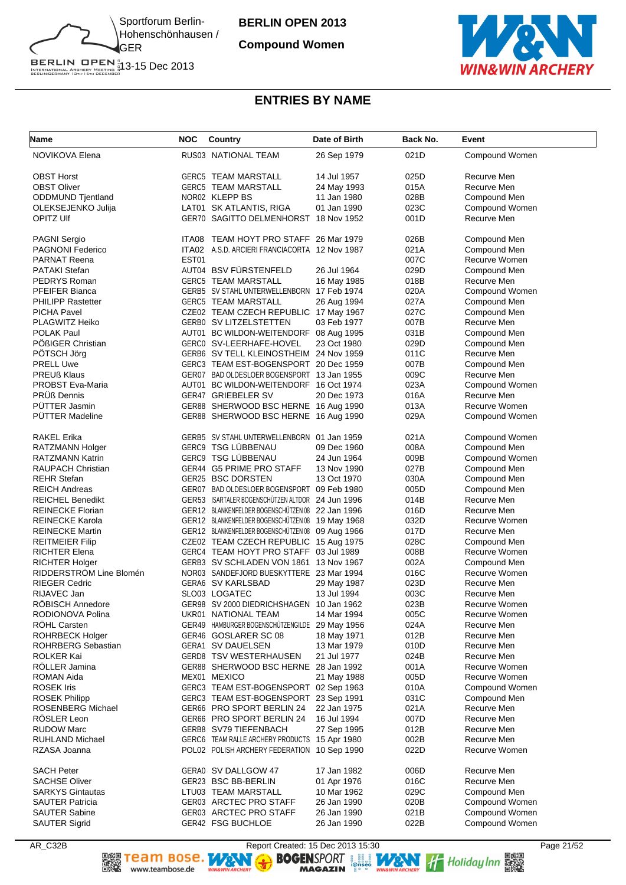# BERLIN OPEN 2013

**Compound Women**

Sportforum Berlin-Hohenschönhausen / GER

13-15 Dec 2013

## ENTRIES BY NAME

| Name | NOC | Country | Date of Birth | Back No. | Event |
|---|---|---|---|---|---|
| NOVIKOVA Elena | RUS03 | NATIONAL TEAM | 26 Sep 1979 | 021D | Compound Women |
| OBST Horst | GERC5 | TEAM MARSTALL | 14 Jul 1957 | 025D | Recurve Men |
| OBST Oliver | GERC5 | TEAM MARSTALL | 24 May 1993 | 015A | Recurve Men |
| ODDMUND Tjentland | NOR02 | KLEPP BS | 11 Jan 1980 | 028B | Compound Men |
| OLEKSEJENKO Julija | LAT01 | SK ATLANTIS, RIGA | 01 Jan 1990 | 023C | Compound Women |
| OPITZ Ulf | GER70 | SAGITTO DELMENHORST | 18 Nov 1952 | 001D | Recurve Men |
| PAGNI Sergio | ITA08 | TEAM HOYT PRO STAFF | 26 Mar 1979 | 026B | Compound Men |
| PAGNONI Federico | ITA02 | A.S.D. ARCIERI FRANCIACORTA | 12 Nov 1987 | 021A | Compound Men |
| PARNAT Reena | EST01 | | | 007C | Recurve Women |
| PATAKI Stefan | AUT04 | BSV FÜRSTENFELD | 26 Jul 1964 | 029D | Compound Men |
| PEDRYS Roman | GERC5 | TEAM MARSTALL | 16 May 1985 | 018B | Recurve Men |
| PFEIFER Bianca | GERB5 | SV STAHL UNTERWELLENBORN | 17 Feb 1974 | 020A | Compound Women |
| PHILIPP Rastetter | GERC5 | TEAM MARSTALL | 26 Aug 1994 | 027A | Compound Men |
| PICHA Pavel | CZE02 | TEAM CZECH REPUBLIC | 17 May 1967 | 027C | Compound Men |
| PLAGWITZ Heiko | GERB0 | SV LITZELSTETTEN | 03 Feb 1977 | 007B | Recurve Men |
| POLAK Paul | AUT01 | BC WILDON-WEITENDORF | 08 Aug 1995 | 031B | Compound Men |
| PÖßIGER Christian | GERC0 | SV-LEERHAFE-HOVEL | 23 Oct 1980 | 029D | Compound Men |
| PÖTSCH Jörg | GERB6 | SV TELL KLEINOSTHEIM | 24 Nov 1959 | 011C | Recurve Men |
| PRELL Uwe | GERC3 | TEAM EST-BOGENSPORT | 20 Dec 1959 | 007B | Compound Men |
| PREUß Klaus | GER07 | BAD OLDESLOER BOGENSPORT | 13 Jan 1955 | 009C | Recurve Men |
| PROBST Eva-Maria | AUT01 | BC WILDON-WEITENDORF | 16 Oct 1974 | 023A | Compound Women |
| PRÜß Dennis | GER47 | GRIEBELER SV | 20 Dec 1973 | 016A | Recurve Men |
| PÜTTER Jasmin | GER88 | SHERWOOD BSC HERNE | 16 Aug 1990 | 013A | Recurve Women |
| PÜTTER Madeline | GER88 | SHERWOOD BSC HERNE | 16 Aug 1990 | 029A | Compound Women |
| RAKEL Erika | GERB5 | SV STAHL UNTERWELLENBORN | 01 Jan 1959 | 021A | Compound Women |
| RATZMANN Holger | GERC9 | TSG LÜBBENAU | 09 Dec 1960 | 008A | Compound Men |
| RATZMANN Katrin | GERC9 | TSG LÜBBENAU | 24 Jun 1964 | 009B | Compound Women |
| RAUPACH Christian | GER44 | G5 PRIME PRO STAFF | 13 Nov 1990 | 027B | Compound Men |
| REHR Stefan | GER25 | BSC DORSTEN | 13 Oct 1970 | 030A | Compound Men |
| REICH Andreas | GER07 | BAD OLDESLOER BOGENSPORT | 09 Feb 1980 | 005D | Compound Men |
| REICHEL Benedikt | GER53 | ISARTALER BOGENSCHÜTZEN ALTDOR | 24 Jun 1996 | 014B | Recurve Men |
| REINECKE Florian | GER12 | BLANKENFELDER BOGENSCHÜTZEN 08 | 22 Jan 1996 | 016D | Recurve Men |
| REINECKE Karola | GER12 | BLANKENFELDER BOGENSCHÜTZEN 08 | 19 May 1968 | 032D | Recurve Women |
| REINECKE Martin | GER12 | BLANKENFELDER BOGENSCHÜTZEN 08 | 09 Aug 1966 | 017D | Recurve Men |
| REITMEIER Filip | CZE02 | TEAM CZECH REPUBLIC | 15 Aug 1975 | 028C | Compound Men |
| RICHTER Elena | GERC4 | TEAM HOYT PRO STAFF | 03 Jul 1989 | 008B | Recurve Women |
| RICHTER Holger | GERB3 | SV SCHLADEN VON 1861 | 13 Nov 1967 | 002A | Compound Men |
| RIDDERSTRÖM Line Blomén | NOR03 | SANDEFJORD BUESKYTTERE | 23 Mar 1994 | 016C | Recurve Women |
| RIEGER Cedric | GERA6 | SV KARLSBAD | 29 May 1987 | 023D | Recurve Men |
| RIJAVEC Jan | SLO03 | LOGATEC | 13 Jul 1994 | 003C | Recurve Men |
| RÖBISCH Annedore | GER98 | SV 2000 DIEDRICHSHAGEN | 10 Jan 1962 | 023B | Recurve Women |
| RODIONOVA Polina | UKR01 | NATIONAL TEAM | 14 Mar 1994 | 005C | Recurve Women |
| RÖHL Carsten | GER49 | HAMBURGER BOGENSCHÜTZENGILDE | 29 May 1956 | 024A | Recurve Men |
| ROHRBECK Holger | GER46 | GOSLARER SC 08 | 18 May 1971 | 012B | Recurve Men |
| ROHRBECK Sebastian | GERA1 | SV DAUELSEN | 13 Mar 1979 | 010D | Recurve Men |
| ROLKER Kai | GERD8 | TSV WESTERHAUSEN | 21 Jul 1977 | 024B | Recurve Men |
| RÖLLER Jamina | GER88 | SHERWOOD BSC HERNE | 28 Jan 1992 | 001A | Recurve Women |
| ROMAN Aida | MEX01 | MEXICO | 21 May 1988 | 005D | Recurve Women |
| ROSEK Iris | GERC3 | TEAM EST-BOGENSPORT | 02 Sep 1963 | 010A | Compound Women |
| ROSEK Philipp | GERC3 | TEAM EST-BOGENSPORT | 23 Sep 1991 | 031C | Compound Men |
| ROSENBERG Michael | GER66 | PRO SPORT BERLIN 24 | 22 Jan 1975 | 021A | Recurve Men |
| RÖSLER Leon | GER66 | PRO SPORT BERLIN 24 | 16 Jul 1994 | 007D | Recurve Men |
| RUDOW Marc | GERB8 | SV79 TIEFENBACH | 27 Sep 1995 | 012B | Recurve Men |
| RUHLAND Michael | GERC6 | TEAM RALLE ARCHERY PRODUCTS | 15 Apr 1980 | 002B | Recurve Men |
| RZASA Joanna | POL02 | POLISH ARCHERY FEDERATION | 10 Sep 1990 | 022D | Recurve Women |
| SACH Peter | GERA0 | SV DALLGOW 47 | 17 Jan 1982 | 006D | Recurve Men |
| SACHSE Oliver | GER23 | BSC BB-BERLIN | 01 Apr 1976 | 016C | Recurve Men |
| SARKYS Gintautas | LTU03 | TEAM MARSTALL | 10 Mar 1962 | 029C | Compound Men |
| SAUTER Patricia | GER03 | ARCTEC PRO STAFF | 26 Jan 1990 | 020B | Compound Women |
| SAUTER Sabine | GER03 | ARCTEC PRO STAFF | 26 Jan 1990 | 021B | Compound Women |
| SAUTER Sigrid | GER42 | FSG BUCHLOE | 26 Jan 1990 | 022B | Compound Women |

AR_C32B — Report Created: 15 Dec 2013 15:30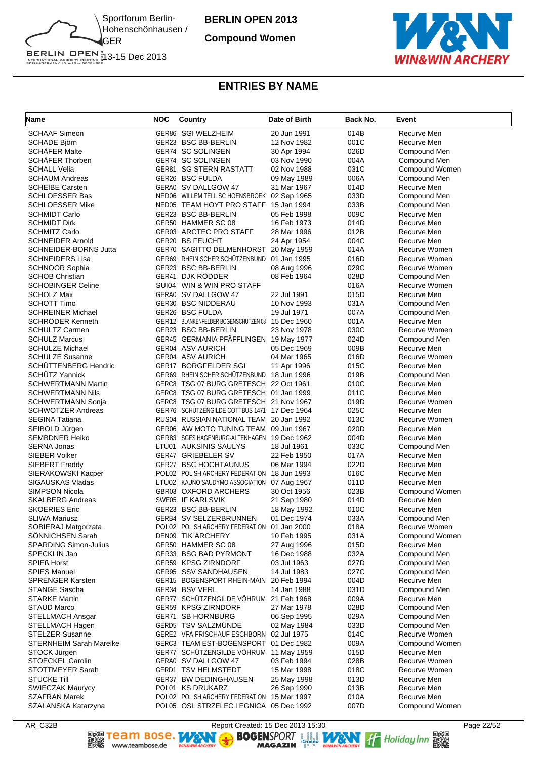**BERLIN OPEN 2013**

**Compound Women**

Sportforum Berlin-Hohenschönhausen / GER

13-15 Dec 2013

## ENTRIES BY NAME

| Name | NOC | Country | Date of Birth | Back No. | Event |
|---|---|---|---|---|---|
| SCHAAF Simeon | GER86 | SGI WELZHEIM | 20 Jun 1991 | 014B | Recurve Men |
| SCHADE Björn | GER23 | BSC BB-BERLIN | 12 Nov 1982 | 001C | Recurve Men |
| SCHÄFER Malte | GER74 | SC SOLINGEN | 30 Apr 1994 | 026D | Compound Men |
| SCHÄFER Thorben | GER74 | SC SOLINGEN | 03 Nov 1990 | 004A | Compound Men |
| SCHALL Velia | GER81 | SG STERN RASTATT | 02 Nov 1988 | 031C | Compound Women |
| SCHAUM Andreas | GER26 | BSC FULDA | 09 May 1989 | 006A | Compound Men |
| SCHEIBE Carsten | GERA0 | SV DALLGOW 47 | 31 Mar 1967 | 014D | Recurve Men |
| SCHLOESSER Bas | NED06 | WILLEM TELL SC HOENSBROEK | 02 Sep 1965 | 033D | Compound Men |
| SCHLOESSER Mike | NED05 | TEAM HOYT PRO STAFF | 15 Jan 1994 | 033B | Compound Men |
| SCHMIDT Carlo | GER23 | BSC BB-BERLIN | 05 Feb 1998 | 009C | Recurve Men |
| SCHMIDT Dirk | GER50 | HAMMER SC 08 | 16 Feb 1973 | 014D | Recurve Men |
| SCHMITZ Carlo | GER03 | ARCTEC PRO STAFF | 28 Mar 1996 | 012B | Recurve Men |
| SCHNEIDER Arnold | GER20 | BS FEUCHT | 24 Apr 1954 | 004C | Recurve Men |
| SCHNEIDER-BORNS Jutta | GER70 | SAGITTO DELMENHORST | 20 May 1959 | 014A | Recurve Women |
| SCHNEIDERS Lisa | GER69 | RHEINISCHER SCHÜTZENBUND | 01 Jan 1995 | 016D | Recurve Women |
| SCHNOOR Sophia | GER23 | BSC BB-BERLIN | 08 Aug 1996 | 029C | Recurve Women |
| SCHOB Christian | GER41 | DJK RÖDDER | 08 Feb 1964 | 028D | Compound Men |
| SCHOBINGER Celine | SUI04 | WIN & WIN PRO STAFF | | 016A | Recurve Women |
| SCHOLZ Max | GERA0 | SV DALLGOW 47 | 22 Jul 1991 | 015D | Recurve Men |
| SCHOTT Timo | GER30 | BSC NIDDERAU | 10 Nov 1993 | 031A | Compound Men |
| SCHREINER Michael | GER26 | BSC FULDA | 19 Jul 1971 | 007A | Compound Men |
| SCHRÖDER Kenneth | GER12 | BLANKENFELDER BOGENSCHÜTZEN 08 | 15 Dec 1960 | 001A | Recurve Men |
| SCHULTZ Carmen | GER23 | BSC BB-BERLIN | 23 Nov 1978 | 030C | Recurve Women |
| SCHULZ Marcus | GER45 | GERMANIA PFÄFFLINGEN | 19 May 1977 | 024D | Compound Men |
| SCHULZE Michael | GER04 | ASV AURICH | 05 Dec 1969 | 009B | Recurve Men |
| SCHULZE Susanne | GER04 | ASV AURICH | 04 Mar 1965 | 016D | Recurve Women |
| SCHÜTTENBERG Hendric | GER17 | BORGFELDER SGI | 11 Apr 1996 | 015C | Recurve Men |
| SCHÜTZ Yannick | GER69 | RHEINISCHER SCHÜTZENBUND | 18 Jun 1996 | 019B | Compound Men |
| SCHWERTMANN Martin | GERC8 | TSG 07 BURG GRETESCH | 22 Oct 1961 | 010C | Recurve Men |
| SCHWERTMANN Nils | GERC8 | TSG 07 BURG GRETESCH | 01 Jan 1999 | 011C | Recurve Men |
| SCHWERTMANN Sonja | GERC8 | TSG 07 BURG GRETESCH | 21 Nov 1967 | 019D | Recurve Women |
| SCHWOTZER Andreas | GER76 | SCHÜTZENGILDE COTTBUS 1471 | 17 Dec 1964 | 025C | Recurve Men |
| SEGINA Tatiana | RUS04 | RUSSIAN NATIONAL TEAM | 20 Jan 1992 | 013C | Recurve Women |
| SEIBOLD Jürgen | GER06 | AW MOTO TUNING TEAM | 09 Jun 1967 | 020D | Recurve Men |
| SEMBDNER Heiko | GER83 | SGES HAGENBURG-ALTENHAGEN | 19 Dec 1962 | 004D | Recurve Men |
| SERNA Jonas | LTU01 | AUKSINIS SAULYS | 18 Jul 1961 | 033C | Compound Men |
| SIEBER Volker | GER47 | GRIEBELER SV | 22 Feb 1950 | 017A | Recurve Men |
| SIEBERT Freddy | GER27 | BSC HOCHTAUNUS | 06 Mar 1994 | 022D | Recurve Men |
| SIERAKOWSKI Kacper | POL02 | POLISH ARCHERY FEDERATION | 18 Jun 1993 | 016C | Recurve Men |
| SIGAUSKAS Vladas | LTU02 | KAUNO SAUDYMO ASSOCIATION | 07 Aug 1967 | 011D | Recurve Men |
| SIMPSON Nicola | GBR03 | OXFORD ARCHERS | 30 Oct 1956 | 023B | Compound Women |
| SKALBERG Andreas | SWE05 | IF KARLSVIK | 21 Sep 1980 | 014D | Recurve Men |
| SKOERIES Eric | GER23 | BSC BB-BERLIN | 18 May 1992 | 010C | Recurve Men |
| SLIWA Mariusz | GER84 | SV SELZERBRUNNEN | 01 Dec 1974 | 033A | Compound Men |
| SOBIERAJ Matgorzata | POL02 | POLISH ARCHERY FEDERATION | 01 Jan 2000 | 018A | Recurve Women |
| SÖNNICHSEN Sarah | DEN09 | TIK ARCHERY | 10 Feb 1995 | 031A | Compound Women |
| SPARDING Simon-Julius | GER50 | HAMMER SC 08 | 27 Aug 1996 | 015D | Recurve Men |
| SPECKLIN Jan | GER33 | BSG BAD PYRMONT | 16 Dec 1988 | 032A | Compound Men |
| SPIEß Horst | GER59 | KPSG ZIRNDORF | 03 Jul 1963 | 027D | Compound Men |
| SPIES Manuel | GER95 | SSV SANDHAUSEN | 14 Jul 1983 | 027C | Compound Men |
| SPRENGER Karsten | GER15 | BOGENSPORT RHEIN-MAIN | 20 Feb 1994 | 004D | Recurve Men |
| STANGE Sascha | GER34 | BSV VERL | 14 Jan 1988 | 031D | Compound Men |
| STARKE Martin | GER77 | SCHÜTZENGILDE VÖHRUM | 21 Feb 1968 | 009A | Recurve Men |
| STAUD Marco | GER59 | KPSG ZIRNDORF | 27 Mar 1978 | 028D | Compound Men |
| STELLMACH Ansgar | GER71 | SB HORNBURG | 06 Sep 1995 | 029A | Compound Men |
| STELLMACH Hagen | GERD5 | TSV SALZMÜNDE | 02 May 1984 | 033D | Compound Men |
| STELZER Susanne | GERE2 | VFA FRISCHAUF ESCHBORN | 02 Jul 1975 | 014C | Recurve Women |
| STERNHEIM Sarah Mareike | GERC3 | TEAM EST-BOGENSPORT | 01 Dec 1982 | 009A | Compound Women |
| STOCK Jürgen | GER77 | SCHÜTZENGILDE VÖHRUM | 11 May 1959 | 015D | Recurve Men |
| STOECKEL Carolin | GERA0 | SV DALLGOW 47 | 03 Feb 1994 | 028B | Recurve Women |
| STOTTMEYER Sarah | GERD1 | TSV HELMSTEDT | 15 Mar 1998 | 018C | Recurve Women |
| STUCKE Till | GER37 | BW DEDINGHAUSEN | 25 May 1998 | 013D | Recurve Men |
| SWIECZAK Maurycy | POL01 | KS DRUKARZ | 26 Sep 1990 | 013B | Recurve Men |
| SZAFRAN Marek | POL02 | POLISH ARCHERY FEDERATION | 15 Mar 1997 | 010A | Recurve Men |
| SZALANSKA Katarzyna | POL05 | OSL STRZELEC LEGNICA | 05 Dec 1992 | 007D | Compound Women |

AR_C32B Report Created: 15 Dec 2013 15:30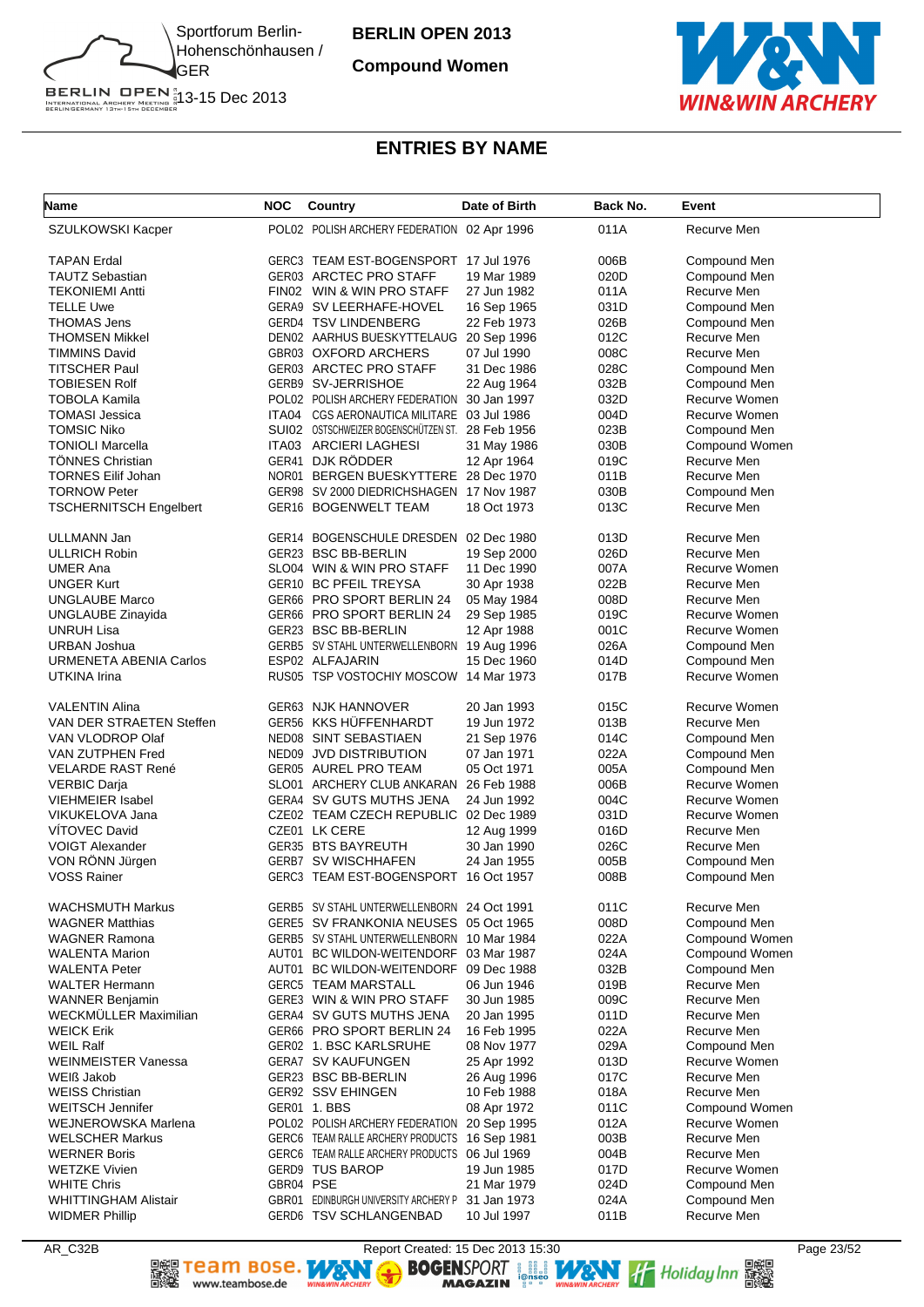# BERLIN OPEN 2013

## Compound Women

## ENTRIES BY NAME

| Name | NOC | Country | Date of Birth | Back No. | Event |
|---|---|---|---|---|---|
| SZULKOWSKI Kacper | POL02 | POLISH ARCHERY FEDERATION | 02 Apr 1996 | 011A | Recurve Men |
| TAPAN Erdal | GERC3 | TEAM EST-BOGENSPORT | 17 Jul 1976 | 006B | Compound Men |
| TAUTZ Sebastian | GER03 | ARCTEC PRO STAFF | 19 Mar 1989 | 020D | Compound Men |
| TEKONIEMI Antti | FIN02 | WIN & WIN PRO STAFF | 27 Jun 1982 | 011A | Recurve Men |
| TELLE Uwe | GERA9 | SV LEERHAFE-HOVEL | 16 Sep 1965 | 031D | Compound Men |
| THOMAS Jens | GERD4 | TSV LINDENBERG | 22 Feb 1973 | 026B | Compound Men |
| THOMSEN Mikkel | DEN02 | AARHUS BUESKYTTELAUG | 20 Sep 1996 | 012C | Recurve Men |
| TIMMINS David | GBR03 | OXFORD ARCHERS | 07 Jul 1990 | 008C | Recurve Men |
| TITSCHER Paul | GER03 | ARCTEC PRO STAFF | 31 Dec 1986 | 028C | Compound Men |
| TOBIESEN Rolf | GERB9 | SV-JERRISHOE | 22 Aug 1964 | 032B | Compound Men |
| TOBOLA Kamila | POL02 | POLISH ARCHERY FEDERATION | 30 Jan 1997 | 032D | Recurve Women |
| TOMASI Jessica | ITA04 | CGS AERONAUTICA MILITARE | 03 Jul 1986 | 004D | Recurve Women |
| TOMSIC Niko | SUI02 | OSTSCHWEIZER BOGENSCHÜTZEN ST. | 28 Feb 1956 | 023B | Compound Men |
| TONIOLI Marcella | ITA03 | ARCIERI LAGHESI | 31 May 1986 | 030B | Compound Women |
| TÖNNES Christian | GER41 | DJK RÖDDER | 12 Apr 1964 | 019C | Recurve Men |
| TORNES Eilif Johan | NOR01 | BERGEN BUESKYTTERE | 28 Dec 1970 | 011B | Recurve Men |
| TORNOW Peter | GER98 | SV 2000 DIEDRICHSHAGEN | 17 Nov 1987 | 030B | Compound Men |
| TSCHERNITSCH Engelbert | GER16 | BOGENWELT TEAM | 18 Oct 1973 | 013C | Recurve Men |
| ULLMANN Jan | GER14 | BOGENSCHULE DRESDEN | 02 Dec 1980 | 013D | Recurve Men |
| ULLRICH Robin | GER23 | BSC BB-BERLIN | 19 Sep 2000 | 026D | Recurve Men |
| UMER Ana | SLO04 | WIN & WIN PRO STAFF | 11 Dec 1990 | 007A | Recurve Women |
| UNGER Kurt | GER10 | BC PFEIL TREYSA | 30 Apr 1938 | 022B | Recurve Men |
| UNGLAUBE Marco | GER66 | PRO SPORT BERLIN 24 | 05 May 1984 | 008D | Recurve Men |
| UNGLAUBE Zinayida | GER66 | PRO SPORT BERLIN 24 | 29 Sep 1985 | 019C | Recurve Women |
| UNRUH Lisa | GER23 | BSC BB-BERLIN | 12 Apr 1988 | 001C | Recurve Women |
| URBAN Joshua | GERB5 | SV STAHL UNTERWELLENBORN | 19 Aug 1996 | 026A | Compound Men |
| URMENETA ABENIA Carlos | ESP02 | ALFAJARIN | 15 Dec 1960 | 014D | Compound Men |
| UTKINA Irina | RUS05 | TSP VOSTOCHIY MOSCOW | 14 Mar 1973 | 017B | Recurve Women |
| VALENTIN Alina | GER63 | NJK HANNOVER | 20 Jan 1993 | 015C | Recurve Women |
| VAN DER STRAETEN Steffen | GER56 | KKS HÜFFENHARDT | 19 Jun 1972 | 013B | Recurve Men |
| VAN VLODROP Olaf | NED08 | SINT SEBASTIAEN | 21 Sep 1976 | 014C | Compound Men |
| VAN ZUTPHEN Fred | NED09 | JVD DISTRIBUTION | 07 Jan 1971 | 022A | Compound Men |
| VELARDE RAST René | GER05 | AUREL PRO TEAM | 05 Oct 1971 | 005A | Compound Men |
| VERBIC Darja | SLO01 | ARCHERY CLUB ANKARAN | 26 Feb 1988 | 006B | Recurve Women |
| VIEHMEIER Isabel | GERA4 | SV GUTS MUTHS JENA | 24 Jun 1992 | 004C | Recurve Women |
| VIKUKELOVA Jana | CZE02 | TEAM CZECH REPUBLIC | 02 Dec 1989 | 031D | Recurve Women |
| VÍTOVEC David | CZE01 | LK CERE | 12 Aug 1999 | 016D | Recurve Men |
| VOIGT Alexander | GER35 | BTS BAYREUTH | 30 Jan 1990 | 026C | Recurve Men |
| VON RÖNN Jürgen | GERB7 | SV WISCHHAFEN | 24 Jan 1955 | 005B | Compound Men |
| VOSS Rainer | GERC3 | TEAM EST-BOGENSPORT | 16 Oct 1957 | 008B | Compound Men |
| WACHSMUTH Markus | GERB5 | SV STAHL UNTERWELLENBORN | 24 Oct 1991 | 011C | Recurve Men |
| WAGNER Matthias | GERE5 | SV FRANKONIA NEUSES | 05 Oct 1965 | 008D | Compound Men |
| WAGNER Ramona | GERB5 | SV STAHL UNTERWELLENBORN | 10 Mar 1984 | 022A | Compound Women |
| WALENTA Marion | AUT01 | BC WILDON-WEITENDORF | 03 Mar 1987 | 024A | Compound Women |
| WALENTA Peter | AUT01 | BC WILDON-WEITENDORF | 09 Dec 1988 | 032B | Compound Men |
| WALTER Hermann | GERC5 | TEAM MARSTALL | 06 Jun 1946 | 019B | Recurve Men |
| WANNER Benjamin | GERE3 | WIN & WIN PRO STAFF | 30 Jun 1985 | 009C | Recurve Men |
| WECKMÜLLER Maximilian | GERA4 | SV GUTS MUTHS JENA | 20 Jan 1995 | 011D | Recurve Men |
| WEICK Erik | GER66 | PRO SPORT BERLIN 24 | 16 Feb 1995 | 022A | Recurve Men |
| WEIL Ralf | GER02 | 1. BSC KARLSRUHE | 08 Nov 1977 | 029A | Compound Men |
| WEINMEISTER Vanessa | GERA7 | SV KAUFUNGEN | 25 Apr 1992 | 013D | Recurve Women |
| WEIß Jakob | GER23 | BSC BB-BERLIN | 26 Aug 1996 | 017C | Recurve Men |
| WEISS Christian | GER92 | SSV EHINGEN | 10 Feb 1988 | 018A | Recurve Men |
| WEITSCH Jennifer | GER01 | 1. BBS | 08 Apr 1972 | 011C | Compound Women |
| WEJNEROWSKA Marlena | POL02 | POLISH ARCHERY FEDERATION | 20 Sep 1995 | 012A | Recurve Women |
| WELSCHER Markus | GERC6 | TEAM RALLE ARCHERY PRODUCTS | 16 Sep 1981 | 003B | Recurve Men |
| WERNER Boris | GERC6 | TEAM RALLE ARCHERY PRODUCTS | 06 Jul 1969 | 004B | Recurve Men |
| WETZKE Vivien | GERD9 | TUS BAROP | 19 Jun 1985 | 017D | Recurve Women |
| WHITE Chris | GBR04 | PSE | 21 Mar 1979 | 024D | Compound Men |
| WHITTINGHAM Alistair | GBR01 | EDINBURGH UNIVERSITY ARCHERY P | 31 Jan 1973 | 024A | Compound Men |
| WIDMER Phillip | GERD6 | TSV SCHLANGENBAD | 10 Jul 1997 | 011B | Recurve Men |

AR_C32B Report Created: 15 Dec 2013 15:30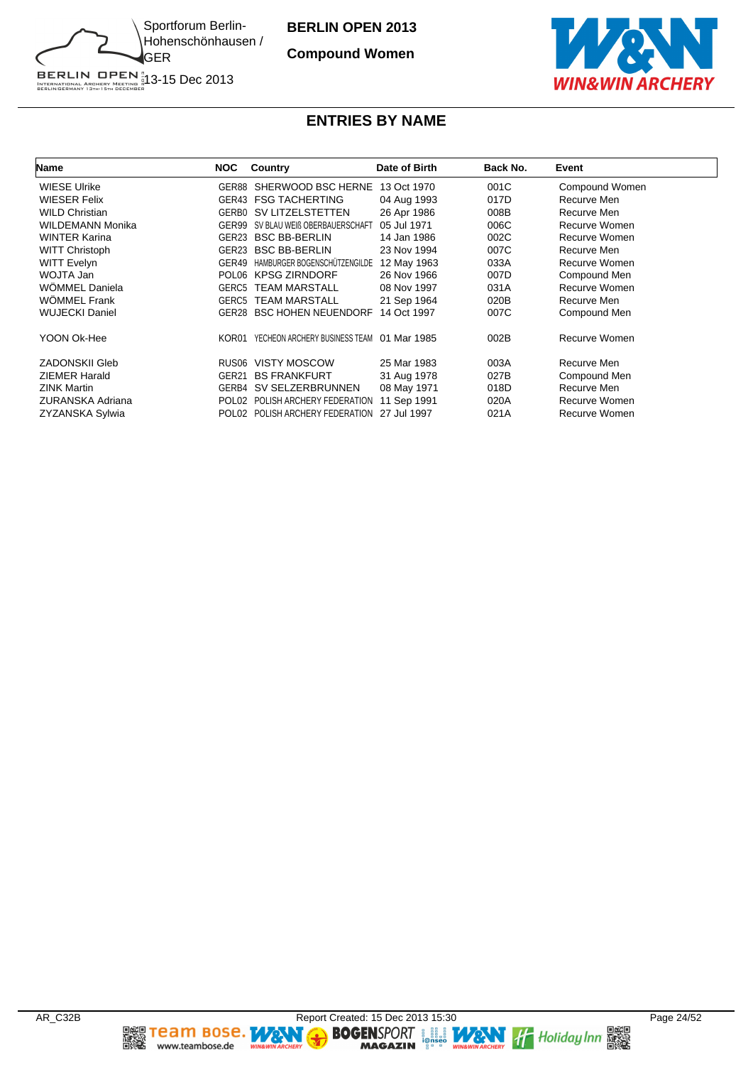# BERLIN OPEN 2013

## Compound Women

Sportforum Berlin-Hohenschönhausen / GER

13-15 Dec 2013

## ENTRIES BY NAME

| Name | NOC | Country | Date of Birth | Back No. | Event |
|---|---|---|---|---|---|
| WIESE Ulrike | GER88 | SHERWOOD BSC HERNE | 13 Oct 1970 | 001C | Compound Women |
| WIESER Felix | GER43 | FSG TACHERTING | 04 Aug 1993 | 017D | Recurve Men |
| WILD Christian | GERB0 | SV LITZELSTETTEN | 26 Apr 1986 | 008B | Recurve Men |
| WILDEMANN Monika | GER99 | SV BLAU WEIß OBERBAUERSCHAFT | 05 Jul 1971 | 006C | Recurve Women |
| WINTER Karina | GER23 | BSC BB-BERLIN | 14 Jan 1986 | 002C | Recurve Women |
| WITT Christoph | GER23 | BSC BB-BERLIN | 23 Nov 1994 | 007C | Recurve Men |
| WITT Evelyn | GER49 | HAMBURGER BOGENSCHÜTZENGILDE | 12 May 1963 | 033A | Recurve Women |
| WOJTA Jan | POL06 | KPSG ZIRNDORF | 26 Nov 1966 | 007D | Compound Men |
| WÖMMEL Daniela | GERC5 | TEAM MARSTALL | 08 Nov 1997 | 031A | Recurve Women |
| WÖMMEL Frank | GERC5 | TEAM MARSTALL | 21 Sep 1964 | 020B | Recurve Men |
| WUJECKI Daniel | GER28 | BSC HOHEN NEUENDORF | 14 Oct 1997 | 007C | Compound Men |
| YOON Ok-Hee | KOR01 | YECHEON ARCHERY BUSINESS TEAM | 01 Mar 1985 | 002B | Recurve Women |
| ZADONSKII Gleb | RUS06 | VISTY MOSCOW | 25 Mar 1983 | 003A | Recurve Men |
| ZIEMER Harald | GER21 | BS FRANKFURT | 31 Aug 1978 | 027B | Compound Men |
| ZINK Martin | GERB4 | SV SELZERBRUNNEN | 08 May 1971 | 018D | Recurve Men |
| ZURANSKA Adriana | POL02 | POLISH ARCHERY FEDERATION | 11 Sep 1991 | 020A | Recurve Women |
| ZYZANSKA Sylwia | POL02 | POLISH ARCHERY FEDERATION | 27 Jul 1997 | 021A | Recurve Women |

AR_C32B Report Created: 15 Dec 2013 15:30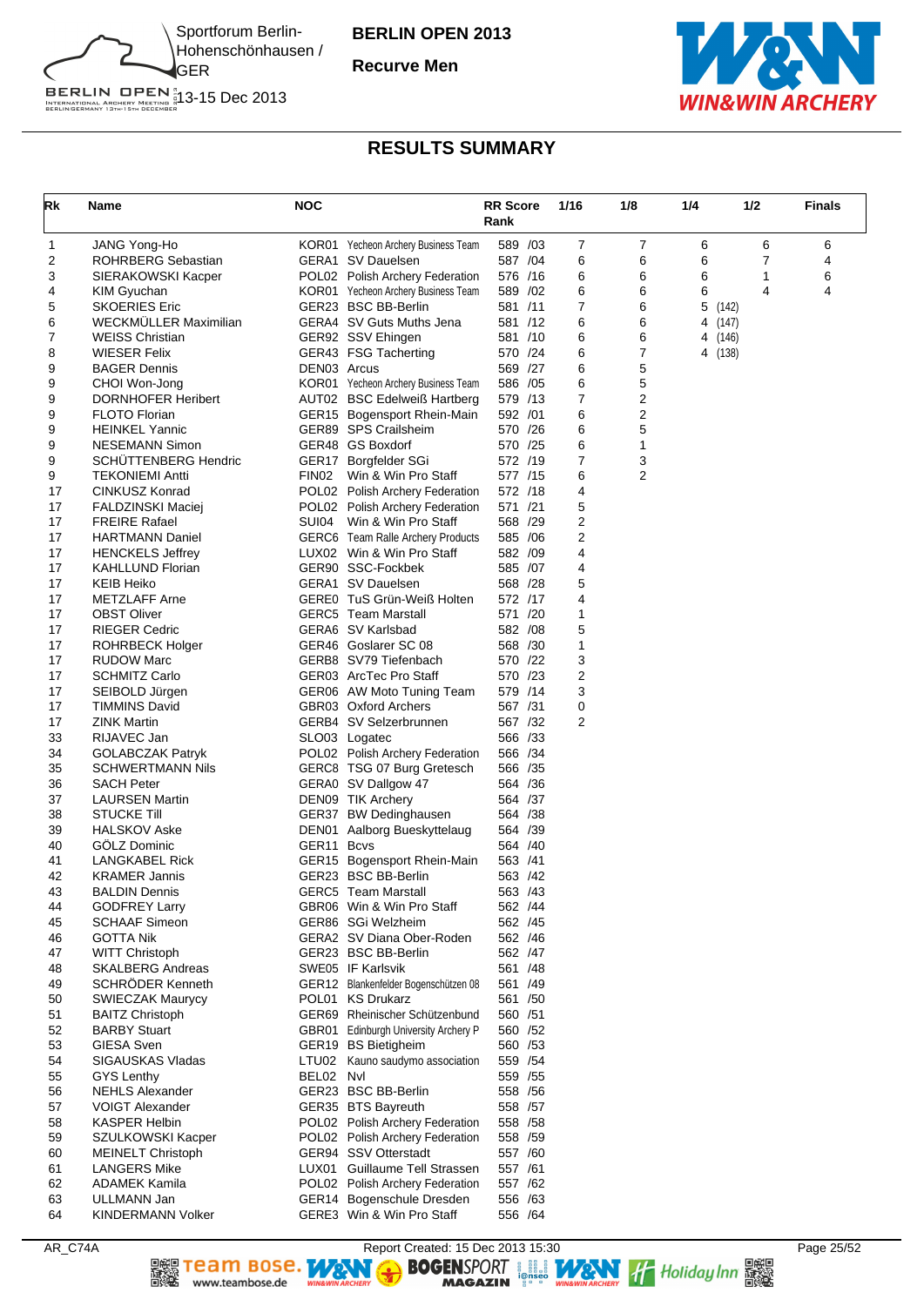# BERLIN OPEN 2013

**Recurve Men**

Sportforum Berlin-Hohenschönhausen / GER

13-15 Dec 2013

## RESULTS SUMMARY

| Rk | Name | NOC | | RR Score Rank | 1/16 | 1/8 | 1/4 | 1/2 | Finals |
|---|---|---|---|---|---|---|---|---|---|
| 1 | JANG Yong-Ho | KOR01 | Yecheon Archery Business Team | 589 /03 | 7 | 7 | 6 | 6 | 6 |
| 2 | ROHRBERG Sebastian | GERA1 | SV Dauelsen | 587 /04 | 6 | 6 | 6 | 7 | 4 |
| 3 | SIERAKOWSKI Kacper | POL02 | Polish Archery Federation | 576 /16 | 6 | 6 | 6 | 1 | 6 |
| 4 | KIM Gyuchan | KOR01 | Yecheon Archery Business Team | 589 /02 | 6 | 6 | 6 | 4 | 4 |
| 5 | SKOERIES Eric | GER23 | BSC BB-Berlin | 581 /11 | 7 | 6 | 5 (142) | | |
| 6 | WECKMÜLLER Maximilian | GERA4 | SV Guts Muths Jena | 581 /12 | 6 | 6 | 4 (147) | | |
| 7 | WEISS Christian | GER92 | SSV Ehingen | 581 /10 | 6 | 6 | 4 (146) | | |
| 8 | WIESER Felix | GER43 | FSG Tacherting | 570 /24 | 6 | 7 | 4 (138) | | |
| 9 | BAGER Dennis | DEN03 | Arcus | 569 /27 | 6 | 5 | | | |
| 9 | CHOI Won-Jong | KOR01 | Yecheon Archery Business Team | 586 /05 | 6 | 5 | | | |
| 9 | DORNHOFER Heribert | AUT02 | BSC Edelweiß Hartberg | 579 /13 | 7 | 2 | | | |
| 9 | FLOTO Florian | GER15 | Bogensport Rhein-Main | 592 /01 | 6 | 2 | | | |
| 9 | HEINKEL Yannic | GER89 | SPS Crailsheim | 570 /26 | 6 | 5 | | | |
| 9 | NESEMANN Simon | GER48 | GS Boxdorf | 570 /25 | 6 | 1 | | | |
| 9 | SCHÜTTENBERG Hendric | GER17 | Borgfelder SGi | 572 /19 | 7 | 3 | | | |
| 9 | TEKONIEMI Antti | FIN02 | Win & Win Pro Staff | 577 /15 | 6 | 2 | | | |
| 17 | CINKUSZ Konrad | POL02 | Polish Archery Federation | 572 /18 | 4 | | | | |
| 17 | FALDZINSKI Maciej | POL02 | Polish Archery Federation | 571 /21 | 5 | | | | |
| 17 | FREIRE Rafael | SUI04 | Win & Win Pro Staff | 568 /29 | 2 | | | | |
| 17 | HARTMANN Daniel | GERC6 | Team Ralle Archery Products | 585 /06 | 2 | | | | |
| 17 | HENCKELS Jeffrey | LUX02 | Win & Win Pro Staff | 582 /09 | 4 | | | | |
| 17 | KAHLLUND Florian | GER90 | SSC-Fockbek | 585 /07 | 4 | | | | |
| 17 | KEIB Heiko | GERA1 | SV Dauelsen | 568 /28 | 5 | | | | |
| 17 | METZLAFF Arne | GERE0 | TuS Grün-Weiß Holten | 572 /17 | 4 | | | | |
| 17 | OBST Oliver | GERC5 | Team Marstall | 571 /20 | 1 | | | | |
| 17 | RIEGER Cedric | GERA6 | SV Karlsbad | 582 /08 | 5 | | | | |
| 17 | ROHRBECK Holger | GER46 | Goslarer SC 08 | 568 /30 | 1 | | | | |
| 17 | RUDOW Marc | GERB8 | SV79 Tiefenbach | 570 /22 | 3 | | | | |
| 17 | SCHMITZ Carlo | GER03 | ArcTec Pro Staff | 570 /23 | 2 | | | | |
| 17 | SEIBOLD Jürgen | GER06 | AW Moto Tuning Team | 579 /14 | 3 | | | | |
| 17 | TIMMINS David | GBR03 | Oxford Archers | 567 /31 | 0 | | | | |
| 17 | ZINK Martin | GERB4 | SV Selzerbrunnen | 567 /32 | 2 | | | | |
| 33 | RIJAVEC Jan | SLO03 | Logatec | 566 /33 | | | | | |
| 34 | GOLABCZAK Patryk | POL02 | Polish Archery Federation | 566 /34 | | | | | |
| 35 | SCHWERTMANN Nils | GERC8 | TSG 07 Burg Gretesch | 566 /35 | | | | | |
| 36 | SACH Peter | GERA0 | SV Dallgow 47 | 564 /36 | | | | | |
| 37 | LAURSEN Martin | DEN09 | TIK Archery | 564 /37 | | | | | |
| 38 | STUCKE Till | GER37 | BW Dedinghausen | 564 /38 | | | | | |
| 39 | HALSKOV Aske | DEN01 | Aalborg Bueskyttelaug | 564 /39 | | | | | |
| 40 | GÖLZ Dominic | GER11 | Bcvs | 564 /40 | | | | | |
| 41 | LANGKABEL Rick | GER15 | Bogensport Rhein-Main | 563 /41 | | | | | |
| 42 | KRAMER Jannis | GER23 | BSC BB-Berlin | 563 /42 | | | | | |
| 43 | BALDIN Dennis | GERC5 | Team Marstall | 563 /43 | | | | | |
| 44 | GODFREY Larry | GBR06 | Win & Win Pro Staff | 562 /44 | | | | | |
| 45 | SCHAAF Simeon | GER86 | SGi Welzheim | 562 /45 | | | | | |
| 46 | GOTTA Nik | GERA2 | SV Diana Ober-Roden | 562 /46 | | | | | |
| 47 | WITT Christoph | GER23 | BSC BB-Berlin | 562 /47 | | | | | |
| 48 | SKALBERG Andreas | SWE05 | IF Karlsvik | 561 /48 | | | | | |
| 49 | SCHRÖDER Kenneth | GER12 | Blankenfelder Bogenschützen 08 | 561 /49 | | | | | |
| 50 | SWIECZAK Maurycy | POL01 | KS Drukarz | 561 /50 | | | | | |
| 51 | BAITZ Christoph | GER69 | Rheinischer Schützenbund | 560 /51 | | | | | |
| 52 | BARBY Stuart | GBR01 | Edinburgh University Archery P | 560 /52 | | | | | |
| 53 | GIESA Sven | GER19 | BS Bietigheim | 560 /53 | | | | | |
| 54 | SIGAUSKAS Vladas | LTU02 | Kauno saudymo association | 559 /54 | | | | | |
| 55 | GYS Lenthy | BEL02 | Nvl | 559 /55 | | | | | |
| 56 | NEHLS Alexander | GER23 | BSC BB-Berlin | 558 /56 | | | | | |
| 57 | VOIGT Alexander | GER35 | BTS Bayreuth | 558 /57 | | | | | |
| 58 | KASPER Helbin | POL02 | Polish Archery Federation | 558 /58 | | | | | |
| 59 | SZULKOWSKI Kacper | POL02 | Polish Archery Federation | 558 /59 | | | | | |
| 60 | MEINELT Christoph | GER94 | SSV Otterstadt | 557 /60 | | | | | |
| 61 | LANGERS Mike | LUX01 | Guillaume Tell Strassen | 557 /61 | | | | | |
| 62 | ADAMEK Kamila | POL02 | Polish Archery Federation | 557 /62 | | | | | |
| 63 | ULLMANN Jan | GER14 | Bogenschule Dresden | 556 /63 | | | | | |
| 64 | KINDERMANN Volker | GERE3 | Win & Win Pro Staff | 556 /64 | | | | | |

AR_C74A — Report Created: 15 Dec 2013 15:30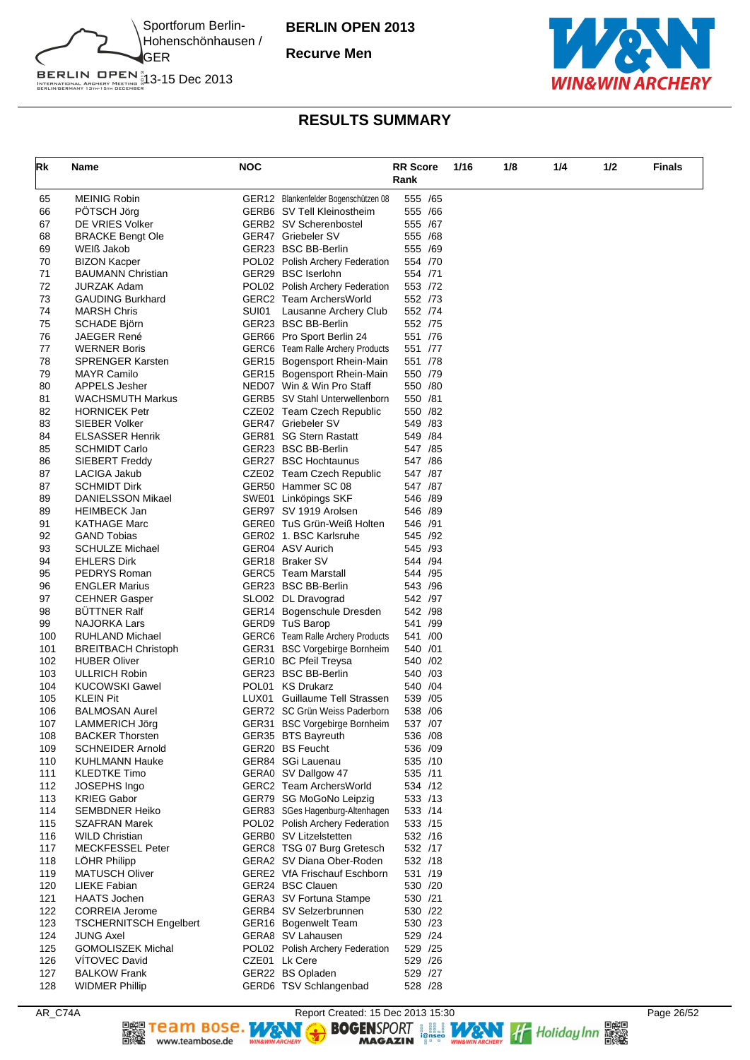Sportforum Berlin-Hohenschönhausen / GER

13-15 Dec 2013

**BERLIN OPEN 2013**

**Recurve Men**

## RESULTS SUMMARY

| Rk | Name | NOC | | RR Score Rank | 1/16 | 1/8 | 1/4 | 1/2 | Finals |
|---|---|---|---|---|---|---|---|---|---|
| 65 | MEINIG Robin | GER12 | Blankenfelder Bogenschützen 08 | 555 /65 | | | | | |
| 66 | PÖTSCH Jörg | GERB6 | SV Tell Kleinostheim | 555 /66 | | | | | |
| 67 | DE VRIES Volker | GERB2 | SV Scherenbostel | 555 /67 | | | | | |
| 68 | BRACKE Bengt Ole | GER47 | Griebeler SV | 555 /68 | | | | | |
| 69 | WEIß Jakob | GER23 | BSC BB-Berlin | 555 /69 | | | | | |
| 70 | BIZON Kacper | POL02 | Polish Archery Federation | 554 /70 | | | | | |
| 71 | BAUMANN Christian | GER29 | BSC Iserlohn | 554 /71 | | | | | |
| 72 | JURZAK Adam | POL02 | Polish Archery Federation | 553 /72 | | | | | |
| 73 | GAUDING Burkhard | GERC2 | Team ArchersWorld | 552 /73 | | | | | |
| 74 | MARSH Chris | SUI01 | Lausanne Archery Club | 552 /74 | | | | | |
| 75 | SCHADE Björn | GER23 | BSC BB-Berlin | 552 /75 | | | | | |
| 76 | JAEGER René | GER66 | Pro Sport Berlin 24 | 551 /76 | | | | | |
| 77 | WERNER Boris | GERC6 | Team Ralle Archery Products | 551 /77 | | | | | |
| 78 | SPRENGER Karsten | GER15 | Bogensport Rhein-Main | 551 /78 | | | | | |
| 79 | MAYR Camilo | GER15 | Bogensport Rhein-Main | 550 /79 | | | | | |
| 80 | APPELS Jesher | NED07 | Win & Win Pro Staff | 550 /80 | | | | | |
| 81 | WACHSMUTH Markus | GERB5 | SV Stahl Unterwellenborn | 550 /81 | | | | | |
| 82 | HORNICEK Petr | CZE02 | Team Czech Republic | 550 /82 | | | | | |
| 83 | SIEBER Volker | GER47 | Griebeler SV | 549 /83 | | | | | |
| 84 | ELSASSER Henrik | GER81 | SG Stern Rastatt | 549 /84 | | | | | |
| 85 | SCHMIDT Carlo | GER23 | BSC BB-Berlin | 547 /85 | | | | | |
| 86 | SIEBERT Freddy | GER27 | BSC Hochtaunus | 547 /86 | | | | | |
| 87 | LACIGA Jakub | CZE02 | Team Czech Republic | 547 /87 | | | | | |
| 87 | SCHMIDT Dirk | GER50 | Hammer SC 08 | 547 /87 | | | | | |
| 89 | DANIELSSON Mikael | SWE01 | Linköpings SKF | 546 /89 | | | | | |
| 89 | HEIMBECK Jan | GER97 | SV 1919 Arolsen | 546 /89 | | | | | |
| 91 | KATHAGE Marc | GERE0 | TuS Grün-Weiß Holten | 546 /91 | | | | | |
| 92 | GAND Tobias | GER02 | 1. BSC Karlsruhe | 545 /92 | | | | | |
| 93 | SCHULZE Michael | GER04 | ASV Aurich | 545 /93 | | | | | |
| 94 | EHLERS Dirk | GER18 | Braker SV | 544 /94 | | | | | |
| 95 | PEDRYS Roman | GERC5 | Team Marstall | 544 /95 | | | | | |
| 96 | ENGLER Marius | GER23 | BSC BB-Berlin | 543 /96 | | | | | |
| 97 | CEHNER Gasper | SLO02 | DL Dravograd | 542 /97 | | | | | |
| 98 | BÜTTNER Ralf | GER14 | Bogenschule Dresden | 542 /98 | | | | | |
| 99 | NAJORKA Lars | GERD9 | TuS Barop | 541 /99 | | | | | |
| 100 | RUHLAND Michael | GERC6 | Team Ralle Archery Products | 541 /00 | | | | | |
| 101 | BREITBACH Christoph | GER31 | BSC Vorgebirge Bornheim | 540 /01 | | | | | |
| 102 | HUBER Oliver | GER10 | BC Pfeil Treysa | 540 /02 | | | | | |
| 103 | ULLRICH Robin | GER23 | BSC BB-Berlin | 540 /03 | | | | | |
| 104 | KUCOWSKI Gawel | POL01 | KS Drukarz | 540 /04 | | | | | |
| 105 | KLEIN Pit | LUX01 | Guillaume Tell Strassen | 539 /05 | | | | | |
| 106 | BALMOSAN Aurel | GER72 | SC Grün Weiss Paderborn | 538 /06 | | | | | |
| 107 | LAMMERICH Jörg | GER31 | BSC Vorgebirge Bornheim | 537 /07 | | | | | |
| 108 | BACKER Thorsten | GER35 | BTS Bayreuth | 536 /08 | | | | | |
| 109 | SCHNEIDER Arnold | GER20 | BS Feucht | 536 /09 | | | | | |
| 110 | KUHLMANN Hauke | GER84 | SGi Lauenau | 535 /10 | | | | | |
| 111 | KLEDTKE Timo | GERA0 | SV Dallgow 47 | 535 /11 | | | | | |
| 112 | JOSEPHS Ingo | GERC2 | Team ArchersWorld | 534 /12 | | | | | |
| 113 | KRIEG Gabor | GER79 | SG MoGoNo Leipzig | 533 /13 | | | | | |
| 114 | SEMBDNER Heiko | GER83 | SGes Hagenburg-Altenhagen | 533 /14 | | | | | |
| 115 | SZAFRAN Marek | POL02 | Polish Archery Federation | 533 /15 | | | | | |
| 116 | WILD Christian | GERB0 | SV Litzelstetten | 532 /16 | | | | | |
| 117 | MECKFESSEL Peter | GERC8 | TSG 07 Burg Gretesch | 532 /17 | | | | | |
| 118 | LÖHR Philipp | GERA2 | SV Diana Ober-Roden | 532 /18 | | | | | |
| 119 | MATUSCH Oliver | GERE2 | VfA Frischauf Eschborn | 531 /19 | | | | | |
| 120 | LIEKE Fabian | GER24 | BSC Clauen | 530 /20 | | | | | |
| 121 | HAATS Jochen | GERA3 | SV Fortuna Stampe | 530 /21 | | | | | |
| 122 | CORREIA Jerome | GERB4 | SV Selzerbrunnen | 530 /22 | | | | | |
| 123 | TSCHERNITSCH Engelbert | GER16 | Bogenwelt Team | 530 /23 | | | | | |
| 124 | JUNG Axel | GERA8 | SV Lahausen | 529 /24 | | | | | |
| 125 | GOMOLISZEK Michal | POL02 | Polish Archery Federation | 529 /25 | | | | | |
| 126 | VÍTOVEC David | CZE01 | Lk Cere | 529 /26 | | | | | |
| 127 | BALKOW Frank | GER22 | BS Opladen | 529 /27 | | | | | |
| 128 | WIDMER Phillip | GERD6 | TSV Schlangenbad | 528 /28 | | | | | |

AR_C74A    Report Created: 15 Dec 2013 15:30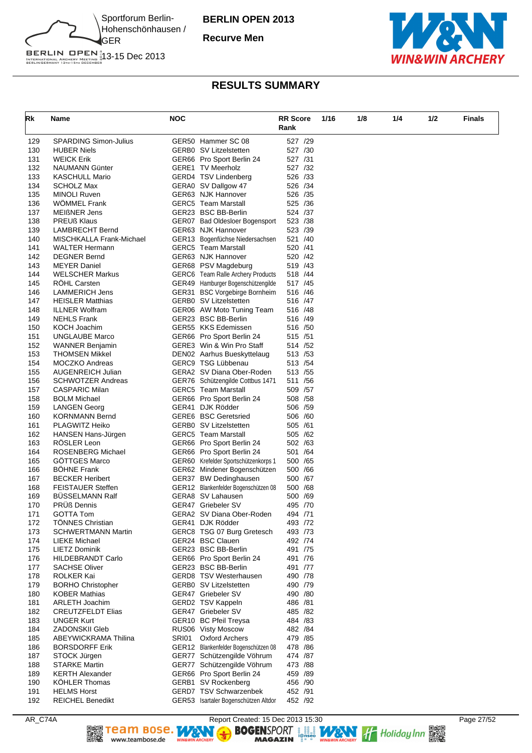**BERLIN OPEN 2013**

**Recurve Men**

Sportforum Berlin-Hohenschönhausen / GER

13-15 Dec 2013

## RESULTS SUMMARY

| Rk | Name | NOC | | RR Score Rank | 1/16 | 1/8 | 1/4 | 1/2 | Finals |
|---|---|---|---|---|---|---|---|---|---|
| 129 | SPARDING Simon-Julius | GER50 | Hammer SC 08 | 527 /29 | | | | | |
| 130 | HUBER Niels | GERB0 | SV Litzelstetten | 527 /30 | | | | | |
| 131 | WEICK Erik | GER66 | Pro Sport Berlin 24 | 527 /31 | | | | | |
| 132 | NAUMANN Günter | GERE1 | TV Meerholz | 527 /32 | | | | | |
| 133 | KASCHULL Mario | GERD4 | TSV Lindenberg | 526 /33 | | | | | |
| 134 | SCHOLZ Max | GERA0 | SV Dallgow 47 | 526 /34 | | | | | |
| 135 | MINOLI Ruven | GER63 | NJK Hannover | 526 /35 | | | | | |
| 136 | WÖMMEL Frank | GERC5 | Team Marstall | 525 /36 | | | | | |
| 137 | MEIßNER Jens | GER23 | BSC BB-Berlin | 524 /37 | | | | | |
| 138 | PREUß Klaus | GER07 | Bad Oldesloer Bogensport | 523 /38 | | | | | |
| 139 | LAMBRECHT Bernd | GER63 | NJK Hannover | 523 /39 | | | | | |
| 140 | MISCHKALLA Frank-Michael | GER13 | Bogenfüchse Niedersachsen | 521 /40 | | | | | |
| 141 | WALTER Hermann | GERC5 | Team Marstall | 520 /41 | | | | | |
| 142 | DEGNER Bernd | GER63 | NJK Hannover | 520 /42 | | | | | |
| 143 | MEYER Daniel | GER68 | PSV Magdeburg | 519 /43 | | | | | |
| 144 | WELSCHER Markus | GERC6 | Team Ralle Archery Products | 518 /44 | | | | | |
| 145 | RÖHL Carsten | GER49 | Hamburger Bogenschützengilde | 517 /45 | | | | | |
| 146 | LAMMERICH Jens | GER31 | BSC Vorgebirge Bornheim | 516 /46 | | | | | |
| 147 | HEISLER Matthias | GERB0 | SV Litzelstetten | 516 /47 | | | | | |
| 148 | ILLNER Wolfram | GER06 | AW Moto Tuning Team | 516 /48 | | | | | |
| 149 | NEHLS Frank | GER23 | BSC BB-Berlin | 516 /49 | | | | | |
| 150 | KOCH Joachim | GER55 | KKS Edemissen | 516 /50 | | | | | |
| 151 | UNGLAUBE Marco | GER66 | Pro Sport Berlin 24 | 515 /51 | | | | | |
| 152 | WANNER Benjamin | GERE3 | Win & Win Pro Staff | 514 /52 | | | | | |
| 153 | THOMSEN Mikkel | DEN02 | Aarhus Bueskyttelaug | 513 /53 | | | | | |
| 154 | MOCZKO Andreas | GERC9 | TSG Lübbenau | 513 /54 | | | | | |
| 155 | AUGENREICH Julian | GERA2 | SV Diana Ober-Roden | 513 /55 | | | | | |
| 156 | SCHWOTZER Andreas | GER76 | Schützengilde Cottbus 1471 | 511 /56 | | | | | |
| 157 | CASPARIC Milan | GERC5 | Team Marstall | 509 /57 | | | | | |
| 158 | BOLM Michael | GER66 | Pro Sport Berlin 24 | 508 /58 | | | | | |
| 159 | LANGEN Georg | GER41 | DJK Rödder | 506 /59 | | | | | |
| 160 | KORNMANN Bernd | GERE6 | BSC Geretsried | 506 /60 | | | | | |
| 161 | PLAGWITZ Heiko | GERB0 | SV Litzelstetten | 505 /61 | | | | | |
| 162 | HANSEN Hans-Jürgen | GERC5 | Team Marstall | 505 /62 | | | | | |
| 163 | RÖSLER Leon | GER66 | Pro Sport Berlin 24 | 502 /63 | | | | | |
| 164 | ROSENBERG Michael | GER66 | Pro Sport Berlin 24 | 501 /64 | | | | | |
| 165 | GÖTTGES Marco | GER60 | Krefelder Sportschützenkorps 1 | 500 /65 | | | | | |
| 166 | BÖHNE Frank | GER62 | Mindener Bogenschützen | 500 /66 | | | | | |
| 167 | BECKER Heribert | GER37 | BW Dedinghausen | 500 /67 | | | | | |
| 168 | FEISTAUER Steffen | GER12 | Blankenfelder Bogenschützen 08 | 500 /68 | | | | | |
| 169 | BÜSSELMANN Ralf | GERA8 | SV Lahausen | 500 /69 | | | | | |
| 170 | PRÜß Dennis | GER47 | Griebeler SV | 495 /70 | | | | | |
| 171 | GOTTA Tom | GERA2 | SV Diana Ober-Roden | 494 /71 | | | | | |
| 172 | TÖNNES Christian | GER41 | DJK Rödder | 493 /72 | | | | | |
| 173 | SCHWERTMANN Martin | GERC8 | TSG 07 Burg Gretesch | 493 /73 | | | | | |
| 174 | LIEKE Michael | GER24 | BSC Clauen | 492 /74 | | | | | |
| 175 | LIETZ Dominik | GER23 | BSC BB-Berlin | 491 /75 | | | | | |
| 176 | HILDEBRANDT Carlo | GER66 | Pro Sport Berlin 24 | 491 /76 | | | | | |
| 177 | SACHSE Oliver | GER23 | BSC BB-Berlin | 491 /77 | | | | | |
| 178 | ROLKER Kai | GERD8 | TSV Westerhausen | 490 /78 | | | | | |
| 179 | BORHO Christopher | GERB0 | SV Litzelstetten | 490 /79 | | | | | |
| 180 | KOBER Mathias | GER47 | Griebeler SV | 490 /80 | | | | | |
| 181 | ARLETH Joachim | GERD2 | TSV Kappeln | 486 /81 | | | | | |
| 182 | CREUTZFELDT Elias | GER47 | Griebeler SV | 485 /82 | | | | | |
| 183 | UNGER Kurt | GER10 | BC Pfeil Treysa | 484 /83 | | | | | |
| 184 | ZADONSKII Gleb | RUS06 | Visty Moscow | 482 /84 | | | | | |
| 185 | ABEYWICKRAMA Thilina | SRI01 | Oxford Archers | 479 /85 | | | | | |
| 186 | BORSDORFF Erik | GER12 | Blankenfelder Bogenschützen 08 | 478 /86 | | | | | |
| 187 | STOCK Jürgen | GER77 | Schützengilde Vöhrum | 474 /87 | | | | | |
| 188 | STARKE Martin | GER77 | Schützengilde Vöhrum | 473 /88 | | | | | |
| 189 | KERTH Alexander | GER66 | Pro Sport Berlin 24 | 459 /89 | | | | | |
| 190 | KÖHLER Thomas | GERB1 | SV Rockenberg | 456 /90 | | | | | |
| 191 | HELMS Horst | GERD7 | TSV Schwarzenbek | 452 /91 | | | | | |
| 192 | REICHEL Benedikt | GER53 | Isartaler Bogenschützen Altdor | 452 /92 | | | | | |

AR_C74A Report Created: 15 Dec 2013 15:30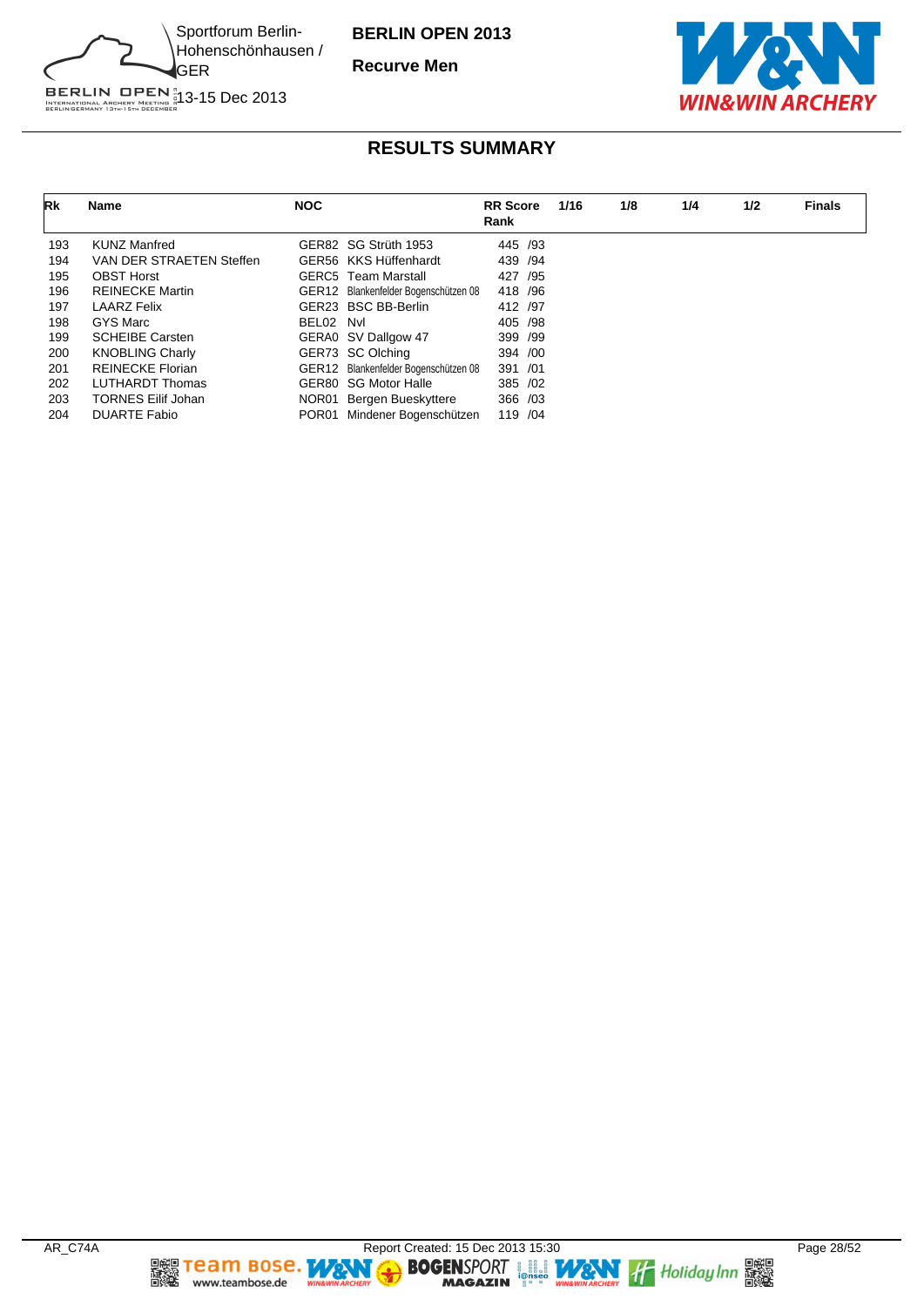Sportforum Berlin-Hohenschönhausen / GER

13-15 Dec 2013

**BERLIN OPEN 2013**

**Recurve Men**

## RESULTS SUMMARY

| Rk | Name | NOC | | RR Score Rank | 1/16 | 1/8 | 1/4 | 1/2 | Finals |
|---|---|---|---|---|---|---|---|---|---|
| 193 | KUNZ Manfred | GER82 | SG Strüth 1953 | 445 /93 | | | | | |
| 194 | VAN DER STRAETEN Steffen | GER56 | KKS Hüffenhardt | 439 /94 | | | | | |
| 195 | OBST Horst | GERC5 | Team Marstall | 427 /95 | | | | | |
| 196 | REINECKE Martin | GER12 | Blankenfelder Bogenschützen 08 | 418 /96 | | | | | |
| 197 | LAARZ Felix | GER23 | BSC BB-Berlin | 412 /97 | | | | | |
| 198 | GYS Marc | BEL02 | Nvl | 405 /98 | | | | | |
| 199 | SCHEIBE Carsten | GERA0 | SV Dallgow 47 | 399 /99 | | | | | |
| 200 | KNOBLING Charly | GER73 | SC Olching | 394 /00 | | | | | |
| 201 | REINECKE Florian | GER12 | Blankenfelder Bogenschützen 08 | 391 /01 | | | | | |
| 202 | LUTHARDT Thomas | GER80 | SG Motor Halle | 385 /02 | | | | | |
| 203 | TORNES Eilif Johan | NOR01 | Bergen Bueskyttere | 366 /03 | | | | | |
| 204 | DUARTE Fabio | POR01 | Mindener Bogenschützen | 119 /04 | | | | | |

AR_C74A

Report Created: 15 Dec 2013 15:30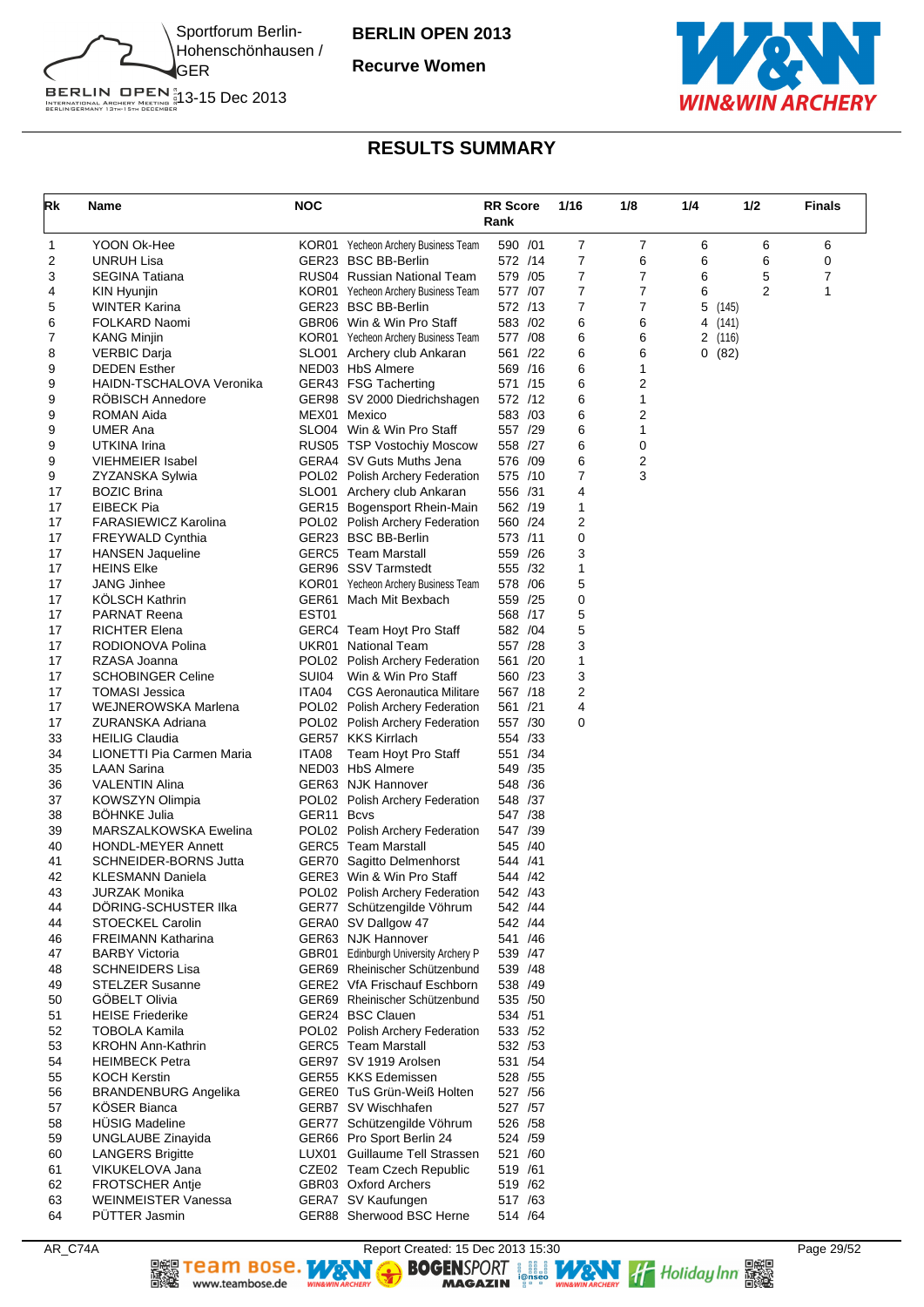Sportforum Berlin-Hohenschönhausen / GER
13-15 Dec 2013

**BERLIN OPEN 2013**

**Recurve Women**

## RESULTS SUMMARY

| Rk | Name | NOC | | RR Score Rank | 1/16 | 1/8 | 1/4 | 1/2 | Finals |
|---|---|---|---|---|---|---|---|---|---|
| 1 | YOON Ok-Hee | KOR01 | Yecheon Archery Business Team | 590 /01 | 7 | 7 | 6 | 6 | 6 |
| 2 | UNRUH Lisa | GER23 | BSC BB-Berlin | 572 /14 | 7 | 6 | 6 | 6 | 0 |
| 3 | SEGINA Tatiana | RUS04 | Russian National Team | 579 /05 | 7 | 7 | 6 | 5 | 7 |
| 4 | KIN Hyunjin | KOR01 | Yecheon Archery Business Team | 577 /07 | 7 | 7 | 6 | 2 | 1 |
| 5 | WINTER Karina | GER23 | BSC BB-Berlin | 572 /13 | 7 | 7 | 5 (145) | | |
| 6 | FOLKARD Naomi | GBR06 | Win & Win Pro Staff | 583 /02 | 6 | 6 | 4 (141) | | |
| 7 | KANG Minjin | KOR01 | Yecheon Archery Business Team | 577 /08 | 6 | 6 | 2 (116) | | |
| 8 | VERBIC Darja | SLO01 | Archery club Ankaran | 561 /22 | 6 | 6 | 0 (82) | | |
| 9 | DEDEN Esther | NED03 | HbS Almere | 569 /16 | 6 | 1 | | | |
| 9 | HAIDN-TSCHALOVA Veronika | GER43 | FSG Tacherting | 571 /15 | 6 | 2 | | | |
| 9 | RÖBISCH Annedore | GER98 | SV 2000 Diedrichshagen | 572 /12 | 6 | 1 | | | |
| 9 | ROMAN Aida | MEX01 | Mexico | 583 /03 | 6 | 2 | | | |
| 9 | UMER Ana | SLO04 | Win & Win Pro Staff | 557 /29 | 6 | 1 | | | |
| 9 | UTKINA Irina | RUS05 | TSP Vostochiy Moscow | 558 /27 | 6 | 0 | | | |
| 9 | VIEHMEIER Isabel | GERA4 | SV Guts Muths Jena | 576 /09 | 6 | 2 | | | |
| 9 | ZYZANSKA Sylwia | POL02 | Polish Archery Federation | 575 /10 | 7 | 3 | | | |
| 17 | BOZIC Brina | SLO01 | Archery club Ankaran | 556 /31 | 4 | | | | |
| 17 | EIBECK Pia | GER15 | Bogensport Rhein-Main | 562 /19 | 1 | | | | |
| 17 | FARASIEWICZ Karolina | POL02 | Polish Archery Federation | 560 /24 | 2 | | | | |
| 17 | FREYWALD Cynthia | GER23 | BSC BB-Berlin | 573 /11 | 0 | | | | |
| 17 | HANSEN Jaqueline | GERC5 | Team Marstall | 559 /26 | 3 | | | | |
| 17 | HEINS Elke | GER96 | SSV Tarmstedt | 555 /32 | 1 | | | | |
| 17 | JANG Jinhee | KOR01 | Yecheon Archery Business Team | 578 /06 | 5 | | | | |
| 17 | KÖLSCH Kathrin | GER61 | Mach Mit Bexbach | 559 /25 | 0 | | | | |
| 17 | PARNAT Reena | EST01 | | 568 /17 | 5 | | | | |
| 17 | RICHTER Elena | GERC4 | Team Hoyt Pro Staff | 582 /04 | 5 | | | | |
| 17 | RODIONOVA Polina | UKR01 | National Team | 557 /28 | 3 | | | | |
| 17 | RZASA Joanna | POL02 | Polish Archery Federation | 561 /20 | 1 | | | | |
| 17 | SCHOBINGER Celine | SUI04 | Win & Win Pro Staff | 560 /23 | 3 | | | | |
| 17 | TOMASI Jessica | ITA04 | CGS Aeronautica Militare | 567 /18 | 2 | | | | |
| 17 | WEJNEROWSKA Marlena | POL02 | Polish Archery Federation | 561 /21 | 4 | | | | |
| 17 | ZURANSKA Adriana | POL02 | Polish Archery Federation | 557 /30 | 0 | | | | |
| 33 | HEILIG Claudia | GER57 | KKS Kirrlach | 554 /33 | | | | | |
| 34 | LIONETTI Pia Carmen Maria | ITA08 | Team Hoyt Pro Staff | 551 /34 | | | | | |
| 35 | LAAN Sarina | NED03 | HbS Almere | 549 /35 | | | | | |
| 36 | VALENTIN Alina | GER63 | NJK Hannover | 548 /36 | | | | | |
| 37 | KOWSZYN Olimpia | POL02 | Polish Archery Federation | 548 /37 | | | | | |
| 38 | BÖHNKE Julia | GER11 | Bcvs | 547 /38 | | | | | |
| 39 | MARSZALKOWSKA Ewelina | POL02 | Polish Archery Federation | 547 /39 | | | | | |
| 40 | HONDL-MEYER Annett | GERC5 | Team Marstall | 545 /40 | | | | | |
| 41 | SCHNEIDER-BORNS Jutta | GER70 | Sagitto Delmenhorst | 544 /41 | | | | | |
| 42 | KLESMANN Daniela | GERE3 | Win & Win Pro Staff | 544 /42 | | | | | |
| 43 | JURZAK Monika | POL02 | Polish Archery Federation | 542 /43 | | | | | |
| 44 | DÖRING-SCHUSTER Ilka | GER77 | Schützengilde Vöhrum | 542 /44 | | | | | |
| 44 | STOECKEL Carolin | GERA0 | SV Dallgow 47 | 542 /44 | | | | | |
| 46 | FREIMANN Katharina | GER63 | NJK Hannover | 541 /46 | | | | | |
| 47 | BARBY Victoria | GBR01 | Edinburgh University Archery P | 539 /47 | | | | | |
| 48 | SCHNEIDERS Lisa | GER69 | Rheinischer Schützenbund | 539 /48 | | | | | |
| 49 | STELZER Susanne | GERE2 | VfA Frischauf Eschborn | 538 /49 | | | | | |
| 50 | GÖBELT Olivia | GER69 | Rheinischer Schützenbund | 535 /50 | | | | | |
| 51 | HEISE Friederike | GER24 | BSC Clauen | 534 /51 | | | | | |
| 52 | TOBOLA Kamila | POL02 | Polish Archery Federation | 533 /52 | | | | | |
| 53 | KROHN Ann-Kathrin | GERC5 | Team Marstall | 532 /53 | | | | | |
| 54 | HEIMBECK Petra | GER97 | SV 1919 Arolsen | 531 /54 | | | | | |
| 55 | KOCH Kerstin | GER55 | KKS Edemissen | 528 /55 | | | | | |
| 56 | BRANDENBURG Angelika | GERE0 | TuS Grün-Weiß Holten | 527 /56 | | | | | |
| 57 | KÖSER Bianca | GERB7 | SV Wischhafen | 527 /57 | | | | | |
| 58 | HÜSIG Madeline | GER77 | Schützengilde Vöhrum | 526 /58 | | | | | |
| 59 | UNGLAUBE Zinayida | GER66 | Pro Sport Berlin 24 | 524 /59 | | | | | |
| 60 | LANGERS Brigitte | LUX01 | Guillaume Tell Strassen | 521 /60 | | | | | |
| 61 | VIKUKELOVA Jana | CZE02 | Team Czech Republic | 519 /61 | | | | | |
| 62 | FROTSCHER Antje | GBR03 | Oxford Archers | 519 /62 | | | | | |
| 63 | WEINMEISTER Vanessa | GERA7 | SV Kaufungen | 517 /63 | | | | | |
| 64 | PÜTTER Jasmin | GER88 | Sherwood BSC Herne | 514 /64 | | | | | |

AR_C74A    Report Created: 15 Dec 2013 15:30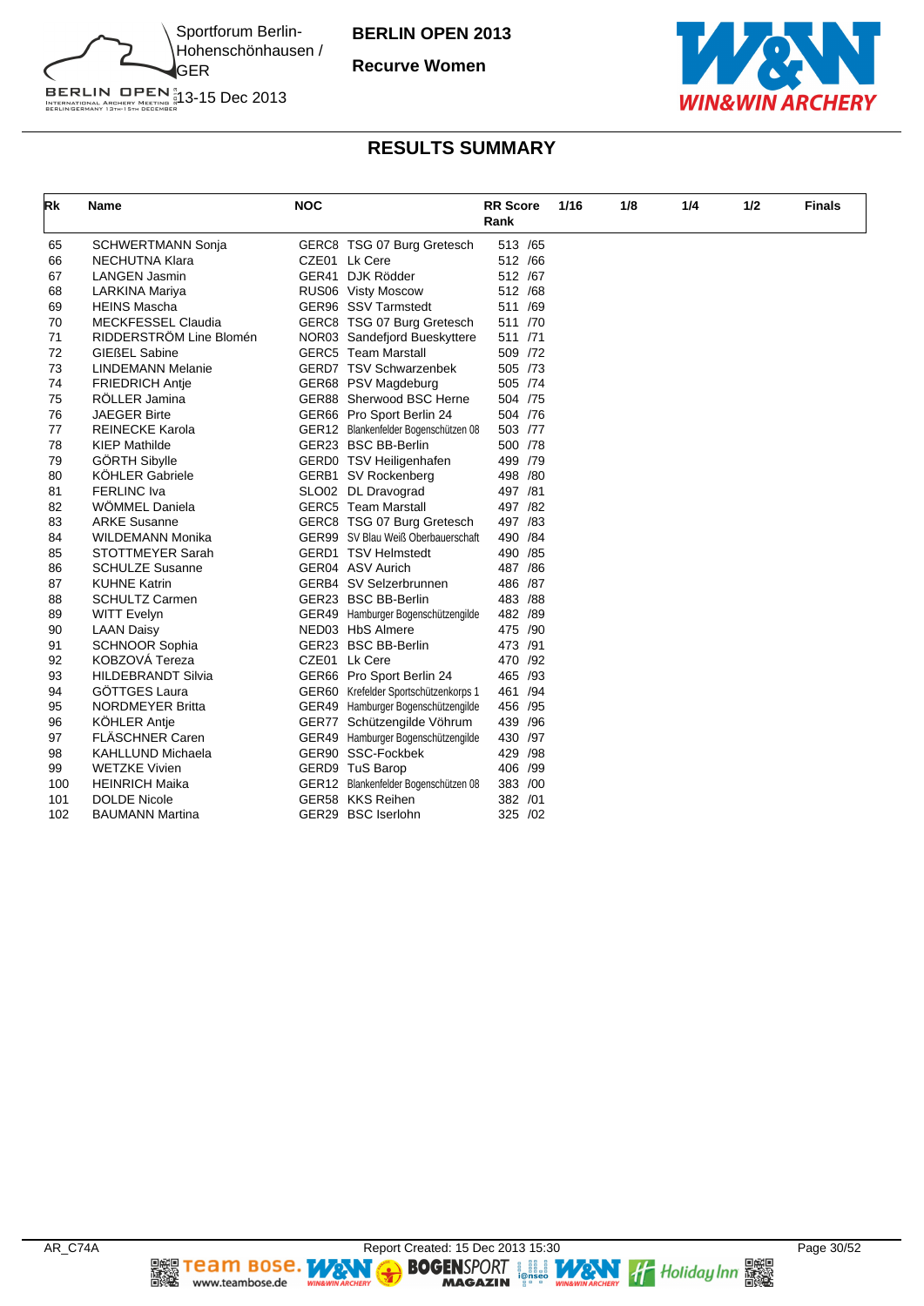# BERLIN OPEN 2013

**Recurve Women**

Sportforum Berlin-Hohenschönhausen / GER

13-15 Dec 2013

## RESULTS SUMMARY

| Rk | Name | NOC | | RR Score Rank | 1/16 | 1/8 | 1/4 | 1/2 | Finals |
|---|---|---|---|---|---|---|---|---|---|
| 65 | SCHWERTMANN Sonja | GERC8 | TSG 07 Burg Gretesch | 513 /65 | | | | | |
| 66 | NECHUTNA Klara | CZE01 | Lk Cere | 512 /66 | | | | | |
| 67 | LANGEN Jasmin | GER41 | DJK Rödder | 512 /67 | | | | | |
| 68 | LARKINA Mariya | RUS06 | Visty Moscow | 512 /68 | | | | | |
| 69 | HEINS Mascha | GER96 | SSV Tarmstedt | 511 /69 | | | | | |
| 70 | MECKFESSEL Claudia | GERC8 | TSG 07 Burg Gretesch | 511 /70 | | | | | |
| 71 | RIDDERSTRÖM Line Blomén | NOR03 | Sandefjord Bueskyttere | 511 /71 | | | | | |
| 72 | GIEßEL Sabine | GERC5 | Team Marstall | 509 /72 | | | | | |
| 73 | LINDEMANN Melanie | GERD7 | TSV Schwarzenbek | 505 /73 | | | | | |
| 74 | FRIEDRICH Antje | GER68 | PSV Magdeburg | 505 /74 | | | | | |
| 75 | RÖLLER Jamina | GER88 | Sherwood BSC Herne | 504 /75 | | | | | |
| 76 | JAEGER Birte | GER66 | Pro Sport Berlin 24 | 504 /76 | | | | | |
| 77 | REINECKE Karola | GER12 | Blankenfelder Bogenschützen 08 | 503 /77 | | | | | |
| 78 | KIEP Mathilde | GER23 | BSC BB-Berlin | 500 /78 | | | | | |
| 79 | GÖRTH Sibylle | GERD0 | TSV Heiligenhafen | 499 /79 | | | | | |
| 80 | KÖHLER Gabriele | GERB1 | SV Rockenberg | 498 /80 | | | | | |
| 81 | FERLINC Iva | SLO02 | DL Dravograd | 497 /81 | | | | | |
| 82 | WÖMMEL Daniela | GERC5 | Team Marstall | 497 /82 | | | | | |
| 83 | ARKE Susanne | GERC8 | TSG 07 Burg Gretesch | 497 /83 | | | | | |
| 84 | WILDEMANN Monika | GER99 | SV Blau Weiß Oberbauerschaft | 490 /84 | | | | | |
| 85 | STOTTMEYER Sarah | GERD1 | TSV Helmstedt | 490 /85 | | | | | |
| 86 | SCHULZE Susanne | GER04 | ASV Aurich | 487 /86 | | | | | |
| 87 | KUHNE Katrin | GERB4 | SV Selzerbrunnen | 486 /87 | | | | | |
| 88 | SCHULTZ Carmen | GER23 | BSC BB-Berlin | 483 /88 | | | | | |
| 89 | WITT Evelyn | GER49 | Hamburger Bogenschützengilde | 482 /89 | | | | | |
| 90 | LAAN Daisy | NED03 | HbS Almere | 475 /90 | | | | | |
| 91 | SCHNOOR Sophia | GER23 | BSC BB-Berlin | 473 /91 | | | | | |
| 92 | KOBZOVÁ Tereza | CZE01 | Lk Cere | 470 /92 | | | | | |
| 93 | HILDEBRANDT Silvia | GER66 | Pro Sport Berlin 24 | 465 /93 | | | | | |
| 94 | GÖTTGES Laura | GER60 | Krefelder Sportschützenkorps 1 | 461 /94 | | | | | |
| 95 | NORDMEYER Britta | GER49 | Hamburger Bogenschützengilde | 456 /95 | | | | | |
| 96 | KÖHLER Antje | GER77 | Schützengilde Vöhrum | 439 /96 | | | | | |
| 97 | FLÄSCHNER Caren | GER49 | Hamburger Bogenschützengilde | 430 /97 | | | | | |
| 98 | KAHLLUND Michaela | GER90 | SSC-Fockbek | 429 /98 | | | | | |
| 99 | WETZKE Vivien | GERD9 | TuS Barop | 406 /99 | | | | | |
| 100 | HEINRICH Maika | GER12 | Blankenfelder Bogenschützen 08 | 383 /00 | | | | | |
| 101 | DOLDE Nicole | GER58 | KKS Reihen | 382 /01 | | | | | |
| 102 | BAUMANN Martina | GER29 | BSC Iserlohn | 325 /02 | | | | | |

AR_C74A Report Created: 15 Dec 2013 15:30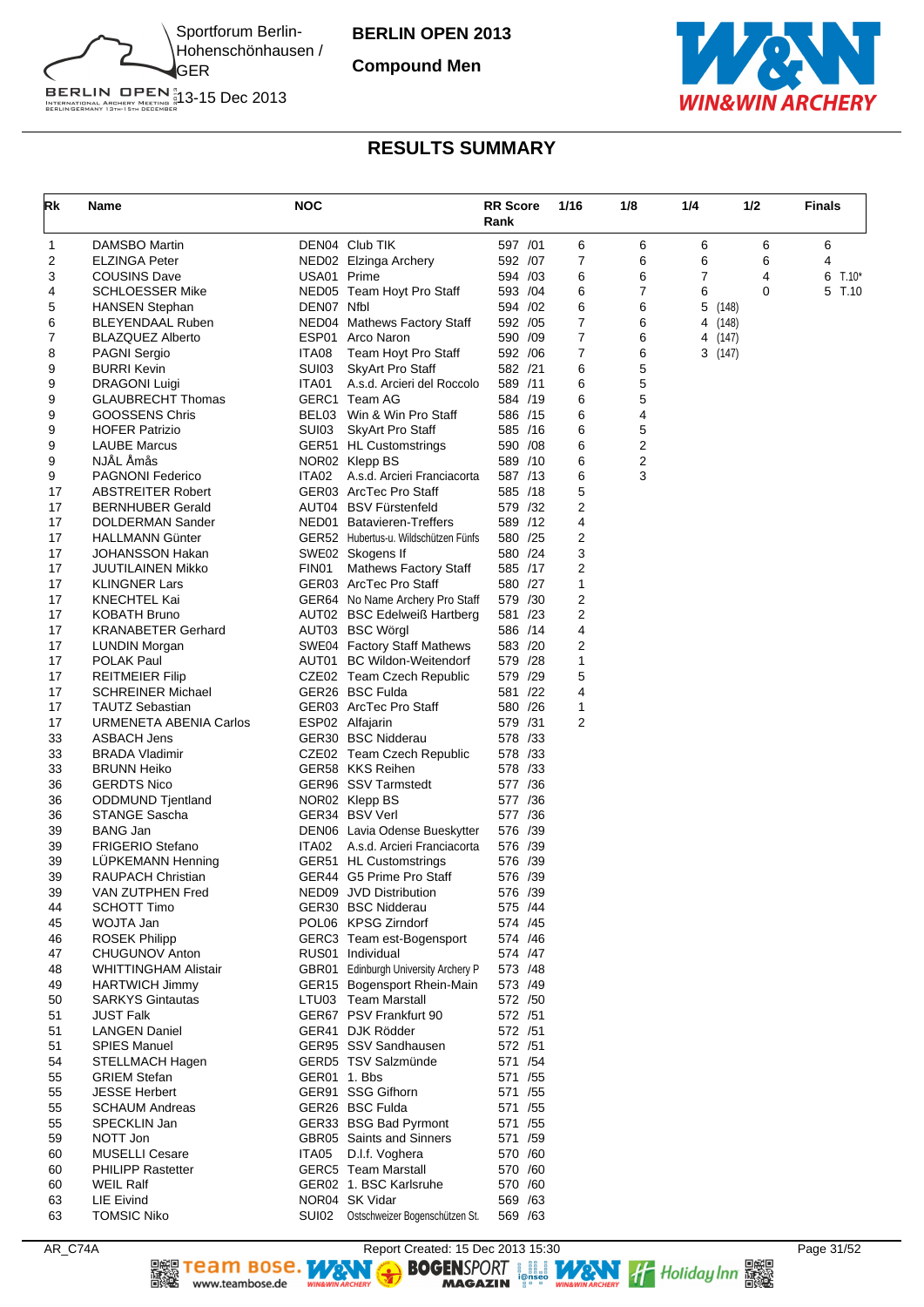Sportforum Berlin-Hohenschönhausen / GER

13-15 Dec 2013

# BERLIN OPEN 2013

## Compound Men

## RESULTS SUMMARY

| Rk | Name | NOC | | RR Score Rank | 1/16 | 1/8 | 1/4 | 1/2 | Finals |
|---|---|---|---|---|---|---|---|---|---|
| 1 | DAMSBO Martin | DEN04 | Club TIK | 597 /01 | 6 | 6 | 6 | 6 | 6 |
| 2 | ELZINGA Peter | NED02 | Elzinga Archery | 592 /07 | 7 | 6 | 6 | 6 | 4 |
| 3 | COUSINS Dave | USA01 | Prime | 594 /03 | 6 | 6 | 7 | 4 | 6 T.10* |
| 4 | SCHLOESSER Mike | NED05 | Team Hoyt Pro Staff | 593 /04 | 6 | 7 | 6 | 0 | 5 T.10 |
| 5 | HANSEN Stephan | DEN07 | Nfbl | 594 /02 | 6 | 6 | 5 (148) | | |
| 6 | BLEYENDAAL Ruben | NED04 | Mathews Factory Staff | 592 /05 | 7 | 6 | 4 (148) | | |
| 7 | BLAZQUEZ Alberto | ESP01 | Arco Naron | 590 /09 | 7 | 6 | 4 (147) | | |
| 8 | PAGNI Sergio | ITA08 | Team Hoyt Pro Staff | 592 /06 | 7 | 6 | 3 (147) | | |
| 9 | BURRI Kevin | SUI03 | SkyArt Pro Staff | 582 /21 | 6 | 5 | | | |
| 9 | DRAGONI Luigi | ITA01 | A.s.d. Arcieri del Roccolo | 589 /11 | 6 | 5 | | | |
| 9 | GLAUBRECHT Thomas | GERC1 | Team AG | 584 /19 | 6 | 5 | | | |
| 9 | GOOSSENS Chris | BEL03 | Win & Win Pro Staff | 586 /15 | 6 | 4 | | | |
| 9 | HOFER Patrizio | SUI03 | SkyArt Pro Staff | 585 /16 | 6 | 5 | | | |
| 9 | LAUBE Marcus | GER51 | HL Customstrings | 590 /08 | 6 | 2 | | | |
| 9 | NJÅL Åmås | NOR02 | Klepp BS | 589 /10 | 6 | 2 | | | |
| 9 | PAGNONI Federico | ITA02 | A.s.d. Arcieri Franciacorta | 587 /13 | 6 | 3 | | | |
| 17 | ABSTREITER Robert | GER03 | ArcTec Pro Staff | 585 /18 | 5 | | | | |
| 17 | BERNHUBER Gerald | AUT04 | BSV Fürstenfeld | 579 /32 | 2 | | | | |
| 17 | DOLDERMAN Sander | NED01 | Batavieren-Treffers | 589 /12 | 4 | | | | |
| 17 | HALLMANN Günter | GER52 | Hubertus-u. Wildschützen Fünfs | 580 /25 | 2 | | | | |
| 17 | JOHANSSON Hakan | SWE02 | Skogens If | 580 /24 | 3 | | | | |
| 17 | JUUTILAINEN Mikko | FIN01 | Mathews Factory Staff | 585 /17 | 2 | | | | |
| 17 | KLINGNER Lars | GER03 | ArcTec Pro Staff | 580 /27 | 1 | | | | |
| 17 | KNECHTEL Kai | GER64 | No Name Archery Pro Staff | 579 /30 | 2 | | | | |
| 17 | KOBATH Bruno | AUT02 | BSC Edelweiß Hartberg | 581 /23 | 2 | | | | |
| 17 | KRANABETER Gerhard | AUT03 | BSC Wörgl | 586 /14 | 4 | | | | |
| 17 | LUNDIN Morgan | SWE04 | Factory Staff Mathews | 583 /20 | 2 | | | | |
| 17 | POLAK Paul | AUT01 | BC Wildon-Weitendorf | 579 /28 | 1 | | | | |
| 17 | REITMEIER Filip | CZE02 | Team Czech Republic | 579 /29 | 5 | | | | |
| 17 | SCHREINER Michael | GER26 | BSC Fulda | 581 /22 | 4 | | | | |
| 17 | TAUTZ Sebastian | GER03 | ArcTec Pro Staff | 580 /26 | 1 | | | | |
| 17 | URMENETA ABENIA Carlos | ESP02 | Alfajarin | 579 /31 | 2 | | | | |
| 33 | ASBACH Jens | GER30 | BSC Nidderau | 578 /33 | | | | | |
| 33 | BRADA Vladimir | CZE02 | Team Czech Republic | 578 /33 | | | | | |
| 33 | BRUNN Heiko | GER58 | KKS Reihen | 578 /33 | | | | | |
| 36 | GERDTS Nico | GER96 | SSV Tarmstedt | 577 /36 | | | | | |
| 36 | ODDMUND Tjentland | NOR02 | Klepp BS | 577 /36 | | | | | |
| 36 | STANGE Sascha | GER34 | BSV Verl | 577 /36 | | | | | |
| 39 | BANG Jan | DEN06 | Lavia Odense Bueskytter | 576 /39 | | | | | |
| 39 | FRIGERIO Stefano | ITA02 | A.s.d. Arcieri Franciacorta | 576 /39 | | | | | |
| 39 | LÜPKEMANN Henning | GER51 | HL Customstrings | 576 /39 | | | | | |
| 39 | RAUPACH Christian | GER44 | G5 Prime Pro Staff | 576 /39 | | | | | |
| 39 | VAN ZUTPHEN Fred | NED09 | JVD Distribution | 576 /39 | | | | | |
| 44 | SCHOTT Timo | GER30 | BSC Nidderau | 575 /44 | | | | | |
| 45 | WOJTA Jan | POL06 | KPSG Zirndorf | 574 /45 | | | | | |
| 46 | ROSEK Philipp | GERC3 | Team est-Bogensport | 574 /46 | | | | | |
| 47 | CHUGUNOV Anton | RUS01 | Individual | 574 /47 | | | | | |
| 48 | WHITTINGHAM Alistair | GBR01 | Edinburgh University Archery P | 573 /48 | | | | | |
| 49 | HARTWICH Jimmy | GER15 | Bogensport Rhein-Main | 573 /49 | | | | | |
| 50 | SARKYS Gintautas | LTU03 | Team Marstall | 572 /50 | | | | | |
| 51 | JUST Falk | GER67 | PSV Frankfurt 90 | 572 /51 | | | | | |
| 51 | LANGEN Daniel | GER41 | DJK Rödder | 572 /51 | | | | | |
| 51 | SPIES Manuel | GER95 | SSV Sandhausen | 572 /51 | | | | | |
| 54 | STELLMACH Hagen | GERD5 | TSV Salzmünde | 571 /54 | | | | | |
| 55 | GRIEM Stefan | GER01 | 1. Bbs | 571 /55 | | | | | |
| 55 | JESSE Herbert | GER91 | SSG Gifhorn | 571 /55 | | | | | |
| 55 | SCHAUM Andreas | GER26 | BSC Fulda | 571 /55 | | | | | |
| 55 | SPECKLIN Jan | GER33 | BSG Bad Pyrmont | 571 /55 | | | | | |
| 59 | NOTT Jon | GBR05 | Saints and Sinners | 571 /59 | | | | | |
| 60 | MUSELLI Cesare | ITA05 | D.l.f. Voghera | 570 /60 | | | | | |
| 60 | PHILIPP Rastetter | GERC5 | Team Marstall | 570 /60 | | | | | |
| 60 | WEIL Ralf | GER02 | 1. BSC Karlsruhe | 570 /60 | | | | | |
| 63 | LIE Eivind | NOR04 | SK Vidar | 569 /63 | | | | | |
| 63 | TOMSIC Niko | SUI02 | Ostschweizer Bogenschützen St. | 569 /63 | | | | | |

AR_C74A Report Created: 15 Dec 2013 15:30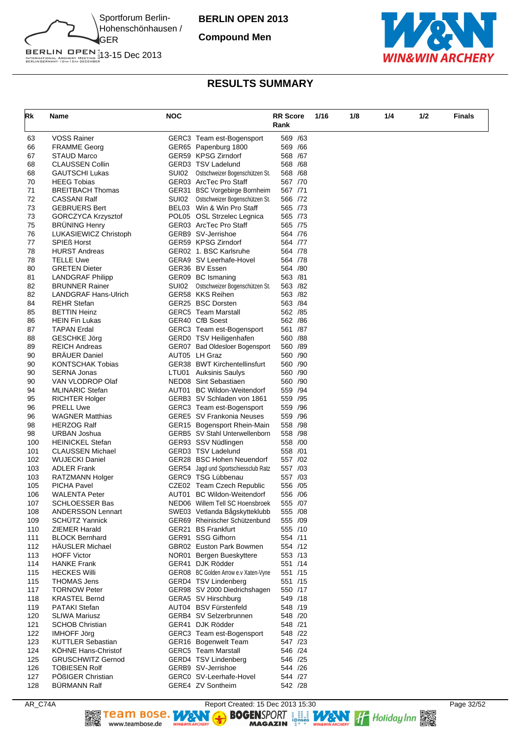Sportforum Berlin-Hohenschönhausen / GER
13-15 Dec 2013

**BERLIN OPEN 2013**

**Compound Men**

## RESULTS SUMMARY

| Rk | Name | NOC | | RR Score Rank | 1/16 | 1/8 | 1/4 | 1/2 | Finals |
|---|---|---|---|---|---|---|---|---|---|
| 63 | VOSS Rainer | GERC3 | Team est-Bogensport | 569 /63 | | | | | |
| 66 | FRAMME Georg | GER65 | Papenburg 1800 | 569 /66 | | | | | |
| 67 | STAUD Marco | GER59 | KPSG Zirndorf | 568 /67 | | | | | |
| 68 | CLAUSSEN Collin | GERD3 | TSV Ladelund | 568 /68 | | | | | |
| 68 | GAUTSCHI Lukas | SUI02 | Ostschweizer Bogenschützen St. | 568 /68 | | | | | |
| 70 | HEEG Tobias | GER03 | ArcTec Pro Staff | 567 /70 | | | | | |
| 71 | BREITBACH Thomas | GER31 | BSC Vorgebirge Bornheim | 567 /71 | | | | | |
| 72 | CASSANI Ralf | SUI02 | Ostschweizer Bogenschützen St. | 566 /72 | | | | | |
| 73 | GEBRUERS Bert | BEL03 | Win & Win Pro Staff | 565 /73 | | | | | |
| 73 | GORCZYCA Krzysztof | POL05 | OSL Strzelec Legnica | 565 /73 | | | | | |
| 75 | BRÜNING Henry | GER03 | ArcTec Pro Staff | 565 /75 | | | | | |
| 76 | LUKASIEWICZ Christoph | GERB9 | SV-Jerrishoe | 564 /76 | | | | | |
| 77 | SPIEß Horst | GER59 | KPSG Zirndorf | 564 /77 | | | | | |
| 78 | HURST Andreas | GER02 | 1. BSC Karlsruhe | 564 /78 | | | | | |
| 78 | TELLE Uwe | GERA9 | SV Leerhafe-Hovel | 564 /78 | | | | | |
| 80 | GRETEN Dieter | GER36 | BV Essen | 564 /80 | | | | | |
| 81 | LANDGRAF Philipp | GER09 | BC Ismaning | 563 /81 | | | | | |
| 82 | BRUNNER Rainer | SUI02 | Ostschweizer Bogenschützen St. | 563 /82 | | | | | |
| 82 | LANDGRAF Hans-Ulrich | GER58 | KKS Reihen | 563 /82 | | | | | |
| 84 | REHR Stefan | GER25 | BSC Dorsten | 563 /84 | | | | | |
| 85 | BETTIN Heinz | GERC5 | Team Marstall | 562 /85 | | | | | |
| 86 | HEIN Fin Lukas | GER40 | CfB Soest | 562 /86 | | | | | |
| 87 | TAPAN Erdal | GERC3 | Team est-Bogensport | 561 /87 | | | | | |
| 88 | GESCHKE Jörg | GERD0 | TSV Heiligenhafen | 560 /88 | | | | | |
| 89 | REICH Andreas | GER07 | Bad Oldesloer Bogensport | 560 /89 | | | | | |
| 90 | BRÄUER Daniel | AUT05 | LH Graz | 560 /90 | | | | | |
| 90 | KONTSCHAK Tobias | GER38 | BWT Kirchentellinsfurt | 560 /90 | | | | | |
| 90 | SERNA Jonas | LTU01 | Auksinis Saulys | 560 /90 | | | | | |
| 90 | VAN VLODROP Olaf | NED08 | Sint Sebastiaen | 560 /90 | | | | | |
| 94 | MLINARIC Stefan | AUT01 | BC Wildon-Weitendorf | 559 /94 | | | | | |
| 95 | RICHTER Holger | GERB3 | SV Schladen von 1861 | 559 /95 | | | | | |
| 96 | PRELL Uwe | GERC3 | Team est-Bogensport | 559 /96 | | | | | |
| 96 | WAGNER Matthias | GERE5 | SV Frankonia Neuses | 559 /96 | | | | | |
| 98 | HERZOG Ralf | GER15 | Bogensport Rhein-Main | 558 /98 | | | | | |
| 98 | URBAN Joshua | GERB5 | SV Stahl Unterwellenborn | 558 /98 | | | | | |
| 100 | HEINICKEL Stefan | GER93 | SSV Nüdlingen | 558 /00 | | | | | |
| 101 | CLAUSSEN Michael | GERD3 | TSV Ladelund | 558 /01 | | | | | |
| 102 | WUJECKI Daniel | GER28 | BSC Hohen Neuendorf | 557 /02 | | | | | |
| 103 | ADLER Frank | GER54 | Jagd und Sportschiessclub Ratz | 557 /03 | | | | | |
| 103 | RATZMANN Holger | GERC9 | TSG Lübbenau | 557 /03 | | | | | |
| 105 | PICHA Pavel | CZE02 | Team Czech Republic | 556 /05 | | | | | |
| 106 | WALENTA Peter | AUT01 | BC Wildon-Weitendorf | 556 /06 | | | | | |
| 107 | SCHLOESSER Bas | NED06 | Willem Tell SC Hoensbroek | 555 /07 | | | | | |
| 108 | ANDERSSON Lennart | SWE03 | Vetlanda Bågskytteklubb | 555 /08 | | | | | |
| 109 | SCHÜTZ Yannick | GER69 | Rheinischer Schützenbund | 555 /09 | | | | | |
| 110 | ZIEMER Harald | GER21 | BS Frankfurt | 555 /10 | | | | | |
| 111 | BLOCK Bernhard | GER91 | SSG Gifhorn | 554 /11 | | | | | |
| 112 | HÄUSLER Michael | GBR02 | Euston Park Bowmen | 554 /12 | | | | | |
| 113 | HOFF Victor | NOR01 | Bergen Bueskyttere | 553 /13 | | | | | |
| 114 | HANKE Frank | GER41 | DJK Rödder | 551 /14 | | | | | |
| 115 | HECKES Willi | GER08 | BC Golden Arrow e.v Xaten-Vyne | 551 /15 | | | | | |
| 115 | THOMAS Jens | GERD4 | TSV Lindenberg | 551 /15 | | | | | |
| 117 | TORNOW Peter | GER98 | SV 2000 Diedrichshagen | 550 /17 | | | | | |
| 118 | KRASTEL Bernd | GERA5 | SV Hirschburg | 549 /18 | | | | | |
| 119 | PATAKI Stefan | AUT04 | BSV Fürstenfeld | 548 /19 | | | | | |
| 120 | SLIWA Mariusz | GERB4 | SV Selzerbrunnen | 548 /20 | | | | | |
| 121 | SCHOB Christian | GER41 | DJK Rödder | 548 /21 | | | | | |
| 122 | IMHOFF Jörg | GERC3 | Team est-Bogensport | 548 /22 | | | | | |
| 123 | KUTTLER Sebastian | GER16 | Bogenwelt Team | 547 /23 | | | | | |
| 124 | KÖHNE Hans-Christof | GERC5 | Team Marstall | 546 /24 | | | | | |
| 125 | GRUSCHWITZ Gernod | GERD4 | TSV Lindenberg | 546 /25 | | | | | |
| 126 | TOBIESEN Rolf | GERB9 | SV-Jerrishoe | 544 /26 | | | | | |
| 127 | PÖßIGER Christian | GERC0 | SV-Leerhafe-Hovel | 544 /27 | | | | | |
| 128 | BÜRMANN Ralf | GERE4 | ZV Sontheim | 542 /28 | | | | | |

AR_C74A Report Created: 15 Dec 2013 15:30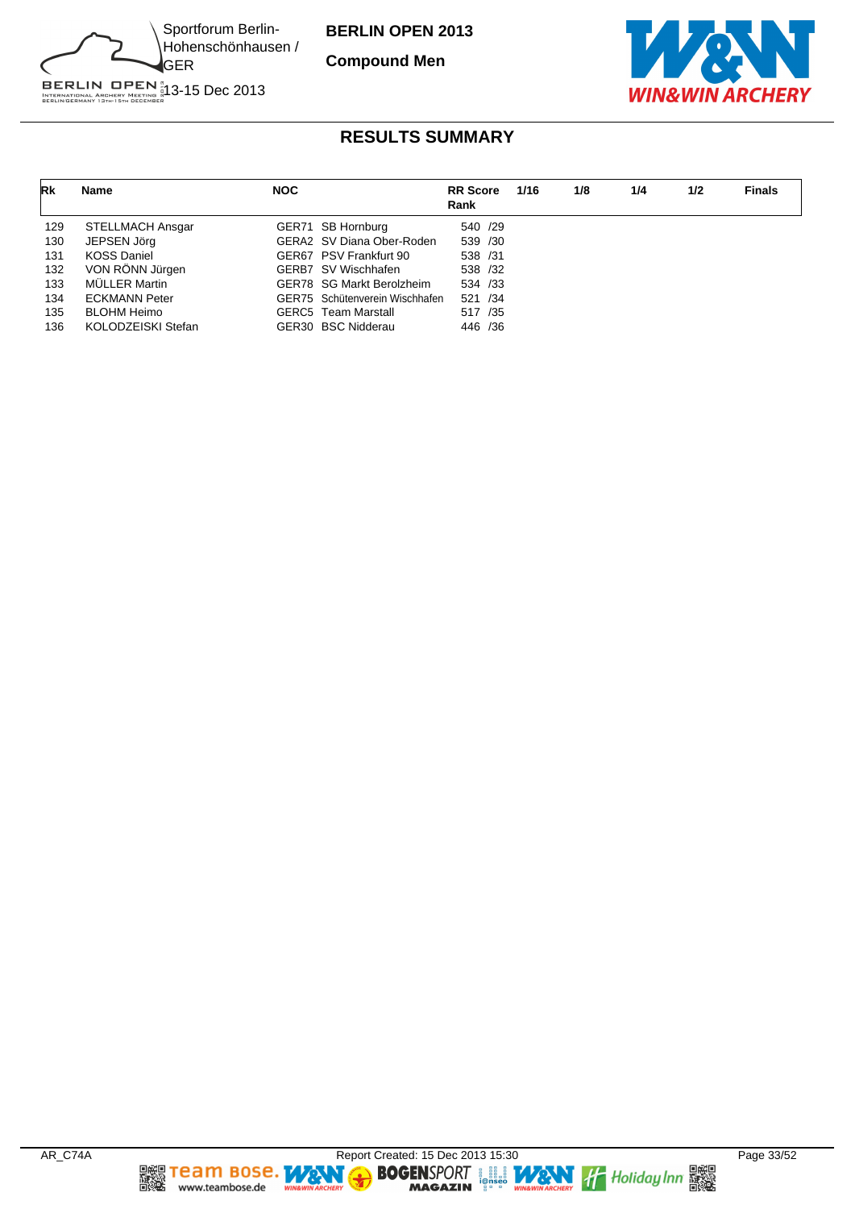# RESULTS SUMMARY

| Rk | Name | NOC | RR Score Rank | 1/16 | 1/8 | 1/4 | 1/2 | Finals |
|---|---|---|---|---|---|---|---|---|
| 129 | STELLMACH Ansgar | GER71 SB Hornburg | 540 /29 | | | | | |
| 130 | JEPSEN Jörg | GERA2 SV Diana Ober-Roden | 539 /30 | | | | | |
| 131 | KOSS Daniel | GER67 PSV Frankfurt 90 | 538 /31 | | | | | |
| 132 | VON RÖNN Jürgen | GERB7 SV Wischhafen | 538 /32 | | | | | |
| 133 | MÜLLER Martin | GER78 SG Markt Berolzheim | 534 /33 | | | | | |
| 134 | ECKMANN Peter | GER75 Schützenverein Wischhafen | 521 /34 | | | | | |
| 135 | BLOHM Heimo | GERC5 Team Marstall | 517 /35 | | | | | |
| 136 | KOLODZEISKI Stefan | GER30 BSC Nidderau | 446 /36 | | | | | |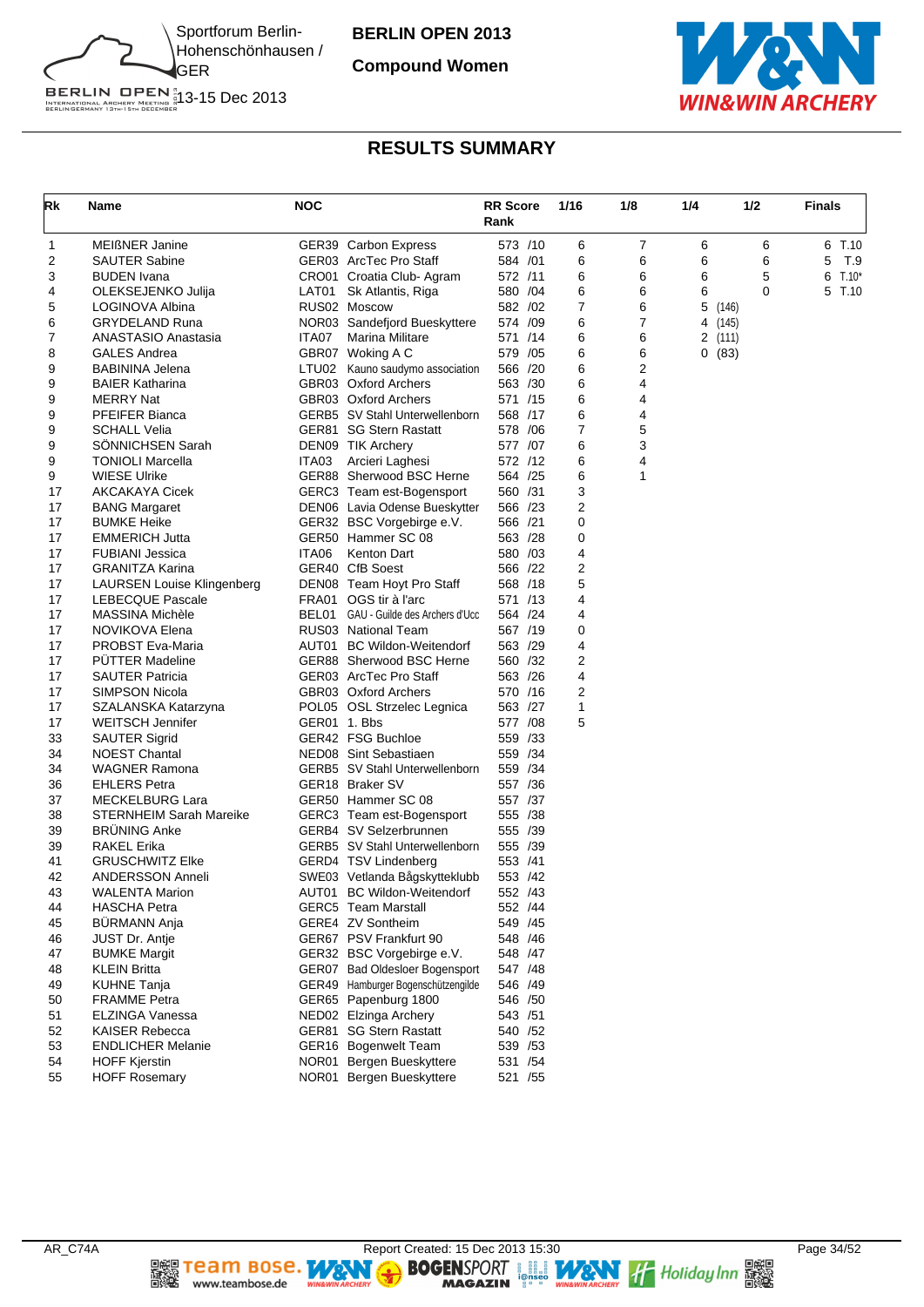Sportforum Berlin-Hohenschönhausen / GER
13-15 Dec 2013

**BERLIN OPEN 2013**

**Compound Women**

## RESULTS SUMMARY

| Rk | Name | NOC | | RR Score Rank | 1/16 | 1/8 | 1/4 | 1/2 | Finals |
|---|---|---|---|---|---|---|---|---|---|
| 1 | MEIßNER Janine | GER39 | Carbon Express | 573 /10 | 6 | 7 | 6 | 6 | 6 T.10 |
| 2 | SAUTER Sabine | GER03 | ArcTec Pro Staff | 584 /01 | 6 | 6 | 6 | 6 | 5 T.9 |
| 3 | BUDEN Ivana | CRO01 | Croatia Club- Agram | 572 /11 | 6 | 6 | 6 | 5 | 6 T.10* |
| 4 | OLEKSEJENKO Julija | LAT01 | Sk Atlantis, Riga | 580 /04 | 6 | 6 | 6 | 0 | 5 T.10 |
| 5 | LOGINOVA Albina | RUS02 | Moscow | 582 /02 | 7 | 6 | 5 (146) | | |
| 6 | GRYDELAND Runa | NOR03 | Sandefjord Bueskyttere | 574 /09 | 6 | 7 | 4 (145) | | |
| 7 | ANASTASIO Anastasia | ITA07 | Marina Militare | 571 /14 | 6 | 6 | 2 (111) | | |
| 8 | GALES Andrea | GBR07 | Woking A C | 579 /05 | 6 | 6 | 0 (83) | | |
| 9 | BABININA Jelena | LTU02 | Kauno saudymo association | 566 /20 | 6 | 2 | | | |
| 9 | BAIER Katharina | GBR03 | Oxford Archers | 563 /30 | 6 | 4 | | | |
| 9 | MERRY Nat | GBR03 | Oxford Archers | 571 /15 | 6 | 4 | | | |
| 9 | PFEIFER Bianca | GERB5 | SV Stahl Unterwellenborn | 568 /17 | 6 | 4 | | | |
| 9 | SCHALL Velia | GER81 | SG Stern Rastatt | 578 /06 | 7 | 5 | | | |
| 9 | SÖNNICHSEN Sarah | DEN09 | TIK Archery | 577 /07 | 6 | 3 | | | |
| 9 | TONIOLI Marcella | ITA03 | Arcieri Laghesi | 572 /12 | 6 | 4 | | | |
| 9 | WIESE Ulrike | GER88 | Sherwood BSC Herne | 564 /25 | 6 | 1 | | | |
| 17 | AKCAKAYA Cicek | GERC3 | Team est-Bogensport | 560 /31 | 3 | | | | |
| 17 | BANG Margaret | DEN06 | Lavia Odense Bueskytter | 566 /23 | 2 | | | | |
| 17 | BUMKE Heike | GER32 | BSC Vorgebirge e.V. | 566 /21 | 0 | | | | |
| 17 | EMMERICH Jutta | GER50 | Hammer SC 08 | 563 /28 | 0 | | | | |
| 17 | FUBIANI Jessica | ITA06 | Kenton Dart | 580 /03 | 4 | | | | |
| 17 | GRANITZA Karina | GER40 | CfB Soest | 566 /22 | 2 | | | | |
| 17 | LAURSEN Louise Klingenberg | DEN08 | Team Hoyt Pro Staff | 568 /18 | 5 | | | | |
| 17 | LEBECQUE Pascale | FRA01 | OGS tir à l'arc | 571 /13 | 4 | | | | |
| 17 | MASSINA Michèle | BEL01 | GAU - Guilde des Archers d'Ucc | 564 /24 | 4 | | | | |
| 17 | NOVIKOVA Elena | RUS03 | National Team | 567 /19 | 0 | | | | |
| 17 | PROBST Eva-Maria | AUT01 | BC Wildon-Weitendorf | 563 /29 | 4 | | | | |
| 17 | PÜTTER Madeline | GER88 | Sherwood BSC Herne | 560 /32 | 2 | | | | |
| 17 | SAUTER Patricia | GER03 | ArcTec Pro Staff | 563 /26 | 4 | | | | |
| 17 | SIMPSON Nicola | GBR03 | Oxford Archers | 570 /16 | 2 | | | | |
| 17 | SZALANSKA Katarzyna | POL05 | OSL Strzelec Legnica | 563 /27 | 1 | | | | |
| 17 | WEITSCH Jennifer | GER01 | 1. Bbs | 577 /08 | 5 | | | | |
| 33 | SAUTER Sigrid | GER42 | FSG Buchloe | 559 /33 | | | | | |
| 34 | NOEST Chantal | NED08 | Sint Sebastiaen | 559 /34 | | | | | |
| 34 | WAGNER Ramona | GERB5 | SV Stahl Unterwellenborn | 559 /34 | | | | | |
| 36 | EHLERS Petra | GER18 | Braker SV | 557 /36 | | | | | |
| 37 | MECKELBURG Lara | GER50 | Hammer SC 08 | 557 /37 | | | | | |
| 38 | STERNHEIM Sarah Mareike | GERC3 | Team est-Bogensport | 555 /38 | | | | | |
| 39 | BRÜNING Anke | GERB4 | SV Selzerbrunnen | 555 /39 | | | | | |
| 39 | RAKEL Erika | GERB5 | SV Stahl Unterwellenborn | 555 /39 | | | | | |
| 41 | GRUSCHWITZ Elke | GERD4 | TSV Lindenberg | 553 /41 | | | | | |
| 42 | ANDERSSON Anneli | SWE03 | Vetlanda Bågskytteklubb | 553 /42 | | | | | |
| 43 | WALENTA Marion | AUT01 | BC Wildon-Weitendorf | 552 /43 | | | | | |
| 44 | HASCHA Petra | GERC5 | Team Marstall | 552 /44 | | | | | |
| 45 | BÜRMANN Anja | GERE4 | ZV Sontheim | 549 /45 | | | | | |
| 46 | JUST Dr. Antje | GER67 | PSV Frankfurt 90 | 548 /46 | | | | | |
| 47 | BUMKE Margit | GER32 | BSC Vorgebirge e.V. | 548 /47 | | | | | |
| 48 | KLEIN Britta | GER07 | Bad Oldesloer Bogensport | 547 /48 | | | | | |
| 49 | KUHNE Tanja | GER49 | Hamburger Bogenschützengilde | 546 /49 | | | | | |
| 50 | FRAMME Petra | GER65 | Papenburg 1800 | 546 /50 | | | | | |
| 51 | ELZINGA Vanessa | NED02 | Elzinga Archery | 543 /51 | | | | | |
| 52 | KAISER Rebecca | GER81 | SG Stern Rastatt | 540 /52 | | | | | |
| 53 | ENDLICHER Melanie | GER16 | Bogenwelt Team | 539 /53 | | | | | |
| 54 | HOFF Kjerstin | NOR01 | Bergen Bueskyttere | 531 /54 | | | | | |
| 55 | HOFF Rosemary | NOR01 | Bergen Bueskyttere | 521 /55 | | | | | |

AR_C74A Report Created: 15 Dec 2013 15:30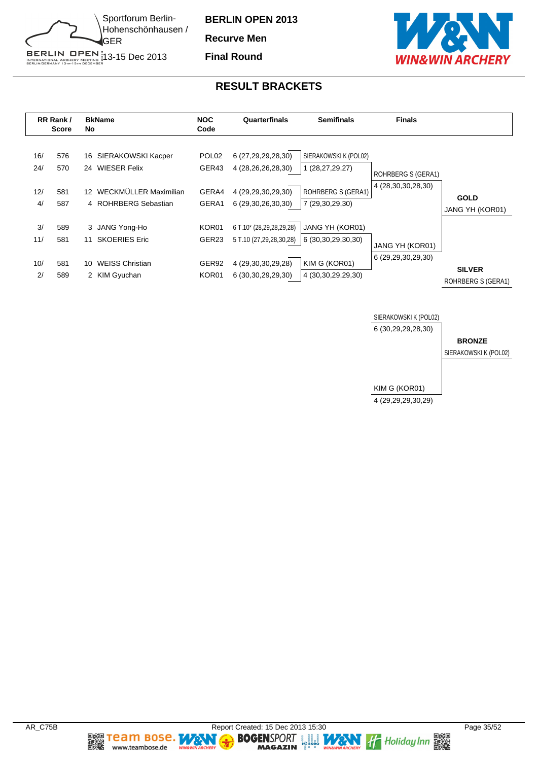Sportforum Berlin-Hohenschönhausen / GER

13-15 Dec 2013

# BERLIN OPEN 2013

**Recurve Men**

**Final Round**

## RESULT BRACKETS

| RR Rank / Score | | BkName No | | NOC Code | Quarterfinals | Semifinals | Finals |
|---|---|---|---|---|---|---|---|
| 16/ | 576 | 16 | SIERAKOWSKI Kacper | POL02 | 6 (27,29,29,28,30) | SIERAKOWSKI K (POL02) | |
| 24/ | 570 | 24 | WIESER Felix | GER43 | 4 (28,26,26,28,30) | 1 (28,27,29,27) | ROHRBERG S (GERA1) |
| 12/ | 581 | 12 | WECKMÜLLER Maximilian | GERA4 | 4 (29,29,30,29,30) | ROHRBERG S (GERA1) | 4 (28,30,30,28,30) |
| 4/ | 587 | 4 | ROHRBERG Sebastian | GERA1 | 6 (29,30,26,30,30) | 7 (29,30,29,30) | |
| 3/ | 589 | 3 | JANG Yong-Ho | KOR01 | 6 T.10* (28,29,28,29,28) | JANG YH (KOR01) | |
| 11/ | 581 | 11 | SKOERIES Eric | GER23 | 5 T.10 (27,29,28,30,28) | 6 (30,30,29,30,30) | JANG YH (KOR01) |
| 10/ | 581 | 10 | WEISS Christian | GER92 | 4 (29,30,30,29,28) | KIM G (KOR01) | 6 (29,29,30,29,30) |
| 2/ | 589 | 2 | KIM Gyuchan | KOR01 | 6 (30,30,29,29,30) | 4 (30,30,29,29,30) | |

**GOLD**
JANG YH (KOR01)

**SILVER**
ROHRBERG S (GERA1)

Bronze match:

SIERAKOWSKI K (POL02)
6 (30,29,29,28,30)

KIM G (KOR01)
4 (29,29,29,30,29)

**BRONZE**
SIERAKOWSKI K (POL02)

AR_C75B

Report Created: 15 Dec 2013 15:30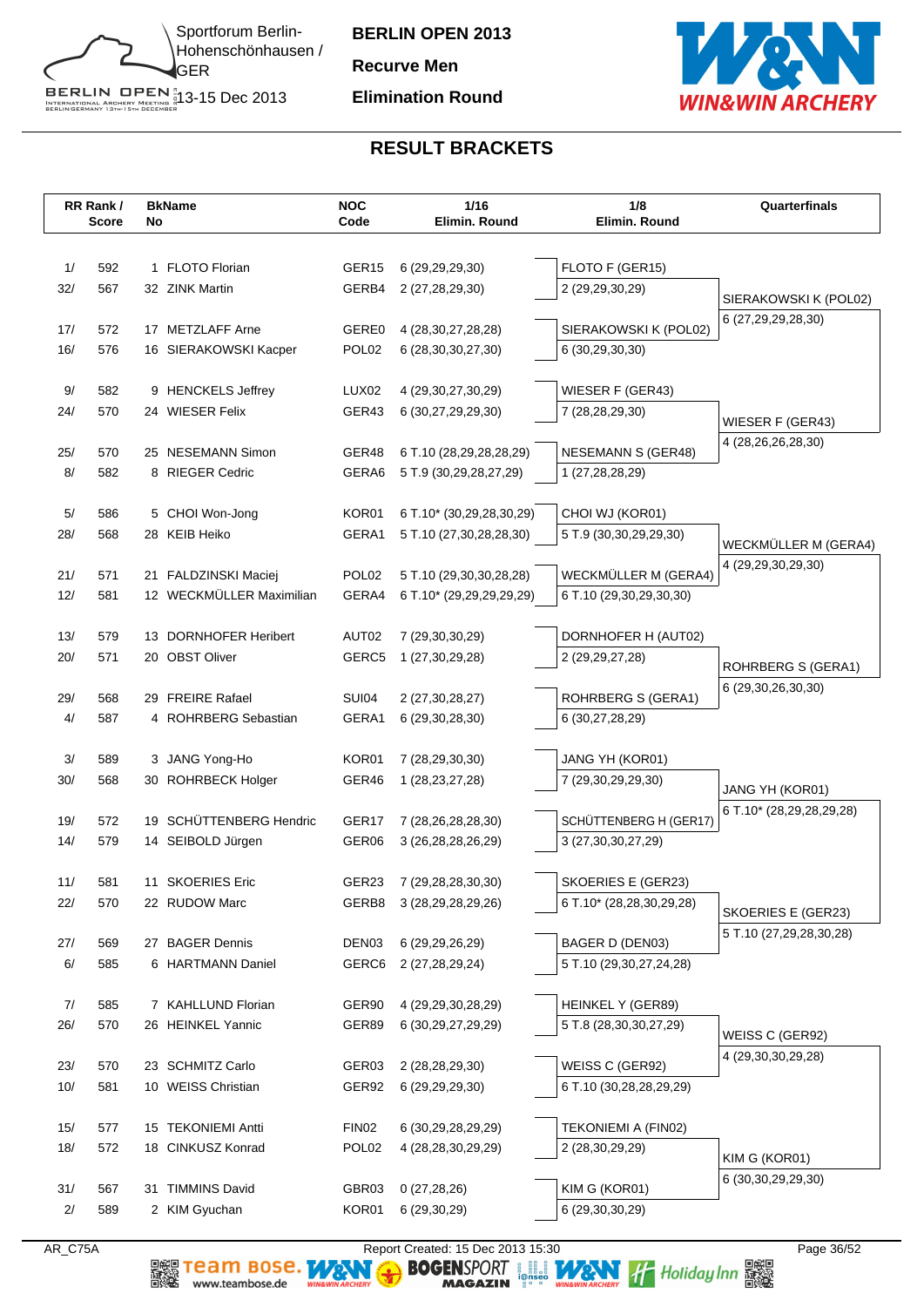# BERLIN OPEN 2013

**Recurve Men**

**Elimination Round**

Sportforum Berlin-Hohenschönhausen / GER

13-15 Dec 2013

## RESULT BRACKETS

| RR Rank / | Score | BkNo | Name | NOC Code | 1/16 Elimin. Round | 1/8 Elimin. Round | Quarterfinals |
|---|---|---|---|---|---|---|---|
| 1/ | 592 | 1 | FLOTO Florian | GER15 | 6 (29,29,29,30) | FLOTO F (GER15) | |
| 32/ | 567 | 32 | ZINK Martin | GERB4 | 2 (27,28,29,30) | 2 (29,29,30,29) | SIERAKOWSKI K (POL02) |
| 17/ | 572 | 17 | METZLAFF Arne | GERE0 | 4 (28,30,27,28,28) | SIERAKOWSKI K (POL02) | 6 (27,29,29,28,30) |
| 16/ | 576 | 16 | SIERAKOWSKI Kacper | POL02 | 6 (28,30,30,27,30) | 6 (30,29,30,30) | |
| 9/ | 582 | 9 | HENCKELS Jeffrey | LUX02 | 4 (29,30,27,30,29) | WIESER F (GER43) | |
| 24/ | 570 | 24 | WIESER Felix | GER43 | 6 (30,27,29,29,30) | 7 (28,28,29,30) | WIESER F (GER43) |
| 25/ | 570 | 25 | NESEMANN Simon | GER48 | 6 T.10 (28,29,28,28,29) | NESEMANN S (GER48) | 4 (28,26,26,28,30) |
| 8/ | 582 | 8 | RIEGER Cedric | GERA6 | 5 T.9 (30,29,28,27,29) | 1 (27,28,28,29) | |
| 5/ | 586 | 5 | CHOI Won-Jong | KOR01 | 6 T.10* (30,29,28,30,29) | CHOI WJ (KOR01) | |
| 28/ | 568 | 28 | KEIB Heiko | GERA1 | 5 T.10 (27,30,28,28,30) | 5 T.9 (30,30,29,29,30) | WECKMÜLLER M (GERA4) |
| 21/ | 571 | 21 | FALDZINSKI Maciej | POL02 | 5 T.10 (29,30,30,28,28) | WECKMÜLLER M (GERA4) | 4 (29,29,30,29,30) |
| 12/ | 581 | 12 | WECKMÜLLER Maximilian | GERA4 | 6 T.10* (29,29,29,29,29) | 6 T.10 (29,30,29,30,30) | |
| 13/ | 579 | 13 | DORNHOFER Heribert | AUT02 | 7 (29,30,30,29) | DORNHOFER H (AUT02) | |
| 20/ | 571 | 20 | OBST Oliver | GERC5 | 1 (27,30,29,28) | 2 (29,29,27,28) | ROHRBERG S (GERA1) |
| 29/ | 568 | 29 | FREIRE Rafael | SUI04 | 2 (27,30,28,27) | ROHRBERG S (GERA1) | 6 (29,30,26,30,30) |
| 4/ | 587 | 4 | ROHRBERG Sebastian | GERA1 | 6 (29,30,28,30) | 6 (30,27,28,29) | |
| 3/ | 589 | 3 | JANG Yong-Ho | KOR01 | 7 (28,29,30,30) | JANG YH (KOR01) | |
| 30/ | 568 | 30 | ROHRBECK Holger | GER46 | 1 (28,23,27,28) | 7 (29,30,29,29,30) | JANG YH (KOR01) |
| 19/ | 572 | 19 | SCHÜTTENBERG Hendric | GER17 | 7 (28,26,28,28,30) | SCHÜTTENBERG H (GER17) | 6 T.10* (28,29,28,29,28) |
| 14/ | 579 | 14 | SEIBOLD Jürgen | GER06 | 3 (26,28,28,26,29) | 3 (27,30,30,27,29) | |
| 11/ | 581 | 11 | SKOERIES Eric | GER23 | 7 (29,28,28,30,30) | SKOERIES E (GER23) | |
| 22/ | 570 | 22 | RUDOW Marc | GERB8 | 3 (28,29,28,29,26) | 6 T.10* (28,28,30,29,28) | SKOERIES E (GER23) |
| 27/ | 569 | 27 | BAGER Dennis | DEN03 | 6 (29,29,26,29) | BAGER D (DEN03) | 5 T.10 (27,29,28,30,28) |
| 6/ | 585 | 6 | HARTMANN Daniel | GERC6 | 2 (27,28,29,24) | 5 T.10 (29,30,27,24,28) | |
| 7/ | 585 | 7 | KAHLLUND Florian | GER90 | 4 (29,29,30,28,29) | HEINKEL Y (GER89) | |
| 26/ | 570 | 26 | HEINKEL Yannic | GER89 | 6 (30,29,27,29,29) | 5 T.8 (28,30,30,27,29) | WEISS C (GER92) |
| 23/ | 570 | 23 | SCHMITZ Carlo | GER03 | 2 (28,28,29,30) | WEISS C (GER92) | 4 (29,30,30,29,28) |
| 10/ | 581 | 10 | WEISS Christian | GER92 | 6 (29,29,29,30) | 6 T.10 (30,28,28,29,29) | |
| 15/ | 577 | 15 | TEKONIEMI Antti | FIN02 | 6 (30,29,28,29,29) | TEKONIEMI A (FIN02) | |
| 18/ | 572 | 18 | CINKUSZ Konrad | POL02 | 4 (28,28,30,29,29) | 2 (28,30,29,29) | KIM G (KOR01) |
| 31/ | 567 | 31 | TIMMINS David | GBR03 | 0 (27,28,26) | KIM G (KOR01) | 6 (30,30,29,29,30) |
| 2/ | 589 | 2 | KIM Gyuchan | KOR01 | 6 (29,30,29) | 6 (29,30,30,29) | |

AR_C75A — Report Created: 15 Dec 2013 15:30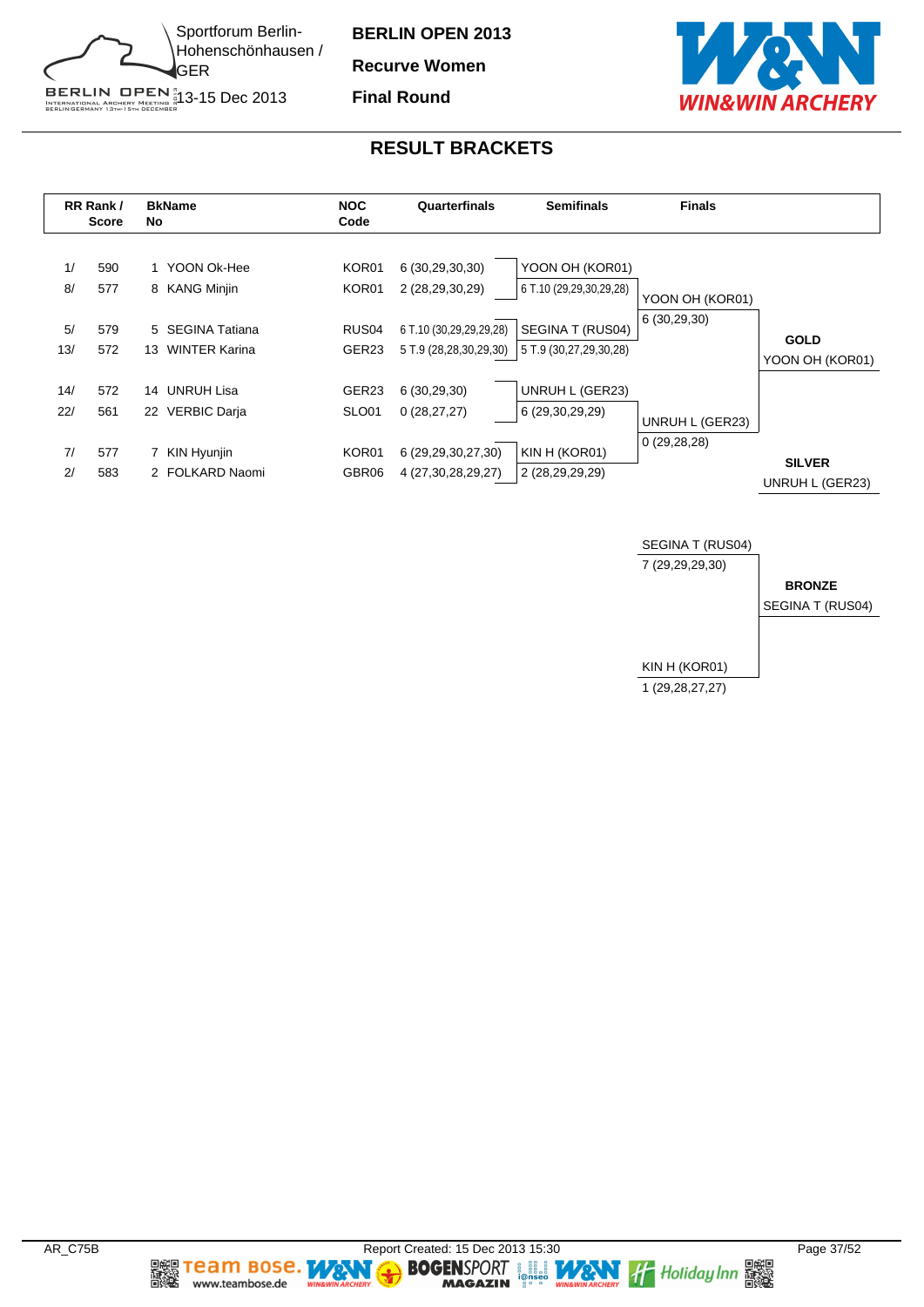Sportforum Berlin-Hohenschönhausen / GER

13-15 Dec 2013

**BERLIN OPEN 2013**

**Recurve Women**

**Final Round**

## RESULT BRACKETS

| RR Rank / Score | | BkName No | | NOC Code | Quarterfinals | Semifinals | Finals |
|---|---|---|---|---|---|---|---|
| 1/ | 590 | 1 | YOON Ok-Hee | KOR01 | 6 (30,29,30,30) | YOON OH (KOR01) | |
| 8/ | 577 | 8 | KANG Minjin | KOR01 | 2 (28,29,30,29) | 6 T.10 (29,29,30,29,28) | YOON OH (KOR01) |
| | | | | | | | 6 (30,29,30) |
| 5/ | 579 | 5 | SEGINA Tatiana | RUS04 | 6 T.10 (30,29,29,29,28) | SEGINA T (RUS04) | |
| 13/ | 572 | 13 | WINTER Karina | GER23 | 5 T.9 (28,28,30,29,30) | 5 T.9 (30,27,29,30,28) | |
| 14/ | 572 | 14 | UNRUH Lisa | GER23 | 6 (30,29,30) | UNRUH L (GER23) | |
| 22/ | 561 | 22 | VERBIC Darja | SLO01 | 0 (28,27,27) | 6 (29,30,29,29) | UNRUH L (GER23) |
| | | | | | | | 0 (29,28,28) |
| 7/ | 577 | 7 | KIN Hyunjin | KOR01 | 6 (29,29,30,27,30) | KIN H (KOR01) | |
| 2/ | 583 | 2 | FOLKARD Naomi | GBR06 | 4 (27,30,28,29,27) | 2 (28,29,29,29) | |

**GOLD**
YOON OH (KOR01)

**SILVER**
UNRUH L (GER23)

### Bronze Match

| Athlete | Score |
|---|---|
| SEGINA T (RUS04) | 7 (29,29,29,30) |
| KIN H (KOR01) | 1 (29,28,27,27) |

**BRONZE**
SEGINA T (RUS04)

AR_C75B

Report Created: 15 Dec 2013 15:30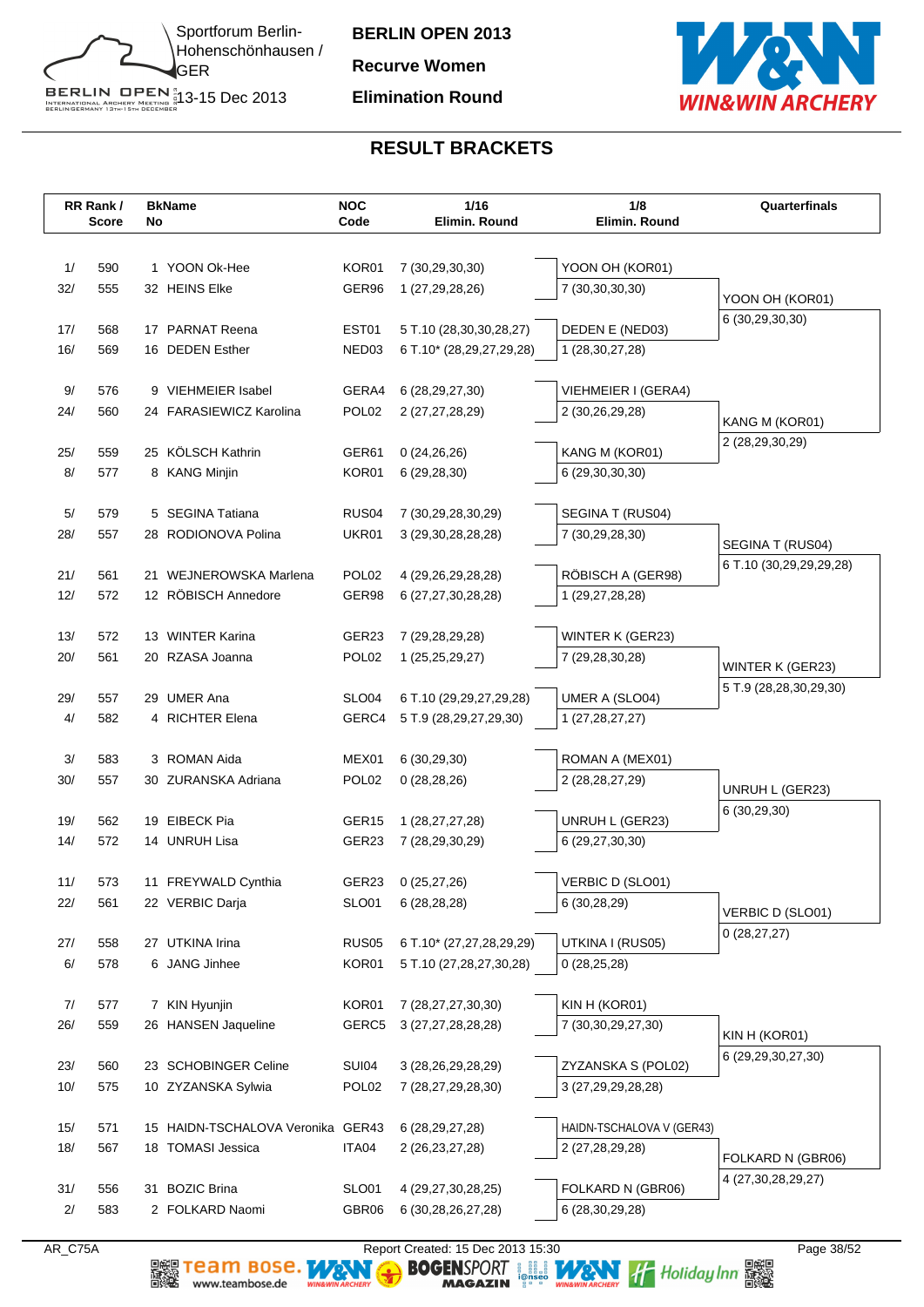Sportforum Berlin-Hohenschönhausen / GER
13-15 Dec 2013

**BERLIN OPEN 2013**

**Recurve Women**

**Elimination Round**

## RESULT BRACKETS

| RR Rank / Score | | BkName No | | NOC Code | 1/16 Elimin. Round | 1/8 Elimin. Round | Quarterfinals |
|---|---|---|---|---|---|---|---|
| 1/ | 590 | 1 | YOON Ok-Hee | KOR01 | 7 (30,29,30,30) | YOON OH (KOR01) | |
| 32/ | 555 | 32 | HEINS Elke | GER96 | 1 (27,29,28,26) | 7 (30,30,30,30) | YOON OH (KOR01) |
| 17/ | 568 | 17 | PARNAT Reena | EST01 | 5 T.10 (28,30,30,28,27) | DEDEN E (NED03) | 6 (30,29,30,30) |
| 16/ | 569 | 16 | DEDEN Esther | NED03 | 6 T.10* (28,29,27,29,28) | 1 (28,30,27,28) | |
| 9/ | 576 | 9 | VIEHMEIER Isabel | GERA4 | 6 (28,29,27,30) | VIEHMEIER I (GERA4) | |
| 24/ | 560 | 24 | FARASIEWICZ Karolina | POL02 | 2 (27,27,28,29) | 2 (30,26,29,28) | KANG M (KOR01) |
| 25/ | 559 | 25 | KÖLSCH Kathrin | GER61 | 0 (24,26,26) | KANG M (KOR01) | 2 (28,29,30,29) |
| 8/ | 577 | 8 | KANG Minjin | KOR01 | 6 (29,28,30) | 6 (29,30,30,30) | |
| 5/ | 579 | 5 | SEGINA Tatiana | RUS04 | 7 (30,29,28,30,29) | SEGINA T (RUS04) | |
| 28/ | 557 | 28 | RODIONOVA Polina | UKR01 | 3 (29,30,28,28,28) | 7 (30,29,28,30) | SEGINA T (RUS04) |
| 21/ | 561 | 21 | WEJNEROWSKA Marlena | POL02 | 4 (29,26,29,28,28) | RÖBISCH A (GER98) | 6 T.10 (30,29,29,29,28) |
| 12/ | 572 | 12 | RÖBISCH Annedore | GER98 | 6 (27,27,30,28,28) | 1 (29,27,28,28) | |
| 13/ | 572 | 13 | WINTER Karina | GER23 | 7 (29,28,29,28) | WINTER K (GER23) | |
| 20/ | 561 | 20 | RZASA Joanna | POL02 | 1 (25,25,29,27) | 7 (29,28,30,28) | WINTER K (GER23) |
| 29/ | 557 | 29 | UMER Ana | SLO04 | 6 T.10 (29,29,27,29,28) | UMER A (SLO04) | 5 T.9 (28,28,30,29,30) |
| 4/ | 582 | 4 | RICHTER Elena | GERC4 | 5 T.9 (28,29,27,29,30) | 1 (27,28,27,27) | |
| 3/ | 583 | 3 | ROMAN Aida | MEX01 | 6 (30,29,30) | ROMAN A (MEX01) | |
| 30/ | 557 | 30 | ZURANSKA Adriana | POL02 | 0 (28,28,26) | 2 (28,28,27,29) | UNRUH L (GER23) |
| 19/ | 562 | 19 | EIBECK Pia | GER15 | 1 (28,27,27,28) | UNRUH L (GER23) | 6 (30,29,30) |
| 14/ | 572 | 14 | UNRUH Lisa | GER23 | 7 (28,29,30,29) | 6 (29,27,30,30) | |
| 11/ | 573 | 11 | FREYWALD Cynthia | GER23 | 0 (25,27,26) | VERBIC D (SLO01) | |
| 22/ | 561 | 22 | VERBIC Darja | SLO01 | 6 (28,28,28) | 6 (30,28,29) | VERBIC D (SLO01) |
| 27/ | 558 | 27 | UTKINA Irina | RUS05 | 6 T.10* (27,27,28,29,29) | UTKINA I (RUS05) | 0 (28,27,27) |
| 6/ | 578 | 6 | JANG Jinhee | KOR01 | 5 T.10 (27,28,27,30,28) | 0 (28,25,28) | |
| 7/ | 577 | 7 | KIN Hyunjin | KOR01 | 7 (28,27,27,30,30) | KIN H (KOR01) | |
| 26/ | 559 | 26 | HANSEN Jaqueline | GERC5 | 3 (27,27,28,28,28) | 7 (30,30,29,27,30) | KIN H (KOR01) |
| 23/ | 560 | 23 | SCHOBINGER Celine | SUI04 | 3 (28,26,29,28,29) | ZYZANSKA S (POL02) | 6 (29,29,30,27,30) |
| 10/ | 575 | 10 | ZYZANSKA Sylwia | POL02 | 7 (28,27,29,28,30) | 3 (27,29,29,28,28) | |
| 15/ | 571 | 15 | HAIDN-TSCHALOVA Veronika | GER43 | 6 (28,29,27,28) | HAIDN-TSCHALOVA V (GER43) | |
| 18/ | 567 | 18 | TOMASI Jessica | ITA04 | 2 (26,23,27,28) | 2 (27,28,29,28) | FOLKARD N (GBR06) |
| 31/ | 556 | 31 | BOZIC Brina | SLO01 | 4 (29,27,30,28,25) | FOLKARD N (GBR06) | 4 (27,30,28,29,27) |
| 2/ | 583 | 2 | FOLKARD Naomi | GBR06 | 6 (30,28,26,27,28) | 6 (28,30,29,28) | |

AR_C75A    Report Created: 15 Dec 2013 15:30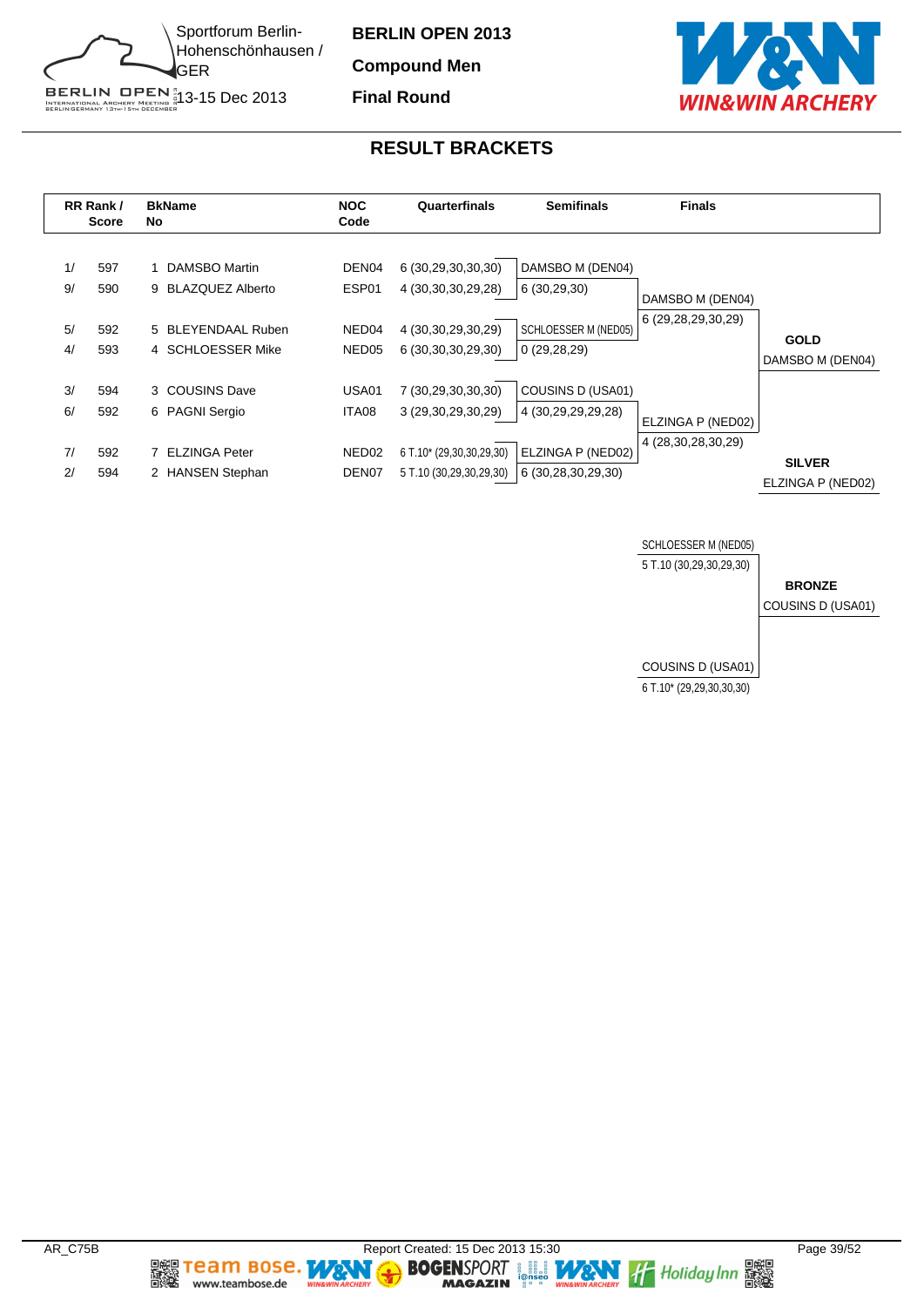Sportforum Berlin-Hohenschönhausen / GER
13-15 Dec 2013

**BERLIN OPEN 2013**

**Compound Men**

**Final Round**

## RESULT BRACKETS

| RR Rank / Score | | BkName No | | NOC Code | Quarterfinals | Semifinals | Finals | |
|---|---|---|---|---|---|---|---|---|
| 1/ | 597 | 1 | DAMSBO Martin | DEN04 | 6 (30,29,30,30,30) | DAMSBO M (DEN04) | | |
| 9/ | 590 | 9 | BLAZQUEZ Alberto | ESP01 | 4 (30,30,30,29,28) | 6 (30,29,30) | DAMSBO M (DEN04) | |
| 5/ | 592 | 5 | BLEYENDAAL Ruben | NED04 | 4 (30,30,29,30,29) | SCHLOESSER M (NED05) | 6 (29,28,29,30,29) | **GOLD** |
| 4/ | 593 | 4 | SCHLOESSER Mike | NED05 | 6 (30,30,30,29,30) | 0 (29,28,29) | | DAMSBO M (DEN04) |
| 3/ | 594 | 3 | COUSINS Dave | USA01 | 7 (30,29,30,30,30) | COUSINS D (USA01) | | |
| 6/ | 592 | 6 | PAGNI Sergio | ITA08 | 3 (29,30,29,30,29) | 4 (30,29,29,29,28) | ELZINGA P (NED02) | |
| 7/ | 592 | 7 | ELZINGA Peter | NED02 | 6 T.10* (29,30,30,29,30) | ELZINGA P (NED02) | 4 (28,30,28,30,29) | **SILVER** |
| 2/ | 594 | 2 | HANSEN Stephan | DEN07 | 5 T.10 (30,29,30,29,30) | 6 (30,28,30,29,30) | | ELZINGA P (NED02) |

**Bronze Match**

| Finals | |
|---|---|
| SCHLOESSER M (NED05) | |
| 5 T.10 (30,29,30,29,30) | **BRONZE** |
| | COUSINS D (USA01) |
| COUSINS D (USA01) | |
| 6 T.10* (29,29,30,30,30) | |

AR_C75B Report Created: 15 Dec 2013 15:30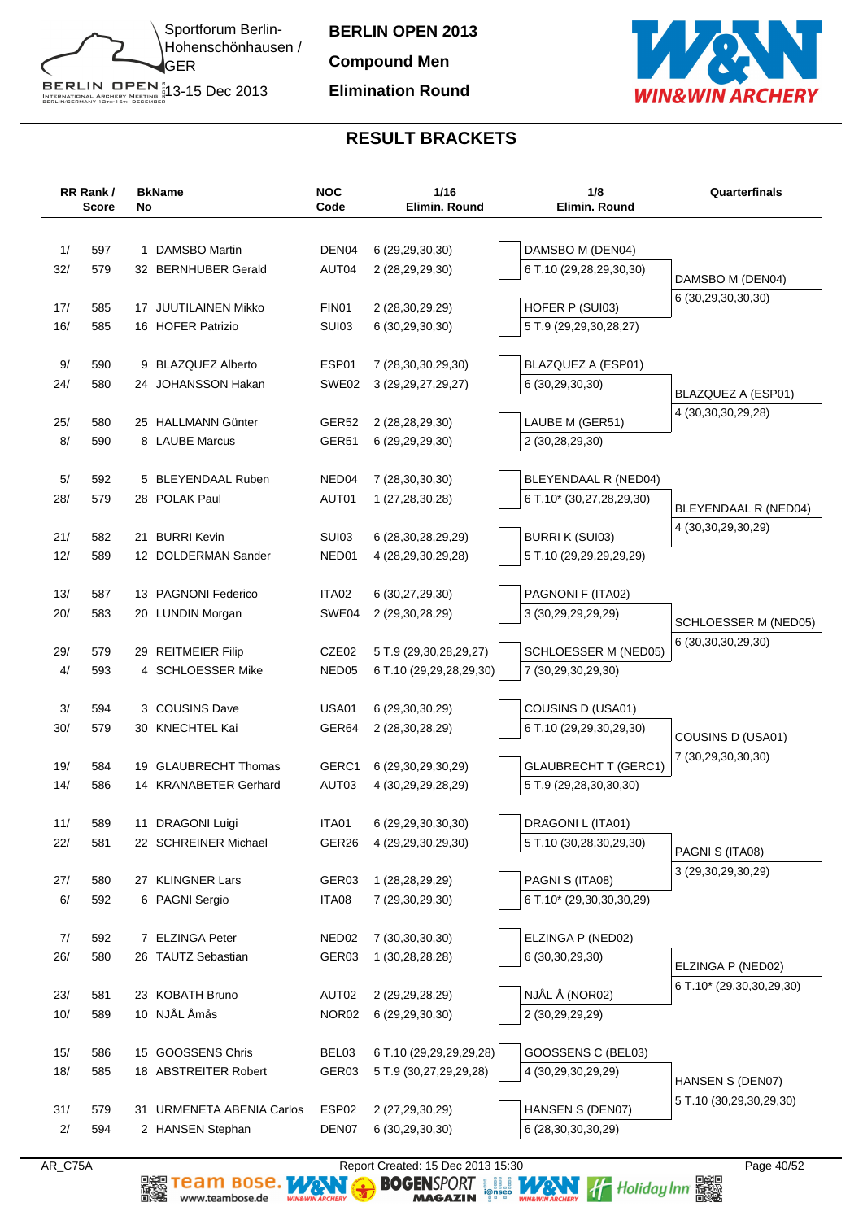# BERLIN OPEN 2013

**Compound Men**

**Elimination Round**

Sportforum Berlin-Hohenschönhausen / GER

13-15 Dec 2013

## RESULT BRACKETS

| RR Rank / Score | BkName No | NOC Code | 1/16 Elimin. Round | 1/8 Elimin. Round | Quarterfinals |
|---|---|---|---|---|---|
| 1/ 597 | 1 DAMSBO Martin | DEN04 | 6 (29,29,30,30) | DAMSBO M (DEN04) | |
| 32/ 579 | 32 BERNHUBER Gerald | AUT04 | 2 (28,29,29,30) | 6 T.10 (29,28,29,30,30) | DAMSBO M (DEN04) |
| | | | | | 6 (30,29,30,30,30) |
| 17/ 585 | 17 JUUTILAINEN Mikko | FIN01 | 2 (28,30,29,29) | HOFER P (SUI03) | |
| 16/ 585 | 16 HOFER Patrizio | SUI03 | 6 (30,29,30,30) | 5 T.9 (29,29,30,28,27) | |
| 9/ 590 | 9 BLAZQUEZ Alberto | ESP01 | 7 (28,30,30,29,30) | BLAZQUEZ A (ESP01) | |
| 24/ 580 | 24 JOHANSSON Hakan | SWE02 | 3 (29,29,27,29,27) | 6 (30,29,30,30) | BLAZQUEZ A (ESP01) |
| | | | | | 4 (30,30,30,29,28) |
| 25/ 580 | 25 HALLMANN Günter | GER52 | 2 (28,28,29,30) | LAUBE M (GER51) | |
| 8/ 590 | 8 LAUBE Marcus | GER51 | 6 (29,29,29,30) | 2 (30,28,29,30) | |
| 5/ 592 | 5 BLEYENDAAL Ruben | NED04 | 7 (28,30,30,30) | BLEYENDAAL R (NED04) | |
| 28/ 579 | 28 POLAK Paul | AUT01 | 1 (27,28,30,28) | 6 T.10* (30,27,28,29,30) | BLEYENDAAL R (NED04) |
| | | | | | 4 (30,30,29,30,29) |
| 21/ 582 | 21 BURRI Kevin | SUI03 | 6 (28,30,28,29,29) | BURRI K (SUI03) | |
| 12/ 589 | 12 DOLDERMAN Sander | NED01 | 4 (28,29,30,29,28) | 5 T.10 (29,29,29,29,29) | |
| 13/ 587 | 13 PAGNONI Federico | ITA02 | 6 (30,27,29,30) | PAGNONI F (ITA02) | |
| 20/ 583 | 20 LUNDIN Morgan | SWE04 | 2 (29,30,28,29) | 3 (30,29,29,29,29) | SCHLOESSER M (NED05) |
| | | | | | 6 (30,30,30,29,30) |
| 29/ 579 | 29 REITMEIER Filip | CZE02 | 5 T.9 (29,30,28,29,27) | SCHLOESSER M (NED05) | |
| 4/ 593 | 4 SCHLOESSER Mike | NED05 | 6 T.10 (29,29,28,29,30) | 7 (30,29,30,29,30) | |
| 3/ 594 | 3 COUSINS Dave | USA01 | 6 (29,30,30,29) | COUSINS D (USA01) | |
| 30/ 579 | 30 KNECHTEL Kai | GER64 | 2 (28,30,28,29) | 6 T.10 (29,29,30,29,30) | COUSINS D (USA01) |
| | | | | | 7 (30,29,30,30,30) |
| 19/ 584 | 19 GLAUBRECHT Thomas | GERC1 | 6 (29,30,29,30,29) | GLAUBRECHT T (GERC1) | |
| 14/ 586 | 14 KRANABETER Gerhard | AUT03 | 4 (30,29,29,28,29) | 5 T.9 (29,28,30,30,30) | |
| 11/ 589 | 11 DRAGONI Luigi | ITA01 | 6 (29,29,30,30,30) | DRAGONI L (ITA01) | |
| 22/ 581 | 22 SCHREINER Michael | GER26 | 4 (29,29,30,29,30) | 5 T.10 (30,28,30,29,30) | PAGNI S (ITA08) |
| | | | | | 3 (29,30,29,30,29) |
| 27/ 580 | 27 KLINGNER Lars | GER03 | 1 (28,28,29,29) | PAGNI S (ITA08) | |
| 6/ 592 | 6 PAGNI Sergio | ITA08 | 7 (29,30,29,30) | 6 T.10* (29,30,30,30,29) | |
| 7/ 592 | 7 ELZINGA Peter | NED02 | 7 (30,30,30,30) | ELZINGA P (NED02) | |
| 26/ 580 | 26 TAUTZ Sebastian | GER03 | 1 (30,28,28,28) | 6 (30,30,29,30) | ELZINGA P (NED02) |
| | | | | | 6 T.10* (29,30,30,29,30) |
| 23/ 581 | 23 KOBATH Bruno | AUT02 | 2 (29,29,28,29) | NJÅL Å (NOR02) | |
| 10/ 589 | 10 NJÅL Åmås | NOR02 | 6 (29,29,30,30) | 2 (30,29,29,29) | |
| 15/ 586 | 15 GOOSSENS Chris | BEL03 | 6 T.10 (29,29,29,29,28) | GOOSSENS C (BEL03) | |
| 18/ 585 | 18 ABSTREITER Robert | GER03 | 5 T.9 (30,27,29,29,28) | 4 (30,29,30,29,29) | HANSEN S (DEN07) |
| | | | | | 5 T.10 (30,29,30,29,30) |
| 31/ 579 | 31 URMENETA ABENIA Carlos | ESP02 | 2 (27,29,30,29) | HANSEN S (DEN07) | |
| 2/ 594 | 2 HANSEN Stephan | DEN07 | 6 (30,29,30,30) | 6 (28,30,30,30,29) | |

AR_C75A

Report Created: 15 Dec 2013 15:30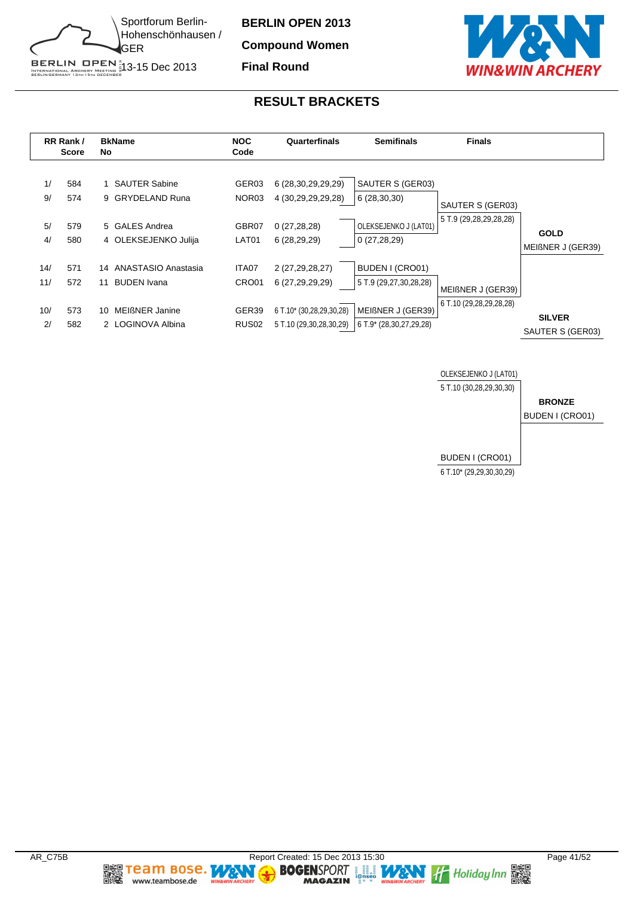Sportforum Berlin-Hohenschönhausen / GER

13-15 Dec 2013

**BERLIN OPEN 2013**

**Compound Women**

**Final Round**

## RESULT BRACKETS

| RR Rank / | Score | BkNo | Name | NOC Code | Quarterfinals | Semifinals | Finals | |
|---|---|---|---|---|---|---|---|---|
| 1/ | 584 | 1 | SAUTER Sabine | GER03 | 6 (28,30,29,29,29) | SAUTER S (GER03) | | |
| 9/ | 574 | 9 | GRYDELAND Runa | NOR03 | 4 (30,29,29,29,28) | 6 (28,30,30) | SAUTER S (GER03) | |
| | | | | | | | 5 T.9 (29,28,29,28,28) | |
| 5/ | 579 | 5 | GALES Andrea | GBR07 | 0 (27,28,28) | OLEKSEJENKO J (LAT01) | | **GOLD** |
| 4/ | 580 | 4 | OLEKSEJENKO Julija | LAT01 | 6 (28,29,29) | 0 (27,28,29) | | MEIßNER J (GER39) |
| 14/ | 571 | 14 | ANASTASIO Anastasia | ITA07 | 2 (27,29,28,27) | BUDEN I (CRO01) | | |
| 11/ | 572 | 11 | BUDEN Ivana | CRO01 | 6 (27,29,29,29) | 5 T.9 (29,27,30,28,28) | MEIßNER J (GER39) | |
| | | | | | | | 6 T.10 (29,28,29,28,28) | |
| 10/ | 573 | 10 | MEIßNER Janine | GER39 | 6 T.10* (30,28,29,30,28) | MEIßNER J (GER39) | | **SILVER** |
| 2/ | 582 | 2 | LOGINOVA Albina | RUS02 | 5 T.10 (29,30,28,30,29) | 6 T.9* (28,30,27,29,28) | | SAUTER S (GER03) |

**Bronze Match**

| Finals | |
|---|---|
| OLEKSEJENKO J (LAT01) | |
| 5 T.10 (30,28,29,30,30) | |
| | **BRONZE** |
| | BUDEN I (CRO01) |
| BUDEN I (CRO01) | |
| 6 T.10* (29,29,30,30,29) | |

AR_C75B

Report Created: 15 Dec 2013 15:30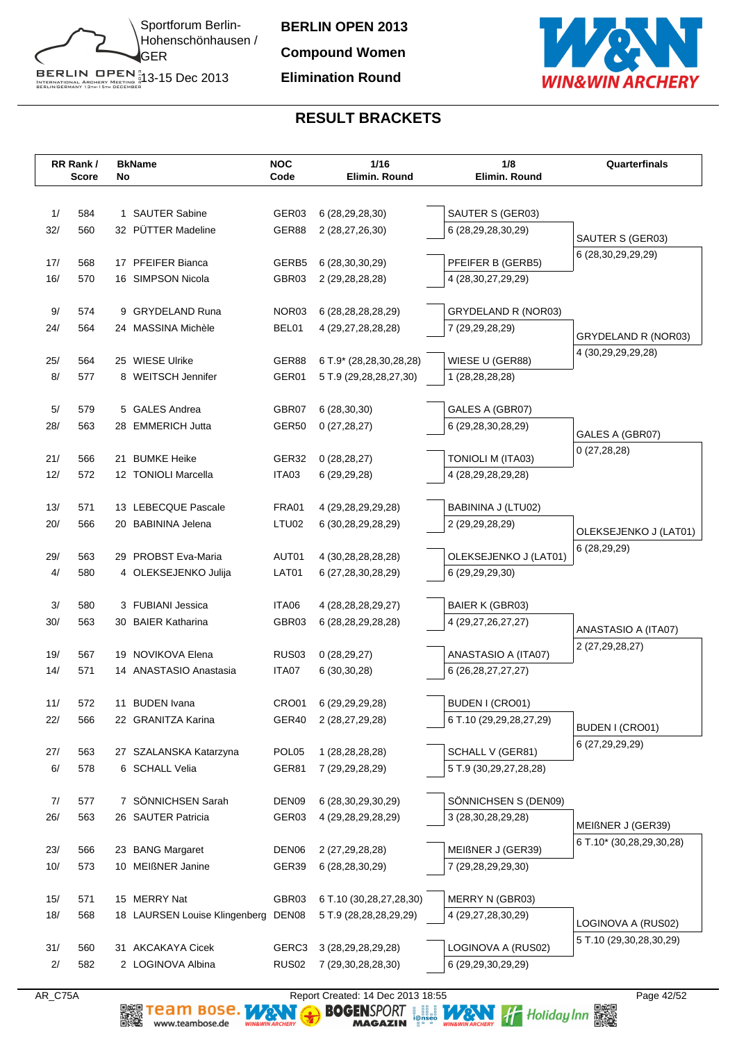# BERLIN OPEN 2013

**Compound Women**

**Elimination Round**

Sportforum Berlin-Hohenschönhausen / GER

13-15 Dec 2013

## RESULT BRACKETS

| RR Rank / Score | BkNo | Name | NOC Code | 1/16 Elimin. Round | 1/8 Elimin. Round | Quarterfinals |
|---|---|---|---|---|---|---|
| 1/ 584 | 1 | SAUTER Sabine | GER03 | 6 (28,29,28,30) | SAUTER S (GER03) | |
| 32/ 560 | 32 | PÜTTER Madeline | GER88 | 2 (28,27,26,30) | 6 (28,29,28,30,29) | SAUTER S (GER03) |
| 17/ 568 | 17 | PFEIFER Bianca | GERB5 | 6 (28,30,30,29) | PFEIFER B (GERB5) | 6 (28,30,29,29,29) |
| 16/ 570 | 16 | SIMPSON Nicola | GBR03 | 2 (29,28,28,28) | 4 (28,30,27,29,29) | |
| 9/ 574 | 9 | GRYDELAND Runa | NOR03 | 6 (28,28,28,28,29) | GRYDELAND R (NOR03) | |
| 24/ 564 | 24 | MASSINA Michèle | BEL01 | 4 (29,27,28,28,28) | 7 (29,29,28,29) | GRYDELAND R (NOR03) |
| 25/ 564 | 25 | WIESE Ulrike | GER88 | 6 T.9* (28,28,30,28,28) | WIESE U (GER88) | 4 (30,29,29,29,28) |
| 8/ 577 | 8 | WEITSCH Jennifer | GER01 | 5 T.9 (29,28,28,27,30) | 1 (28,28,28,28) | |
| 5/ 579 | 5 | GALES Andrea | GBR07 | 6 (28,30,30) | GALES A (GBR07) | |
| 28/ 563 | 28 | EMMERICH Jutta | GER50 | 0 (27,28,27) | 6 (29,28,30,28,29) | GALES A (GBR07) |
| 21/ 566 | 21 | BUMKE Heike | GER32 | 0 (28,28,27) | TONIOLI M (ITA03) | 0 (27,28,28) |
| 12/ 572 | 12 | TONIOLI Marcella | ITA03 | 6 (29,29,28) | 4 (28,29,28,29,28) | |
| 13/ 571 | 13 | LEBECQUE Pascale | FRA01 | 4 (29,28,29,29,28) | BABININA J (LTU02) | |
| 20/ 566 | 20 | BABININA Jelena | LTU02 | 6 (30,28,29,28,29) | 2 (29,29,28,29) | OLEKSEJENKO J (LAT01) |
| 29/ 563 | 29 | PROBST Eva-Maria | AUT01 | 4 (30,28,28,28,28) | OLEKSEJENKO J (LAT01) | 6 (28,29,29) |
| 4/ 580 | 4 | OLEKSEJENKO Julija | LAT01 | 6 (27,28,30,28,29) | 6 (29,29,29,30) | |
| 3/ 580 | 3 | FUBIANI Jessica | ITA06 | 4 (28,28,28,29,27) | BAIER K (GBR03) | |
| 30/ 563 | 30 | BAIER Katharina | GBR03 | 6 (28,28,29,28,28) | 4 (29,27,26,27,27) | ANASTASIO A (ITA07) |
| 19/ 567 | 19 | NOVIKOVA Elena | RUS03 | 0 (28,29,27) | ANASTASIO A (ITA07) | 2 (27,29,28,27) |
| 14/ 571 | 14 | ANASTASIO Anastasia | ITA07 | 6 (30,30,28) | 6 (26,28,27,27,27) | |
| 11/ 572 | 11 | BUDEN Ivana | CRO01 | 6 (29,29,29,28) | BUDEN I (CRO01) | |
| 22/ 566 | 22 | GRANITZA Karina | GER40 | 2 (28,27,29,28) | 6 T.10 (29,29,28,27,29) | BUDEN I (CRO01) |
| 27/ 563 | 27 | SZALANSKA Katarzyna | POL05 | 1 (28,28,28,28) | SCHALL V (GER81) | 6 (27,29,29,29) |
| 6/ 578 | 6 | SCHALL Velia | GER81 | 7 (29,29,28,29) | 5 T.9 (30,29,27,28,28) | |
| 7/ 577 | 7 | SÖNNICHSEN Sarah | DEN09 | 6 (28,30,29,30,29) | SÖNNICHSEN S (DEN09) | |
| 26/ 563 | 26 | SAUTER Patricia | GER03 | 4 (29,28,29,28,29) | 3 (28,30,28,29,28) | MEIßNER J (GER39) |
| 23/ 566 | 23 | BANG Margaret | DEN06 | 2 (27,29,28,28) | MEIßNER J (GER39) | 6 T.10* (30,28,29,30,28) |
| 10/ 573 | 10 | MEIßNER Janine | GER39 | 6 (28,28,30,29) | 7 (29,28,29,29,30) | |
| 15/ 571 | 15 | MERRY Nat | GBR03 | 6 T.10 (30,28,27,28,30) | MERRY N (GBR03) | |
| 18/ 568 | 18 | LAURSEN Louise Klingenberg | DEN08 | 5 T.9 (28,28,28,29,29) | 4 (29,27,28,30,29) | LOGINOVA A (RUS02) |
| 31/ 560 | 31 | AKCAKAYA Cicek | GERC3 | 3 (28,29,28,29,28) | LOGINOVA A (RUS02) | 5 T.10 (29,30,28,30,29) |
| 2/ 582 | 2 | LOGINOVA Albina | RUS02 | 7 (29,30,28,28,30) | 6 (29,29,30,29,29) | |

AR_C75A Report Created: 14 Dec 2013 18:55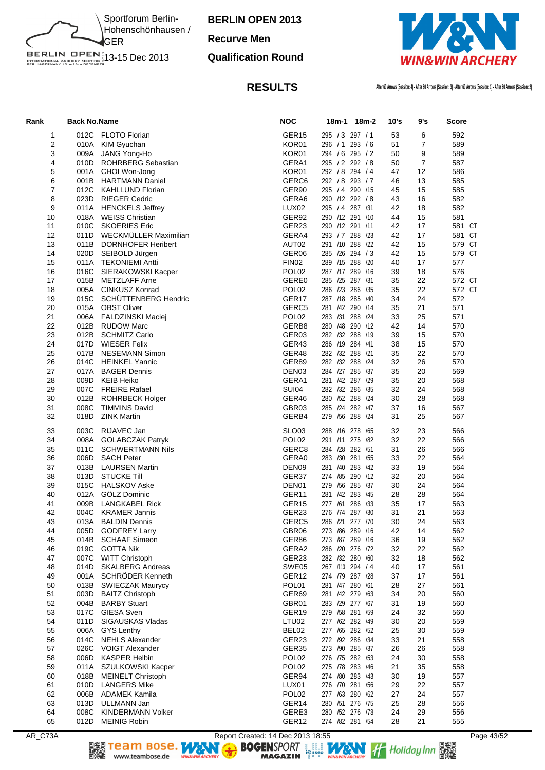# BERLIN OPEN 2013

**Recurve Men**

**Qualification Round**

Sportforum Berlin-Hohenschönhausen / GER

13-15 Dec 2013

## RESULTS

After 60 Arrows (Session: 4) - After 60 Arrows (Session: 3) - After 60 Arrows (Session: 1) - After 60 Arrows (Session: 2)

| Rank | Back No. | Name | NOC | 18m-1 | 18m-2 | 10's | 9's | Score |
|---|---|---|---|---|---|---|---|---|
| 1 | 012C | FLOTO Florian | GER15 | 295 / 3 | 297 / 1 | 53 | 6 | 592 |
| 2 | 010A | KIM Gyuchan | KOR01 | 296 / 1 | 293 / 6 | 51 | 7 | 589 |
| 3 | 009A | JANG Yong-Ho | KOR01 | 294 / 6 | 295 / 2 | 50 | 9 | 589 |
| 4 | 010D | ROHRBERG Sebastian | GERA1 | 295 / 2 | 292 / 8 | 50 | 7 | 587 |
| 5 | 001A | CHOI Won-Jong | KOR01 | 292 / 8 | 294 / 4 | 47 | 12 | 586 |
| 6 | 001B | HARTMANN Daniel | GERC6 | 292 / 8 | 293 / 7 | 46 | 13 | 585 |
| 7 | 012C | KAHLLUND Florian | GER90 | 295 / 4 | 290 /15 | 45 | 15 | 585 |
| 8 | 023D | RIEGER Cedric | GERA6 | 290 /12 | 292 / 8 | 43 | 16 | 582 |
| 9 | 011A | HENCKELS Jeffrey | LUX02 | 295 / 4 | 287 /31 | 42 | 18 | 582 |
| 10 | 018A | WEISS Christian | GER92 | 290 /12 | 291 /10 | 44 | 15 | 581 |
| 11 | 010C | SKOERIES Eric | GER23 | 290 /12 | 291 /11 | 42 | 17 | 581 CT |
| 12 | 011D | WECKMÜLLER Maximilian | GERA4 | 293 / 7 | 288 /23 | 42 | 17 | 581 CT |
| 13 | 011B | DORNHOFER Heribert | AUT02 | 291 /10 | 288 /22 | 42 | 15 | 579 CT |
| 14 | 020D | SEIBOLD Jürgen | GER06 | 285 /26 | 294 / 3 | 42 | 15 | 579 CT |
| 15 | 011A | TEKONIEMI Antti | FIN02 | 289 /15 | 288 /20 | 40 | 17 | 577 |
| 16 | 016C | SIERAKOWSKI Kacper | POL02 | 287 /17 | 289 /16 | 39 | 18 | 576 |
| 17 | 015B | METZLAFF Arne | GERE0 | 285 /25 | 287 /31 | 35 | 22 | 572 CT |
| 18 | 005A | CINKUSZ Konrad | POL02 | 286 /23 | 286 /35 | 35 | 22 | 572 CT |
| 19 | 015C | SCHÜTTENBERG Hendric | GER17 | 287 /18 | 285 /40 | 34 | 24 | 572 |
| 20 | 015A | OBST Oliver | GERC5 | 281 /42 | 290 /14 | 35 | 21 | 571 |
| 21 | 006A | FALDZINSKI Maciej | POL02 | 283 /31 | 288 /24 | 33 | 25 | 571 |
| 22 | 012B | RUDOW Marc | GERB8 | 280 /48 | 290 /12 | 42 | 14 | 570 |
| 23 | 012B | SCHMITZ Carlo | GER03 | 282 /32 | 288 /19 | 39 | 15 | 570 |
| 24 | 017D | WIESER Felix | GER43 | 286 /19 | 284 /41 | 38 | 15 | 570 |
| 25 | 017B | NESEMANN Simon | GER48 | 282 /32 | 288 /21 | 35 | 22 | 570 |
| 26 | 014C | HEINKEL Yannic | GER89 | 282 /32 | 288 /24 | 32 | 26 | 570 |
| 27 | 017A | BAGER Dennis | DEN03 | 284 /27 | 285 /37 | 35 | 20 | 569 |
| 28 | 009D | KEIB Heiko | GERA1 | 281 /42 | 287 /29 | 35 | 20 | 568 |
| 29 | 007C | FREIRE Rafael | SUI04 | 282 /32 | 286 /35 | 32 | 24 | 568 |
| 30 | 012B | ROHRBECK Holger | GER46 | 280 /52 | 288 /24 | 30 | 28 | 568 |
| 31 | 008C | TIMMINS David | GBR03 | 285 /24 | 282 /47 | 37 | 16 | 567 |
| 32 | 018D | ZINK Martin | GERB4 | 279 /56 | 288 /24 | 31 | 25 | 567 |
| 33 | 003C | RIJAVEC Jan | SLO03 | 288 /16 | 278 /65 | 32 | 23 | 566 |
| 34 | 008A | GOLABCZAK Patryk | POL02 | 291 /11 | 275 /82 | 32 | 22 | 566 |
| 35 | 011C | SCHWERTMANN Nils | GERC8 | 284 /28 | 282 /51 | 31 | 26 | 566 |
| 36 | 006D | SACH Peter | GERA0 | 283 /30 | 281 /55 | 33 | 22 | 564 |
| 37 | 013B | LAURSEN Martin | DEN09 | 281 /40 | 283 /42 | 33 | 19 | 564 |
| 38 | 013D | STUCKE Till | GER37 | 274 /85 | 290 /12 | 32 | 20 | 564 |
| 39 | 015C | HALSKOV Aske | DEN01 | 279 /56 | 285 /37 | 30 | 24 | 564 |
| 40 | 012A | GÖLZ Dominic | GER11 | 281 /42 | 283 /45 | 28 | 28 | 564 |
| 41 | 009B | LANGKABEL Rick | GER15 | 277 /61 | 286 /33 | 35 | 17 | 563 |
| 42 | 004C | KRAMER Jannis | GER23 | 276 /74 | 287 /30 | 31 | 21 | 563 |
| 43 | 013A | BALDIN Dennis | GERC5 | 286 /21 | 277 /70 | 30 | 24 | 563 |
| 44 | 005D | GODFREY Larry | GBR06 | 273 /86 | 289 /16 | 42 | 14 | 562 |
| 45 | 014B | SCHAAF Simeon | GER86 | 273 /87 | 289 /16 | 36 | 19 | 562 |
| 46 | 019C | GOTTA Nik | GERA2 | 286 /20 | 276 /72 | 32 | 22 | 562 |
| 47 | 007C | WITT Christoph | GER23 | 282 /32 | 280 /60 | 32 | 18 | 562 |
| 48 | 014D | SKALBERG Andreas | SWE05 | 267 /113 | 294 / 4 | 40 | 17 | 561 |
| 49 | 001A | SCHRÖDER Kenneth | GER12 | 274 /79 | 287 /28 | 37 | 17 | 561 |
| 50 | 013B | SWIECZAK Maurycy | POL01 | 281 /47 | 280 /61 | 28 | 27 | 561 |
| 51 | 003D | BAITZ Christoph | GER69 | 281 /42 | 279 /63 | 34 | 20 | 560 |
| 52 | 004B | BARBY Stuart | GBR01 | 283 /29 | 277 /67 | 31 | 19 | 560 |
| 53 | 017C | GIESA Sven | GER19 | 279 /58 | 281 /59 | 24 | 32 | 560 |
| 54 | 011D | SIGAUSKAS Vladas | LTU02 | 277 /62 | 282 /49 | 30 | 20 | 559 |
| 55 | 006A | GYS Lenthy | BEL02 | 277 /65 | 282 /52 | 25 | 30 | 559 |
| 56 | 014C | NEHLS Alexander | GER23 | 272 /92 | 286 /34 | 33 | 21 | 558 |
| 57 | 026C | VOIGT Alexander | GER35 | 273 /90 | 285 /37 | 26 | 26 | 558 |
| 58 | 006D | KASPER Helbin | POL02 | 276 /75 | 282 /53 | 24 | 30 | 558 |
| 59 | 011A | SZULKOWSKI Kacper | POL02 | 275 /78 | 283 /46 | 21 | 35 | 558 |
| 60 | 018B | MEINELT Christoph | GER94 | 274 /80 | 283 /43 | 30 | 19 | 557 |
| 61 | 010D | LANGERS Mike | LUX01 | 276 /70 | 281 /56 | 29 | 22 | 557 |
| 62 | 006B | ADAMEK Kamila | POL02 | 277 /63 | 280 /62 | 27 | 24 | 557 |
| 63 | 013D | ULLMANN Jan | GER14 | 280 /51 | 276 /75 | 25 | 28 | 556 |
| 64 | 008C | KINDERMANN Volker | GERE3 | 280 /52 | 276 /73 | 24 | 29 | 556 |
| 65 | 012D | MEINIG Robin | GER12 | 274 /82 | 281 /54 | 28 | 21 | 555 |

AR_C73A — Report Created: 14 Dec 2013 18:55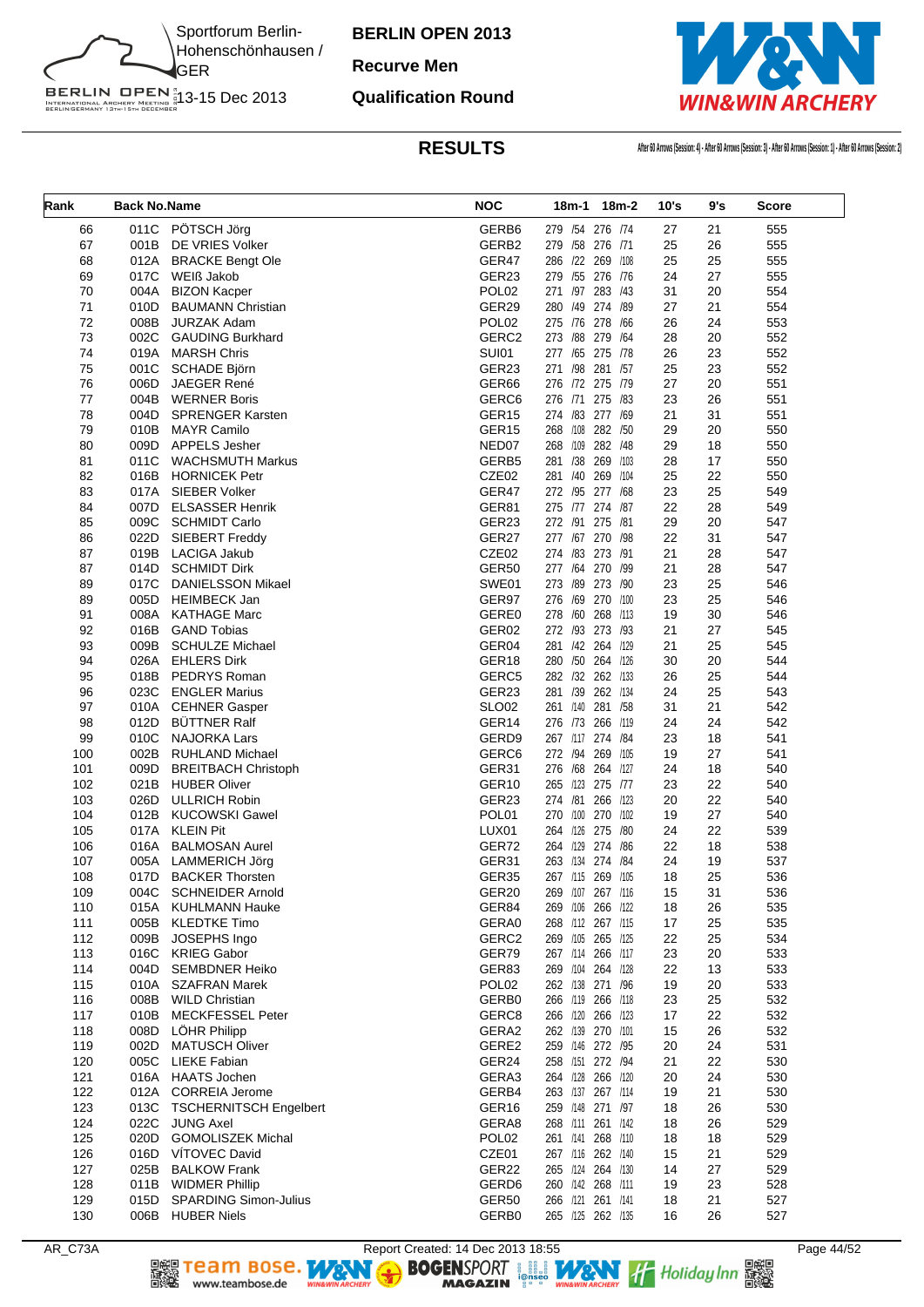BERLIN OPEN 2013

Recurve Men

Qualification Round

Sportforum Berlin-Hohenschönhausen / GER

13-15 Dec 2013

## RESULTS

After 60 Arrows (Session: 4) - After 60 Arrows (Session: 3) - After 60 Arrows (Session: 1) - After 60 Arrows (Session: 2)

| Rank | Back No. | Name | NOC | 18m-1 | 18m-2 | 10's | 9's | Score |
|---|---|---|---|---|---|---|---|---|
| 66 | 011C | PÖTSCH Jörg | GERB6 | 279 /54 | 276 /74 | 27 | 21 | 555 |
| 67 | 001B | DE VRIES Volker | GERB2 | 279 /58 | 276 /71 | 25 | 26 | 555 |
| 68 | 012A | BRACKE Bengt Ole | GER47 | 286 /22 | 269 /108 | 25 | 25 | 555 |
| 69 | 017C | WEIß Jakob | GER23 | 279 /55 | 276 /76 | 24 | 27 | 555 |
| 70 | 004A | BIZON Kacper | POL02 | 271 /97 | 283 /43 | 31 | 20 | 554 |
| 71 | 010D | BAUMANN Christian | GER29 | 280 /49 | 274 /89 | 27 | 21 | 554 |
| 72 | 008B | JURZAK Adam | POL02 | 275 /76 | 278 /66 | 26 | 24 | 553 |
| 73 | 002C | GAUDING Burkhard | GERC2 | 273 /88 | 279 /64 | 28 | 20 | 552 |
| 74 | 019A | MARSH Chris | SUI01 | 277 /65 | 275 /78 | 26 | 23 | 552 |
| 75 | 001C | SCHADE Björn | GER23 | 271 /98 | 281 /57 | 25 | 23 | 552 |
| 76 | 006D | JAEGER René | GER66 | 276 /72 | 275 /79 | 27 | 20 | 551 |
| 77 | 004B | WERNER Boris | GERC6 | 276 /71 | 275 /83 | 23 | 26 | 551 |
| 78 | 004D | SPRENGER Karsten | GER15 | 274 /83 | 277 /69 | 21 | 31 | 551 |
| 79 | 010B | MAYR Camilo | GER15 | 268 /108 | 282 /50 | 29 | 20 | 550 |
| 80 | 009D | APPELS Jesher | NED07 | 268 /109 | 282 /48 | 29 | 18 | 550 |
| 81 | 011C | WACHSMUTH Markus | GERB5 | 281 /38 | 269 /103 | 28 | 17 | 550 |
| 82 | 016B | HORNICEK Petr | CZE02 | 281 /40 | 269 /104 | 25 | 22 | 550 |
| 83 | 017A | SIEBER Volker | GER47 | 272 /95 | 277 /68 | 23 | 25 | 549 |
| 84 | 007D | ELSASSER Henrik | GER81 | 275 /77 | 274 /87 | 22 | 28 | 549 |
| 85 | 009C | SCHMIDT Carlo | GER23 | 272 /91 | 275 /81 | 29 | 20 | 547 |
| 86 | 022D | SIEBERT Freddy | GER27 | 277 /67 | 270 /98 | 22 | 31 | 547 |
| 87 | 019B | LACIGA Jakub | CZE02 | 274 /83 | 273 /91 | 21 | 28 | 547 |
| 87 | 014D | SCHMIDT Dirk | GER50 | 277 /64 | 270 /99 | 21 | 28 | 547 |
| 89 | 017C | DANIELSSON Mikael | SWE01 | 273 /89 | 273 /90 | 23 | 25 | 546 |
| 89 | 005D | HEIMBECK Jan | GER97 | 276 /69 | 270 /100 | 23 | 25 | 546 |
| 91 | 008A | KATHAGE Marc | GERE0 | 278 /60 | 268 /113 | 19 | 30 | 546 |
| 92 | 016B | GAND Tobias | GER02 | 272 /93 | 273 /93 | 21 | 27 | 545 |
| 93 | 009B | SCHULZE Michael | GER04 | 281 /42 | 264 /129 | 21 | 25 | 545 |
| 94 | 026A | EHLERS Dirk | GER18 | 280 /50 | 264 /126 | 30 | 20 | 544 |
| 95 | 018B | PEDRYS Roman | GERC5 | 282 /32 | 262 /133 | 26 | 25 | 544 |
| 96 | 023C | ENGLER Marius | GER23 | 281 /39 | 262 /134 | 24 | 25 | 543 |
| 97 | 010A | CEHNER Gasper | SLO02 | 261 /140 | 281 /58 | 31 | 21 | 542 |
| 98 | 012D | BÜTTNER Ralf | GER14 | 276 /73 | 266 /119 | 24 | 24 | 542 |
| 99 | 010C | NAJORKA Lars | GERD9 | 267 /117 | 274 /84 | 23 | 18 | 541 |
| 100 | 002B | RUHLAND Michael | GERC6 | 272 /94 | 269 /105 | 19 | 27 | 541 |
| 101 | 009D | BREITBACH Christoph | GER31 | 276 /68 | 264 /127 | 24 | 18 | 540 |
| 102 | 021B | HUBER Oliver | GER10 | 265 /123 | 275 /77 | 23 | 22 | 540 |
| 103 | 026D | ULLRICH Robin | GER23 | 274 /81 | 266 /123 | 20 | 22 | 540 |
| 104 | 012B | KUCOWSKI Gawel | POL01 | 270 /100 | 270 /102 | 19 | 27 | 540 |
| 105 | 017A | KLEIN Pit | LUX01 | 264 /126 | 275 /80 | 24 | 22 | 539 |
| 106 | 016A | BALMOSAN Aurel | GER72 | 264 /129 | 274 /86 | 22 | 18 | 538 |
| 107 | 005A | LAMMERICH Jörg | GER31 | 263 /134 | 274 /84 | 24 | 19 | 537 |
| 108 | 017D | BACKER Thorsten | GER35 | 267 /115 | 269 /105 | 18 | 25 | 536 |
| 109 | 004C | SCHNEIDER Arnold | GER20 | 269 /107 | 267 /116 | 15 | 31 | 536 |
| 110 | 015A | KUHLMANN Hauke | GER84 | 269 /106 | 266 /122 | 18 | 26 | 535 |
| 111 | 005B | KLEDTKE Timo | GERA0 | 268 /112 | 267 /115 | 17 | 25 | 535 |
| 112 | 009B | JOSEPHS Ingo | GERC2 | 269 /105 | 265 /125 | 22 | 25 | 534 |
| 113 | 016C | KRIEG Gabor | GER79 | 267 /114 | 266 /117 | 23 | 20 | 533 |
| 114 | 004D | SEMBDNER Heiko | GER83 | 269 /104 | 264 /128 | 22 | 13 | 533 |
| 115 | 010A | SZAFRAN Marek | POL02 | 262 /138 | 271 /96 | 19 | 20 | 533 |
| 116 | 008B | WILD Christian | GERB0 | 266 /119 | 266 /118 | 23 | 25 | 532 |
| 117 | 010B | MECKFESSEL Peter | GERC8 | 266 /120 | 266 /123 | 17 | 22 | 532 |
| 118 | 008D | LÖHR Philipp | GERA2 | 262 /139 | 270 /101 | 15 | 26 | 532 |
| 119 | 002D | MATUSCH Oliver | GERE2 | 259 /146 | 272 /95 | 20 | 24 | 531 |
| 120 | 005C | LIEKE Fabian | GER24 | 258 /151 | 272 /94 | 21 | 22 | 530 |
| 121 | 016A | HAATS Jochen | GERA3 | 264 /128 | 266 /120 | 20 | 24 | 530 |
| 122 | 012A | CORREIA Jerome | GERB4 | 263 /137 | 267 /114 | 19 | 21 | 530 |
| 123 | 013C | TSCHERNITSCH Engelbert | GER16 | 259 /148 | 271 /97 | 18 | 26 | 530 |
| 124 | 022C | JUNG Axel | GERA8 | 268 /111 | 261 /142 | 18 | 26 | 529 |
| 125 | 020D | GOMOLISZEK Michal | POL02 | 261 /141 | 268 /110 | 18 | 18 | 529 |
| 126 | 016D | VÍTOVEC David | CZE01 | 267 /116 | 262 /140 | 15 | 21 | 529 |
| 127 | 025B | BALKOW Frank | GER22 | 265 /124 | 264 /130 | 14 | 27 | 529 |
| 128 | 011B | WIDMER Phillip | GERD6 | 260 /142 | 268 /111 | 19 | 23 | 528 |
| 129 | 015D | SPARDING Simon-Julius | GER50 | 266 /121 | 261 /141 | 18 | 21 | 527 |
| 130 | 006B | HUBER Niels | GERB0 | 265 /125 | 262 /135 | 16 | 26 | 527 |

AR_C73A — Report Created: 14 Dec 2013 18:55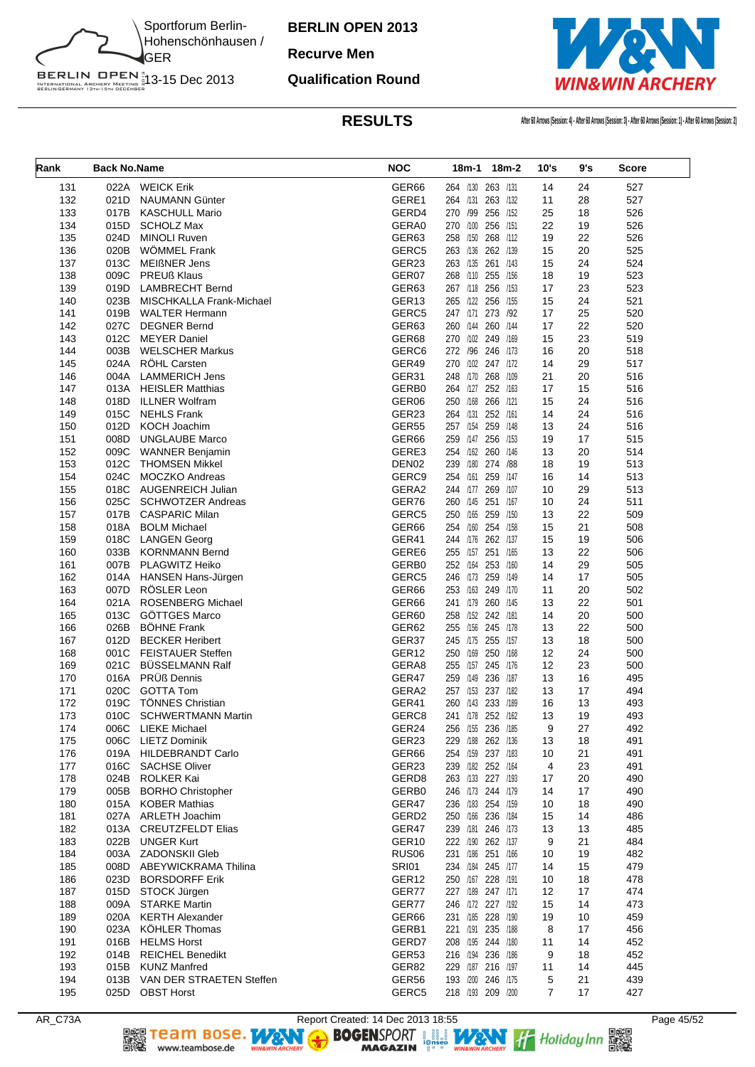Sportforum Berlin-Hohenschönhausen / GER
13-15 Dec 2013

# BERLIN OPEN 2013

## Recurve Men

## Qualification Round

## RESULTS

After 60 Arrows (Session: 4) - After 60 Arrows (Session: 3) - After 60 Arrows (Session: 1) - After 60 Arrows (Session: 2)

| Rank | Back No. | Name | NOC | 18m-1 | 18m-2 | 10's | 9's | Score |
|---|---|---|---|---|---|---|---|---|
| 131 | 022A | WEICK Erik | GER66 | 264 /130 | 263 /131 | 14 | 24 | 527 |
| 132 | 021D | NAUMANN Günter | GERE1 | 264 /131 | 263 /132 | 11 | 28 | 527 |
| 133 | 017B | KASCHULL Mario | GERD4 | 270 /99 | 256 /152 | 25 | 18 | 526 |
| 134 | 015D | SCHOLZ Max | GERA0 | 270 /100 | 256 /151 | 22 | 19 | 526 |
| 135 | 024D | MINOLI Ruven | GER63 | 258 /150 | 268 /112 | 19 | 22 | 526 |
| 136 | 020B | WÖMMEL Frank | GERC5 | 263 /136 | 262 /139 | 15 | 20 | 525 |
| 137 | 013C | MEIßNER Jens | GER23 | 263 /135 | 261 /143 | 15 | 24 | 524 |
| 138 | 009C | PREUß Klaus | GER07 | 268 /110 | 255 /156 | 18 | 19 | 523 |
| 139 | 019D | LAMBRECHT Bernd | GER63 | 267 /118 | 256 /153 | 17 | 23 | 523 |
| 140 | 023B | MISCHKALLA Frank-Michael | GER13 | 265 /122 | 256 /155 | 15 | 24 | 521 |
| 141 | 019B | WALTER Hermann | GERC5 | 247 /171 | 273 /92 | 17 | 25 | 520 |
| 142 | 027C | DEGNER Bernd | GER63 | 260 /144 | 260 /144 | 17 | 22 | 520 |
| 143 | 012C | MEYER Daniel | GER68 | 270 /102 | 249 /169 | 15 | 23 | 519 |
| 144 | 003B | WELSCHER Markus | GERC6 | 272 /96 | 246 /173 | 16 | 20 | 518 |
| 145 | 024A | RÖHL Carsten | GER49 | 270 /102 | 247 /172 | 14 | 29 | 517 |
| 146 | 004A | LAMMERICH Jens | GER31 | 248 /170 | 268 /109 | 21 | 20 | 516 |
| 147 | 013A | HEISLER Matthias | GERB0 | 264 /127 | 252 /163 | 17 | 15 | 516 |
| 148 | 018D | ILLNER Wolfram | GER06 | 250 /168 | 266 /121 | 15 | 24 | 516 |
| 149 | 015C | NEHLS Frank | GER23 | 264 /131 | 252 /161 | 14 | 24 | 516 |
| 150 | 012D | KOCH Joachim | GER55 | 257 /154 | 259 /148 | 13 | 24 | 516 |
| 151 | 008D | UNGLAUBE Marco | GER66 | 259 /147 | 256 /153 | 19 | 17 | 515 |
| 152 | 009C | WANNER Benjamin | GERE3 | 254 /162 | 260 /146 | 13 | 20 | 514 |
| 153 | 012C | THOMSEN Mikkel | DEN02 | 239 /180 | 274 /88 | 18 | 19 | 513 |
| 154 | 024C | MOCZKO Andreas | GERC9 | 254 /161 | 259 /147 | 16 | 14 | 513 |
| 155 | 018C | AUGENREICH Julian | GERA2 | 244 /177 | 269 /107 | 10 | 29 | 513 |
| 156 | 025C | SCHWOTZER Andreas | GER76 | 260 /145 | 251 /167 | 10 | 24 | 511 |
| 157 | 017B | CASPARIC Milan | GERC5 | 250 /165 | 259 /150 | 13 | 22 | 509 |
| 158 | 018A | BOLM Michael | GER66 | 254 /160 | 254 /158 | 15 | 21 | 508 |
| 159 | 018C | LANGEN Georg | GER41 | 244 /176 | 262 /137 | 15 | 19 | 506 |
| 160 | 033B | KORNMANN Bernd | GERE6 | 255 /157 | 251 /165 | 13 | 22 | 506 |
| 161 | 007B | PLAGWITZ Heiko | GERB0 | 252 /164 | 253 /160 | 14 | 29 | 505 |
| 162 | 014A | HANSEN Hans-Jürgen | GERC5 | 246 /173 | 259 /149 | 14 | 17 | 505 |
| 163 | 007D | RÖSLER Leon | GER66 | 253 /163 | 249 /170 | 11 | 20 | 502 |
| 164 | 021A | ROSENBERG Michael | GER66 | 241 /179 | 260 /145 | 13 | 22 | 501 |
| 165 | 013C | GÖTTGES Marco | GER60 | 258 /152 | 242 /181 | 14 | 20 | 500 |
| 166 | 026B | BÖHNE Frank | GER62 | 255 /156 | 245 /178 | 13 | 22 | 500 |
| 167 | 012D | BECKER Heribert | GER37 | 245 /175 | 255 /157 | 13 | 18 | 500 |
| 168 | 001C | FEISTAUER Steffen | GER12 | 250 /169 | 250 /168 | 12 | 24 | 500 |
| 169 | 021C | BÜSSELMANN Ralf | GERA8 | 255 /157 | 245 /176 | 12 | 23 | 500 |
| 170 | 016A | PRÜß Dennis | GER47 | 259 /149 | 236 /187 | 13 | 16 | 495 |
| 171 | 020C | GOTTA Tom | GERA2 | 257 /153 | 237 /182 | 13 | 17 | 494 |
| 172 | 019C | TÖNNES Christian | GER41 | 260 /143 | 233 /189 | 16 | 13 | 493 |
| 173 | 010C | SCHWERTMANN Martin | GERC8 | 241 /178 | 252 /162 | 13 | 19 | 493 |
| 174 | 006C | LIEKE Michael | GER24 | 256 /155 | 236 /185 | 9 | 27 | 492 |
| 175 | 006C | LIETZ Dominik | GER23 | 229 /188 | 262 /136 | 13 | 18 | 491 |
| 176 | 019A | HILDEBRANDT Carlo | GER66 | 254 /159 | 237 /183 | 10 | 21 | 491 |
| 177 | 016C | SACHSE Oliver | GER23 | 239 /182 | 252 /164 | 4 | 23 | 491 |
| 178 | 024B | ROLKER Kai | GERD8 | 263 /133 | 227 /193 | 17 | 20 | 490 |
| 179 | 005B | BORHO Christopher | GERB0 | 246 /173 | 244 /179 | 14 | 17 | 490 |
| 180 | 015A | KOBER Mathias | GER47 | 236 /183 | 254 /159 | 10 | 18 | 490 |
| 181 | 027A | ARLETH Joachim | GERD2 | 250 /166 | 236 /184 | 15 | 14 | 486 |
| 182 | 013A | CREUTZFELDT Elias | GER47 | 239 /181 | 246 /173 | 13 | 13 | 485 |
| 183 | 022B | UNGER Kurt | GER10 | 222 /190 | 262 /137 | 9 | 21 | 484 |
| 184 | 003A | ZADONSKII Gleb | RUS06 | 231 /186 | 251 /166 | 10 | 19 | 482 |
| 185 | 008D | ABEYWICKRAMA Thilina | SRI01 | 234 /184 | 245 /177 | 14 | 15 | 479 |
| 186 | 023D | BORSDORFF Erik | GER12 | 250 /167 | 228 /191 | 10 | 18 | 478 |
| 187 | 015D | STOCK Jürgen | GER77 | 227 /189 | 247 /171 | 12 | 17 | 474 |
| 188 | 009A | STARKE Martin | GER77 | 246 /172 | 227 /192 | 15 | 14 | 473 |
| 189 | 020A | KERTH Alexander | GER66 | 231 /185 | 228 /190 | 19 | 10 | 459 |
| 190 | 023A | KÖHLER Thomas | GERB1 | 221 /191 | 235 /188 | 8 | 17 | 456 |
| 191 | 016B | HELMS Horst | GERD7 | 208 /195 | 244 /180 | 11 | 14 | 452 |
| 192 | 014B | REICHEL Benedikt | GER53 | 216 /194 | 236 /186 | 9 | 18 | 452 |
| 193 | 015B | KUNZ Manfred | GER82 | 229 /187 | 216 /197 | 11 | 14 | 445 |
| 194 | 013B | VAN DER STRAETEN Steffen | GER56 | 193 /200 | 246 /175 | 5 | 21 | 439 |
| 195 | 025D | OBST Horst | GERC5 | 218 /193 | 209 /200 | 7 | 17 | 427 |

AR_C73A Report Created: 14 Dec 2013 18:55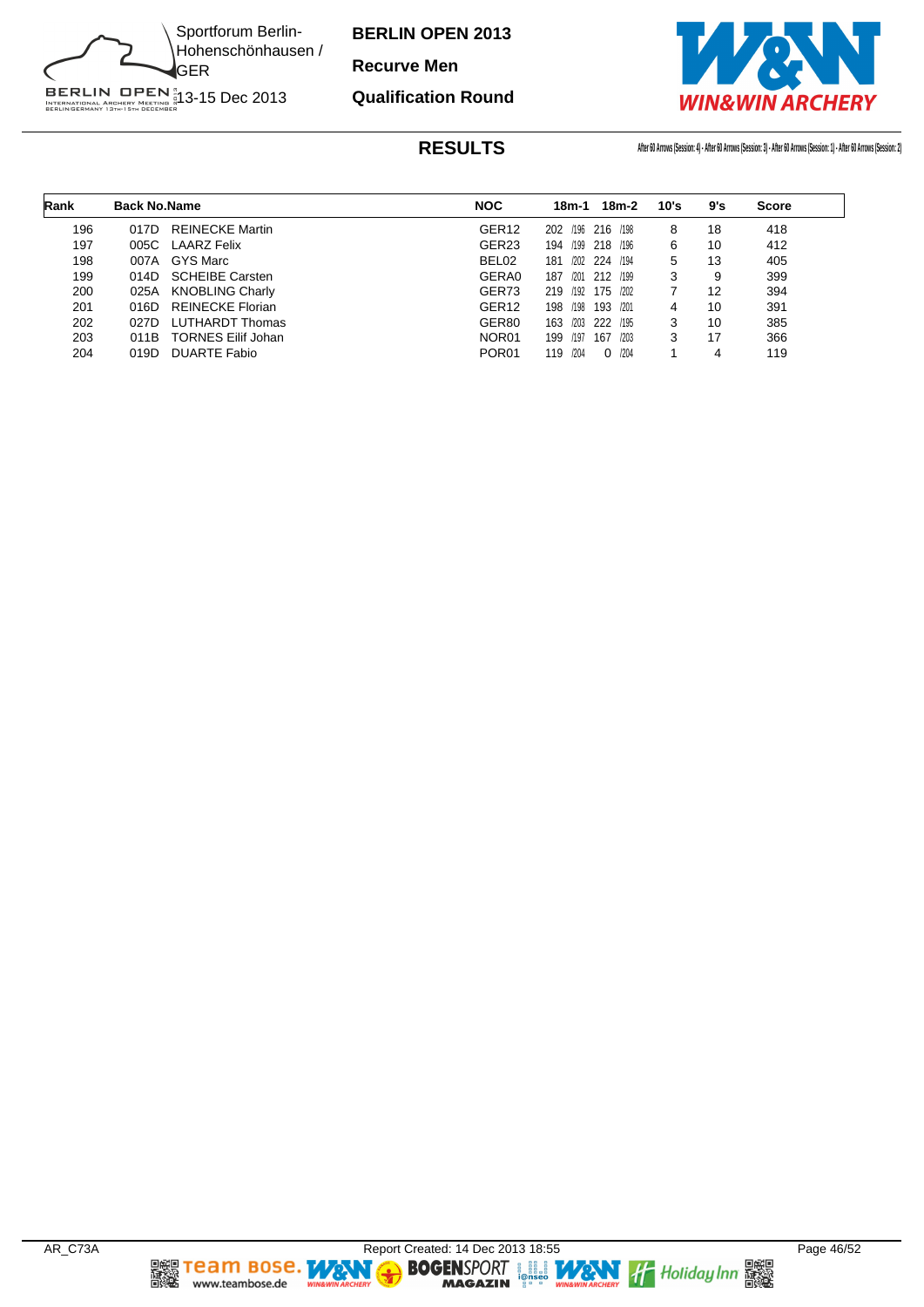Sportforum Berlin-Hohenschönhausen / GER

13-15 Dec 2013

**BERLIN OPEN 2013**

**Recurve Men**

**Qualification Round**

## RESULTS

After 60 Arrows (Session: 4) - After 60 Arrows (Session: 3) - After 60 Arrows (Session: 1) - After 60 Arrows (Session: 2)

| Rank | Back No. | Name | NOC | 18m-1 | 18m-2 | 10's | 9's | Score |
|---|---|---|---|---|---|---|---|---|
| 196 | 017D | REINECKE Martin | GER12 | 202 /196 | 216 /198 | 8 | 18 | 418 |
| 197 | 005C | LAARZ Felix | GER23 | 194 /199 | 218 /196 | 6 | 10 | 412 |
| 198 | 007A | GYS Marc | BEL02 | 181 /202 | 224 /194 | 5 | 13 | 405 |
| 199 | 014D | SCHEIBE Carsten | GERA0 | 187 /201 | 212 /199 | 3 | 9 | 399 |
| 200 | 025A | KNOBLING Charly | GER73 | 219 /192 | 175 /202 | 7 | 12 | 394 |
| 201 | 016D | REINECKE Florian | GER12 | 198 /198 | 193 /201 | 4 | 10 | 391 |
| 202 | 027D | LUTHARDT Thomas | GER80 | 163 /203 | 222 /195 | 3 | 10 | 385 |
| 203 | 011B | TORNES Eilif Johan | NOR01 | 199 /197 | 167 /203 | 3 | 17 | 366 |
| 204 | 019D | DUARTE Fabio | POR01 | 119 /204 | 0 /204 | 1 | 4 | 119 |

AR_C73A Report Created: 14 Dec 2013 18:55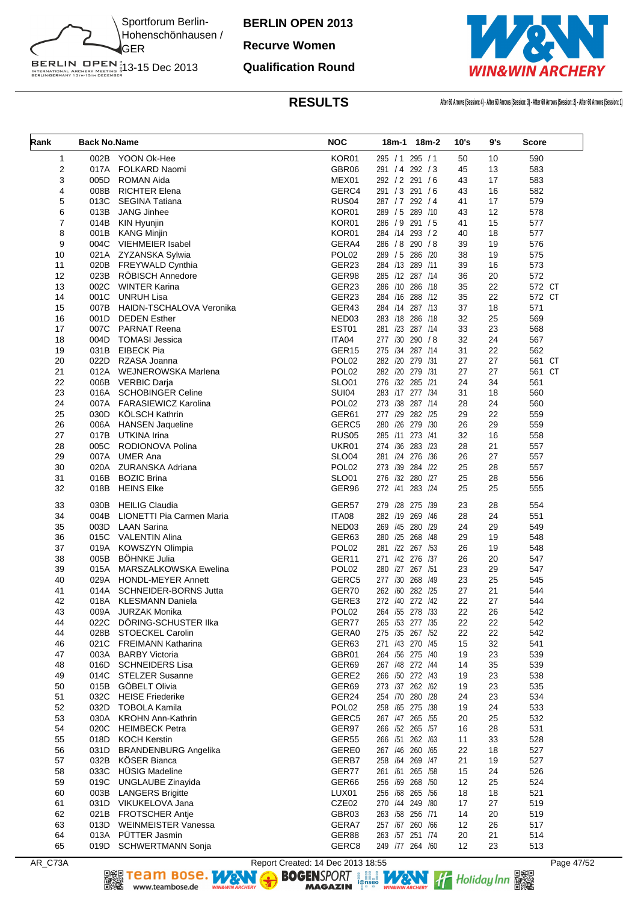Sportforum Berlin-Hohenschönhausen / GER
13-15 Dec 2013

**BERLIN OPEN 2013**

**Recurve Women**

**Qualification Round**

## RESULTS

After 60 Arrows (Session: 4) - After 60 Arrows (Session: 3) - After 60 Arrows (Session: 2) - After 60 Arrows (Session: 1)

| Rank | Back No. | Name | NOC | 18m-1 | 18m-2 | 10's | 9's | Score |
|---|---|---|---|---|---|---|---|---|
| 1 | 002B | YOON Ok-Hee | KOR01 | 295 / 1 | 295 / 1 | 50 | 10 | 590 |
| 2 | 017A | FOLKARD Naomi | GBR06 | 291 / 4 | 292 / 3 | 45 | 13 | 583 |
| 3 | 005D | ROMAN Aida | MEX01 | 292 / 2 | 291 / 6 | 43 | 17 | 583 |
| 4 | 008B | RICHTER Elena | GERC4 | 291 / 3 | 291 / 6 | 43 | 16 | 582 |
| 5 | 013C | SEGINA Tatiana | RUS04 | 287 / 7 | 292 / 4 | 41 | 17 | 579 |
| 6 | 013B | JANG Jinhee | KOR01 | 289 / 5 | 289 /10 | 43 | 12 | 578 |
| 7 | 014B | KIN Hyunjin | KOR01 | 286 / 9 | 291 / 5 | 41 | 15 | 577 |
| 8 | 001B | KANG Minjin | KOR01 | 284 /14 | 293 / 2 | 40 | 18 | 577 |
| 9 | 004C | VIEHMEIER Isabel | GERA4 | 286 / 8 | 290 / 8 | 39 | 19 | 576 |
| 10 | 021A | ZYZANSKA Sylwia | POL02 | 289 / 5 | 286 /20 | 38 | 19 | 575 |
| 11 | 020B | FREYWALD Cynthia | GER23 | 284 /13 | 289 /11 | 39 | 16 | 573 |
| 12 | 023B | RÖBISCH Annedore | GER98 | 285 /12 | 287 /14 | 36 | 20 | 572 |
| 13 | 002C | WINTER Karina | GER23 | 286 /10 | 286 /18 | 35 | 22 | 572 CT |
| 14 | 001C | UNRUH Lisa | GER23 | 284 /16 | 288 /12 | 35 | 22 | 572 CT |
| 15 | 007B | HAIDN-TSCHALOVA Veronika | GER43 | 284 /14 | 287 /13 | 37 | 18 | 571 |
| 16 | 001D | DEDEN Esther | NED03 | 283 /18 | 286 /18 | 32 | 25 | 569 |
| 17 | 007C | PARNAT Reena | EST01 | 281 /23 | 287 /14 | 33 | 23 | 568 |
| 18 | 004D | TOMASI Jessica | ITA04 | 277 /30 | 290 / 8 | 32 | 24 | 567 |
| 19 | 031B | EIBECK Pia | GER15 | 275 /34 | 287 /14 | 31 | 22 | 562 |
| 20 | 022D | RZASA Joanna | POL02 | 282 /20 | 279 /31 | 27 | 27 | 561 CT |
| 21 | 012A | WEJNEROWSKA Marlena | POL02 | 282 /20 | 279 /31 | 27 | 27 | 561 CT |
| 22 | 006B | VERBIC Darja | SLO01 | 276 /32 | 285 /21 | 24 | 34 | 561 |
| 23 | 016A | SCHOBINGER Celine | SUI04 | 283 /17 | 277 /34 | 31 | 18 | 560 |
| 24 | 007A | FARASIEWICZ Karolina | POL02 | 273 /38 | 287 /14 | 28 | 24 | 560 |
| 25 | 030D | KÖLSCH Kathrin | GER61 | 277 /29 | 282 /25 | 29 | 22 | 559 |
| 26 | 006A | HANSEN Jaqueline | GERC5 | 280 /26 | 279 /30 | 26 | 29 | 559 |
| 27 | 017B | UTKINA Irina | RUS05 | 285 /11 | 273 /41 | 32 | 16 | 558 |
| 28 | 005C | RODIONOVA Polina | UKR01 | 274 /36 | 283 /23 | 28 | 21 | 557 |
| 29 | 007A | UMER Ana | SLO04 | 281 /24 | 276 /36 | 26 | 27 | 557 |
| 30 | 020A | ZURANSKA Adriana | POL02 | 273 /39 | 284 /22 | 25 | 28 | 557 |
| 31 | 016B | BOZIC Brina | SLO01 | 276 /32 | 280 /27 | 25 | 28 | 556 |
| 32 | 018B | HEINS Elke | GER96 | 272 /41 | 283 /24 | 25 | 25 | 555 |
| 33 | 030B | HEILIG Claudia | GER57 | 279 /28 | 275 /39 | 23 | 28 | 554 |
| 34 | 004B | LIONETTI Pia Carmen Maria | ITA08 | 282 /19 | 269 /46 | 28 | 24 | 551 |
| 35 | 003D | LAAN Sarina | NED03 | 269 /45 | 280 /29 | 24 | 29 | 549 |
| 36 | 015C | VALENTIN Alina | GER63 | 280 /25 | 268 /48 | 29 | 19 | 548 |
| 37 | 019A | KOWSZYN Olimpia | POL02 | 281 /22 | 267 /53 | 26 | 19 | 548 |
| 38 | 005B | BÖHNKE Julia | GER11 | 271 /42 | 276 /37 | 26 | 20 | 547 |
| 39 | 015A | MARSZALKOWSKA Ewelina | POL02 | 280 /27 | 267 /51 | 23 | 29 | 547 |
| 40 | 029A | HONDL-MEYER Annett | GERC5 | 277 /30 | 268 /49 | 23 | 25 | 545 |
| 41 | 014A | SCHNEIDER-BORNS Jutta | GER70 | 262 /60 | 282 /25 | 27 | 21 | 544 |
| 42 | 018A | KLESMANN Daniela | GERE3 | 272 /40 | 272 /42 | 22 | 27 | 544 |
| 43 | 009A | JURZAK Monika | POL02 | 264 /55 | 278 /33 | 22 | 26 | 542 |
| 44 | 022C | DÖRING-SCHUSTER Ilka | GER77 | 265 /53 | 277 /35 | 22 | 22 | 542 |
| 44 | 028B | STOECKEL Carolin | GERA0 | 275 /35 | 267 /52 | 22 | 22 | 542 |
| 46 | 021C | FREIMANN Katharina | GER63 | 271 /43 | 270 /45 | 15 | 32 | 541 |
| 47 | 003A | BARBY Victoria | GBR01 | 264 /56 | 275 /40 | 19 | 23 | 539 |
| 48 | 016D | SCHNEIDERS Lisa | GER69 | 267 /48 | 272 /44 | 14 | 35 | 539 |
| 49 | 014C | STELZER Susanne | GERE2 | 266 /50 | 272 /43 | 19 | 23 | 538 |
| 50 | 015B | GÖBELT Olivia | GER69 | 273 /37 | 262 /62 | 19 | 23 | 535 |
| 51 | 032C | HEISE Friederike | GER24 | 254 /70 | 280 /28 | 24 | 23 | 534 |
| 52 | 032D | TOBOLA Kamila | POL02 | 258 /65 | 275 /38 | 19 | 24 | 533 |
| 53 | 030A | KROHN Ann-Kathrin | GERC5 | 267 /47 | 265 /55 | 20 | 25 | 532 |
| 54 | 020C | HEIMBECK Petra | GER97 | 266 /52 | 265 /57 | 16 | 28 | 531 |
| 55 | 018D | KOCH Kerstin | GER55 | 266 /51 | 262 /63 | 11 | 33 | 528 |
| 56 | 031D | BRANDENBURG Angelika | GERE0 | 267 /46 | 260 /65 | 22 | 18 | 527 |
| 57 | 032B | KÖSER Bianca | GERB7 | 258 /64 | 269 /47 | 21 | 19 | 527 |
| 58 | 033C | HÜSIG Madeline | GER77 | 261 /61 | 265 /58 | 15 | 24 | 526 |
| 59 | 019C | UNGLAUBE Zinayida | GER66 | 256 /69 | 268 /50 | 12 | 25 | 524 |
| 60 | 003B | LANGERS Brigitte | LUX01 | 256 /68 | 265 /56 | 18 | 18 | 521 |
| 61 | 031D | VIKUKELOVA Jana | CZE02 | 270 /44 | 249 /80 | 17 | 27 | 519 |
| 62 | 021B | FROTSCHER Antje | GBR03 | 263 /58 | 256 /71 | 14 | 20 | 519 |
| 63 | 013D | WEINMEISTER Vanessa | GERA7 | 257 /67 | 260 /66 | 12 | 26 | 517 |
| 64 | 013A | PÜTTER Jasmin | GER88 | 263 /57 | 251 /74 | 20 | 21 | 514 |
| 65 | 019D | SCHWERTMANN Sonja | GERC8 | 249 /77 | 264 /60 | 12 | 23 | 513 |

AR_C73A Report Created: 14 Dec 2013 18:55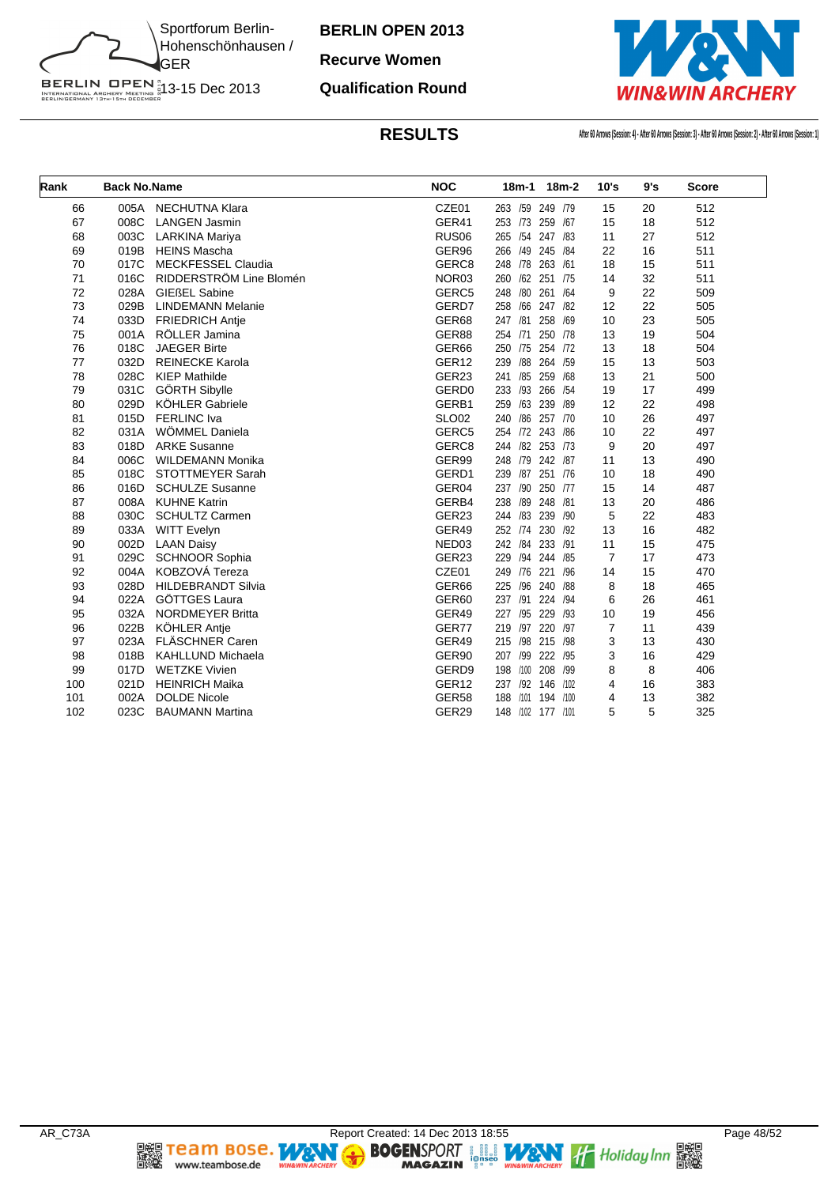# BERLIN OPEN 2013

**Recurve Women**

**Qualification Round**

Sportforum Berlin-Hohenschönhausen / GER

13-15 Dec 2013

## RESULTS

After 60 Arrows (Session: 4) - After 60 Arrows (Session: 3) - After 60 Arrows (Session: 2) - After 60 Arrows (Session: 1)

| Rank | Back No. | Name | NOC | 18m-1 | 18m-2 | 10's | 9's | Score |
|---|---|---|---|---|---|---|---|---|
| 66 | 005A | NECHUTNA Klara | CZE01 | 263 /59 | 249 /79 | 15 | 20 | 512 |
| 67 | 008C | LANGEN Jasmin | GER41 | 253 /73 | 259 /67 | 15 | 18 | 512 |
| 68 | 003C | LARKINA Mariya | RUS06 | 265 /54 | 247 /83 | 11 | 27 | 512 |
| 69 | 019B | HEINS Mascha | GER96 | 266 /49 | 245 /84 | 22 | 16 | 511 |
| 70 | 017C | MECKFESSEL Claudia | GERC8 | 248 /78 | 263 /61 | 18 | 15 | 511 |
| 71 | 016C | RIDDERSTRÖM Line Blomén | NOR03 | 260 /62 | 251 /75 | 14 | 32 | 511 |
| 72 | 028A | GIEßEL Sabine | GERC5 | 248 /80 | 261 /64 | 9 | 22 | 509 |
| 73 | 029B | LINDEMANN Melanie | GERD7 | 258 /66 | 247 /82 | 12 | 22 | 505 |
| 74 | 033D | FRIEDRICH Antje | GER68 | 247 /81 | 258 /69 | 10 | 23 | 505 |
| 75 | 001A | RÖLLER Jamina | GER88 | 254 /71 | 250 /78 | 13 | 19 | 504 |
| 76 | 018C | JAEGER Birte | GER66 | 250 /75 | 254 /72 | 13 | 18 | 504 |
| 77 | 032D | REINECKE Karola | GER12 | 239 /88 | 264 /59 | 15 | 13 | 503 |
| 78 | 028C | KIEP Mathilde | GER23 | 241 /85 | 259 /68 | 13 | 21 | 500 |
| 79 | 031C | GÖRTH Sibylle | GERD0 | 233 /93 | 266 /54 | 19 | 17 | 499 |
| 80 | 029D | KÖHLER Gabriele | GERB1 | 259 /63 | 239 /89 | 12 | 22 | 498 |
| 81 | 015D | FERLINC Iva | SLO02 | 240 /86 | 257 /70 | 10 | 26 | 497 |
| 82 | 031A | WÖMMEL Daniela | GERC5 | 254 /72 | 243 /86 | 10 | 22 | 497 |
| 83 | 018D | ARKE Susanne | GERC8 | 244 /82 | 253 /73 | 9 | 20 | 497 |
| 84 | 006C | WILDEMANN Monika | GER99 | 248 /79 | 242 /87 | 11 | 13 | 490 |
| 85 | 018C | STOTTMEYER Sarah | GERD1 | 239 /87 | 251 /76 | 10 | 18 | 490 |
| 86 | 016D | SCHULZE Susanne | GER04 | 237 /90 | 250 /77 | 15 | 14 | 487 |
| 87 | 008A | KUHNE Katrin | GERB4 | 238 /89 | 248 /81 | 13 | 20 | 486 |
| 88 | 030C | SCHULTZ Carmen | GER23 | 244 /83 | 239 /90 | 5 | 22 | 483 |
| 89 | 033A | WITT Evelyn | GER49 | 252 /74 | 230 /92 | 13 | 16 | 482 |
| 90 | 002D | LAAN Daisy | NED03 | 242 /84 | 233 /91 | 11 | 15 | 475 |
| 91 | 029C | SCHNOOR Sophia | GER23 | 229 /94 | 244 /85 | 7 | 17 | 473 |
| 92 | 004A | KOBZOVÁ Tereza | CZE01 | 249 /76 | 221 /96 | 14 | 15 | 470 |
| 93 | 028D | HILDEBRANDT Silvia | GER66 | 225 /96 | 240 /88 | 8 | 18 | 465 |
| 94 | 022A | GÖTTGES Laura | GER60 | 237 /91 | 224 /94 | 6 | 26 | 461 |
| 95 | 032A | NORDMEYER Britta | GER49 | 227 /95 | 229 /93 | 10 | 19 | 456 |
| 96 | 022B | KÖHLER Antje | GER77 | 219 /97 | 220 /97 | 7 | 11 | 439 |
| 97 | 023A | FLÄSCHNER Caren | GER49 | 215 /98 | 215 /98 | 3 | 13 | 430 |
| 98 | 018B | KAHLLUND Michaela | GER90 | 207 /99 | 222 /95 | 3 | 16 | 429 |
| 99 | 017D | WETZKE Vivien | GERD9 | 198 /100 | 208 /99 | 8 | 8 | 406 |
| 100 | 021D | HEINRICH Maika | GER12 | 237 /92 | 146 /102 | 4 | 16 | 383 |
| 101 | 002A | DOLDE Nicole | GER58 | 188 /101 | 194 /100 | 4 | 13 | 382 |
| 102 | 023C | BAUMANN Martina | GER29 | 148 /102 | 177 /101 | 5 | 5 | 325 |

AR_C73A    Report Created: 14 Dec 2013 18:55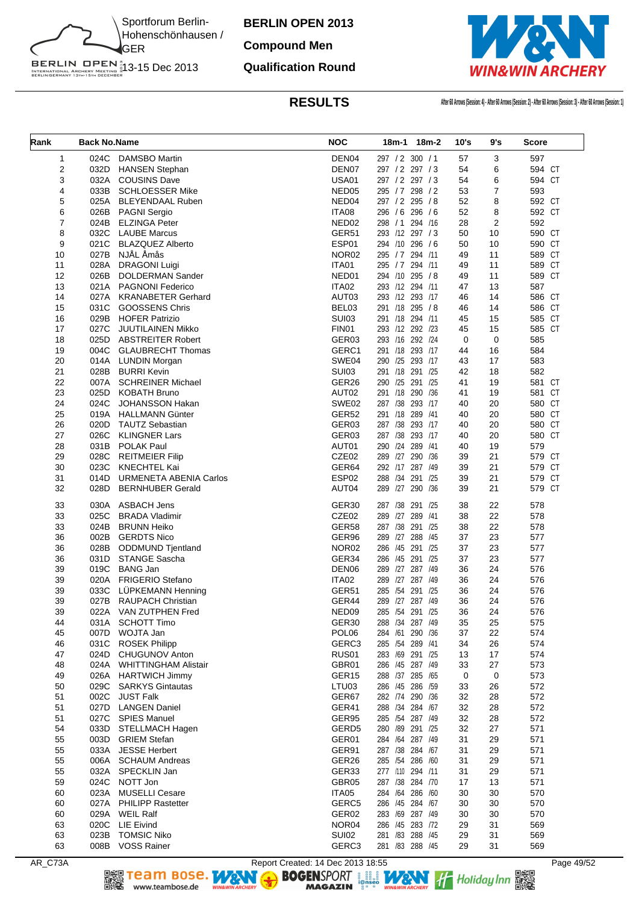# BERLIN OPEN 2013

## Compound Men

## Qualification Round

Sportforum Berlin-Hohenschönhausen / GER

13-15 Dec 2013

## RESULTS

After 60 Arrows (Session: 4) - After 60 Arrows (Session: 2) - After 60 Arrows (Session: 3) - After 60 Arrows (Session: 1)

| Rank | Back No. | Name | NOC | 18m-1 | 18m-2 | 10's | 9's | Score |
|---|---|---|---|---|---|---|---|---|
| 1 | 024C | DAMSBO Martin | DEN04 | 297 / 2 | 300 / 1 | 57 | 3 | 597 |
| 2 | 032D | HANSEN Stephan | DEN07 | 297 / 2 | 297 / 3 | 54 | 6 | 594 CT |
| 3 | 032A | COUSINS Dave | USA01 | 297 / 2 | 297 / 3 | 54 | 6 | 594 CT |
| 4 | 033B | SCHLOESSER Mike | NED05 | 295 / 7 | 298 / 2 | 53 | 7 | 593 |
| 5 | 025A | BLEYENDAAL Ruben | NED04 | 297 / 2 | 295 / 8 | 52 | 8 | 592 CT |
| 6 | 026B | PAGNI Sergio | ITA08 | 296 / 6 | 296 / 6 | 52 | 8 | 592 CT |
| 7 | 024B | ELZINGA Peter | NED02 | 298 / 1 | 294 /16 | 28 | 2 | 592 |
| 8 | 032C | LAUBE Marcus | GER51 | 293 /12 | 297 / 3 | 50 | 10 | 590 CT |
| 9 | 021C | BLAZQUEZ Alberto | ESP01 | 294 /10 | 296 / 6 | 50 | 10 | 590 CT |
| 10 | 027B | NJÅL Åmås | NOR02 | 295 / 7 | 294 /11 | 49 | 11 | 589 CT |
| 11 | 028A | DRAGONI Luigi | ITA01 | 295 / 7 | 294 /11 | 49 | 11 | 589 CT |
| 12 | 026B | DOLDERMAN Sander | NED01 | 294 /10 | 295 / 8 | 49 | 11 | 589 CT |
| 13 | 021A | PAGNONI Federico | ITA02 | 293 /12 | 294 /11 | 47 | 13 | 587 |
| 14 | 027A | KRANABETER Gerhard | AUT03 | 293 /12 | 293 /17 | 46 | 14 | 586 CT |
| 15 | 031C | GOOSSENS Chris | BEL03 | 291 /18 | 295 / 8 | 46 | 14 | 586 CT |
| 16 | 029B | HOFER Patrizio | SUI03 | 291 /18 | 294 /11 | 45 | 15 | 585 CT |
| 17 | 027C | JUUTILAINEN Mikko | FIN01 | 293 /12 | 292 /23 | 45 | 15 | 585 CT |
| 18 | 025D | ABSTREITER Robert | GER03 | 293 /16 | 292 /24 | 0 | 0 | 585 |
| 19 | 004C | GLAUBRECHT Thomas | GERC1 | 291 /18 | 293 /17 | 44 | 16 | 584 |
| 20 | 014A | LUNDIN Morgan | SWE04 | 290 /25 | 293 /17 | 43 | 17 | 583 |
| 21 | 028B | BURRI Kevin | SUI03 | 291 /18 | 291 /25 | 42 | 18 | 582 |
| 22 | 007A | SCHREINER Michael | GER26 | 290 /25 | 291 /25 | 41 | 19 | 581 CT |
| 23 | 025D | KOBATH Bruno | AUT02 | 291 /18 | 290 /36 | 41 | 19 | 581 CT |
| 24 | 024C | JOHANSSON Hakan | SWE02 | 287 /38 | 293 /17 | 40 | 20 | 580 CT |
| 25 | 019A | HALLMANN Günter | GER52 | 291 /18 | 289 /41 | 40 | 20 | 580 CT |
| 26 | 020D | TAUTZ Sebastian | GER03 | 287 /38 | 293 /17 | 40 | 20 | 580 CT |
| 27 | 026C | KLINGNER Lars | GER03 | 287 /38 | 293 /17 | 40 | 20 | 580 CT |
| 28 | 031B | POLAK Paul | AUT01 | 290 /24 | 289 /41 | 40 | 19 | 579 |
| 29 | 028C | REITMEIER Filip | CZE02 | 289 /27 | 290 /36 | 39 | 21 | 579 CT |
| 30 | 023C | KNECHTEL Kai | GER64 | 292 /17 | 287 /49 | 39 | 21 | 579 CT |
| 31 | 014D | URMENETA ABENIA Carlos | ESP02 | 288 /34 | 291 /25 | 39 | 21 | 579 CT |
| 32 | 028D | BERNHUBER Gerald | AUT04 | 289 /27 | 290 /36 | 39 | 21 | 579 CT |
| 33 | 030A | ASBACH Jens | GER30 | 287 /38 | 291 /25 | 38 | 22 | 578 |
| 33 | 025C | BRADA Vladimir | CZE02 | 289 /27 | 289 /41 | 38 | 22 | 578 |
| 33 | 024B | BRUNN Heiko | GER58 | 287 /38 | 291 /25 | 38 | 22 | 578 |
| 36 | 002B | GERDTS Nico | GER96 | 289 /27 | 288 /45 | 37 | 23 | 577 |
| 36 | 028B | ODDMUND Tjentland | NOR02 | 286 /45 | 291 /25 | 37 | 23 | 577 |
| 36 | 031D | STANGE Sascha | GER34 | 286 /45 | 291 /25 | 37 | 23 | 577 |
| 39 | 019C | BANG Jan | DEN06 | 289 /27 | 287 /49 | 36 | 24 | 576 |
| 39 | 020A | FRIGERIO Stefano | ITA02 | 289 /27 | 287 /49 | 36 | 24 | 576 |
| 39 | 033C | LÜPKEMANN Henning | GER51 | 285 /54 | 291 /25 | 36 | 24 | 576 |
| 39 | 027B | RAUPACH Christian | GER44 | 289 /27 | 287 /49 | 36 | 24 | 576 |
| 39 | 022A | VAN ZUTPHEN Fred | NED09 | 285 /54 | 291 /25 | 36 | 24 | 576 |
| 44 | 031A | SCHOTT Timo | GER30 | 288 /34 | 287 /49 | 35 | 25 | 575 |
| 45 | 007D | WOJTA Jan | POL06 | 284 /61 | 290 /36 | 37 | 22 | 574 |
| 46 | 031C | ROSEK Philipp | GERC3 | 285 /54 | 289 /41 | 34 | 26 | 574 |
| 47 | 024D | CHUGUNOV Anton | RUS01 | 283 /69 | 291 /25 | 13 | 17 | 574 |
| 48 | 024A | WHITTINGHAM Alistair | GBR01 | 286 /45 | 287 /49 | 33 | 27 | 573 |
| 49 | 026A | HARTWICH Jimmy | GER15 | 288 /37 | 285 /65 | 0 | 0 | 573 |
| 50 | 029C | SARKYS Gintautas | LTU03 | 286 /45 | 286 /59 | 33 | 26 | 572 |
| 51 | 002C | JUST Falk | GER67 | 282 /74 | 290 /36 | 32 | 28 | 572 |
| 51 | 027D | LANGEN Daniel | GER41 | 288 /34 | 284 /67 | 32 | 28 | 572 |
| 51 | 027C | SPIES Manuel | GER95 | 285 /54 | 287 /49 | 32 | 28 | 572 |
| 54 | 033D | STELLMACH Hagen | GERD5 | 280 /89 | 291 /25 | 32 | 27 | 571 |
| 55 | 003D | GRIEM Stefan | GER01 | 284 /64 | 287 /49 | 31 | 29 | 571 |
| 55 | 033A | JESSE Herbert | GER91 | 287 /38 | 284 /67 | 31 | 29 | 571 |
| 55 | 006A | SCHAUM Andreas | GER26 | 285 /54 | 286 /60 | 31 | 29 | 571 |
| 55 | 032A | SPECKLIN Jan | GER33 | 277 /110 | 294 /11 | 31 | 29 | 571 |
| 59 | 024C | NOTT Jon | GBR05 | 287 /38 | 284 /70 | 17 | 13 | 571 |
| 60 | 023A | MUSELLI Cesare | ITA05 | 284 /64 | 286 /60 | 30 | 30 | 570 |
| 60 | 027A | PHILIPP Rastetter | GERC5 | 286 /45 | 284 /67 | 30 | 30 | 570 |
| 60 | 029A | WEIL Ralf | GER02 | 283 /69 | 287 /49 | 30 | 30 | 570 |
| 63 | 020C | LIE Eivind | NOR04 | 286 /45 | 283 /72 | 29 | 31 | 569 |
| 63 | 023B | TOMSIC Niko | SUI02 | 281 /83 | 288 /45 | 29 | 31 | 569 |
| 63 | 008B | VOSS Rainer | GERC3 | 281 /83 | 288 /45 | 29 | 31 | 569 |

AR_C73A — Report Created: 14 Dec 2013 18:55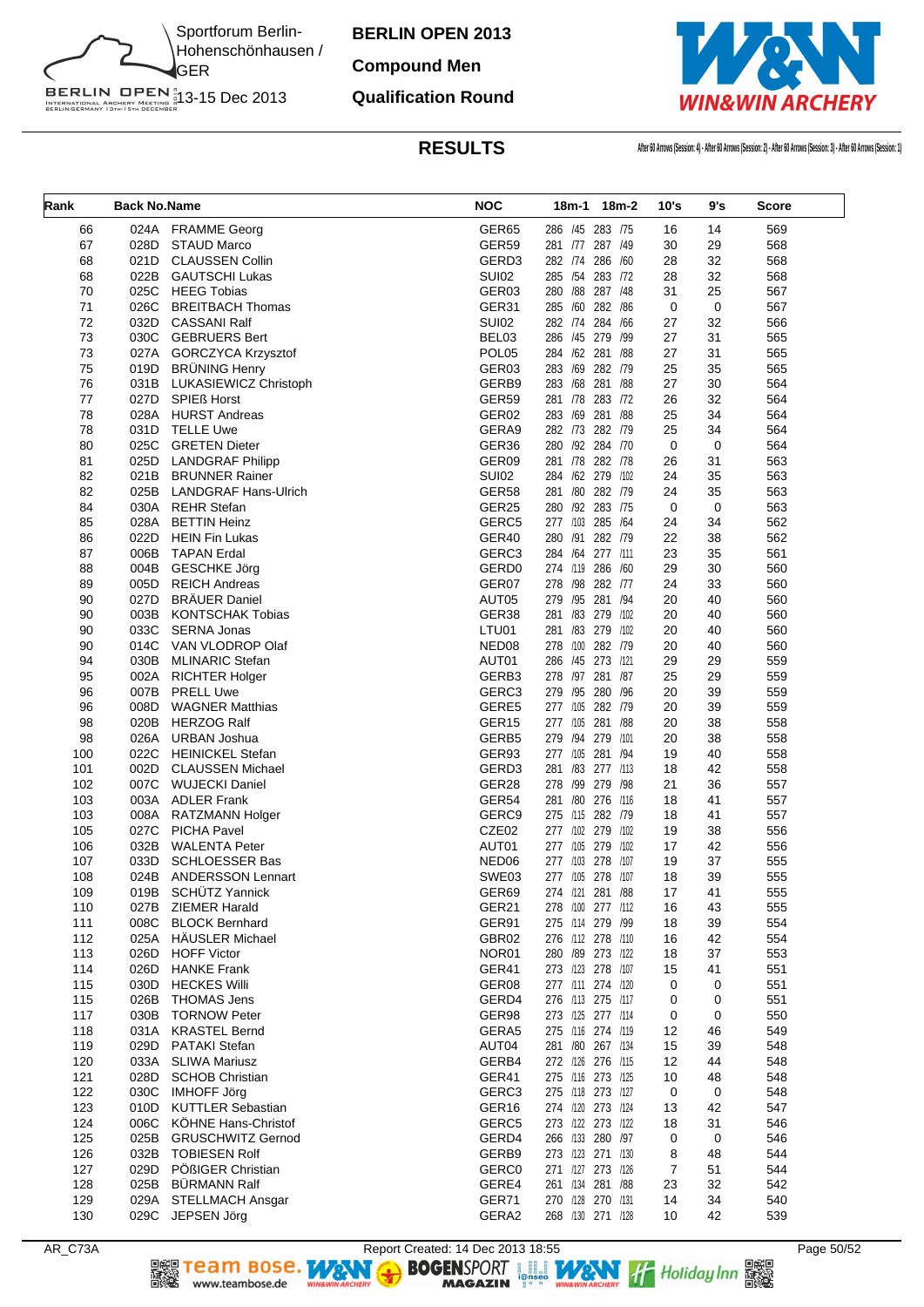Sportforum Berlin-Hohenschönhausen / GER
13-15 Dec 2013

**BERLIN OPEN 2013**

**Compound Men**

**Qualification Round**

## RESULTS

After 60 Arrows (Session: 4) - After 60 Arrows (Session: 2) - After 60 Arrows (Session: 3) - After 60 Arrows (Session: 1)

| Rank | Back No. | Name | NOC | 18m-1 | 18m-2 | 10's | 9's | Score |
|---|---|---|---|---|---|---|---|---|
| 66 | 024A | FRAMME Georg | GER65 | 286 /45 | 283 /75 | 16 | 14 | 569 |
| 67 | 028D | STAUD Marco | GER59 | 281 /77 | 287 /49 | 30 | 29 | 568 |
| 68 | 021D | CLAUSSEN Collin | GERD3 | 282 /74 | 286 /60 | 28 | 32 | 568 |
| 68 | 022B | GAUTSCHI Lukas | SUI02 | 285 /54 | 283 /72 | 28 | 32 | 568 |
| 70 | 025C | HEEG Tobias | GER03 | 280 /88 | 287 /48 | 31 | 25 | 567 |
| 71 | 026C | BREITBACH Thomas | GER31 | 285 /60 | 282 /86 | 0 | 0 | 567 |
| 72 | 032D | CASSANI Ralf | SUI02 | 282 /74 | 284 /66 | 27 | 32 | 566 |
| 73 | 030C | GEBRUERS Bert | BEL03 | 286 /45 | 279 /99 | 27 | 31 | 565 |
| 73 | 027A | GORCZYCA Krzysztof | POL05 | 284 /62 | 281 /88 | 27 | 31 | 565 |
| 75 | 019D | BRÜNING Henry | GER03 | 283 /69 | 282 /79 | 25 | 35 | 565 |
| 76 | 031B | LUKASIEWICZ Christoph | GERB9 | 283 /68 | 281 /88 | 27 | 30 | 564 |
| 77 | 027D | SPIEß Horst | GER59 | 281 /78 | 283 /72 | 26 | 32 | 564 |
| 78 | 028A | HURST Andreas | GER02 | 283 /69 | 281 /88 | 25 | 34 | 564 |
| 78 | 031D | TELLE Uwe | GERA9 | 282 /73 | 282 /79 | 25 | 34 | 564 |
| 80 | 025C | GRETEN Dieter | GER36 | 280 /92 | 284 /70 | 0 | 0 | 564 |
| 81 | 025D | LANDGRAF Philipp | GER09 | 281 /78 | 282 /78 | 26 | 31 | 563 |
| 82 | 021B | BRUNNER Rainer | SUI02 | 284 /62 | 279 /102 | 24 | 35 | 563 |
| 82 | 025B | LANDGRAF Hans-Ulrich | GER58 | 281 /80 | 282 /79 | 24 | 35 | 563 |
| 84 | 030A | REHR Stefan | GER25 | 280 /92 | 283 /75 | 0 | 0 | 563 |
| 85 | 028A | BETTIN Heinz | GERC5 | 277 /103 | 285 /64 | 24 | 34 | 562 |
| 86 | 022D | HEIN Fin Lukas | GER40 | 280 /91 | 282 /79 | 22 | 38 | 562 |
| 87 | 006B | TAPAN Erdal | GERC3 | 284 /64 | 277 /111 | 23 | 35 | 561 |
| 88 | 004B | GESCHKE Jörg | GERD0 | 274 /119 | 286 /60 | 29 | 30 | 560 |
| 89 | 005D | REICH Andreas | GER07 | 278 /98 | 282 /77 | 24 | 33 | 560 |
| 90 | 027D | BRÄUER Daniel | AUT05 | 279 /95 | 281 /94 | 20 | 40 | 560 |
| 90 | 003B | KONTSCHAK Tobias | GER38 | 281 /83 | 279 /102 | 20 | 40 | 560 |
| 90 | 033C | SERNA Jonas | LTU01 | 281 /83 | 279 /102 | 20 | 40 | 560 |
| 90 | 014C | VAN VLODROP Olaf | NED08 | 278 /100 | 282 /79 | 20 | 40 | 560 |
| 94 | 030B | MLINARIC Stefan | AUT01 | 286 /45 | 273 /121 | 29 | 29 | 559 |
| 95 | 002A | RICHTER Holger | GERB3 | 278 /97 | 281 /87 | 25 | 29 | 559 |
| 96 | 007B | PRELL Uwe | GERC3 | 279 /95 | 280 /96 | 20 | 39 | 559 |
| 96 | 008D | WAGNER Matthias | GERE5 | 277 /105 | 282 /79 | 20 | 39 | 559 |
| 98 | 020B | HERZOG Ralf | GER15 | 277 /105 | 281 /88 | 20 | 38 | 558 |
| 98 | 026A | URBAN Joshua | GERB5 | 279 /94 | 279 /101 | 20 | 38 | 558 |
| 100 | 022C | HEINICKEL Stefan | GER93 | 277 /105 | 281 /94 | 19 | 40 | 558 |
| 101 | 002D | CLAUSSEN Michael | GERD3 | 281 /83 | 277 /113 | 18 | 42 | 558 |
| 102 | 007C | WUJECKI Daniel | GER28 | 278 /99 | 279 /98 | 21 | 36 | 557 |
| 103 | 003A | ADLER Frank | GER54 | 281 /80 | 276 /116 | 18 | 41 | 557 |
| 103 | 008A | RATZMANN Holger | GERC9 | 275 /115 | 282 /79 | 18 | 41 | 557 |
| 105 | 027C | PICHA Pavel | CZE02 | 277 /102 | 279 /102 | 19 | 38 | 556 |
| 106 | 032B | WALENTA Peter | AUT01 | 277 /105 | 279 /102 | 17 | 42 | 556 |
| 107 | 033D | SCHLOESSER Bas | NED06 | 277 /103 | 278 /107 | 19 | 37 | 555 |
| 108 | 024B | ANDERSSON Lennart | SWE03 | 277 /105 | 278 /107 | 18 | 39 | 555 |
| 109 | 019B | SCHÜTZ Yannick | GER69 | 274 /121 | 281 /88 | 17 | 41 | 555 |
| 110 | 027B | ZIEMER Harald | GER21 | 278 /100 | 277 /112 | 16 | 43 | 555 |
| 111 | 008C | BLOCK Bernhard | GER91 | 275 /114 | 279 /99 | 18 | 39 | 554 |
| 112 | 025A | HÄUSLER Michael | GBR02 | 276 /112 | 278 /110 | 16 | 42 | 554 |
| 113 | 026D | HOFF Victor | NOR01 | 280 /89 | 273 /122 | 18 | 37 | 553 |
| 114 | 026D | HANKE Frank | GER41 | 273 /123 | 278 /107 | 15 | 41 | 551 |
| 115 | 030D | HECKES Willi | GER08 | 277 /111 | 274 /120 | 0 | 0 | 551 |
| 115 | 026B | THOMAS Jens | GERD4 | 276 /113 | 275 /117 | 0 | 0 | 551 |
| 117 | 030B | TORNOW Peter | GER98 | 273 /125 | 277 /114 | 0 | 0 | 550 |
| 118 | 031A | KRASTEL Bernd | GERA5 | 275 /116 | 274 /119 | 12 | 46 | 549 |
| 119 | 029D | PATAKI Stefan | AUT04 | 281 /80 | 267 /134 | 15 | 39 | 548 |
| 120 | 033A | SLIWA Mariusz | GERB4 | 272 /126 | 276 /115 | 12 | 44 | 548 |
| 121 | 028D | SCHOB Christian | GER41 | 275 /116 | 273 /125 | 10 | 48 | 548 |
| 122 | 030C | IMHOFF Jörg | GERC3 | 275 /118 | 273 /127 | 0 | 0 | 548 |
| 123 | 010D | KUTTLER Sebastian | GER16 | 274 /120 | 273 /124 | 13 | 42 | 547 |
| 124 | 006C | KÖHNE Hans-Christof | GERC5 | 273 /122 | 273 /122 | 18 | 31 | 546 |
| 125 | 025B | GRUSCHWITZ Gernod | GERD4 | 266 /133 | 280 /97 | 0 | 0 | 546 |
| 126 | 032B | TOBIESEN Rolf | GERB9 | 273 /123 | 271 /130 | 8 | 48 | 544 |
| 127 | 029D | PÖßIGER Christian | GERC0 | 271 /127 | 273 /126 | 7 | 51 | 544 |
| 128 | 025B | BÜRMANN Ralf | GERE4 | 261 /134 | 281 /88 | 23 | 32 | 542 |
| 129 | 029A | STELLMACH Ansgar | GER71 | 270 /128 | 270 /131 | 14 | 34 | 540 |
| 130 | 029C | JEPSEN Jörg | GERA2 | 268 /130 | 271 /128 | 10 | 42 | 539 |

AR_C73A    Report Created: 14 Dec 2013 18:55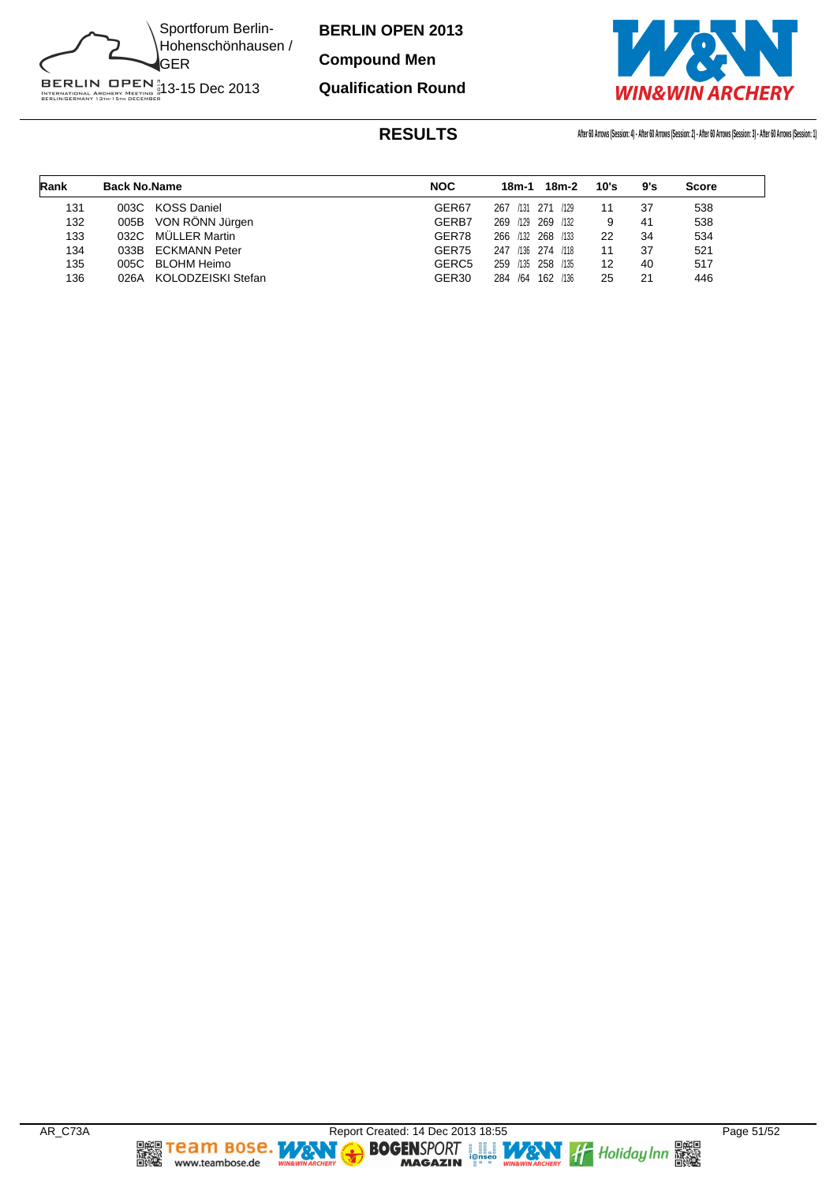# BERLIN OPEN 2013

## Compound Men

## Qualification Round

Sportforum Berlin-Hohenschönhausen / GER

13-15 Dec 2013

### RESULTS

After 60 Arrows (Session: 4) - After 60 Arrows (Session: 2) - After 60 Arrows (Session: 3) - After 60 Arrows (Session: 1)

| Rank | Back No. | Name | NOC | 18m-1 | 18m-2 | 10's | 9's | Score |
|---|---|---|---|---|---|---|---|---|
| 131 | 003C | KOSS Daniel | GER67 | 267 /131 | 271 /129 | 11 | 37 | 538 |
| 132 | 005B | VON RÖNN Jürgen | GERB7 | 269 /129 | 269 /132 | 9 | 41 | 538 |
| 133 | 032C | MÜLLER Martin | GER78 | 266 /132 | 268 /133 | 22 | 34 | 534 |
| 134 | 033B | ECKMANN Peter | GER75 | 247 /136 | 274 /118 | 11 | 37 | 521 |
| 135 | 005C | BLOHM Heimo | GERC5 | 259 /135 | 258 /135 | 12 | 40 | 517 |
| 136 | 026A | KOLODZEISKI Stefan | GER30 | 284 /64 | 162 /136 | 25 | 21 | 446 |

AR_C73A — Report Created: 14 Dec 2013 18:55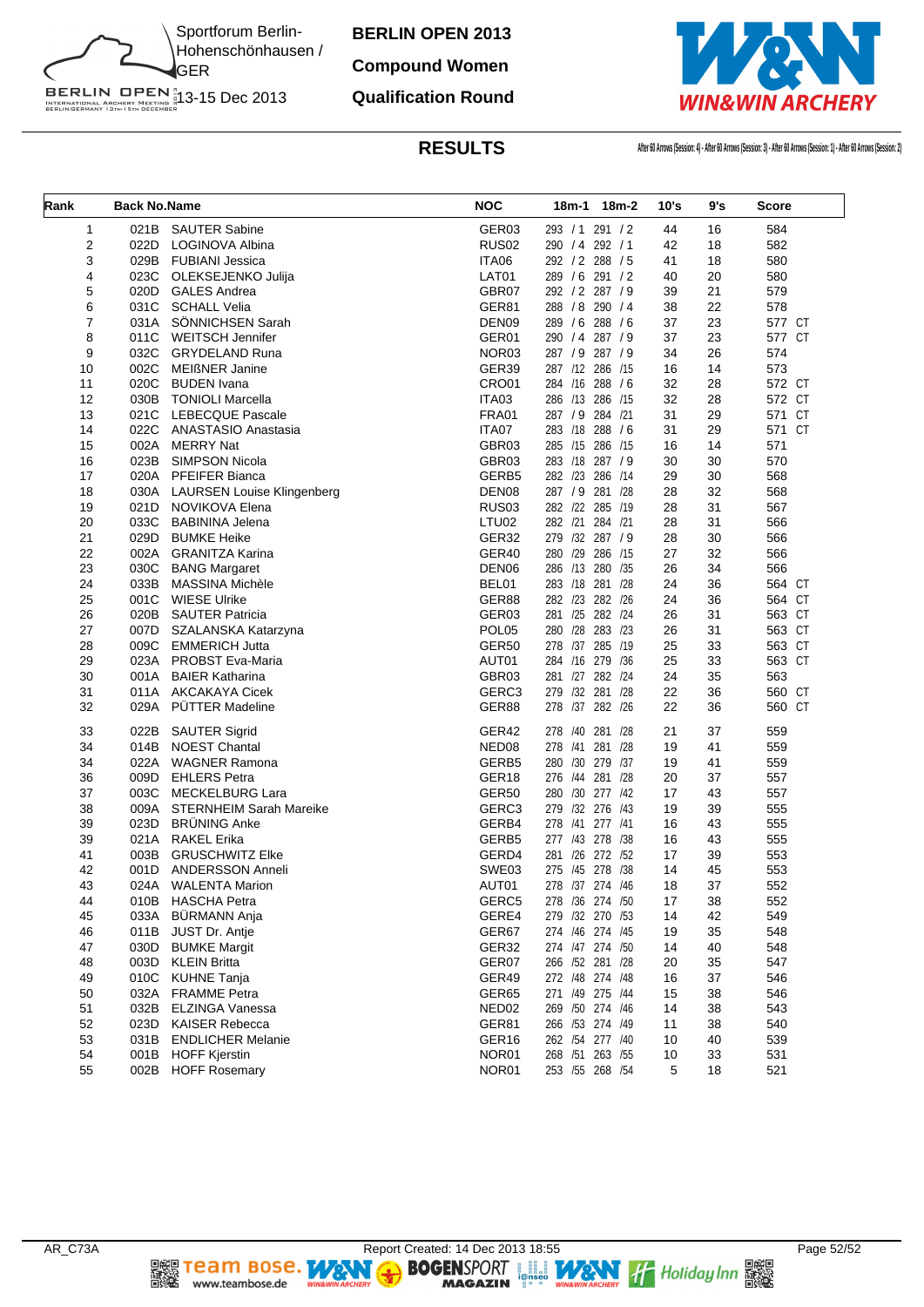Sportforum Berlin-Hohenschönhausen / GER

13-15 Dec 2013

# BERLIN OPEN 2013

## Compound Women

## Qualification Round

## RESULTS

After 60 Arrows (Session: 4) - After 60 Arrows (Session: 3) - After 60 Arrows (Session: 1) - After 60 Arrows (Session: 2)

| Rank | Back No. | Name | NOC | 18m-1 | 18m-2 | 10's | 9's | Score |
|---|---|---|---|---|---|---|---|---|
| 1 | 021B | SAUTER Sabine | GER03 | 293 / 1 | 291 / 2 | 44 | 16 | 584 |
| 2 | 022D | LOGINOVA Albina | RUS02 | 290 / 4 | 292 / 1 | 42 | 18 | 582 |
| 3 | 029B | FUBIANI Jessica | ITA06 | 292 / 2 | 288 / 5 | 41 | 18 | 580 |
| 4 | 023C | OLEKSEJENKO Julija | LAT01 | 289 / 6 | 291 / 2 | 40 | 20 | 580 |
| 5 | 020D | GALES Andrea | GBR07 | 292 / 2 | 287 / 9 | 39 | 21 | 579 |
| 6 | 031C | SCHALL Velia | GER81 | 288 / 8 | 290 / 4 | 38 | 22 | 578 |
| 7 | 031A | SÖNNICHSEN Sarah | DEN09 | 289 / 6 | 288 / 6 | 37 | 23 | 577 CT |
| 8 | 011C | WEITSCH Jennifer | GER01 | 290 / 4 | 287 / 9 | 37 | 23 | 577 CT |
| 9 | 032C | GRYDELAND Runa | NOR03 | 287 / 9 | 287 / 9 | 34 | 26 | 574 |
| 10 | 002C | MEIßNER Janine | GER39 | 287 /12 | 286 /15 | 16 | 14 | 573 |
| 11 | 020C | BUDEN Ivana | CRO01 | 284 /16 | 288 / 6 | 32 | 28 | 572 CT |
| 12 | 030B | TONIOLI Marcella | ITA03 | 286 /13 | 286 /15 | 32 | 28 | 572 CT |
| 13 | 021C | LEBECQUE Pascale | FRA01 | 287 / 9 | 284 /21 | 31 | 29 | 571 CT |
| 14 | 022C | ANASTASIO Anastasia | ITA07 | 283 /18 | 288 / 6 | 31 | 29 | 571 CT |
| 15 | 002A | MERRY Nat | GBR03 | 285 /15 | 286 /15 | 16 | 14 | 571 |
| 16 | 023B | SIMPSON Nicola | GBR03 | 283 /18 | 287 / 9 | 30 | 30 | 570 |
| 17 | 020A | PFEIFER Bianca | GERB5 | 282 /23 | 286 /14 | 29 | 30 | 568 |
| 18 | 030A | LAURSEN Louise Klingenberg | DEN08 | 287 / 9 | 281 /28 | 28 | 32 | 568 |
| 19 | 021D | NOVIKOVA Elena | RUS03 | 282 /22 | 285 /19 | 28 | 31 | 567 |
| 20 | 033C | BABININA Jelena | LTU02 | 282 /21 | 284 /21 | 28 | 31 | 566 |
| 21 | 029D | BUMKE Heike | GER32 | 279 /32 | 287 / 9 | 28 | 30 | 566 |
| 22 | 002A | GRANITZA Karina | GER40 | 280 /29 | 286 /15 | 27 | 32 | 566 |
| 23 | 030C | BANG Margaret | DEN06 | 286 /13 | 280 /35 | 26 | 34 | 566 |
| 24 | 033B | MASSINA Michèle | BEL01 | 283 /18 | 281 /28 | 24 | 36 | 564 CT |
| 25 | 001C | WIESE Ulrike | GER88 | 282 /23 | 282 /26 | 24 | 36 | 564 CT |
| 26 | 020B | SAUTER Patricia | GER03 | 281 /25 | 282 /24 | 26 | 31 | 563 CT |
| 27 | 007D | SZALANSKA Katarzyna | POL05 | 280 /28 | 283 /23 | 26 | 31 | 563 CT |
| 28 | 009C | EMMERICH Jutta | GER50 | 278 /37 | 285 /19 | 25 | 33 | 563 CT |
| 29 | 023A | PROBST Eva-Maria | AUT01 | 284 /16 | 279 /36 | 25 | 33 | 563 CT |
| 30 | 001A | BAIER Katharina | GBR03 | 281 /27 | 282 /24 | 24 | 35 | 563 |
| 31 | 011A | AKCAKAYA Cicek | GERC3 | 279 /32 | 281 /28 | 22 | 36 | 560 CT |
| 32 | 029A | PÜTTER Madeline | GER88 | 278 /37 | 282 /26 | 22 | 36 | 560 CT |
| 33 | 022B | SAUTER Sigrid | GER42 | 278 /40 | 281 /28 | 21 | 37 | 559 |
| 34 | 014B | NOEST Chantal | NED08 | 278 /41 | 281 /28 | 19 | 41 | 559 |
| 34 | 022A | WAGNER Ramona | GERB5 | 280 /30 | 279 /37 | 19 | 41 | 559 |
| 36 | 009D | EHLERS Petra | GER18 | 276 /44 | 281 /28 | 20 | 37 | 557 |
| 37 | 003C | MECKELBURG Lara | GER50 | 280 /30 | 277 /42 | 17 | 43 | 557 |
| 38 | 009A | STERNHEIM Sarah Mareike | GERC3 | 279 /32 | 276 /43 | 19 | 39 | 555 |
| 39 | 023D | BRÜNING Anke | GERB4 | 278 /41 | 277 /41 | 16 | 43 | 555 |
| 39 | 021A | RAKEL Erika | GERB5 | 277 /43 | 278 /38 | 16 | 43 | 555 |
| 41 | 003B | GRUSCHWITZ Elke | GERD4 | 281 /26 | 272 /52 | 17 | 39 | 553 |
| 42 | 001D | ANDERSSON Anneli | SWE03 | 275 /45 | 278 /38 | 14 | 45 | 553 |
| 43 | 024A | WALENTA Marion | AUT01 | 278 /37 | 274 /46 | 18 | 37 | 552 |
| 44 | 010B | HASCHA Petra | GERC5 | 278 /36 | 274 /50 | 17 | 38 | 552 |
| 45 | 033A | BÜRMANN Anja | GERE4 | 279 /32 | 270 /53 | 14 | 42 | 549 |
| 46 | 011B | JUST Dr. Antje | GER67 | 274 /46 | 274 /45 | 19 | 35 | 548 |
| 47 | 030D | BUMKE Margit | GER32 | 274 /47 | 274 /50 | 14 | 40 | 548 |
| 48 | 003D | KLEIN Britta | GER07 | 266 /52 | 281 /28 | 20 | 35 | 547 |
| 49 | 010C | KUHNE Tanja | GER49 | 272 /48 | 274 /48 | 16 | 37 | 546 |
| 50 | 032A | FRAMME Petra | GER65 | 271 /49 | 275 /44 | 15 | 38 | 546 |
| 51 | 032B | ELZINGA Vanessa | NED02 | 269 /50 | 274 /46 | 14 | 38 | 543 |
| 52 | 023D | KAISER Rebecca | GER81 | 266 /53 | 274 /49 | 11 | 38 | 540 |
| 53 | 031B | ENDLICHER Melanie | GER16 | 262 /54 | 277 /40 | 10 | 40 | 539 |
| 54 | 001B | HOFF Kjerstin | NOR01 | 268 /51 | 263 /55 | 10 | 33 | 531 |
| 55 | 002B | HOFF Rosemary | NOR01 | 253 /55 | 268 /54 | 5 | 18 | 521 |

AR_C73A    Report Created: 14 Dec 2013 18:55